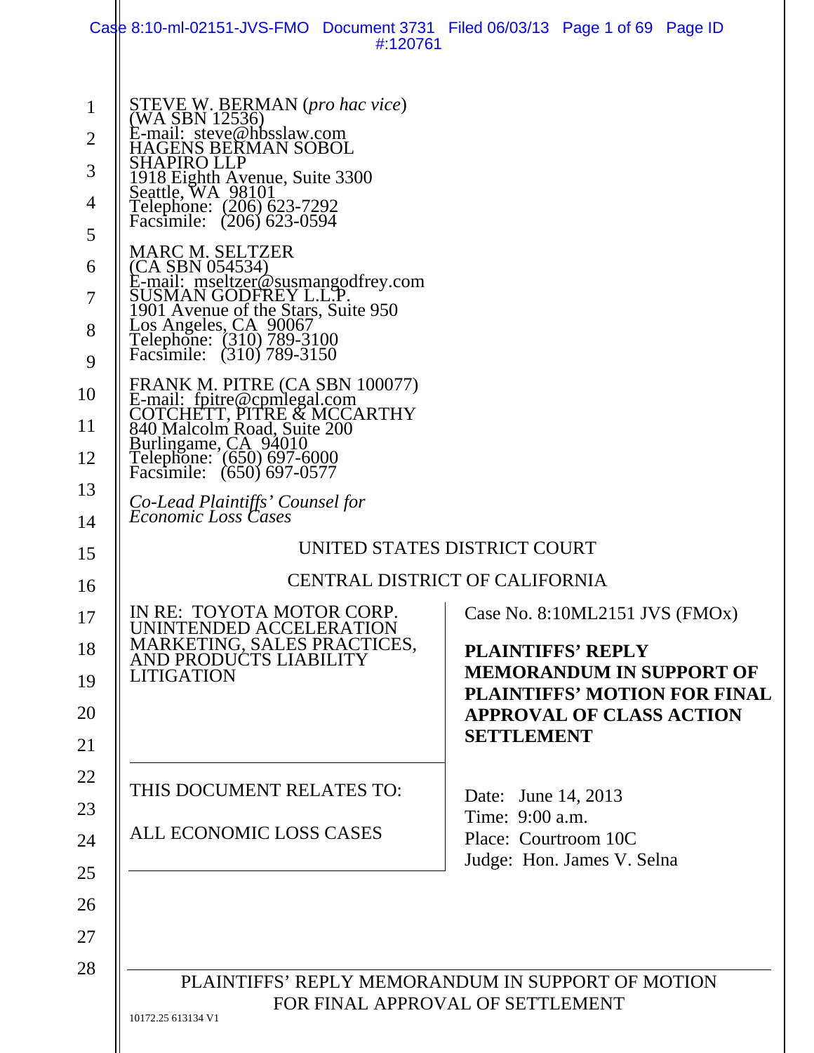STEVE W. BERMAN (*pro hac vice*)
(WA SBN 12536)
E-mail: steve@hbsslaw.com
HAGENS BERMAN SOBOL
SHAPIRO LLP
1918 Eighth Avenue, Suite 3300
Seattle, WA 98101
Telephone: (206) 623-7292
Facsimile: (206) 623-0594

MARC M. SELTZER
(CA SBN 054534)
E-mail: mseltzer@susmangodfrey.com
SUSMAN GODFREY L.L.P.
1901 Avenue of the Stars, Suite 950
Los Angeles, CA 90067
Telephone: (310) 789-3100
Facsimile: (310) 789-3150

FRANK M. PITRE (CA SBN 100077)
E-mail: fpitre@cpmlegal.com
COTCHETT, PITRE & MCCARTHY
840 Malcolm Road, Suite 200
Burlingame, CA 94010
Telephone: (650) 697-6000
Facsimile: (650) 697-0577

*Co-Lead Plaintiffs' Counsel for Economic Loss Cases*

UNITED STATES DISTRICT COURT

CENTRAL DISTRICT OF CALIFORNIA

IN RE: TOYOTA MOTOR CORP. UNINTENDED ACCELERATION MARKETING, SALES PRACTICES, AND PRODUCTS LIABILITY LITIGATION

THIS DOCUMENT RELATES TO:

ALL ECONOMIC LOSS CASES

Case No. 8:10ML2151 JVS (FMOx)

**PLAINTIFFS' REPLY MEMORANDUM IN SUPPORT OF PLAINTIFFS' MOTION FOR FINAL APPROVAL OF CLASS ACTION SETTLEMENT**

Date: June 14, 2013
Time: 9:00 a.m.
Place: Courtroom 10C
Judge: Hon. James V. Selna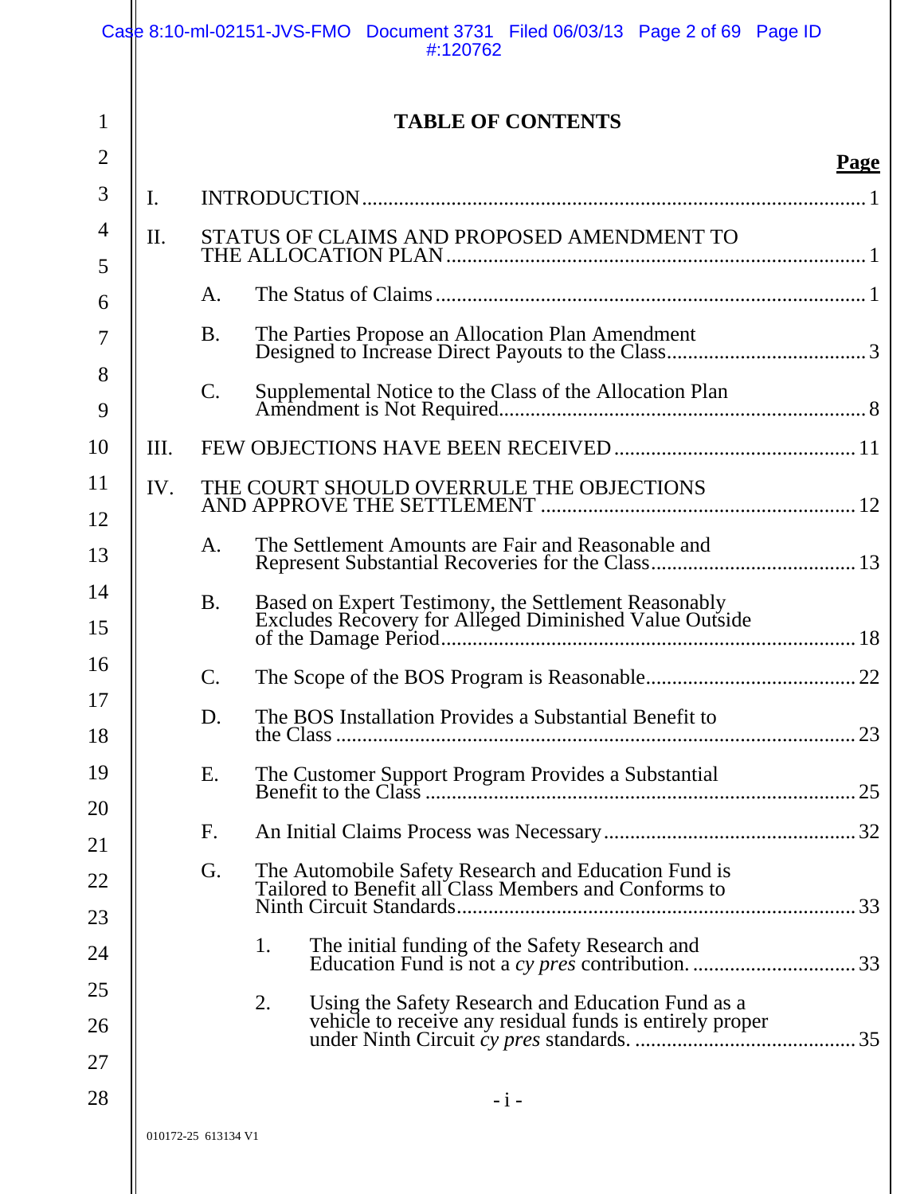# TABLE OF CONTENTS

| | | Page |
|---|---|---|
| I. | INTRODUCTION | 1 |
| II. | STATUS OF CLAIMS AND PROPOSED AMENDMENT TO THE ALLOCATION PLAN | 1 |
| | A. The Status of Claims | 1 |
| | B. The Parties Propose an Allocation Plan Amendment Designed to Increase Direct Payouts to the Class | 3 |
| | C. Supplemental Notice to the Class of the Allocation Plan Amendment is Not Required | 8 |
| III. | FEW OBJECTIONS HAVE BEEN RECEIVED | 11 |
| IV. | THE COURT SHOULD OVERRULE THE OBJECTIONS AND APPROVE THE SETTLEMENT | 12 |
| | A. The Settlement Amounts are Fair and Reasonable and Represent Substantial Recoveries for the Class | 13 |
| | B. Based on Expert Testimony, the Settlement Reasonably Excludes Recovery for Alleged Diminished Value Outside of the Damage Period | 18 |
| | C. The Scope of the BOS Program is Reasonable | 22 |
| | D. The BOS Installation Provides a Substantial Benefit to the Class | 23 |
| | E. The Customer Support Program Provides a Substantial Benefit to the Class | 25 |
| | F. An Initial Claims Process was Necessary | 32 |
| | G. The Automobile Safety Research and Education Fund is Tailored to Benefit all Class Members and Conforms to Ninth Circuit Standards | 33 |
| | 1. The initial funding of the Safety Research and Education Fund is not a *cy pres* contribution. | 33 |
| | 2. Using the Safety Research and Education Fund as a vehicle to receive any residual funds is entirely proper under Ninth Circuit *cy pres* standards. | 35 |

010172-25 613134 V1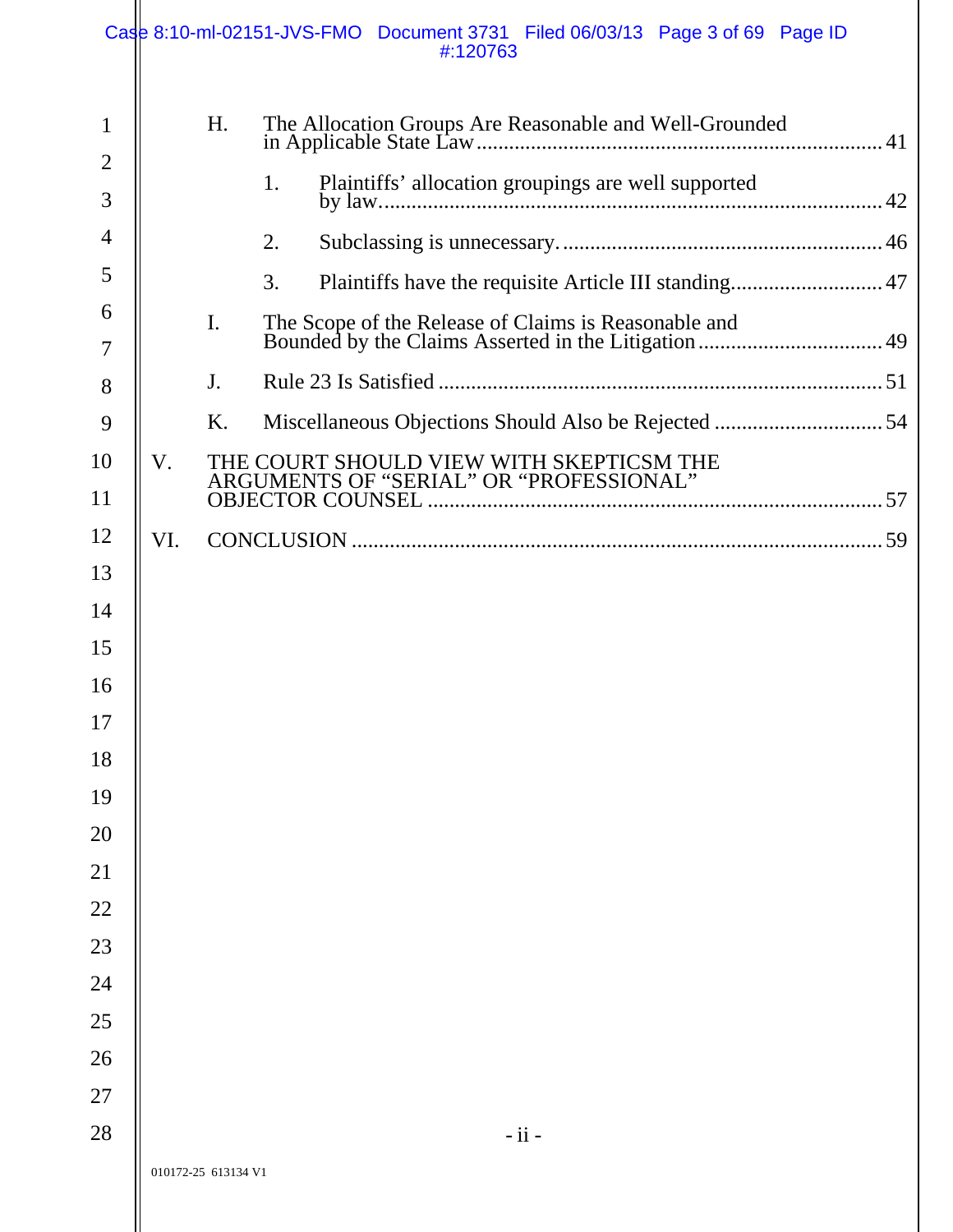H. The Allocation Groups Are Reasonable and Well-Grounded in Applicable State Law .......... 41

1. Plaintiffs' allocation groupings are well supported by law .......... 42

2. Subclassing is unnecessary .......... 46

3. Plaintiffs have the requisite Article III standing .......... 47

I. The Scope of the Release of Claims is Reasonable and Bounded by the Claims Asserted in the Litigation .......... 49

J. Rule 23 Is Satisfied .......... 51

K. Miscellaneous Objections Should Also be Rejected .......... 54

V. THE COURT SHOULD VIEW WITH SKEPTICSM THE ARGUMENTS OF "SERIAL" OR "PROFESSIONAL" OBJECTOR COUNSEL .......... 57

VI. CONCLUSION .......... 59

010172-25 613134 V1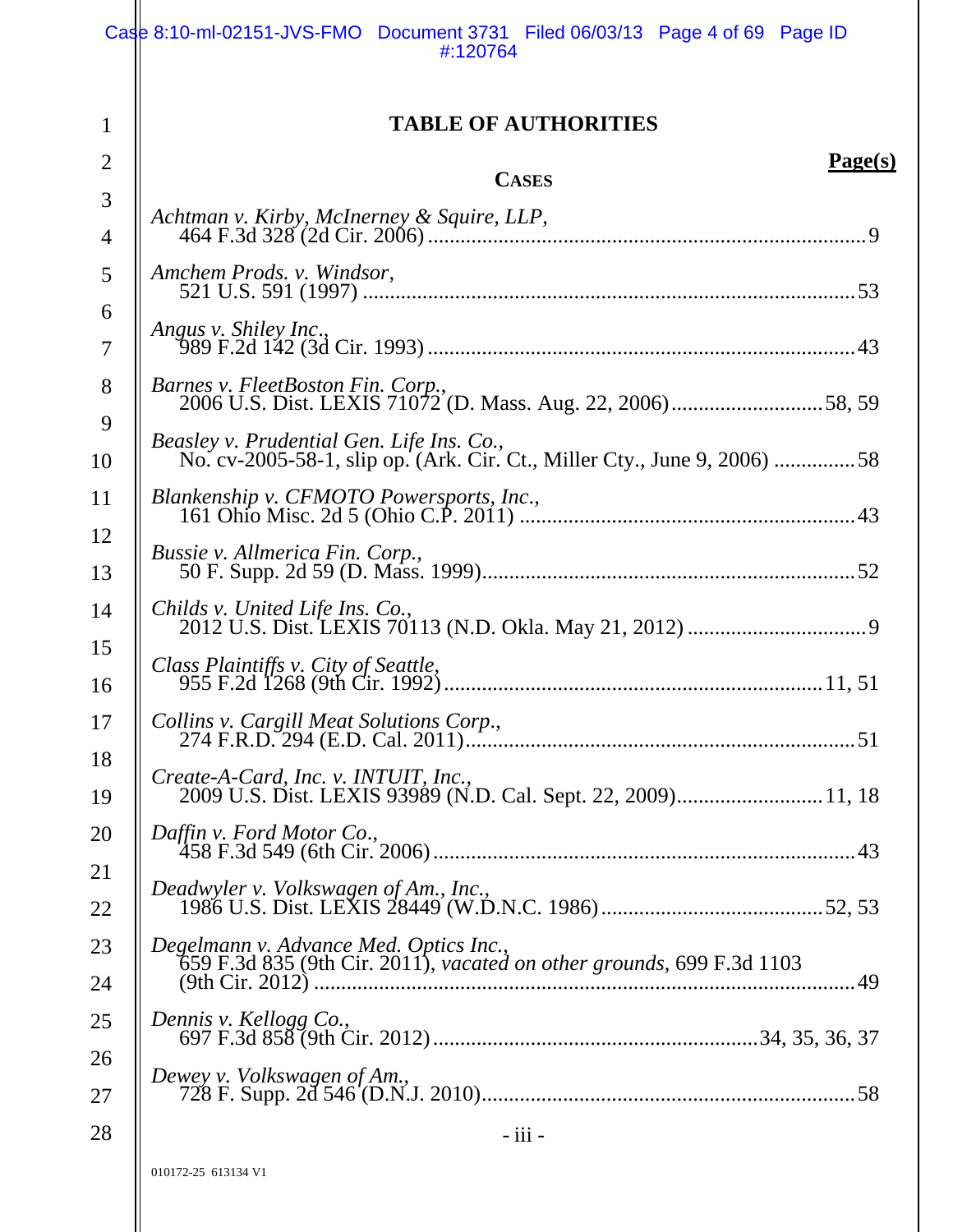# TABLE OF AUTHORITIES

**Page(s)**

## CASES

*Achtman v. Kirby, McInerney & Squire, LLP*,
464 F.3d 328 (2d Cir. 2006) ........................................................................ 9

*Amchem Prods. v. Windsor*,
521 U.S. 591 (1997) ........................................................................ 53

*Angus v. Shiley Inc.*,
989 F.2d 142 (3d Cir. 1993) ........................................................................ 43

*Barnes v. FleetBoston Fin. Corp.*,
2006 U.S. Dist. LEXIS 71072 (D. Mass. Aug. 22, 2006) ........................................ 58, 59

*Beasley v. Prudential Gen. Life Ins. Co.*,
No. cv-2005-58-1, slip op. (Ark. Cir. Ct., Miller Cty., June 9, 2006) ............... 58

*Blankenship v. CFMOTO Powersports, Inc.*,
161 Ohio Misc. 2d 5 (Ohio C.P. 2011) ........................................................................ 43

*Bussie v. Allmerica Fin. Corp.*,
50 F. Supp. 2d 59 (D. Mass. 1999) ........................................................................ 52

*Childs v. United Life Ins. Co.*,
2012 U.S. Dist. LEXIS 70113 (N.D. Okla. May 21, 2012) ........................................ 9

*Class Plaintiffs v. City of Seattle*,
955 F.2d 1268 (9th Cir. 1992) ........................................................................ 11, 51

*Collins v. Cargill Meat Solutions Corp.*,
274 F.R.D. 294 (E.D. Cal. 2011) ........................................................................ 51

*Create-A-Card, Inc. v. INTUIT, Inc.*,
2009 U.S. Dist. LEXIS 93989 (N.D. Cal. Sept. 22, 2009) ........................................ 11, 18

*Daffin v. Ford Motor Co.*,
458 F.3d 549 (6th Cir. 2006) ........................................................................ 43

*Deadwyler v. Volkswagen of Am., Inc.*,
1986 U.S. Dist. LEXIS 28449 (W.D.N.C. 1986) ........................................ 52, 53

*Degelmann v. Advance Med. Optics Inc.*,
659 F.3d 835 (9th Cir. 2011), *vacated on other grounds*, 699 F.3d 1103 (9th Cir. 2012) ........................................................................ 49

*Dennis v. Kellogg Co.*,
697 F.3d 858 (9th Cir. 2012) ........................................ 34, 35, 36, 37

*Dewey v. Volkswagen of Am.*,
728 F. Supp. 2d 546 (D.N.J. 2010) ........................................................................ 58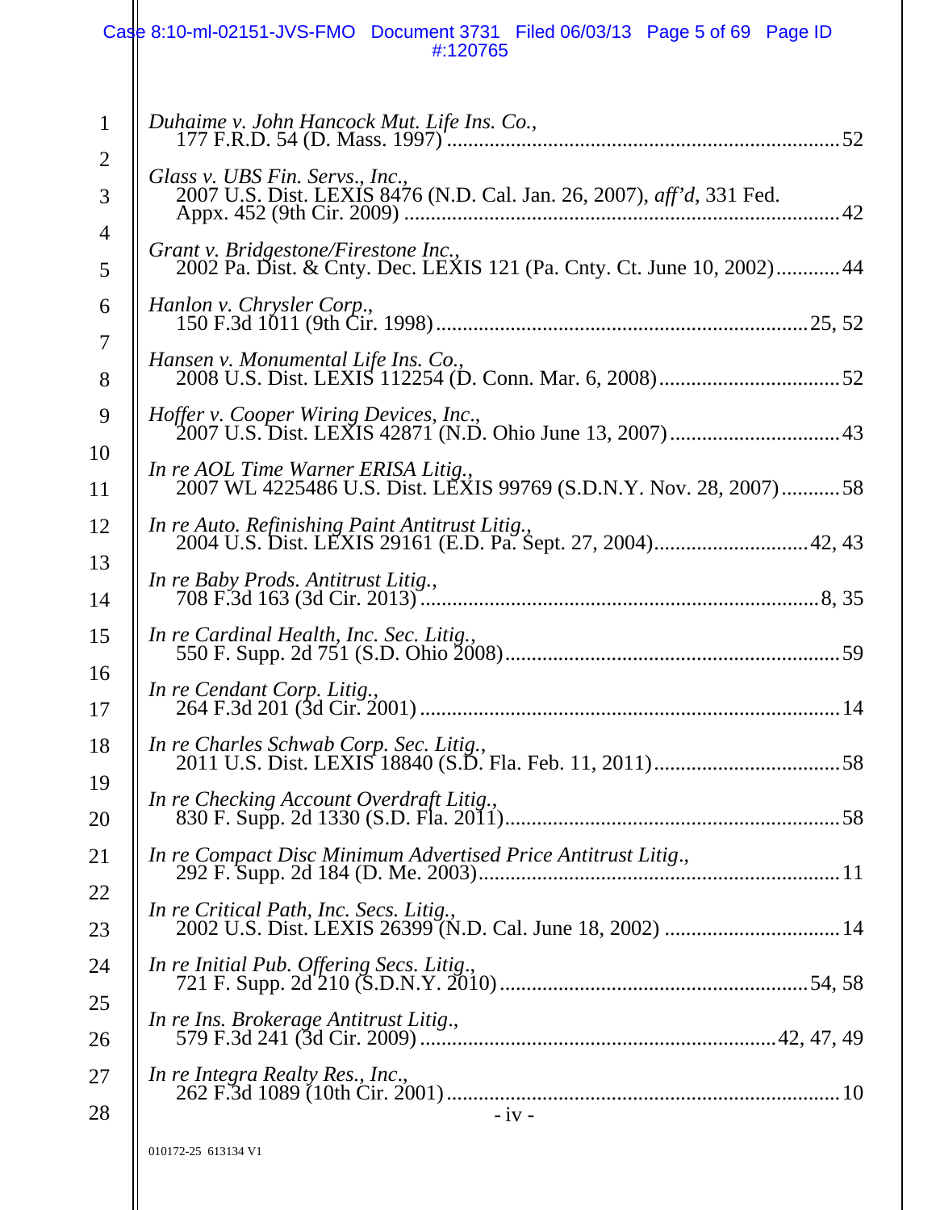*Duhaime v. John Hancock Mut. Life Ins. Co.*,
177 F.R.D. 54 (D. Mass. 1997) .......................................................................... 52

*Glass v. UBS Fin. Servs., Inc.*,
2007 U.S. Dist. LEXIS 8476 (N.D. Cal. Jan. 26, 2007), *aff'd*, 331 Fed. Appx. 452 (9th Cir. 2009) ...................................................................................... 42

*Grant v. Bridgestone/Firestone Inc.*,
2002 Pa. Dist. & Cnty. Dec. LEXIS 121 (Pa. Cnty. Ct. June 10, 2002)............ 44

*Hanlon v. Chrysler Corp.*,
150 F.3d 1011 (9th Cir. 1998)..................................................................... 25, 52

*Hansen v. Monumental Life Ins. Co.*,
2008 U.S. Dist. LEXIS 112254 (D. Conn. Mar. 6, 2008).................................. 52

*Hoffer v. Cooper Wiring Devices, Inc.*,
2007 U.S. Dist. LEXIS 42871 (N.D. Ohio June 13, 2007)................................ 43

*In re AOL Time Warner ERISA Litig.*,
2007 WL 4225486 U.S. Dist. LEXIS 99769 (S.D.N.Y. Nov. 28, 2007)........... 58

*In re Auto. Refinishing Paint Antitrust Litig.*,
2004 U.S. Dist. LEXIS 29161 (E.D. Pa. Sept. 27, 2004)............................. 42, 43

*In re Baby Prods. Antitrust Litig.*,
708 F.3d 163 (3d Cir. 2013)......................................................................... 8, 35

*In re Cardinal Health, Inc. Sec. Litig.*,
550 F. Supp. 2d 751 (S.D. Ohio 2008)............................................................... 59

*In re Cendant Corp. Litig.*,
264 F.3d 201 (3d Cir. 2001) ............................................................................... 14

*In re Charles Schwab Corp. Sec. Litig.*,
2011 U.S. Dist. LEXIS 18840 (S.D. Fla. Feb. 11, 2011).................................... 58

*In re Checking Account Overdraft Litig.*,
830 F. Supp. 2d 1330 (S.D. Fla. 2011)................................................................ 58

*In re Compact Disc Minimum Advertised Price Antitrust Litig.*,
292 F. Supp. 2d 184 (D. Me. 2003).................................................................... 11

*In re Critical Path, Inc. Secs. Litig.*,
2002 U.S. Dist. LEXIS 26399 (N.D. Cal. June 18, 2002) ................................. 14

*In re Initial Pub. Offering Secs. Litig.*,
721 F. Supp. 2d 210 (S.D.N.Y. 2010)......................................................... 54, 58

*In re Ins. Brokerage Antitrust Litig.*,
579 F.3d 241 (3d Cir. 2009) ................................................................. 42, 47, 49

*In re Integra Realty Res., Inc.*,
262 F.3d 1089 (10th Cir. 2001)........................................................................... 10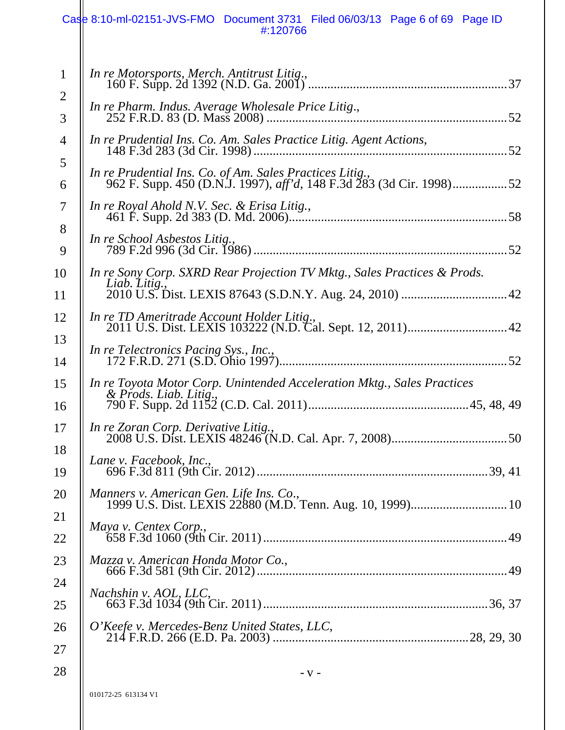*In re Motorsports, Merch. Antitrust Litig.*,
160 F. Supp. 2d 1392 (N.D. Ga. 2001) ..... 37

*In re Pharm. Indus. Average Wholesale Price Litig.*,
252 F.R.D. 83 (D. Mass 2008) ..... 52

*In re Prudential Ins. Co. Am. Sales Practice Litig. Agent Actions*,
148 F.3d 283 (3d Cir. 1998) ..... 52

*In re Prudential Ins. Co. of Am. Sales Practices Litig.*,
962 F. Supp. 450 (D.N.J. 1997), *aff'd*, 148 F.3d 283 (3d Cir. 1998) ..... 52

*In re Royal Ahold N.V. Sec. & Erisa Litig.*,
461 F. Supp. 2d 383 (D. Md. 2006) ..... 58

*In re School Asbestos Litig.*,
789 F.2d 996 (3d Cir. 1986) ..... 52

*In re Sony Corp. SXRD Rear Projection TV Mktg., Sales Practices & Prods. Liab. Litig.*,
2010 U.S. Dist. LEXIS 87643 (S.D.N.Y. Aug. 24, 2010) ..... 42

*In re TD Ameritrade Account Holder Litig.*,
2011 U.S. Dist. LEXIS 103222 (N.D. Cal. Sept. 12, 2011) ..... 42

*In re Telectronics Pacing Sys., Inc.*,
172 F.R.D. 271 (S.D. Ohio 1997) ..... 52

*In re Toyota Motor Corp. Unintended Acceleration Mktg., Sales Practices & Prods. Liab. Litig.*,
790 F. Supp. 2d 1152 (C.D. Cal. 2011) ..... 45, 48, 49

*In re Zoran Corp. Derivative Litig.*,
2008 U.S. Dist. LEXIS 48246 (N.D. Cal. Apr. 7, 2008) ..... 50

*Lane v. Facebook, Inc.*,
696 F.3d 811 (9th Cir. 2012) ..... 39, 41

*Manners v. American Gen. Life Ins. Co.*,
1999 U.S. Dist. LEXIS 22880 (M.D. Tenn. Aug. 10, 1999) ..... 10

*Maya v. Centex Corp.*,
658 F.3d 1060 (9th Cir. 2011) ..... 49

*Mazza v. American Honda Motor Co.*,
666 F.3d 581 (9th Cir. 2012) ..... 49

*Nachshin v. AOL, LLC*,
663 F.3d 1034 (9th Cir. 2011) ..... 36, 37

*O'Keefe v. Mercedes-Benz United States, LLC*,
214 F.R.D. 266 (E.D. Pa. 2003) ..... 28, 29, 30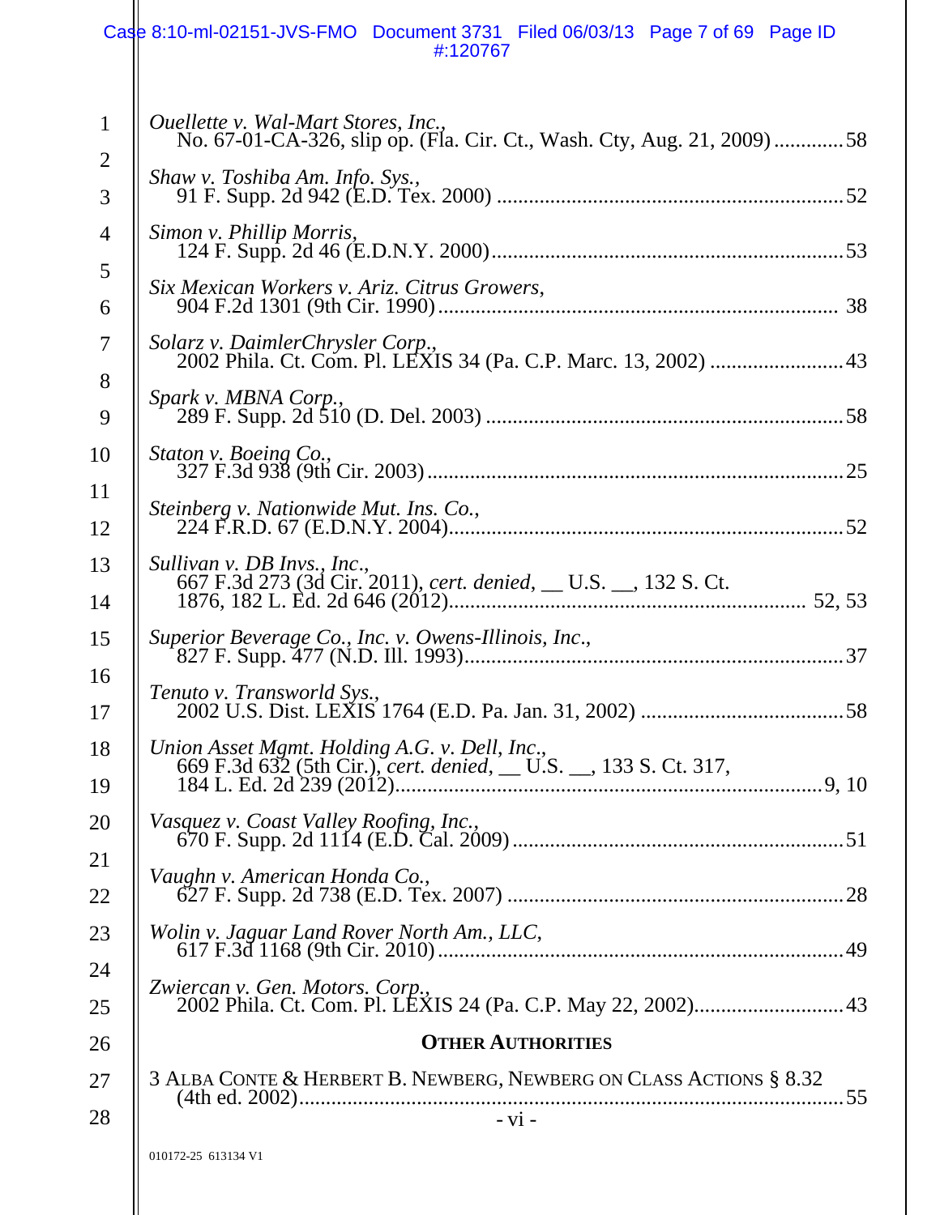*Ouellette v. Wal-Mart Stores, Inc.*,
No. 67-01-CA-326, slip op. (Fla. Cir. Ct., Wash. Cty, Aug. 21, 2009) ............. 58

*Shaw v. Toshiba Am. Info. Sys.*,
91 F. Supp. 2d 942 (E.D. Tex. 2000) ................................................................ 52

*Simon v. Phillip Morris*,
124 F. Supp. 2d 46 (E.D.N.Y. 2000)................................................................. 53

*Six Mexican Workers v. Ariz. Citrus Growers*,
904 F.2d 1301 (9th Cir. 1990)......................................................................... 38

*Solarz v. DaimlerChrysler Corp.*,
2002 Phila. Ct. Com. Pl. LEXIS 34 (Pa. C.P. Marc. 13, 2002) ........................ 43

*Spark v. MBNA Corp.*,
289 F. Supp. 2d 510 (D. Del. 2003) ................................................................. 58

*Staton v. Boeing Co.*,
327 F.3d 938 (9th Cir. 2003)............................................................................. 25

*Steinberg v. Nationwide Mut. Ins. Co.*,
224 F.R.D. 67 (E.D.N.Y. 2004)......................................................................... 52

*Sullivan v. DB Invs., Inc.*,
667 F.3d 273 (3d Cir. 2011), *cert. denied*, __ U.S. __, 132 S. Ct. 1876, 182 L. Ed. 2d 646 (2012)................................................................. 52, 53

*Superior Beverage Co., Inc. v. Owens-Illinois, Inc.*,
827 F. Supp. 477 (N.D. Ill. 1993)..................................................................... 37

*Tenuto v. Transworld Sys.*,
2002 U.S. Dist. LEXIS 1764 (E.D. Pa. Jan. 31, 2002) ..................................... 58

*Union Asset Mgmt. Holding A.G. v. Dell, Inc.*,
669 F.3d 632 (5th Cir.), *cert. denied*, __ U.S. __, 133 S. Ct. 317, 184 L. Ed. 2d 239 (2012)............................................................................... 9, 10

*Vasquez v. Coast Valley Roofing, Inc.*,
670 F. Supp. 2d 1114 (E.D. Cal. 2009)............................................................. 51

*Vaughn v. American Honda Co.*,
627 F. Supp. 2d 738 (E.D. Tex. 2007) .............................................................. 28

*Wolin v. Jaguar Land Rover North Am., LLC*,
617 F.3d 1168 (9th Cir. 2010)........................................................................... 49

*Zwiercan v. Gen. Motors. Corp.*,
2002 Phila. Ct. Com. Pl. LEXIS 24 (Pa. C.P. May 22, 2002)............................ 43

**OTHER AUTHORITIES**

3 ALBA CONTE & HERBERT B. NEWBERG, NEWBERG ON CLASS ACTIONS § 8.32 (4th ed. 2002)........................................................................................................ 55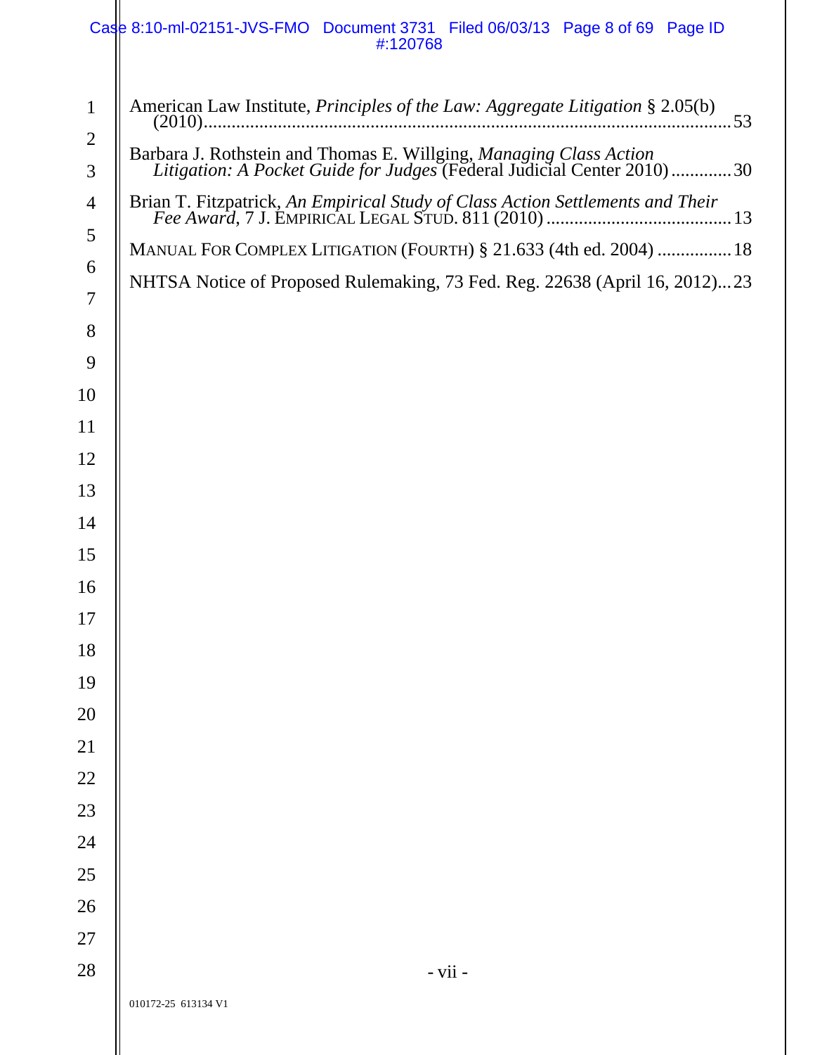American Law Institute, *Principles of the Law: Aggregate Litigation* § 2.05(b) (2010)........................................................................................................53

Barbara J. Rothstein and Thomas E. Willging, *Managing Class Action Litigation: A Pocket Guide for Judges* (Federal Judicial Center 2010).............30

Brian T. Fitzpatrick, *An Empirical Study of Class Action Settlements and Their Fee Award*, 7 J. EMPIRICAL LEGAL STUD. 811 (2010)........................................13

MANUAL FOR COMPLEX LITIGATION (FOURTH) § 21.633 (4th ed. 2004) ................18

NHTSA Notice of Proposed Rulemaking, 73 Fed. Reg. 22638 (April 16, 2012)...23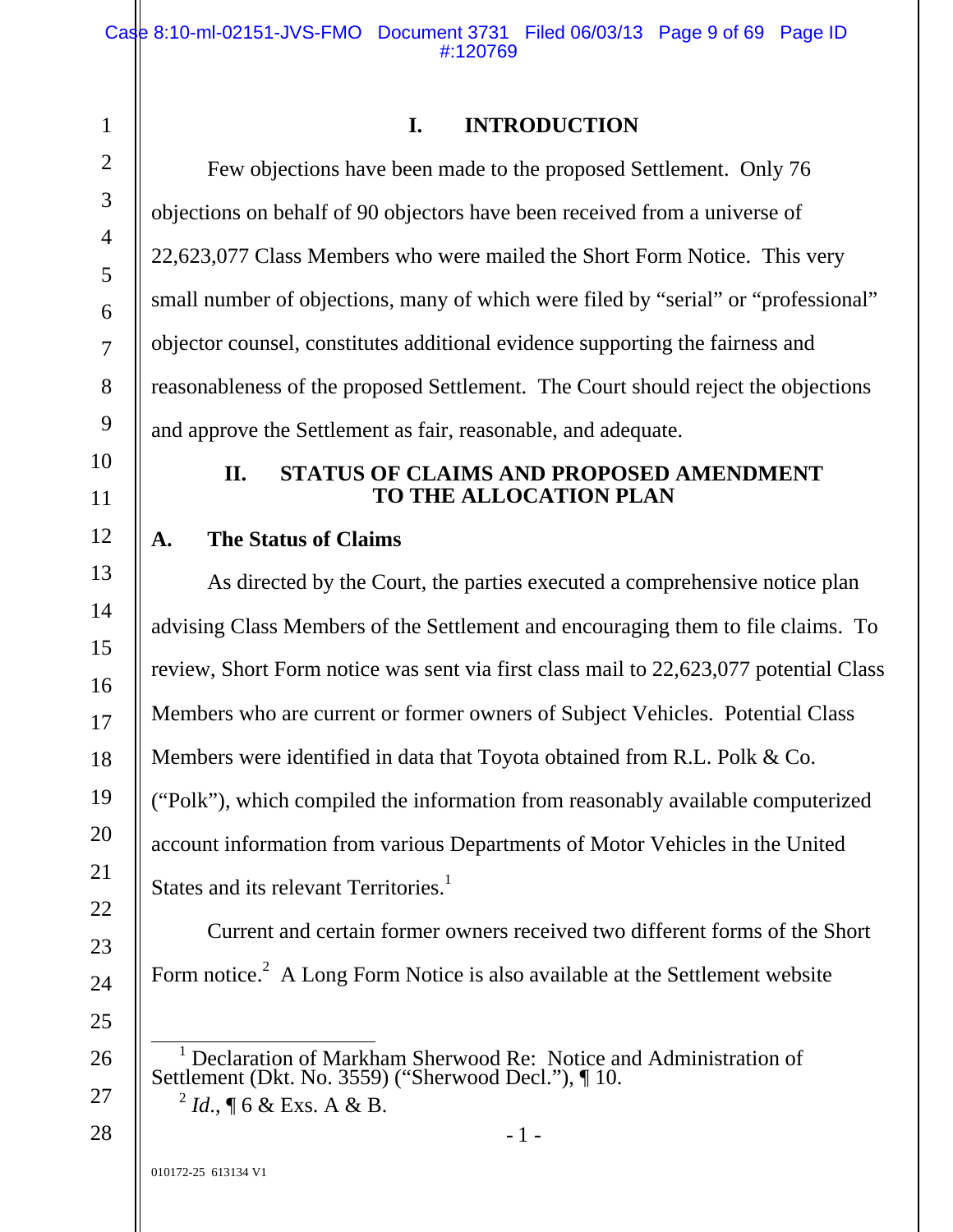# I. INTRODUCTION

Few objections have been made to the proposed Settlement. Only 76 objections on behalf of 90 objectors have been received from a universe of 22,623,077 Class Members who were mailed the Short Form Notice. This very small number of objections, many of which were filed by "serial" or "professional" objector counsel, constitutes additional evidence supporting the fairness and reasonableness of the proposed Settlement. The Court should reject the objections and approve the Settlement as fair, reasonable, and adequate.

# II. STATUS OF CLAIMS AND PROPOSED AMENDMENT TO THE ALLOCATION PLAN

## A. The Status of Claims

As directed by the Court, the parties executed a comprehensive notice plan advising Class Members of the Settlement and encouraging them to file claims. To review, Short Form notice was sent via first class mail to 22,623,077 potential Class Members who are current or former owners of Subject Vehicles. Potential Class Members were identified in data that Toyota obtained from R.L. Polk & Co. ("Polk"), which compiled the information from reasonably available computerized account information from various Departments of Motor Vehicles in the United States and its relevant Territories.[1]

Current and certain former owners received two different forms of the Short Form notice.[2] A Long Form Notice is also available at the Settlement website

---

[1] Declaration of Markham Sherwood Re: Notice and Administration of Settlement (Dkt. No. 3559) ("Sherwood Decl."), ¶ 10.

[2] *Id.*, ¶ 6 & Exs. A & B.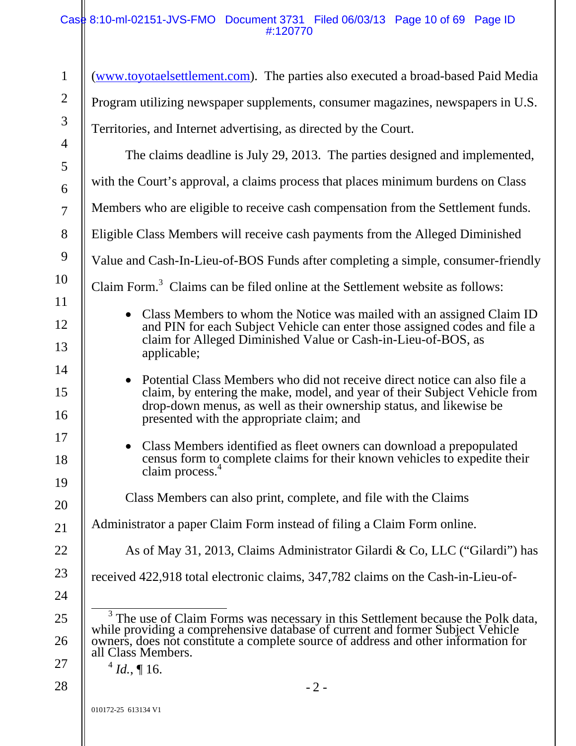(www.toyotaelsettlement.com). The parties also executed a broad-based Paid Media Program utilizing newspaper supplements, consumer magazines, newspapers in U.S. Territories, and Internet advertising, as directed by the Court.

The claims deadline is July 29, 2013. The parties designed and implemented, with the Court's approval, a claims process that places minimum burdens on Class Members who are eligible to receive cash compensation from the Settlement funds. Eligible Class Members will receive cash payments from the Alleged Diminished Value and Cash-In-Lieu-of-BOS Funds after completing a simple, consumer-friendly Claim Form.[3] Claims can be filed online at the Settlement website as follows:

- Class Members to whom the Notice was mailed with an assigned Claim ID and PIN for each Subject Vehicle can enter those assigned codes and file a claim for Alleged Diminished Value or Cash-in-Lieu-of-BOS, as applicable;
- Potential Class Members who did not receive direct notice can also file a claim, by entering the make, model, and year of their Subject Vehicle from drop-down menus, as well as their ownership status, and likewise be presented with the appropriate claim; and
- Class Members identified as fleet owners can download a prepopulated census form to complete claims for their known vehicles to expedite their claim process.[4]

Class Members can also print, complete, and file with the Claims Administrator a paper Claim Form instead of filing a Claim Form online.

As of May 31, 2013, Claims Administrator Gilardi & Co, LLC ("Gilardi") has received 422,918 total electronic claims, 347,782 claims on the Cash-in-Lieu-of-

---

[3] The use of Claim Forms was necessary in this Settlement because the Polk data, while providing a comprehensive database of current and former Subject Vehicle owners, does not constitute a complete source of address and other information for all Class Members.

[4] *Id.*, ¶ 16.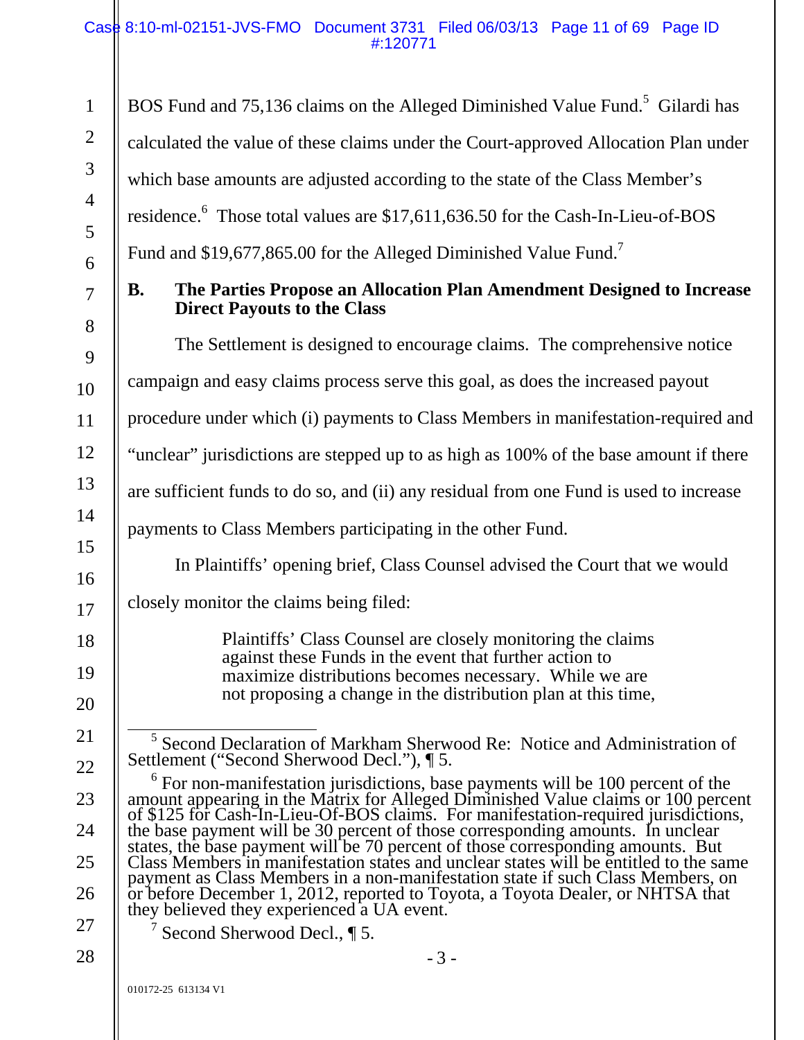BOS Fund and 75,136 claims on the Alleged Diminished Value Fund.[5] Gilardi has calculated the value of these claims under the Court-approved Allocation Plan under which base amounts are adjusted according to the state of the Class Member's residence.[6] Those total values are $17,611,636.50 for the Cash-In-Lieu-of-BOS Fund and $19,677,865.00 for the Alleged Diminished Value Fund.[7]

### B. The Parties Propose an Allocation Plan Amendment Designed to Increase Direct Payouts to the Class

The Settlement is designed to encourage claims. The comprehensive notice campaign and easy claims process serve this goal, as does the increased payout procedure under which (i) payments to Class Members in manifestation-required and "unclear" jurisdictions are stepped up to as high as 100% of the base amount if there are sufficient funds to do so, and (ii) any residual from one Fund is used to increase payments to Class Members participating in the other Fund.

In Plaintiffs' opening brief, Class Counsel advised the Court that we would closely monitor the claims being filed:

> Plaintiffs' Class Counsel are closely monitoring the claims against these Funds in the event that further action to maximize distributions becomes necessary. While we are not proposing a change in the distribution plan at this time,

---

[5] Second Declaration of Markham Sherwood Re: Notice and Administration of Settlement ("Second Sherwood Decl."), ¶ 5.

[6] For non-manifestation jurisdictions, base payments will be 100 percent of the amount appearing in the Matrix for Alleged Diminished Value claims or 100 percent of $125 for Cash-In-Lieu-Of-BOS claims. For manifestation-required jurisdictions, the base payment will be 30 percent of those corresponding amounts. In unclear states, the base payment will be 70 percent of those corresponding amounts. But Class Members in manifestation states and unclear states will be entitled to the same payment as Class Members in a non-manifestation state if such Class Members, on or before December 1, 2012, reported to Toyota, a Toyota Dealer, or NHTSA that they believed they experienced a UA event.

[7] Second Sherwood Decl., ¶ 5.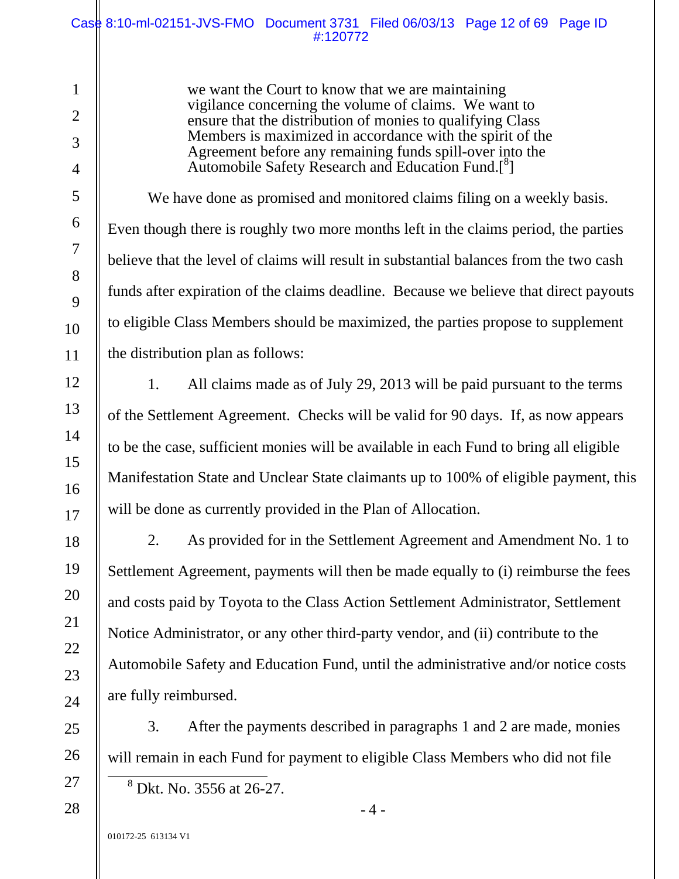> we want the Court to know that we are maintaining vigilance concerning the volume of claims. We want to ensure that the distribution of monies to qualifying Class Members is maximized in accordance with the spirit of the Agreement before any remaining funds spill-over into the Automobile Safety Research and Education Fund.[8]

We have done as promised and monitored claims filing on a weekly basis. Even though there is roughly two more months left in the claims period, the parties believe that the level of claims will result in substantial balances from the two cash funds after expiration of the claims deadline. Because we believe that direct payouts to eligible Class Members should be maximized, the parties propose to supplement the distribution plan as follows:

1. All claims made as of July 29, 2013 will be paid pursuant to the terms of the Settlement Agreement. Checks will be valid for 90 days. If, as now appears to be the case, sufficient monies will be available in each Fund to bring all eligible Manifestation State and Unclear State claimants up to 100% of eligible payment, this will be done as currently provided in the Plan of Allocation.

2. As provided for in the Settlement Agreement and Amendment No. 1 to Settlement Agreement, payments will then be made equally to (i) reimburse the fees and costs paid by Toyota to the Class Action Settlement Administrator, Settlement Notice Administrator, or any other third-party vendor, and (ii) contribute to the Automobile Safety and Education Fund, until the administrative and/or notice costs are fully reimbursed.

3. After the payments described in paragraphs 1 and 2 are made, monies will remain in each Fund for payment to eligible Class Members who did not file

[8] Dkt. No. 3556 at 26-27.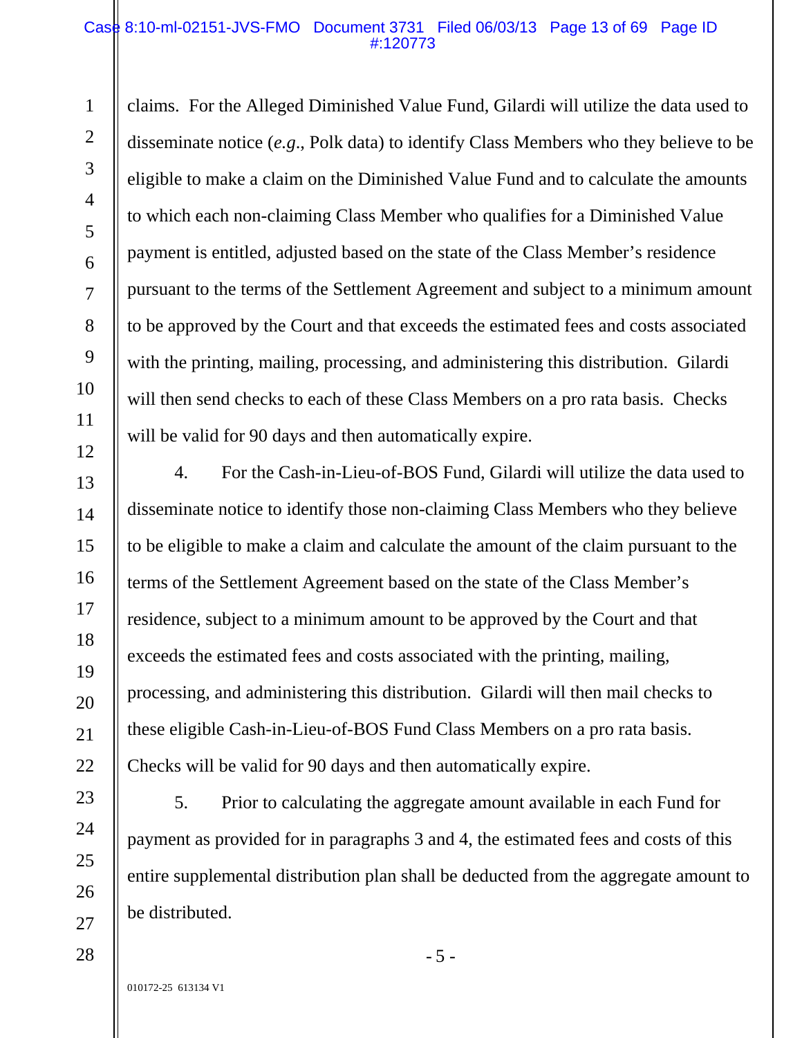claims. For the Alleged Diminished Value Fund, Gilardi will utilize the data used to disseminate notice (*e.g.*, Polk data) to identify Class Members who they believe to be eligible to make a claim on the Diminished Value Fund and to calculate the amounts to which each non-claiming Class Member who qualifies for a Diminished Value payment is entitled, adjusted based on the state of the Class Member's residence pursuant to the terms of the Settlement Agreement and subject to a minimum amount to be approved by the Court and that exceeds the estimated fees and costs associated with the printing, mailing, processing, and administering this distribution. Gilardi will then send checks to each of these Class Members on a pro rata basis. Checks will be valid for 90 days and then automatically expire.

4. For the Cash-in-Lieu-of-BOS Fund, Gilardi will utilize the data used to disseminate notice to identify those non-claiming Class Members who they believe to be eligible to make a claim and calculate the amount of the claim pursuant to the terms of the Settlement Agreement based on the state of the Class Member's residence, subject to a minimum amount to be approved by the Court and that exceeds the estimated fees and costs associated with the printing, mailing, processing, and administering this distribution. Gilardi will then mail checks to these eligible Cash-in-Lieu-of-BOS Fund Class Members on a pro rata basis. Checks will be valid for 90 days and then automatically expire.

5. Prior to calculating the aggregate amount available in each Fund for payment as provided for in paragraphs 3 and 4, the estimated fees and costs of this entire supplemental distribution plan shall be deducted from the aggregate amount to be distributed.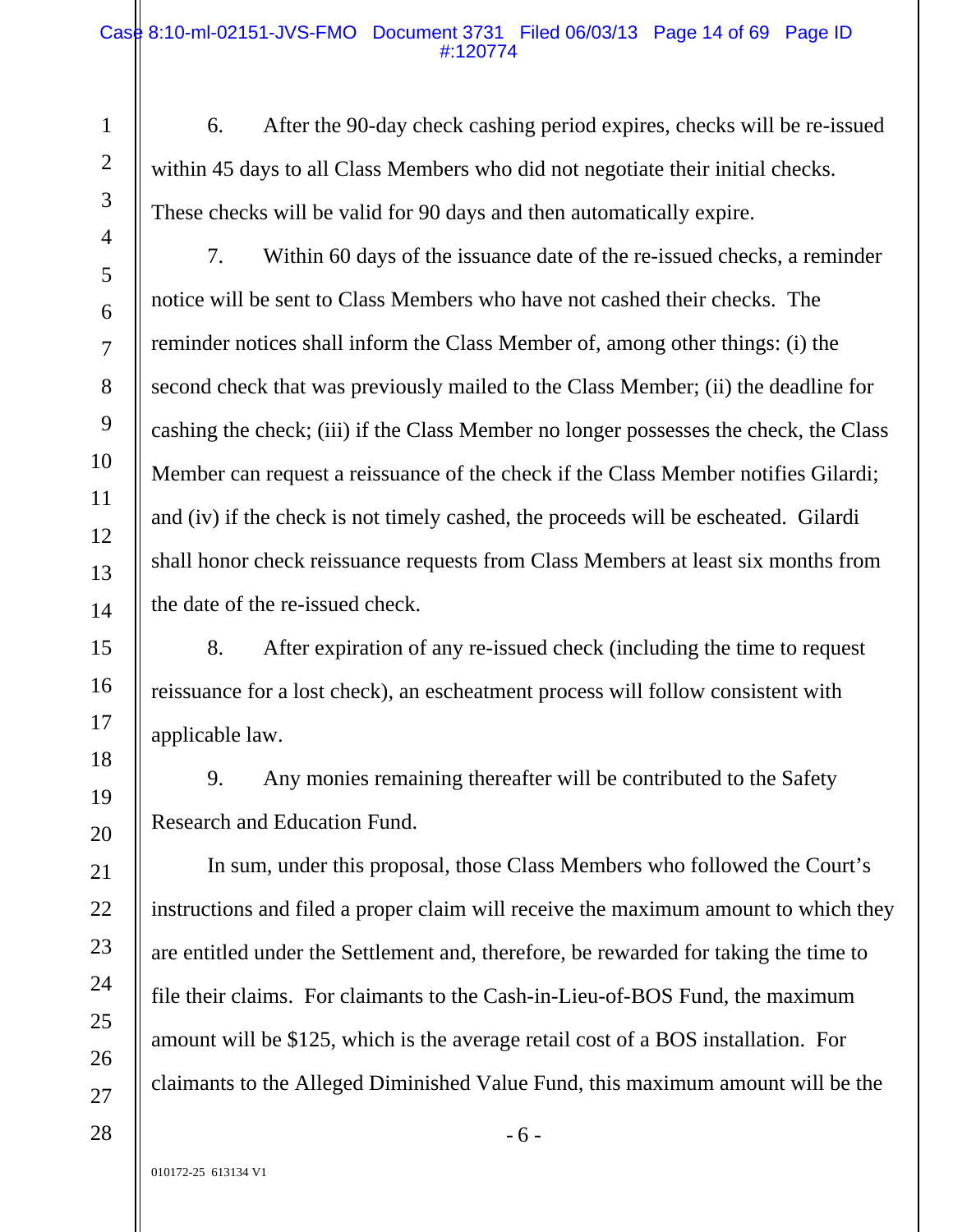6. After the 90-day check cashing period expires, checks will be re-issued within 45 days to all Class Members who did not negotiate their initial checks. These checks will be valid for 90 days and then automatically expire.

7. Within 60 days of the issuance date of the re-issued checks, a reminder notice will be sent to Class Members who have not cashed their checks. The reminder notices shall inform the Class Member of, among other things: (i) the second check that was previously mailed to the Class Member; (ii) the deadline for cashing the check; (iii) if the Class Member no longer possesses the check, the Class Member can request a reissuance of the check if the Class Member notifies Gilardi; and (iv) if the check is not timely cashed, the proceeds will be escheated. Gilardi shall honor check reissuance requests from Class Members at least six months from the date of the re-issued check.

8. After expiration of any re-issued check (including the time to request reissuance for a lost check), an escheatment process will follow consistent with applicable law.

9. Any monies remaining thereafter will be contributed to the Safety Research and Education Fund.

In sum, under this proposal, those Class Members who followed the Court's instructions and filed a proper claim will receive the maximum amount to which they are entitled under the Settlement and, therefore, be rewarded for taking the time to file their claims. For claimants to the Cash-in-Lieu-of-BOS Fund, the maximum amount will be $125, which is the average retail cost of a BOS installation. For claimants to the Alleged Diminished Value Fund, this maximum amount will be the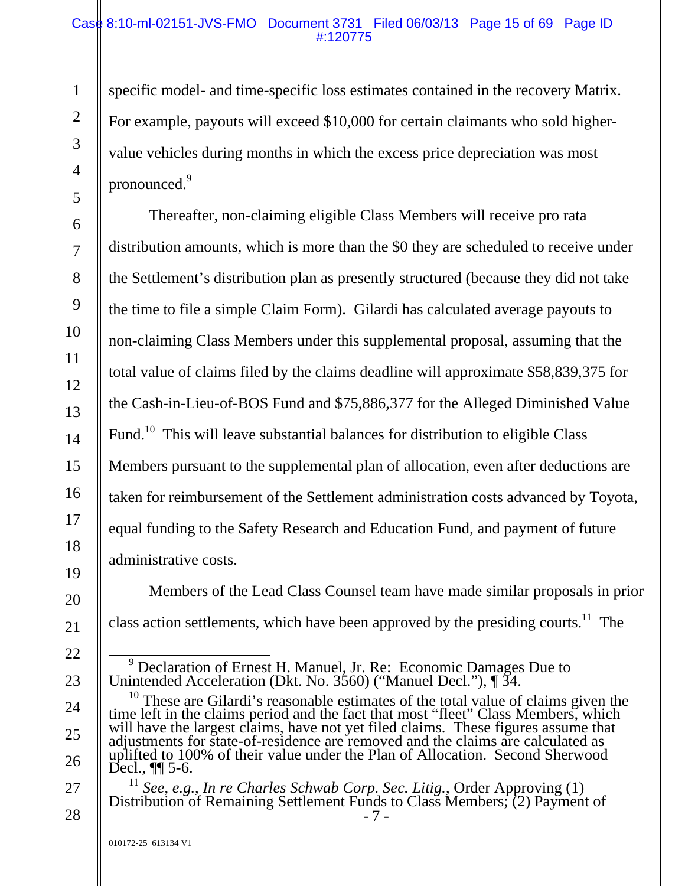specific model- and time-specific loss estimates contained in the recovery Matrix. For example, payouts will exceed $10,000 for certain claimants who sold higher-value vehicles during months in which the excess price depreciation was most pronounced.[9]

Thereafter, non-claiming eligible Class Members will receive pro rata distribution amounts, which is more than the $0 they are scheduled to receive under the Settlement's distribution plan as presently structured (because they did not take the time to file a simple Claim Form). Gilardi has calculated average payouts to non-claiming Class Members under this supplemental proposal, assuming that the total value of claims filed by the claims deadline will approximate $58,839,375 for the Cash-in-Lieu-of-BOS Fund and $75,886,377 for the Alleged Diminished Value Fund.[10] This will leave substantial balances for distribution to eligible Class Members pursuant to the supplemental plan of allocation, even after deductions are taken for reimbursement of the Settlement administration costs advanced by Toyota, equal funding to the Safety Research and Education Fund, and payment of future administrative costs.

Members of the Lead Class Counsel team have made similar proposals in prior class action settlements, which have been approved by the presiding courts.[11] The

---

[9] Declaration of Ernest H. Manuel, Jr. Re: Economic Damages Due to Unintended Acceleration (Dkt. No. 3560) ("Manuel Decl."), ¶ 34.

[10] These are Gilardi's reasonable estimates of the total value of claims given the time left in the claims period and the fact that most "fleet" Class Members, which will have the largest claims, have not yet filed claims. These figures assume that adjustments for state-of-residence are removed and the claims are calculated as uplifted to 100% of their value under the Plan of Allocation. Second Sherwood Decl., ¶¶ 5-6.

[11] *See, e.g.*, *In re Charles Schwab Corp. Sec. Litig.*, Order Approving (1) Distribution of Remaining Settlement Funds to Class Members; (2) Payment of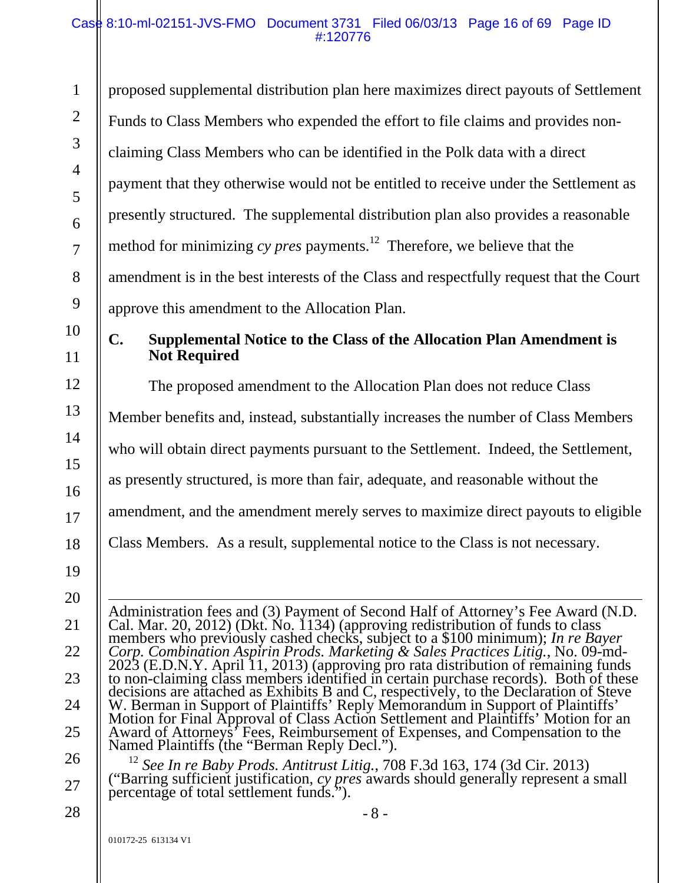proposed supplemental distribution plan here maximizes direct payouts of Settlement Funds to Class Members who expended the effort to file claims and provides non-claiming Class Members who can be identified in the Polk data with a direct payment that they otherwise would not be entitled to receive under the Settlement as presently structured. The supplemental distribution plan also provides a reasonable method for minimizing *cy pres* payments.[12] Therefore, we believe that the amendment is in the best interests of the Class and respectfully request that the Court approve this amendment to the Allocation Plan.

### C. Supplemental Notice to the Class of the Allocation Plan Amendment is Not Required

The proposed amendment to the Allocation Plan does not reduce Class Member benefits and, instead, substantially increases the number of Class Members who will obtain direct payments pursuant to the Settlement. Indeed, the Settlement, as presently structured, is more than fair, adequate, and reasonable without the amendment, and the amendment merely serves to maximize direct payouts to eligible Class Members. As a result, supplemental notice to the Class is not necessary.

---

Administration fees and (3) Payment of Second Half of Attorney's Fee Award (N.D. Cal. Mar. 20, 2012) (Dkt. No. 1134) (approving redistribution of funds to class members who previously cashed checks, subject to a $100 minimum); *In re Bayer Corp. Combination Aspirin Prods. Marketing & Sales Practices Litig.*, No. 09-md-2023 (E.D.N.Y. April 11, 2013) (approving pro rata distribution of remaining funds to non-claiming class members identified in certain purchase records). Both of these decisions are attached as Exhibits B and C, respectively, to the Declaration of Steve W. Berman in Support of Plaintiffs' Reply Memorandum in Support of Plaintiffs' Motion for Final Approval of Class Action Settlement and Plaintiffs' Motion for an Award of Attorneys' Fees, Reimbursement of Expenses, and Compensation to the Named Plaintiffs (the "Berman Reply Decl.").

[12] *See In re Baby Prods. Antitrust Litig.*, 708 F.3d 163, 174 (3d Cir. 2013) ("Barring sufficient justification, *cy pres* awards should generally represent a small percentage of total settlement funds.").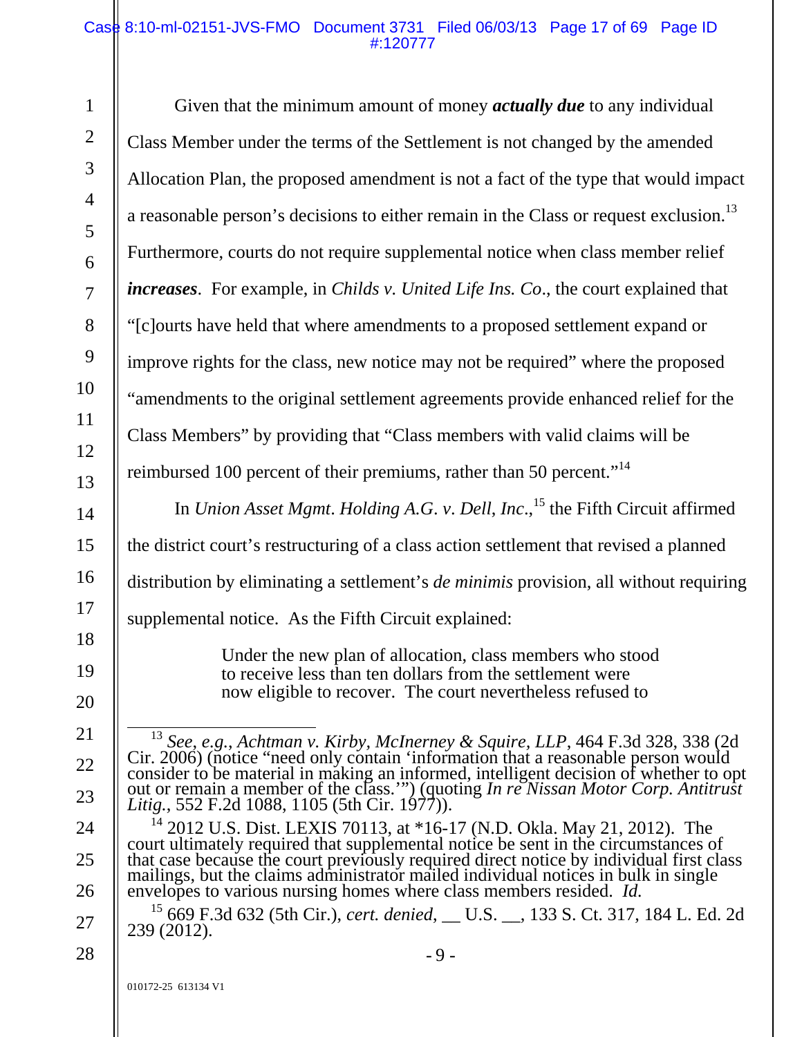Given that the minimum amount of money ***actually due*** to any individual Class Member under the terms of the Settlement is not changed by the amended Allocation Plan, the proposed amendment is not a fact of the type that would impact a reasonable person's decisions to either remain in the Class or request exclusion.[13] Furthermore, courts do not require supplemental notice when class member relief ***increases***. For example, in *Childs v. United Life Ins. Co*., the court explained that "[c]ourts have held that where amendments to a proposed settlement expand or improve rights for the class, new notice may not be required" where the proposed "amendments to the original settlement agreements provide enhanced relief for the Class Members" by providing that "Class members with valid claims will be reimbursed 100 percent of their premiums, rather than 50 percent."[14]

In *Union Asset Mgmt. Holding A.G. v. Dell, Inc.*,[15] the Fifth Circuit affirmed the district court's restructuring of a class action settlement that revised a planned distribution by eliminating a settlement's *de minimis* provision, all without requiring supplemental notice. As the Fifth Circuit explained:

> Under the new plan of allocation, class members who stood to receive less than ten dollars from the settlement were now eligible to recover. The court nevertheless refused to

---

[13] *See, e.g.*, *Achtman v. Kirby, McInerney & Squire, LLP*, 464 F.3d 328, 338 (2d Cir. 2006) (notice "need only contain 'information that a reasonable person would consider to be material in making an informed, intelligent decision of whether to opt out or remain a member of the class.'") (quoting *In re Nissan Motor Corp. Antitrust Litig.*, 552 F.2d 1088, 1105 (5th Cir. 1977)).

[14] 2012 U.S. Dist. LEXIS 70113, at *16-17 (N.D. Okla. May 21, 2012). The court ultimately required that supplemental notice be sent in the circumstances of that case because the court previously required direct notice by individual first class mailings, but the claims administrator mailed individual notices in bulk in single envelopes to various nursing homes where class members resided. *Id.*

[15] 669 F.3d 632 (5th Cir.), *cert. denied*, __ U.S. __, 133 S. Ct. 317, 184 L. Ed. 2d 239 (2012).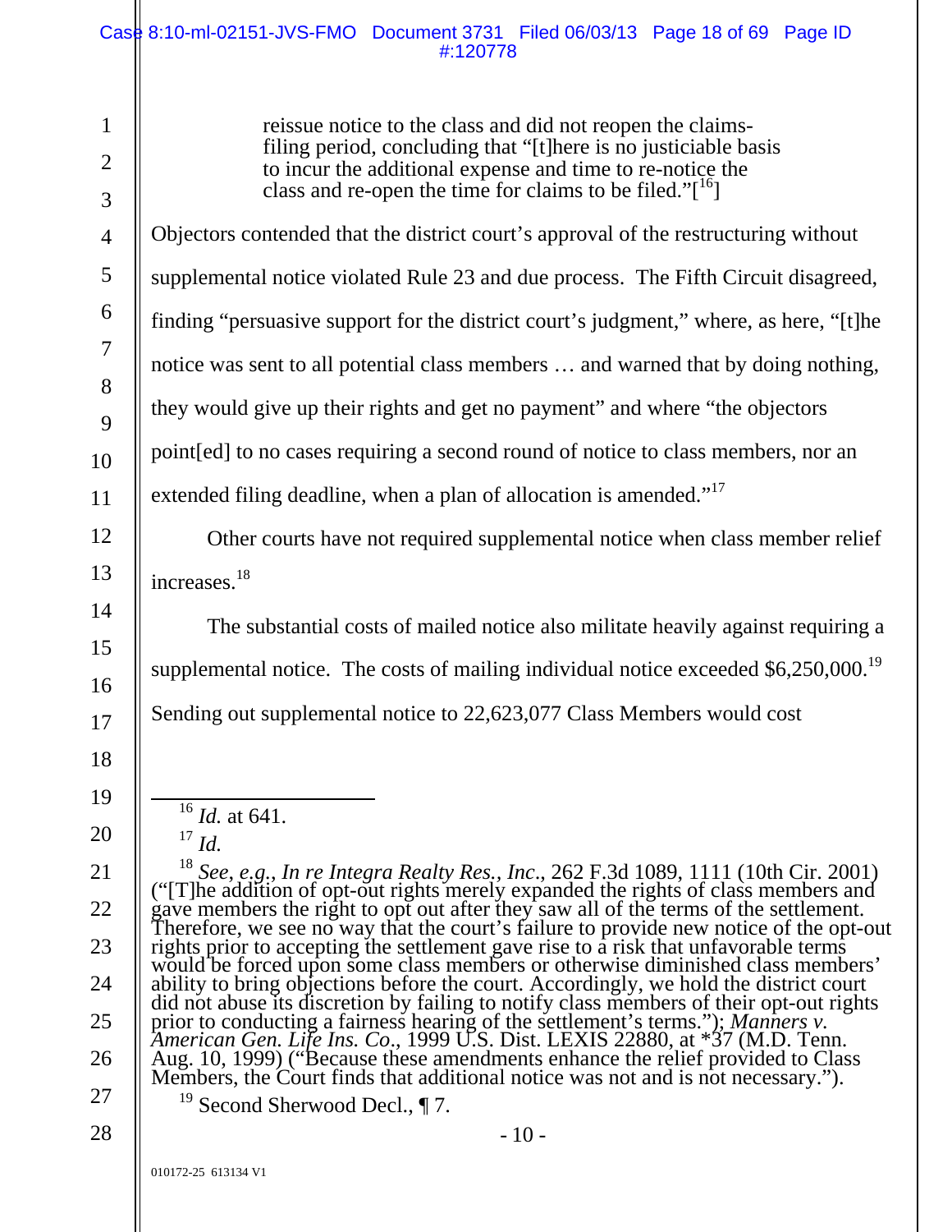> reissue notice to the class and did not reopen the claims-filing period, concluding that "[t]here is no justiciable basis to incur the additional expense and time to re-notice the class and re-open the time for claims to be filed."[16]

Objectors contended that the district court's approval of the restructuring without supplemental notice violated Rule 23 and due process. The Fifth Circuit disagreed, finding "persuasive support for the district court's judgment," where, as here, "[t]he notice was sent to all potential class members … and warned that by doing nothing, they would give up their rights and get no payment" and where "the objectors point[ed] to no cases requiring a second round of notice to class members, nor an extended filing deadline, when a plan of allocation is amended."[17]

Other courts have not required supplemental notice when class member relief increases.[18]

The substantial costs of mailed notice also militate heavily against requiring a supplemental notice. The costs of mailing individual notice exceeded $6,250,000.[19] Sending out supplemental notice to 22,623,077 Class Members would cost

---

[16] *Id.* at 641.

[17] *Id.*

[18] *See, e.g.*, *In re Integra Realty Res., Inc.*, 262 F.3d 1089, 1111 (10th Cir. 2001) ("[T]he addition of opt-out rights merely expanded the rights of class members and gave members the right to opt out after they saw all of the terms of the settlement. Therefore, we see no way that the court's failure to provide new notice of the opt-out rights prior to accepting the settlement gave rise to a risk that unfavorable terms would be forced upon some class members or otherwise diminished class members' ability to bring objections before the court. Accordingly, we hold the district court did not abuse its discretion by failing to notify class members of their opt-out rights prior to conducting a fairness hearing of the settlement's terms."); *Manners v. American Gen. Life Ins. Co.*, 1999 U.S. Dist. LEXIS 22880, at *37 (M.D. Tenn. Aug. 10, 1999) ("Because these amendments enhance the relief provided to Class Members, the Court finds that additional notice was not and is not necessary.").

[19] Second Sherwood Decl., ¶ 7.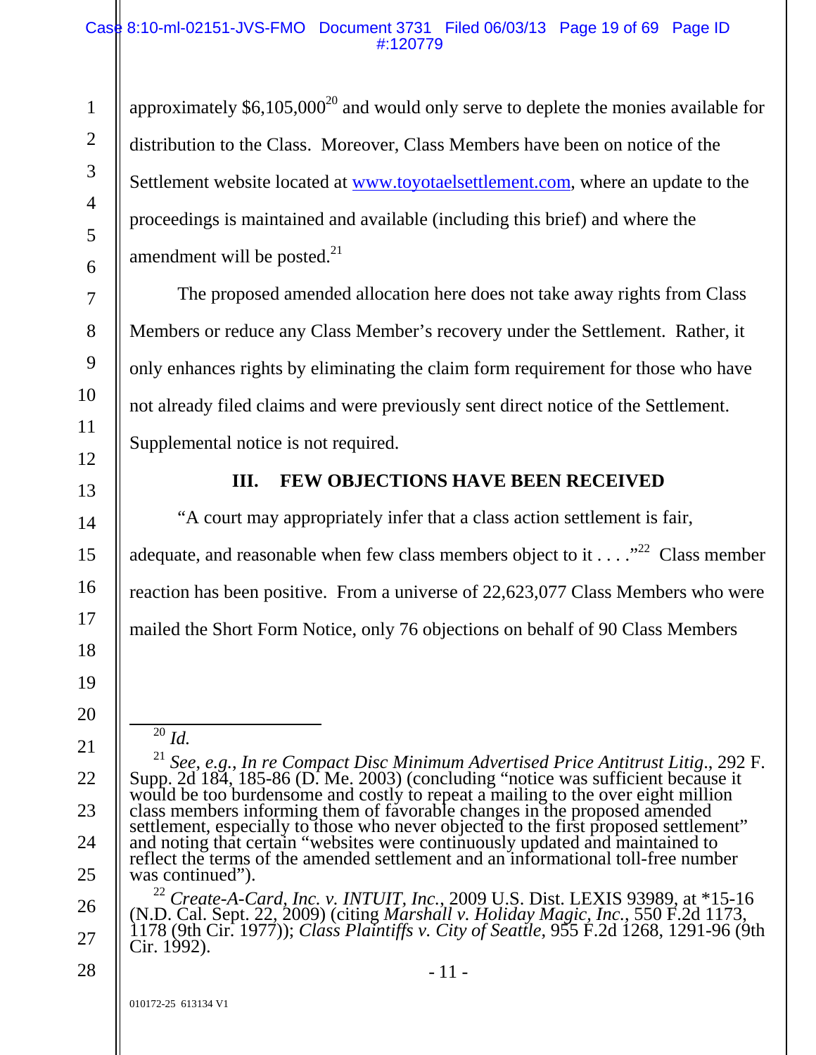approximately $6,105,000[20] and would only serve to deplete the monies available for distribution to the Class. Moreover, Class Members have been on notice of the Settlement website located at www.toyotaelsettlement.com, where an update to the proceedings is maintained and available (including this brief) and where the amendment will be posted.[21]

The proposed amended allocation here does not take away rights from Class Members or reduce any Class Member's recovery under the Settlement. Rather, it only enhances rights by eliminating the claim form requirement for those who have not already filed claims and were previously sent direct notice of the Settlement. Supplemental notice is not required.

## III. FEW OBJECTIONS HAVE BEEN RECEIVED

"A court may appropriately infer that a class action settlement is fair, adequate, and reasonable when few class members object to it . . . ."[22] Class member reaction has been positive. From a universe of 22,623,077 Class Members who were mailed the Short Form Notice, only 76 objections on behalf of 90 Class Members

---

[20] *Id.*

[21] *See, e.g.*, *In re Compact Disc Minimum Advertised Price Antitrust Litig.*, 292 F. Supp. 2d 184, 185-86 (D. Me. 2003) (concluding "notice was sufficient because it would be too burdensome and costly to repeat a mailing to the over eight million class members informing them of favorable changes in the proposed amended settlement, especially to those who never objected to the first proposed settlement" and noting that certain "websites were continuously updated and maintained to reflect the terms of the amended settlement and an informational toll-free number was continued").

[22] *Create-A-Card, Inc. v. INTUIT, Inc.*, 2009 U.S. Dist. LEXIS 93989, at *15-16 (N.D. Cal. Sept. 22, 2009) (citing *Marshall v. Holiday Magic, Inc.*, 550 F.2d 1173, 1178 (9th Cir. 1977)); *Class Plaintiffs v. City of Seattle*, 955 F.2d 1268, 1291-96 (9th Cir. 1992).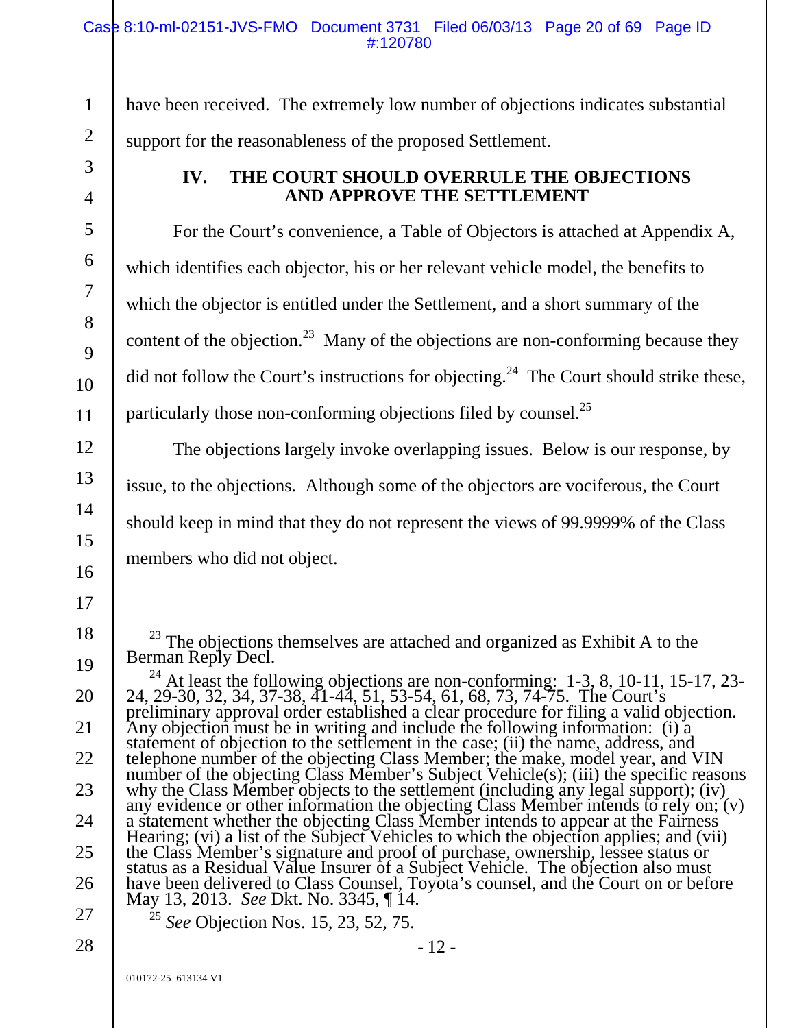have been received. The extremely low number of objections indicates substantial support for the reasonableness of the proposed Settlement.

## IV. THE COURT SHOULD OVERRULE THE OBJECTIONS AND APPROVE THE SETTLEMENT

For the Court's convenience, a Table of Objectors is attached at Appendix A, which identifies each objector, his or her relevant vehicle model, the benefits to which the objector is entitled under the Settlement, and a short summary of the content of the objection.[23] Many of the objections are non-conforming because they did not follow the Court's instructions for objecting.[24] The Court should strike these, particularly those non-conforming objections filed by counsel.[25]

The objections largely invoke overlapping issues. Below is our response, by issue, to the objections. Although some of the objectors are vociferous, the Court should keep in mind that they do not represent the views of 99.9999% of the Class members who did not object.

---

[23] The objections themselves are attached and organized as Exhibit A to the Berman Reply Decl.

[24] At least the following objections are non-conforming: 1-3, 8, 10-11, 15-17, 23-24, 29-30, 32, 34, 37-38, 41-44, 51, 53-54, 61, 68, 73, 74-75. The Court's preliminary approval order established a clear procedure for filing a valid objection. Any objection must be in writing and include the following information: (i) a statement of objection to the settlement in the case; (ii) the name, address, and telephone number of the objecting Class Member; the make, model year, and VIN number of the objecting Class Member's Subject Vehicle(s); (iii) the specific reasons why the Class Member objects to the settlement (including any legal support); (iv) any evidence or other information the objecting Class Member intends to rely on; (v) a statement whether the objecting Class Member intends to appear at the Fairness Hearing; (vi) a list of the Subject Vehicles to which the objection applies; and (vii) the Class Member's signature and proof of purchase, ownership, lessee status or status as a Residual Value Insurer of a Subject Vehicle. The objection also must have been delivered to Class Counsel, Toyota's counsel, and the Court on or before May 13, 2013. *See* Dkt. No. 3345, ¶ 14.

[25] *See* Objection Nos. 15, 23, 52, 75.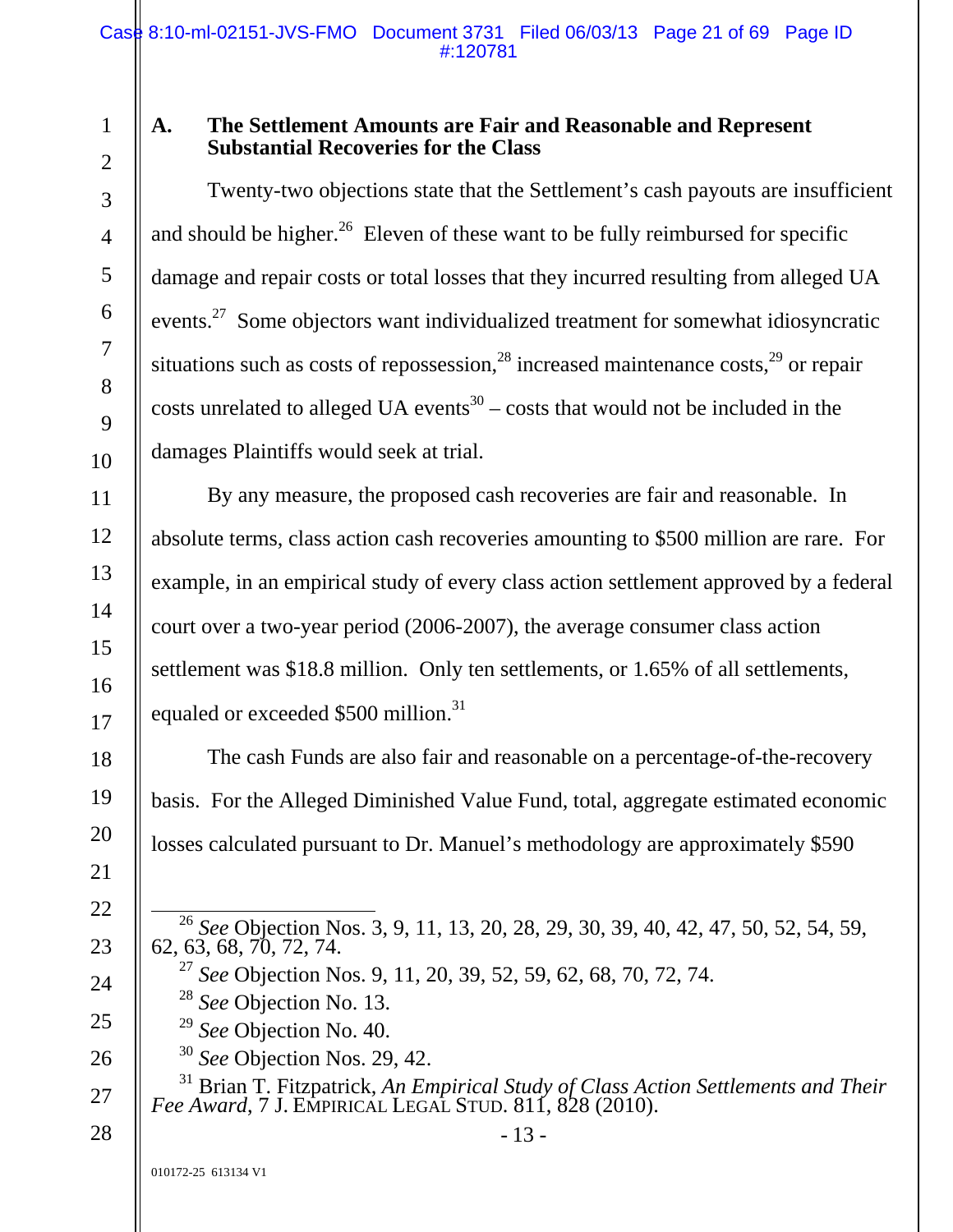### A. The Settlement Amounts are Fair and Reasonable and Represent Substantial Recoveries for the Class

Twenty-two objections state that the Settlement's cash payouts are insufficient and should be higher.[26] Eleven of these want to be fully reimbursed for specific damage and repair costs or total losses that they incurred resulting from alleged UA events.[27] Some objectors want individualized treatment for somewhat idiosyncratic situations such as costs of repossession,[28] increased maintenance costs,[29] or repair costs unrelated to alleged UA events[30] – costs that would not be included in the damages Plaintiffs would seek at trial.

By any measure, the proposed cash recoveries are fair and reasonable. In absolute terms, class action cash recoveries amounting to $500 million are rare. For example, in an empirical study of every class action settlement approved by a federal court over a two-year period (2006-2007), the average consumer class action settlement was $18.8 million. Only ten settlements, or 1.65% of all settlements, equaled or exceeded $500 million.[31]

The cash Funds are also fair and reasonable on a percentage-of-the-recovery basis. For the Alleged Diminished Value Fund, total, aggregate estimated economic losses calculated pursuant to Dr. Manuel's methodology are approximately $590

---

[26] *See* Objection Nos. 3, 9, 11, 13, 20, 28, 29, 30, 39, 40, 42, 47, 50, 52, 54, 59, 62, 63, 68, 70, 72, 74.

[27] *See* Objection Nos. 9, 11, 20, 39, 52, 59, 62, 68, 70, 72, 74.

[28] *See* Objection No. 13.

[29] *See* Objection No. 40.

[30] *See* Objection Nos. 29, 42.

[31] Brian T. Fitzpatrick, *An Empirical Study of Class Action Settlements and Their Fee Award*, 7 J. EMPIRICAL LEGAL STUD. 811, 828 (2010).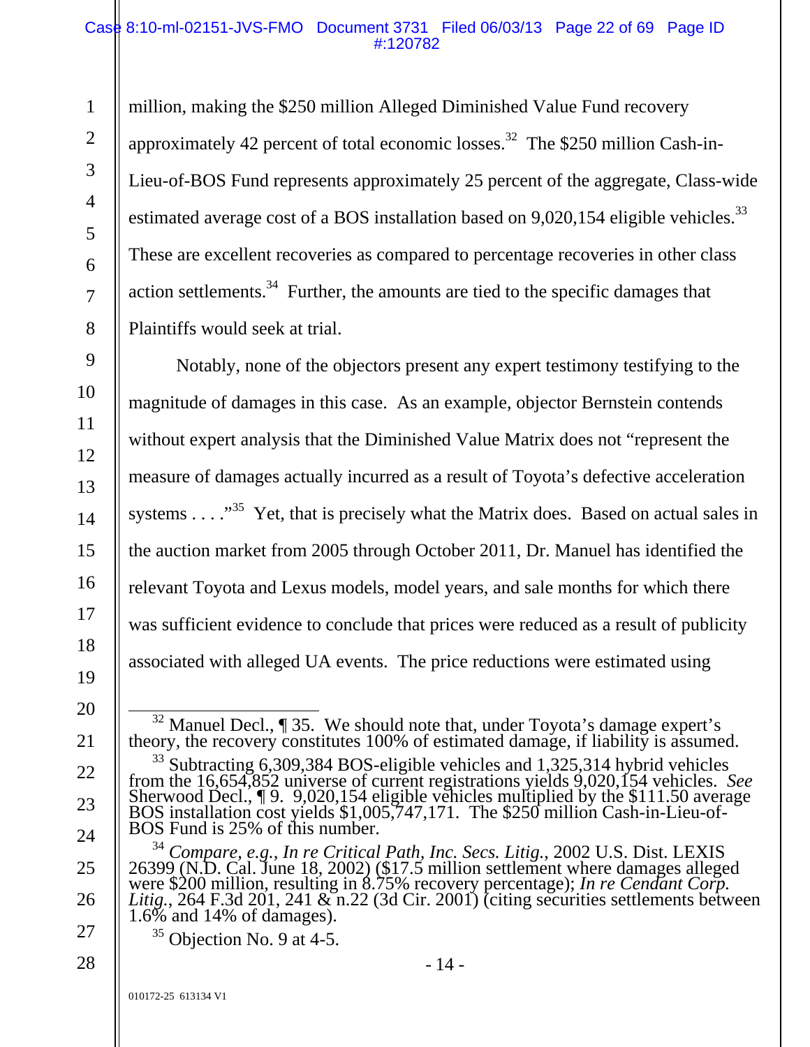million, making the $250 million Alleged Diminished Value Fund recovery approximately 42 percent of total economic losses.[32] The $250 million Cash-in-Lieu-of-BOS Fund represents approximately 25 percent of the aggregate, Class-wide estimated average cost of a BOS installation based on 9,020,154 eligible vehicles.[33] These are excellent recoveries as compared to percentage recoveries in other class action settlements.[34] Further, the amounts are tied to the specific damages that Plaintiffs would seek at trial.

Notably, none of the objectors present any expert testimony testifying to the magnitude of damages in this case. As an example, objector Bernstein contends without expert analysis that the Diminished Value Matrix does not "represent the measure of damages actually incurred as a result of Toyota's defective acceleration systems . . . ."[35] Yet, that is precisely what the Matrix does. Based on actual sales in the auction market from 2005 through October 2011, Dr. Manuel has identified the relevant Toyota and Lexus models, model years, and sale months for which there was sufficient evidence to conclude that prices were reduced as a result of publicity associated with alleged UA events. The price reductions were estimated using

---

[32] Manuel Decl., ¶ 35. We should note that, under Toyota's damage expert's theory, the recovery constitutes 100% of estimated damage, if liability is assumed.

[33] Subtracting 6,309,384 BOS-eligible vehicles and 1,325,314 hybrid vehicles from the 16,654,852 universe of current registrations yields 9,020,154 vehicles. *See* Sherwood Decl., ¶ 9. 9,020,154 eligible vehicles multiplied by the $111.50 average BOS installation cost yields $1,005,747,171. The $250 million Cash-in-Lieu-of-BOS Fund is 25% of this number.

[34] *Compare, e.g., In re Critical Path, Inc. Secs. Litig.*, 2002 U.S. Dist. LEXIS 26399 (N.D. Cal. June 18, 2002) ($17.5 million settlement where damages alleged were $200 million, resulting in 8.75% recovery percentage); *In re Cendant Corp. Litig.*, 264 F.3d 201, 241 & n.22 (3d Cir. 2001) (citing securities settlements between 1.6% and 14% of damages).

[35] Objection No. 9 at 4-5.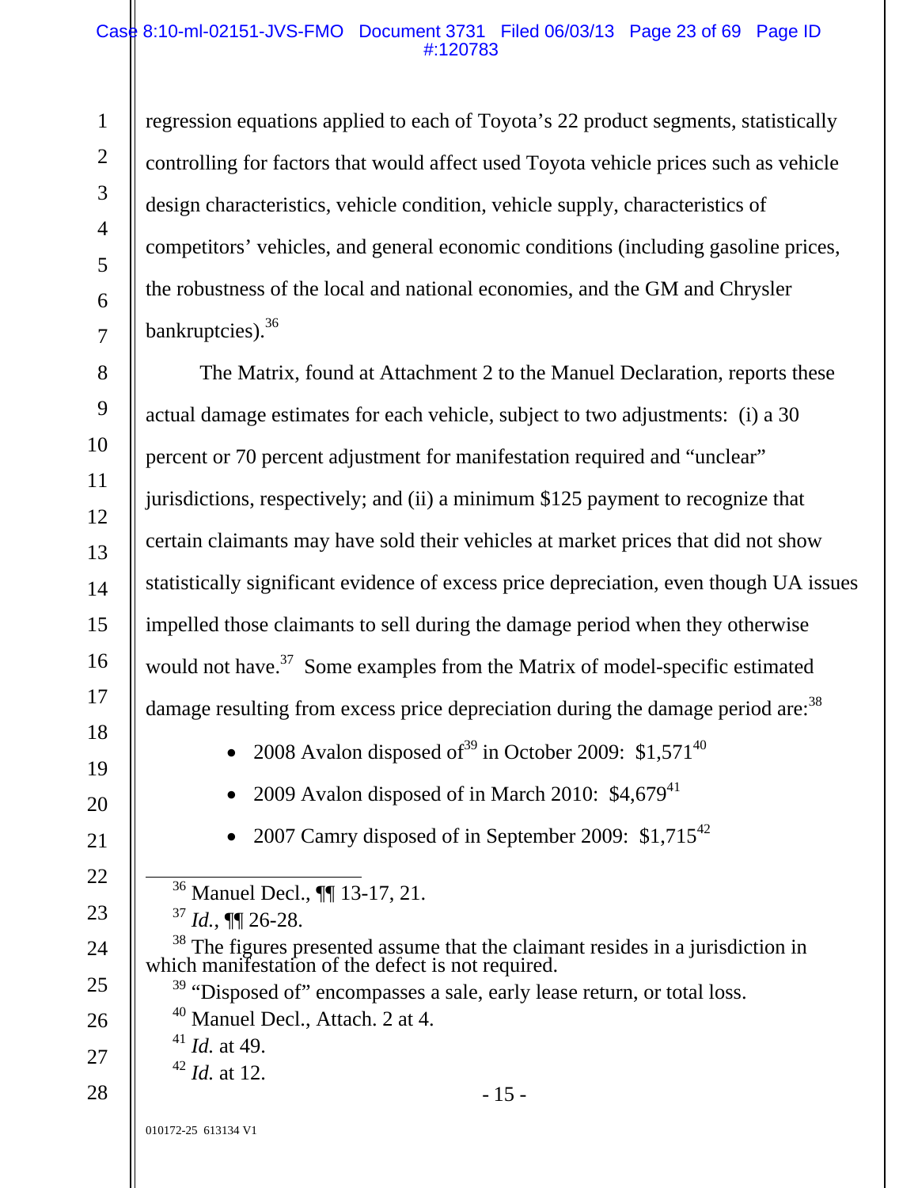regression equations applied to each of Toyota's 22 product segments, statistically controlling for factors that would affect used Toyota vehicle prices such as vehicle design characteristics, vehicle condition, vehicle supply, characteristics of competitors' vehicles, and general economic conditions (including gasoline prices, the robustness of the local and national economies, and the GM and Chrysler bankruptcies).[36]

The Matrix, found at Attachment 2 to the Manuel Declaration, reports these actual damage estimates for each vehicle, subject to two adjustments: (i) a 30 percent or 70 percent adjustment for manifestation required and "unclear" jurisdictions, respectively; and (ii) a minimum $125 payment to recognize that certain claimants may have sold their vehicles at market prices that did not show statistically significant evidence of excess price depreciation, even though UA issues impelled those claimants to sell during the damage period when they otherwise would not have.[37] Some examples from the Matrix of model-specific estimated damage resulting from excess price depreciation during the damage period are:[38]

- 2008 Avalon disposed of[39] in October 2009: $1,571[40]
- 2009 Avalon disposed of in March 2010: $4,679[41]
- 2007 Camry disposed of in September 2009: $1,715[42]

---

[36] Manuel Decl., ¶¶ 13-17, 21.

[37] *Id.*, ¶¶ 26-28.

[38] The figures presented assume that the claimant resides in a jurisdiction in which manifestation of the defect is not required.

[39] "Disposed of" encompasses a sale, early lease return, or total loss.

[40] Manuel Decl., Attach. 2 at 4.

[41] *Id.* at 49.

[42] *Id.* at 12.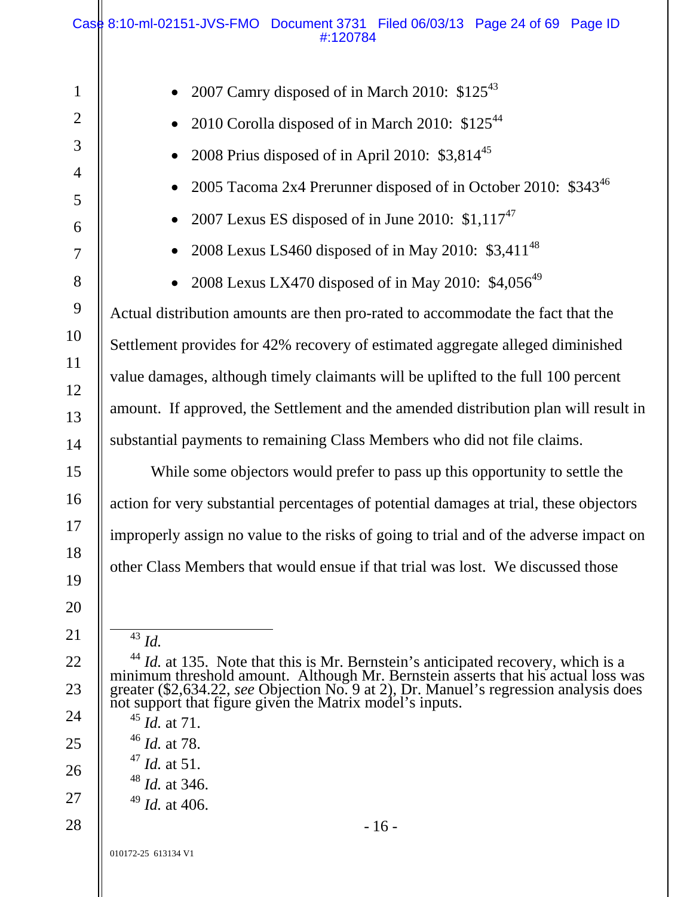- 2007 Camry disposed of in March 2010: $125[43]
- 2010 Corolla disposed of in March 2010: $125[44]
- 2008 Prius disposed of in April 2010: $3,814[45]
- 2005 Tacoma 2x4 Prerunner disposed of in October 2010: $343[46]
- 2007 Lexus ES disposed of in June 2010: $1,117[47]
- 2008 Lexus LS460 disposed of in May 2010: $3,411[48]
- 2008 Lexus LX470 disposed of in May 2010: $4,056[49]

Actual distribution amounts are then pro-rated to accommodate the fact that the Settlement provides for 42% recovery of estimated aggregate alleged diminished value damages, although timely claimants will be uplifted to the full 100 percent amount. If approved, the Settlement and the amended distribution plan will result in substantial payments to remaining Class Members who did not file claims.

While some objectors would prefer to pass up this opportunity to settle the action for very substantial percentages of potential damages at trial, these objectors improperly assign no value to the risks of going to trial and of the adverse impact on other Class Members that would ensue if that trial was lost. We discussed those

---

[43] *Id.*

[44] *Id.* at 135. Note that this is Mr. Bernstein's anticipated recovery, which is a minimum threshold amount. Although Mr. Bernstein asserts that his actual loss was greater ($2,634.22, *see* Objection No. 9 at 2), Dr. Manuel's regression analysis does not support that figure given the Matrix model's inputs.

[45] *Id.* at 71.

[46] *Id.* at 78.

[47] *Id.* at 51.

[48] *Id.* at 346.

[49] *Id.* at 406.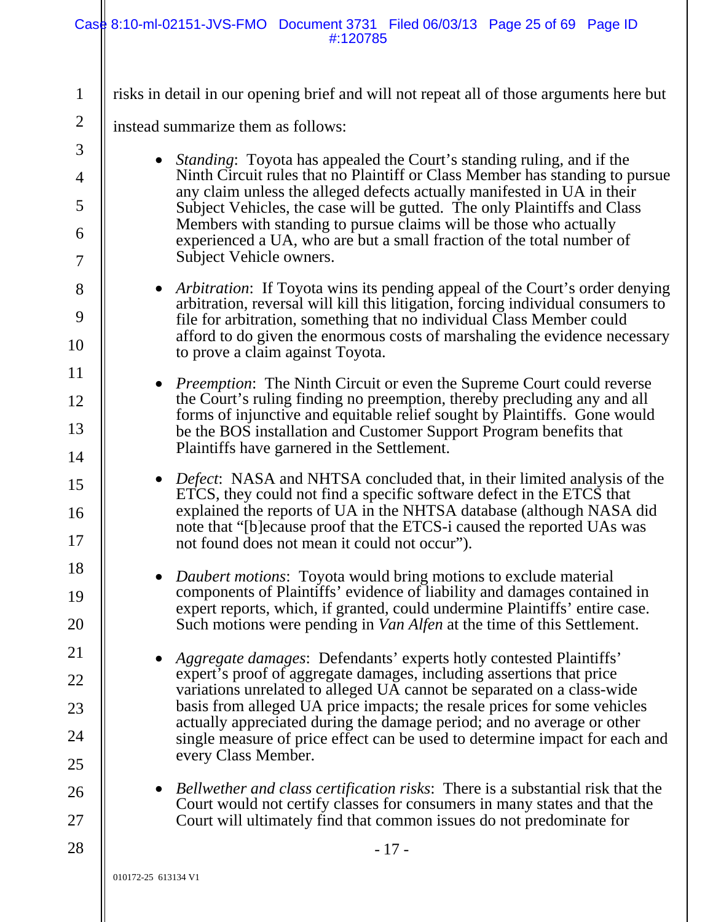risks in detail in our opening brief and will not repeat all of those arguments here but instead summarize them as follows:

- *Standing*: Toyota has appealed the Court's standing ruling, and if the Ninth Circuit rules that no Plaintiff or Class Member has standing to pursue any claim unless the alleged defects actually manifested in UA in their Subject Vehicles, the case will be gutted. The only Plaintiffs and Class Members with standing to pursue claims will be those who actually experienced a UA, who are but a small fraction of the total number of Subject Vehicle owners.

- *Arbitration*: If Toyota wins its pending appeal of the Court's order denying arbitration, reversal will kill this litigation, forcing individual consumers to file for arbitration, something that no individual Class Member could afford to do given the enormous costs of marshaling the evidence necessary to prove a claim against Toyota.

- *Preemption*: The Ninth Circuit or even the Supreme Court could reverse the Court's ruling finding no preemption, thereby precluding any and all forms of injunctive and equitable relief sought by Plaintiffs. Gone would be the BOS installation and Customer Support Program benefits that Plaintiffs have garnered in the Settlement.

- *Defect*: NASA and NHTSA concluded that, in their limited analysis of the ETCS, they could not find a specific software defect in the ETCS that explained the reports of UA in the NHTSA database (although NASA did note that "[b]ecause proof that the ETCS-i caused the reported UAs was not found does not mean it could not occur").

- *Daubert motions*: Toyota would bring motions to exclude material components of Plaintiffs' evidence of liability and damages contained in expert reports, which, if granted, could undermine Plaintiffs' entire case. Such motions were pending in *Van Alfen* at the time of this Settlement.

- *Aggregate damages*: Defendants' experts hotly contested Plaintiffs' expert's proof of aggregate damages, including assertions that price variations unrelated to alleged UA cannot be separated on a class-wide basis from alleged UA price impacts; the resale prices for some vehicles actually appreciated during the damage period; and no average or other single measure of price effect can be used to determine impact for each and every Class Member.

- *Bellwether and class certification risks*: There is a substantial risk that the Court would not certify classes for consumers in many states and that the Court will ultimately find that common issues do not predominate for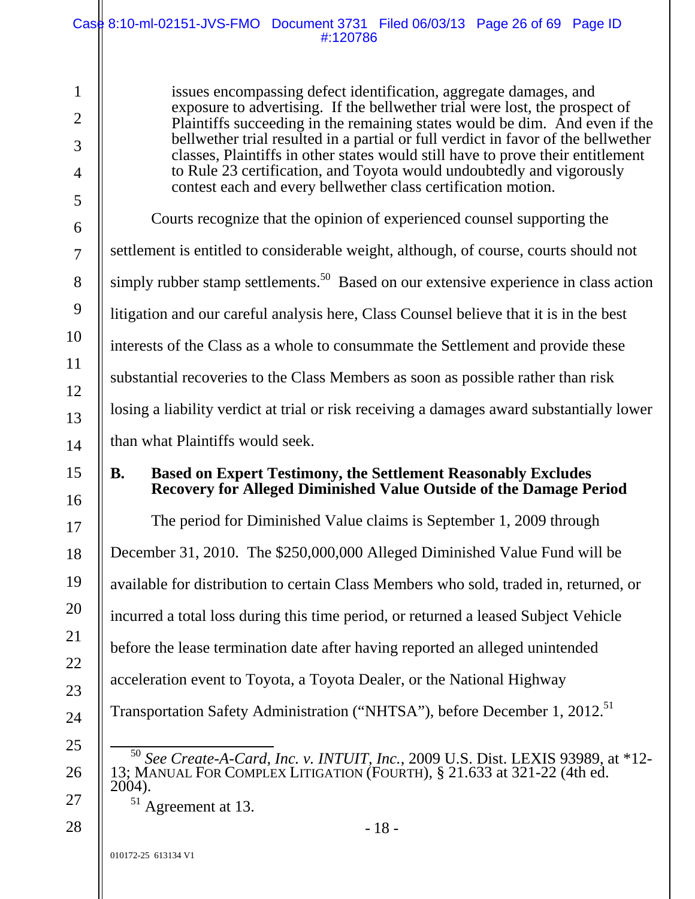> issues encompassing defect identification, aggregate damages, and exposure to advertising. If the bellwether trial were lost, the prospect of Plaintiffs succeeding in the remaining states would be dim. And even if the bellwether trial resulted in a partial or full verdict in favor of the bellwether classes, Plaintiffs in other states would still have to prove their entitlement to Rule 23 certification, and Toyota would undoubtedly and vigorously contest each and every bellwether class certification motion.

Courts recognize that the opinion of experienced counsel supporting the settlement is entitled to considerable weight, although, of course, courts should not simply rubber stamp settlements.[50] Based on our extensive experience in class action litigation and our careful analysis here, Class Counsel believe that it is in the best interests of the Class as a whole to consummate the Settlement and provide these substantial recoveries to the Class Members as soon as possible rather than risk losing a liability verdict at trial or risk receiving a damages award substantially lower than what Plaintiffs would seek.

## B. Based on Expert Testimony, the Settlement Reasonably Excludes Recovery for Alleged Diminished Value Outside of the Damage Period

The period for Diminished Value claims is September 1, 2009 through December 31, 2010. The $250,000,000 Alleged Diminished Value Fund will be available for distribution to certain Class Members who sold, traded in, returned, or incurred a total loss during this time period, or returned a leased Subject Vehicle before the lease termination date after having reported an alleged unintended acceleration event to Toyota, a Toyota Dealer, or the National Highway Transportation Safety Administration ("NHTSA"), before December 1, 2012.[51]

---

[50] *See Create-A-Card, Inc. v. INTUIT, Inc.*, 2009 U.S. Dist. LEXIS 93989, at *12-13; MANUAL FOR COMPLEX LITIGATION (FOURTH), § 21.633 at 321-22 (4th ed. 2004).

[51] Agreement at 13.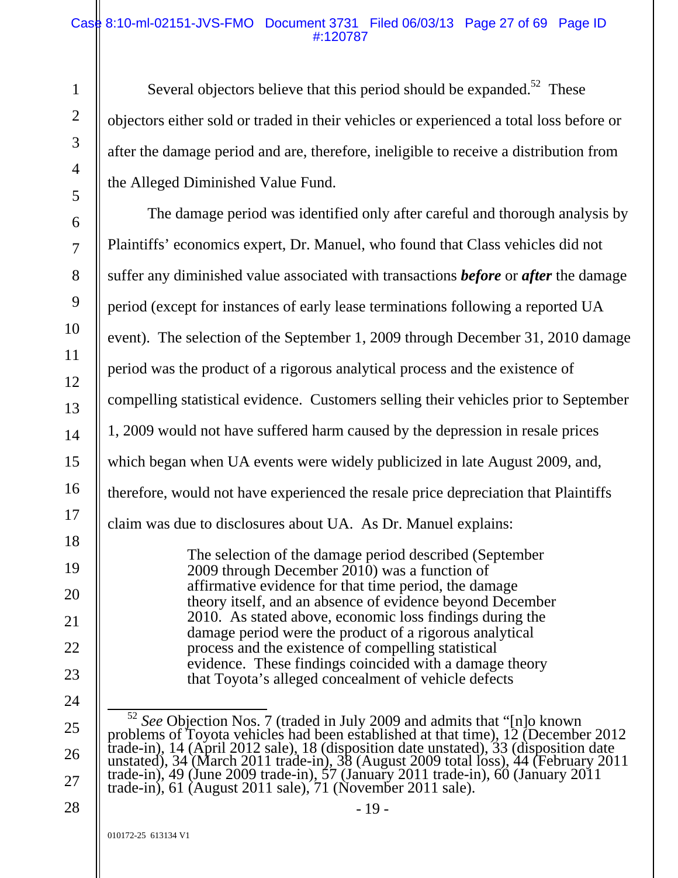Several objectors believe that this period should be expanded.[52] These objectors either sold or traded in their vehicles or experienced a total loss before or after the damage period and are, therefore, ineligible to receive a distribution from the Alleged Diminished Value Fund.

The damage period was identified only after careful and thorough analysis by Plaintiffs' economics expert, Dr. Manuel, who found that Class vehicles did not suffer any diminished value associated with transactions ***before*** or ***after*** the damage period (except for instances of early lease terminations following a reported UA event). The selection of the September 1, 2009 through December 31, 2010 damage period was the product of a rigorous analytical process and the existence of compelling statistical evidence. Customers selling their vehicles prior to September 1, 2009 would not have suffered harm caused by the depression in resale prices which began when UA events were widely publicized in late August 2009, and, therefore, would not have experienced the resale price depreciation that Plaintiffs claim was due to disclosures about UA. As Dr. Manuel explains:

> The selection of the damage period described (September 2009 through December 2010) was a function of affirmative evidence for that time period, the damage theory itself, and an absence of evidence beyond December 2010. As stated above, economic loss findings during the damage period were the product of a rigorous analytical process and the existence of compelling statistical evidence. These findings coincided with a damage theory that Toyota's alleged concealment of vehicle defects

---

[52] *See* Objection Nos. 7 (traded in July 2009 and admits that "[n]o known problems of Toyota vehicles had been established at that time), 12 (December 2012 trade-in), 14 (April 2012 sale), 18 (disposition date unstated), 33 (disposition date unstated), 34 (March 2011 trade-in), 38 (August 2009 total loss), 44 (February 2011 trade-in), 49 (June 2009 trade-in), 57 (January 2011 trade-in), 60 (January 2011 trade-in), 61 (August 2011 sale), 71 (November 2011 sale).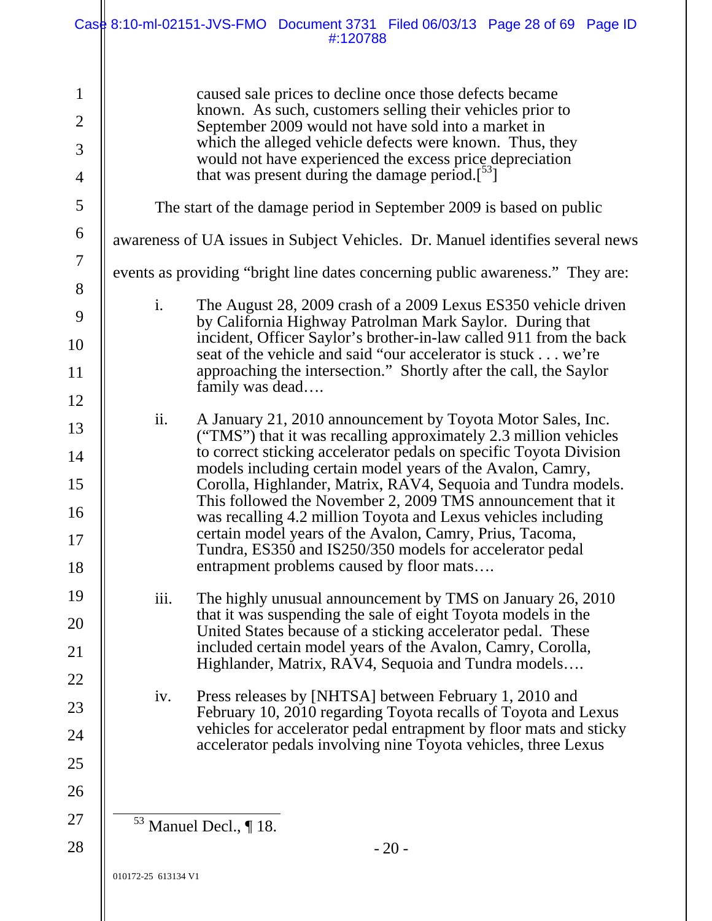> caused sale prices to decline once those defects became known. As such, customers selling their vehicles prior to September 2009 would not have sold into a market in which the alleged vehicle defects were known. Thus, they would not have experienced the excess price depreciation that was present during the damage period.[53]

The start of the damage period in September 2009 is based on public awareness of UA issues in Subject Vehicles. Dr. Manuel identifies several news events as providing "bright line dates concerning public awareness." They are:

> i. The August 28, 2009 crash of a 2009 Lexus ES350 vehicle driven by California Highway Patrolman Mark Saylor. During that incident, Officer Saylor's brother-in-law called 911 from the back seat of the vehicle and said "our accelerator is stuck . . . we're approaching the intersection." Shortly after the call, the Saylor family was dead….
>
> ii. A January 21, 2010 announcement by Toyota Motor Sales, Inc. ("TMS") that it was recalling approximately 2.3 million vehicles to correct sticking accelerator pedals on specific Toyota Division models including certain model years of the Avalon, Camry, Corolla, Highlander, Matrix, RAV4, Sequoia and Tundra models. This followed the November 2, 2009 TMS announcement that it was recalling 4.2 million Toyota and Lexus vehicles including certain model years of the Avalon, Camry, Prius, Tacoma, Tundra, ES350 and IS250/350 models for accelerator pedal entrapment problems caused by floor mats….
>
> iii. The highly unusual announcement by TMS on January 26, 2010 that it was suspending the sale of eight Toyota models in the United States because of a sticking accelerator pedal. These included certain model years of the Avalon, Camry, Corolla, Highlander, Matrix, RAV4, Sequoia and Tundra models….
>
> iv. Press releases by [NHTSA] between February 1, 2010 and February 10, 2010 regarding Toyota recalls of Toyota and Lexus vehicles for accelerator pedal entrapment by floor mats and sticky accelerator pedals involving nine Toyota vehicles, three Lexus

[53] Manuel Decl., ¶ 18.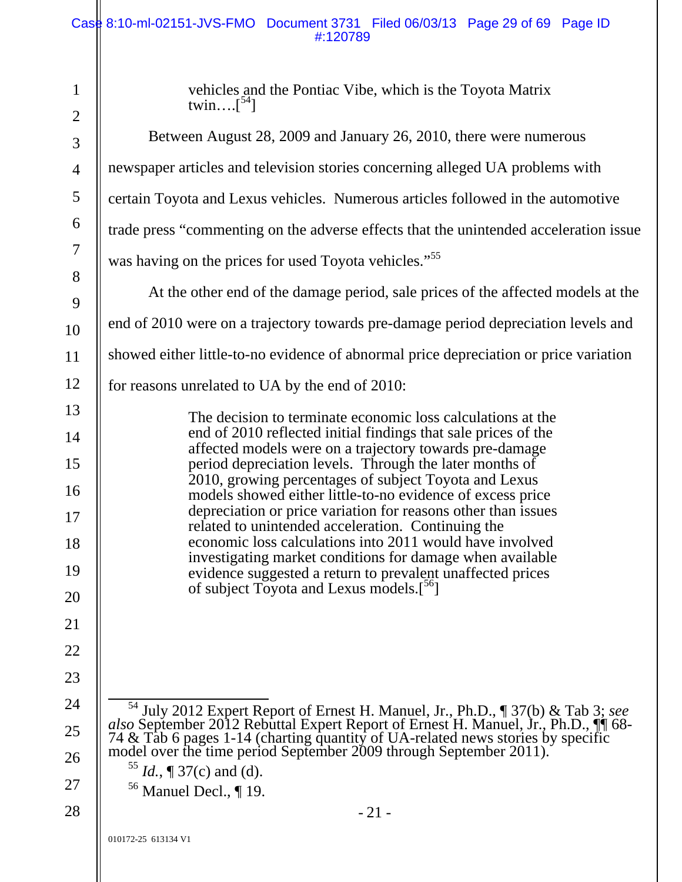> vehicles and the Pontiac Vibe, which is the Toyota Matrix twin….[54]

Between August 28, 2009 and January 26, 2010, there were numerous newspaper articles and television stories concerning alleged UA problems with certain Toyota and Lexus vehicles. Numerous articles followed in the automotive trade press "commenting on the adverse effects that the unintended acceleration issue was having on the prices for used Toyota vehicles."[55]

At the other end of the damage period, sale prices of the affected models at the end of 2010 were on a trajectory towards pre-damage period depreciation levels and showed either little-to-no evidence of abnormal price depreciation or price variation for reasons unrelated to UA by the end of 2010:

> The decision to terminate economic loss calculations at the end of 2010 reflected initial findings that sale prices of the affected models were on a trajectory towards pre-damage period depreciation levels. Through the later months of 2010, growing percentages of subject Toyota and Lexus models showed either little-to-no evidence of excess price depreciation or price variation for reasons other than issues related to unintended acceleration. Continuing the economic loss calculations into 2011 would have involved investigating market conditions for damage when available evidence suggested a return to prevalent unaffected prices of subject Toyota and Lexus models.[56]

---

[54] July 2012 Expert Report of Ernest H. Manuel, Jr., Ph.D., ¶ 37(b) & Tab 3; *see also* September 2012 Rebuttal Expert Report of Ernest H. Manuel, Jr., Ph.D., ¶¶ 68-74 & Tab 6 pages 1-14 (charting quantity of UA-related news stories by specific model over the time period September 2009 through September 2011).

[55] *Id.*, ¶ 37(c) and (d).

[56] Manuel Decl., ¶ 19.

010172-25 613134 V1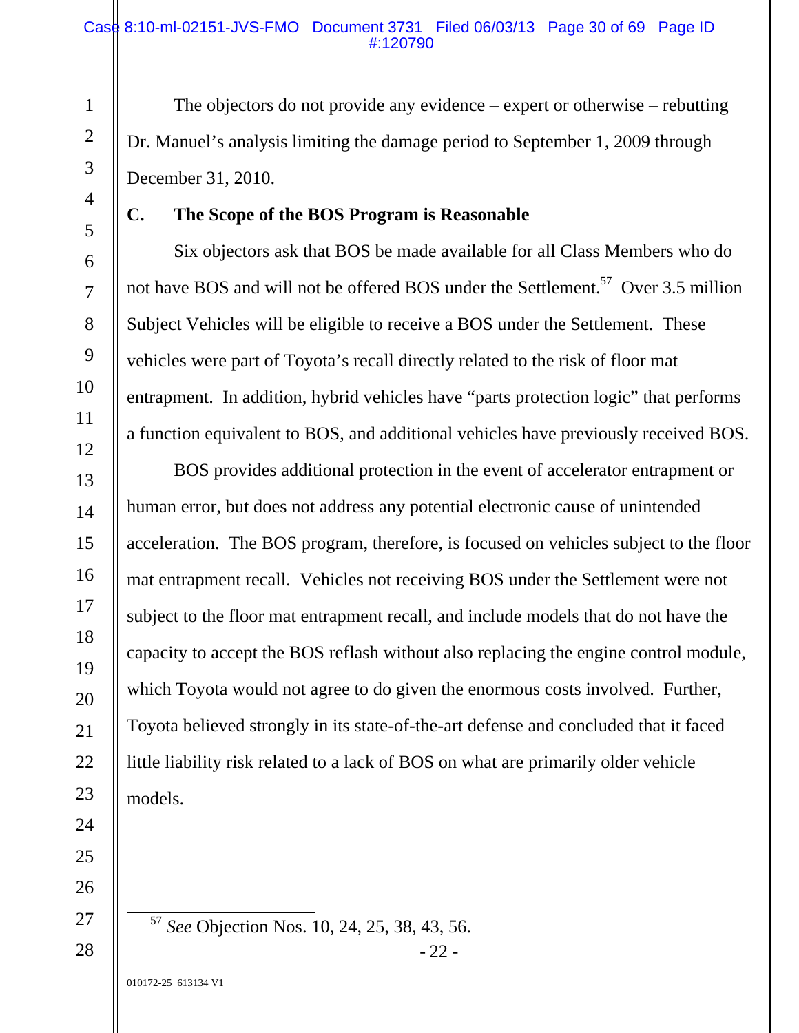The objectors do not provide any evidence – expert or otherwise – rebutting Dr. Manuel's analysis limiting the damage period to September 1, 2009 through December 31, 2010.

### C. The Scope of the BOS Program is Reasonable

Six objectors ask that BOS be made available for all Class Members who do not have BOS and will not be offered BOS under the Settlement.[57] Over 3.5 million Subject Vehicles will be eligible to receive a BOS under the Settlement. These vehicles were part of Toyota's recall directly related to the risk of floor mat entrapment. In addition, hybrid vehicles have "parts protection logic" that performs a function equivalent to BOS, and additional vehicles have previously received BOS.

BOS provides additional protection in the event of accelerator entrapment or human error, but does not address any potential electronic cause of unintended acceleration. The BOS program, therefore, is focused on vehicles subject to the floor mat entrapment recall. Vehicles not receiving BOS under the Settlement were not subject to the floor mat entrapment recall, and include models that do not have the capacity to accept the BOS reflash without also replacing the engine control module, which Toyota would not agree to do given the enormous costs involved. Further, Toyota believed strongly in its state-of-the-art defense and concluded that it faced little liability risk related to a lack of BOS on what are primarily older vehicle models.

---

[57] *See* Objection Nos. 10, 24, 25, 38, 43, 56.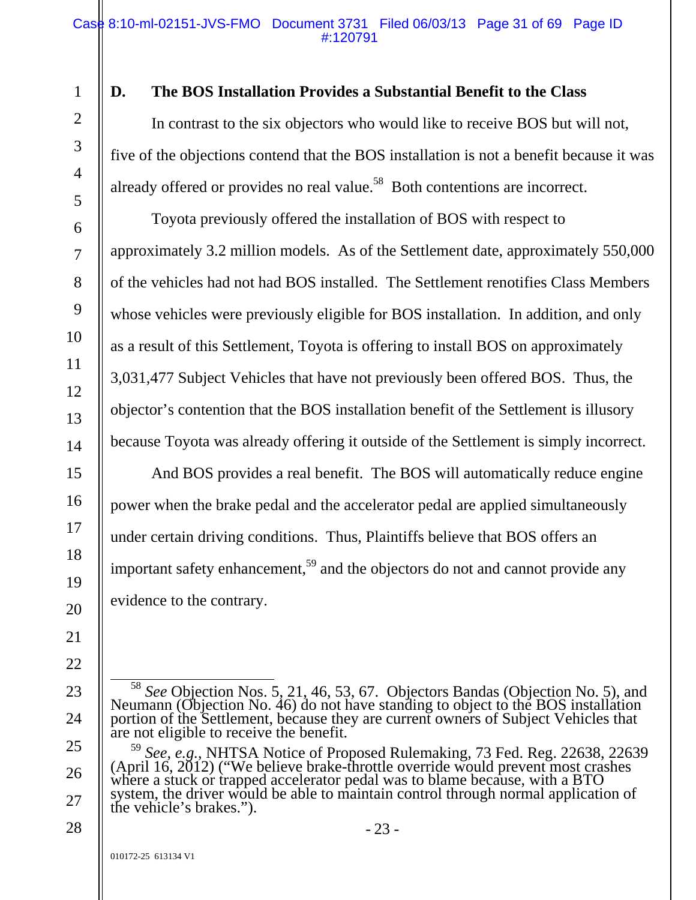### D. The BOS Installation Provides a Substantial Benefit to the Class

In contrast to the six objectors who would like to receive BOS but will not, five of the objections contend that the BOS installation is not a benefit because it was already offered or provides no real value.[58] Both contentions are incorrect.

Toyota previously offered the installation of BOS with respect to approximately 3.2 million models. As of the Settlement date, approximately 550,000 of the vehicles had not had BOS installed. The Settlement renotifies Class Members whose vehicles were previously eligible for BOS installation. In addition, and only as a result of this Settlement, Toyota is offering to install BOS on approximately 3,031,477 Subject Vehicles that have not previously been offered BOS. Thus, the objector's contention that the BOS installation benefit of the Settlement is illusory because Toyota was already offering it outside of the Settlement is simply incorrect.

And BOS provides a real benefit. The BOS will automatically reduce engine power when the brake pedal and the accelerator pedal are applied simultaneously under certain driving conditions. Thus, Plaintiffs believe that BOS offers an important safety enhancement,[59] and the objectors do not and cannot provide any evidence to the contrary.

---

[58] *See* Objection Nos. 5, 21, 46, 53, 67. Objectors Bandas (Objection No. 5), and Neumann (Objection No. 46) do not have standing to object to the BOS installation portion of the Settlement, because they are current owners of Subject Vehicles that are not eligible to receive the benefit.

[59] *See, e.g.*, NHTSA Notice of Proposed Rulemaking, 73 Fed. Reg. 22638, 22639 (April 16, 2012) ("We believe brake-throttle override would prevent most crashes where a stuck or trapped accelerator pedal was to blame because, with a BTO system, the driver would be able to maintain control through normal application of the vehicle's brakes.").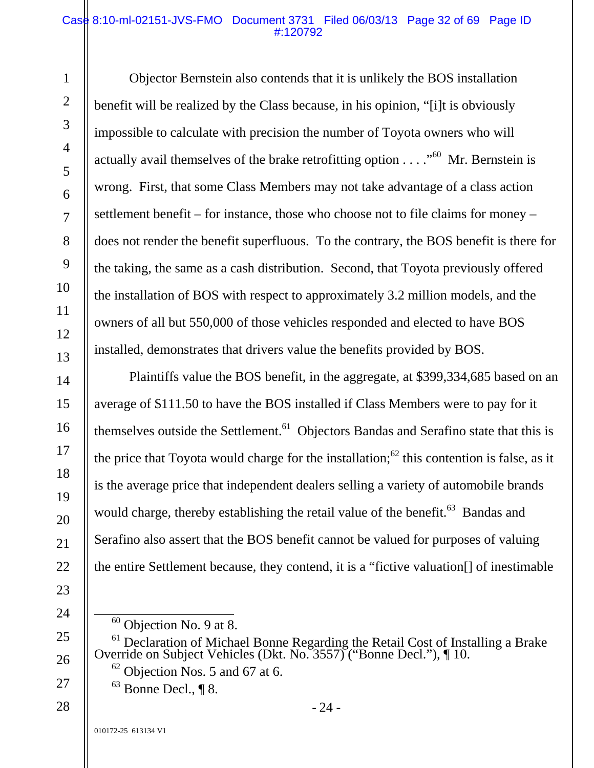Objector Bernstein also contends that it is unlikely the BOS installation benefit will be realized by the Class because, in his opinion, "[i]t is obviously impossible to calculate with precision the number of Toyota owners who will actually avail themselves of the brake retrofitting option . . . ."[60] Mr. Bernstein is wrong. First, that some Class Members may not take advantage of a class action settlement benefit – for instance, those who choose not to file claims for money – does not render the benefit superfluous. To the contrary, the BOS benefit is there for the taking, the same as a cash distribution. Second, that Toyota previously offered the installation of BOS with respect to approximately 3.2 million models, and the owners of all but 550,000 of those vehicles responded and elected to have BOS installed, demonstrates that drivers value the benefits provided by BOS.

Plaintiffs value the BOS benefit, in the aggregate, at $399,334,685 based on an average of $111.50 to have the BOS installed if Class Members were to pay for it themselves outside the Settlement.[61] Objectors Bandas and Serafino state that this is the price that Toyota would charge for the installation;[62] this contention is false, as it is the average price that independent dealers selling a variety of automobile brands would charge, thereby establishing the retail value of the benefit.[63] Bandas and Serafino also assert that the BOS benefit cannot be valued for purposes of valuing the entire Settlement because, they contend, it is a "fictive valuation[] of inestimable

---

[60] Objection No. 9 at 8.

[61] Declaration of Michael Bonne Regarding the Retail Cost of Installing a Brake Override on Subject Vehicles (Dkt. No. 3557) ("Bonne Decl."), ¶ 10.

[62] Objection Nos. 5 and 67 at 6.

[63] Bonne Decl., ¶ 8.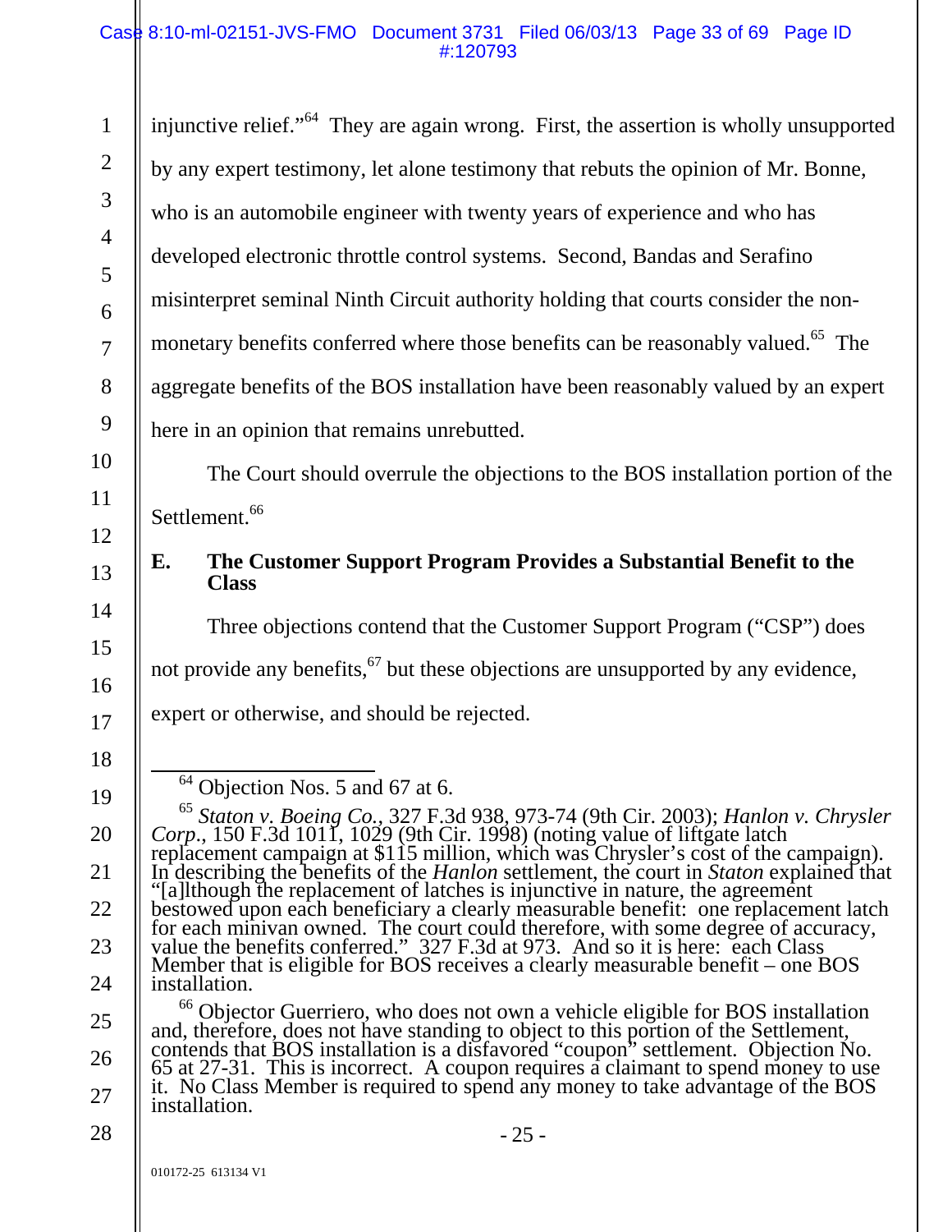injunctive relief."[64] They are again wrong. First, the assertion is wholly unsupported by any expert testimony, let alone testimony that rebuts the opinion of Mr. Bonne, who is an automobile engineer with twenty years of experience and who has developed electronic throttle control systems. Second, Bandas and Serafino misinterpret seminal Ninth Circuit authority holding that courts consider the non-monetary benefits conferred where those benefits can be reasonably valued.[65] The aggregate benefits of the BOS installation have been reasonably valued by an expert here in an opinion that remains unrebutted.

The Court should overrule the objections to the BOS installation portion of the Settlement.[66]

### E. The Customer Support Program Provides a Substantial Benefit to the Class

Three objections contend that the Customer Support Program ("CSP") does not provide any benefits,[67] but these objections are unsupported by any evidence, expert or otherwise, and should be rejected.

---

[64] Objection Nos. 5 and 67 at 6.

[65] *Staton v. Boeing Co.*, 327 F.3d 938, 973-74 (9th Cir. 2003); *Hanlon v. Chrysler Corp.*, 150 F.3d 1011, 1029 (9th Cir. 1998) (noting value of liftgate latch replacement campaign at $115 million, which was Chrysler's cost of the campaign). In describing the benefits of the *Hanlon* settlement, the court in *Staton* explained that "[a]lthough the replacement of latches is injunctive in nature, the agreement bestowed upon each beneficiary a clearly measurable benefit: one replacement latch for each minivan owned. The court could therefore, with some degree of accuracy, value the benefits conferred." 327 F.3d at 973. And so it is here: each Class Member that is eligible for BOS receives a clearly measurable benefit – one BOS installation.

[66] Objector Guerriero, who does not own a vehicle eligible for BOS installation and, therefore, does not have standing to object to this portion of the Settlement, contends that BOS installation is a disfavored "coupon" settlement. Objection No. 65 at 27-31. This is incorrect. A coupon requires a claimant to spend money to use it. No Class Member is required to spend any money to take advantage of the BOS installation.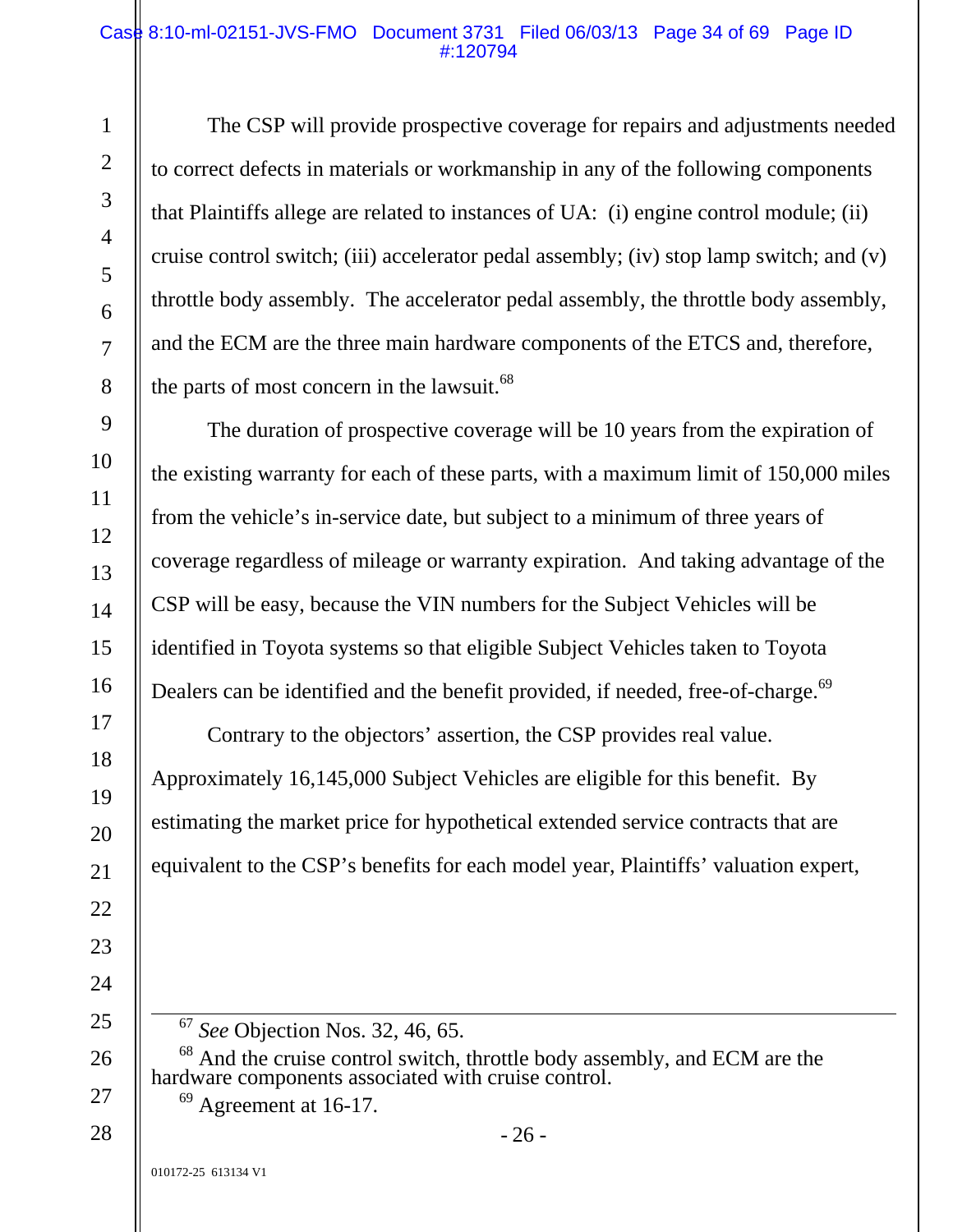The CSP will provide prospective coverage for repairs and adjustments needed to correct defects in materials or workmanship in any of the following components that Plaintiffs allege are related to instances of UA: (i) engine control module; (ii) cruise control switch; (iii) accelerator pedal assembly; (iv) stop lamp switch; and (v) throttle body assembly. The accelerator pedal assembly, the throttle body assembly, and the ECM are the three main hardware components of the ETCS and, therefore, the parts of most concern in the lawsuit.[68]

The duration of prospective coverage will be 10 years from the expiration of the existing warranty for each of these parts, with a maximum limit of 150,000 miles from the vehicle's in-service date, but subject to a minimum of three years of coverage regardless of mileage or warranty expiration. And taking advantage of the CSP will be easy, because the VIN numbers for the Subject Vehicles will be identified in Toyota systems so that eligible Subject Vehicles taken to Toyota Dealers can be identified and the benefit provided, if needed, free-of-charge.[69]

Contrary to the objectors' assertion, the CSP provides real value. Approximately 16,145,000 Subject Vehicles are eligible for this benefit. By estimating the market price for hypothetical extended service contracts that are equivalent to the CSP's benefits for each model year, Plaintiffs' valuation expert,

---

[67] *See* Objection Nos. 32, 46, 65.

[68] And the cruise control switch, throttle body assembly, and ECM are the hardware components associated with cruise control.

[69] Agreement at 16-17.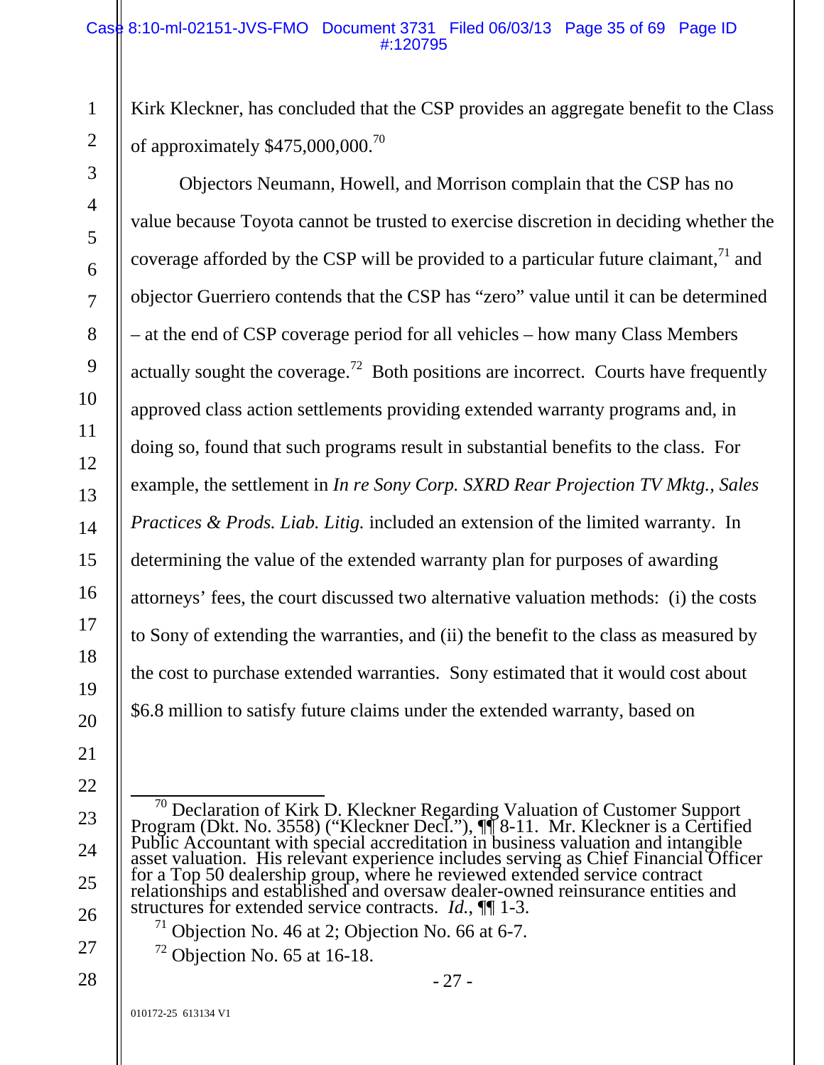Kirk Kleckner, has concluded that the CSP provides an aggregate benefit to the Class of approximately $475,000,000.[70]

Objectors Neumann, Howell, and Morrison complain that the CSP has no value because Toyota cannot be trusted to exercise discretion in deciding whether the coverage afforded by the CSP will be provided to a particular future claimant,[71] and objector Guerriero contends that the CSP has "zero" value until it can be determined – at the end of CSP coverage period for all vehicles – how many Class Members actually sought the coverage.[72] Both positions are incorrect. Courts have frequently approved class action settlements providing extended warranty programs and, in doing so, found that such programs result in substantial benefits to the class. For example, the settlement in *In re Sony Corp. SXRD Rear Projection TV Mktg., Sales Practices & Prods. Liab. Litig.* included an extension of the limited warranty. In determining the value of the extended warranty plan for purposes of awarding attorneys' fees, the court discussed two alternative valuation methods: (i) the costs to Sony of extending the warranties, and (ii) the benefit to the class as measured by the cost to purchase extended warranties. Sony estimated that it would cost about $6.8 million to satisfy future claims under the extended warranty, based on

---

[70] Declaration of Kirk D. Kleckner Regarding Valuation of Customer Support Program (Dkt. No. 3558) ("Kleckner Decl."), ¶¶ 8-11. Mr. Kleckner is a Certified Public Accountant with special accreditation in business valuation and intangible asset valuation. His relevant experience includes serving as Chief Financial Officer for a Top 50 dealership group, where he reviewed extended service contract relationships and established and oversaw dealer-owned reinsurance entities and structures for extended service contracts. *Id.*, ¶¶ 1-3.

[71] Objection No. 46 at 2; Objection No. 66 at 6-7.

[72] Objection No. 65 at 16-18.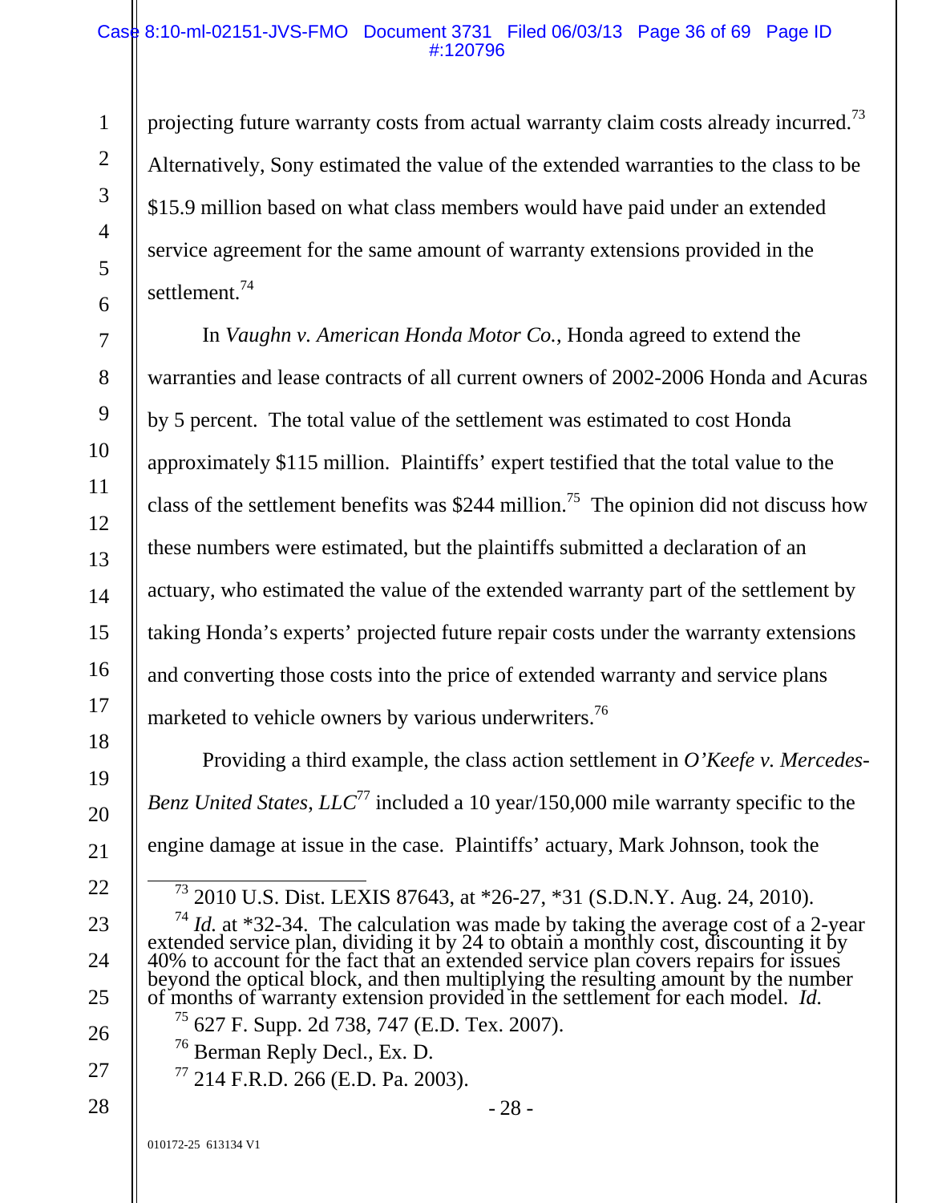projecting future warranty costs from actual warranty claim costs already incurred.[73] Alternatively, Sony estimated the value of the extended warranties to the class to be $15.9 million based on what class members would have paid under an extended service agreement for the same amount of warranty extensions provided in the settlement.[74]

In *Vaughn v. American Honda Motor Co.*, Honda agreed to extend the warranties and lease contracts of all current owners of 2002-2006 Honda and Acuras by 5 percent. The total value of the settlement was estimated to cost Honda approximately $115 million. Plaintiffs' expert testified that the total value to the class of the settlement benefits was $244 million.[75] The opinion did not discuss how these numbers were estimated, but the plaintiffs submitted a declaration of an actuary, who estimated the value of the extended warranty part of the settlement by taking Honda's experts' projected future repair costs under the warranty extensions and converting those costs into the price of extended warranty and service plans marketed to vehicle owners by various underwriters.[76]

Providing a third example, the class action settlement in *O'Keefe v. Mercedes-Benz United States, LLC*[77] included a 10 year/150,000 mile warranty specific to the engine damage at issue in the case. Plaintiffs' actuary, Mark Johnson, took the

---

[73] 2010 U.S. Dist. LEXIS 87643, at *26-27, *31 (S.D.N.Y. Aug. 24, 2010).

[74] *Id.* at *32-34. The calculation was made by taking the average cost of a 2-year extended service plan, dividing it by 24 to obtain a monthly cost, discounting it by 40% to account for the fact that an extended service plan covers repairs for issues beyond the optical block, and then multiplying the resulting amount by the number of months of warranty extension provided in the settlement for each model. *Id.*

[75] 627 F. Supp. 2d 738, 747 (E.D. Tex. 2007).

[76] Berman Reply Decl., Ex. D.

[77] 214 F.R.D. 266 (E.D. Pa. 2003).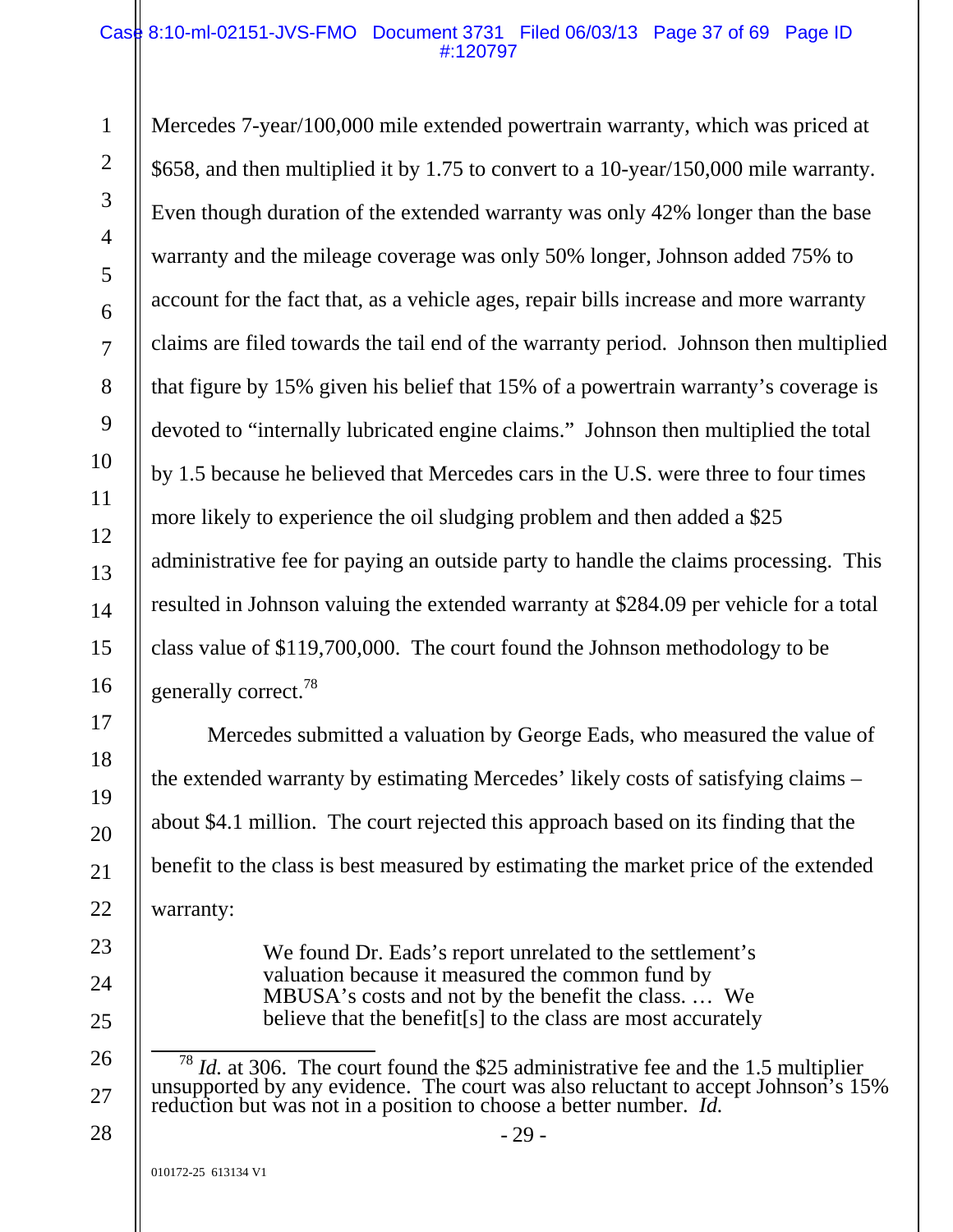Mercedes 7-year/100,000 mile extended powertrain warranty, which was priced at $658, and then multiplied it by 1.75 to convert to a 10-year/150,000 mile warranty. Even though duration of the extended warranty was only 42% longer than the base warranty and the mileage coverage was only 50% longer, Johnson added 75% to account for the fact that, as a vehicle ages, repair bills increase and more warranty claims are filed towards the tail end of the warranty period. Johnson then multiplied that figure by 15% given his belief that 15% of a powertrain warranty's coverage is devoted to "internally lubricated engine claims." Johnson then multiplied the total by 1.5 because he believed that Mercedes cars in the U.S. were three to four times more likely to experience the oil sludging problem and then added a $25 administrative fee for paying an outside party to handle the claims processing. This resulted in Johnson valuing the extended warranty at $284.09 per vehicle for a total class value of $119,700,000. The court found the Johnson methodology to be generally correct.[78]

Mercedes submitted a valuation by George Eads, who measured the value of the extended warranty by estimating Mercedes' likely costs of satisfying claims – about $4.1 million. The court rejected this approach based on its finding that the benefit to the class is best measured by estimating the market price of the extended warranty:

> We found Dr. Eads's report unrelated to the settlement's valuation because it measured the common fund by MBUSA's costs and not by the benefit the class. … We believe that the benefit[s] to the class are most accurately

---

[78] *Id.* at 306. The court found the $25 administrative fee and the 1.5 multiplier unsupported by any evidence. The court was also reluctant to accept Johnson's 15% reduction but was not in a position to choose a better number. *Id.*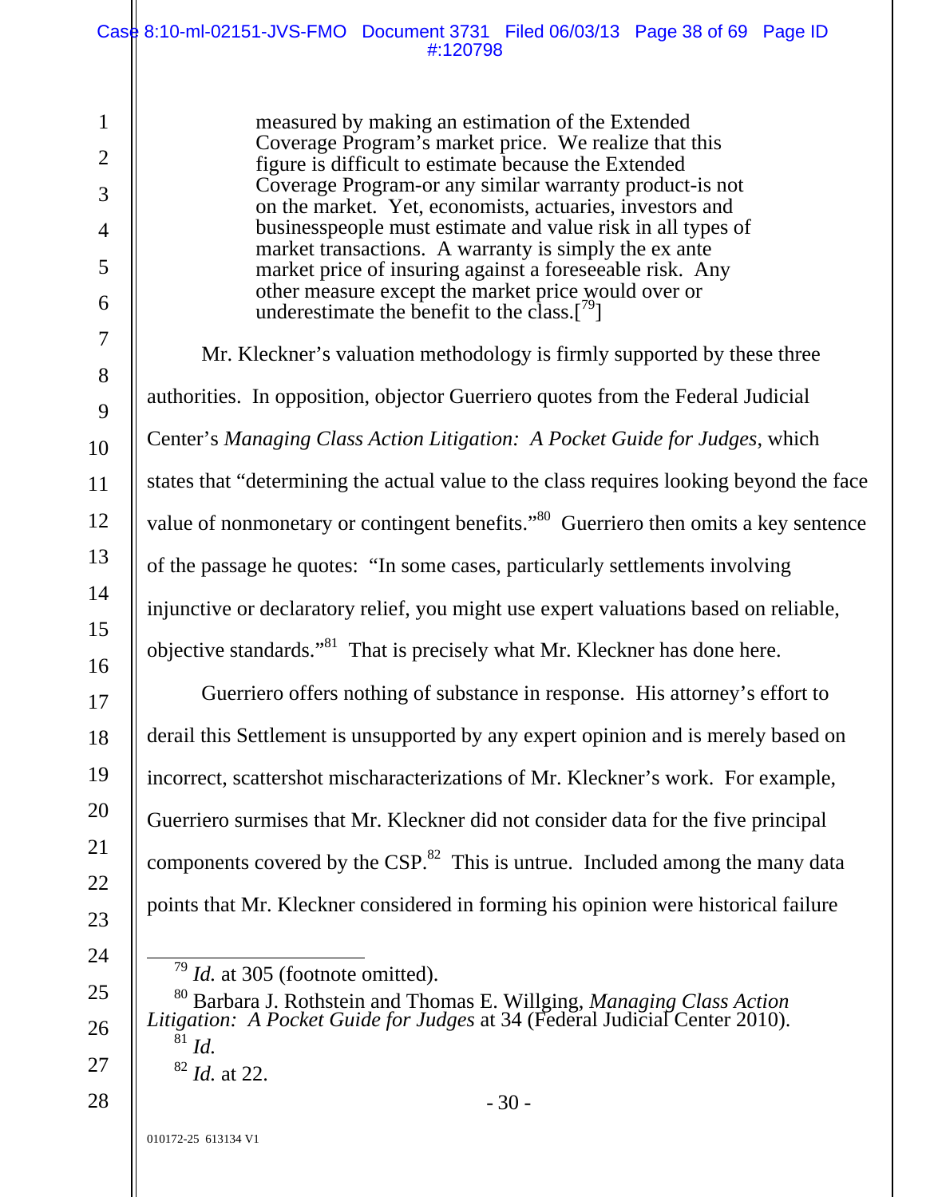> measured by making an estimation of the Extended Coverage Program's market price. We realize that this figure is difficult to estimate because the Extended Coverage Program-or any similar warranty product-is not on the market. Yet, economists, actuaries, investors and businesspeople must estimate and value risk in all types of market transactions. A warranty is simply the ex ante market price of insuring against a foreseeable risk. Any other measure except the market price would over or underestimate the benefit to the class.[[79]]

Mr. Kleckner's valuation methodology is firmly supported by these three authorities. In opposition, objector Guerriero quotes from the Federal Judicial Center's *Managing Class Action Litigation: A Pocket Guide for Judges*, which states that "determining the actual value to the class requires looking beyond the face value of nonmonetary or contingent benefits."[80] Guerriero then omits a key sentence of the passage he quotes: "In some cases, particularly settlements involving injunctive or declaratory relief, you might use expert valuations based on reliable, objective standards."[81] That is precisely what Mr. Kleckner has done here.

Guerriero offers nothing of substance in response. His attorney's effort to derail this Settlement is unsupported by any expert opinion and is merely based on incorrect, scattershot mischaracterizations of Mr. Kleckner's work. For example, Guerriero surmises that Mr. Kleckner did not consider data for the five principal components covered by the CSP.[82] This is untrue. Included among the many data points that Mr. Kleckner considered in forming his opinion were historical failure

---

[79] *Id.* at 305 (footnote omitted).

[80] Barbara J. Rothstein and Thomas E. Willging, *Managing Class Action Litigation: A Pocket Guide for Judges* at 34 (Federal Judicial Center 2010).

[81] *Id.*

[82] *Id.* at 22.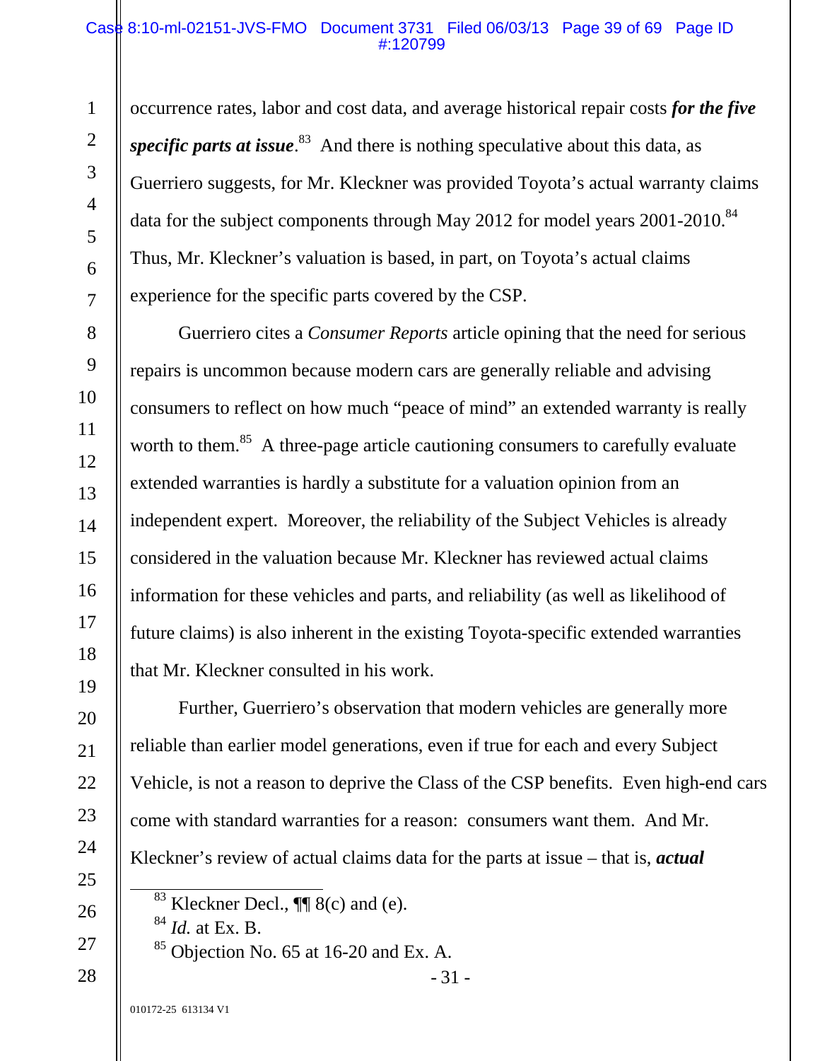occurrence rates, labor and cost data, and average historical repair costs ***for the five specific parts at issue***.[83] And there is nothing speculative about this data, as Guerriero suggests, for Mr. Kleckner was provided Toyota's actual warranty claims data for the subject components through May 2012 for model years 2001-2010.[84] Thus, Mr. Kleckner's valuation is based, in part, on Toyota's actual claims experience for the specific parts covered by the CSP.

Guerriero cites a *Consumer Reports* article opining that the need for serious repairs is uncommon because modern cars are generally reliable and advising consumers to reflect on how much "peace of mind" an extended warranty is really worth to them.[85] A three-page article cautioning consumers to carefully evaluate extended warranties is hardly a substitute for a valuation opinion from an independent expert. Moreover, the reliability of the Subject Vehicles is already considered in the valuation because Mr. Kleckner has reviewed actual claims information for these vehicles and parts, and reliability (as well as likelihood of future claims) is also inherent in the existing Toyota-specific extended warranties that Mr. Kleckner consulted in his work.

Further, Guerriero's observation that modern vehicles are generally more reliable than earlier model generations, even if true for each and every Subject Vehicle, is not a reason to deprive the Class of the CSP benefits. Even high-end cars come with standard warranties for a reason: consumers want them. And Mr. Kleckner's review of actual claims data for the parts at issue – that is, ***actual***

---

[83] Kleckner Decl., ¶¶ 8(c) and (e).

[84] *Id.* at Ex. B.

[85] Objection No. 65 at 16-20 and Ex. A.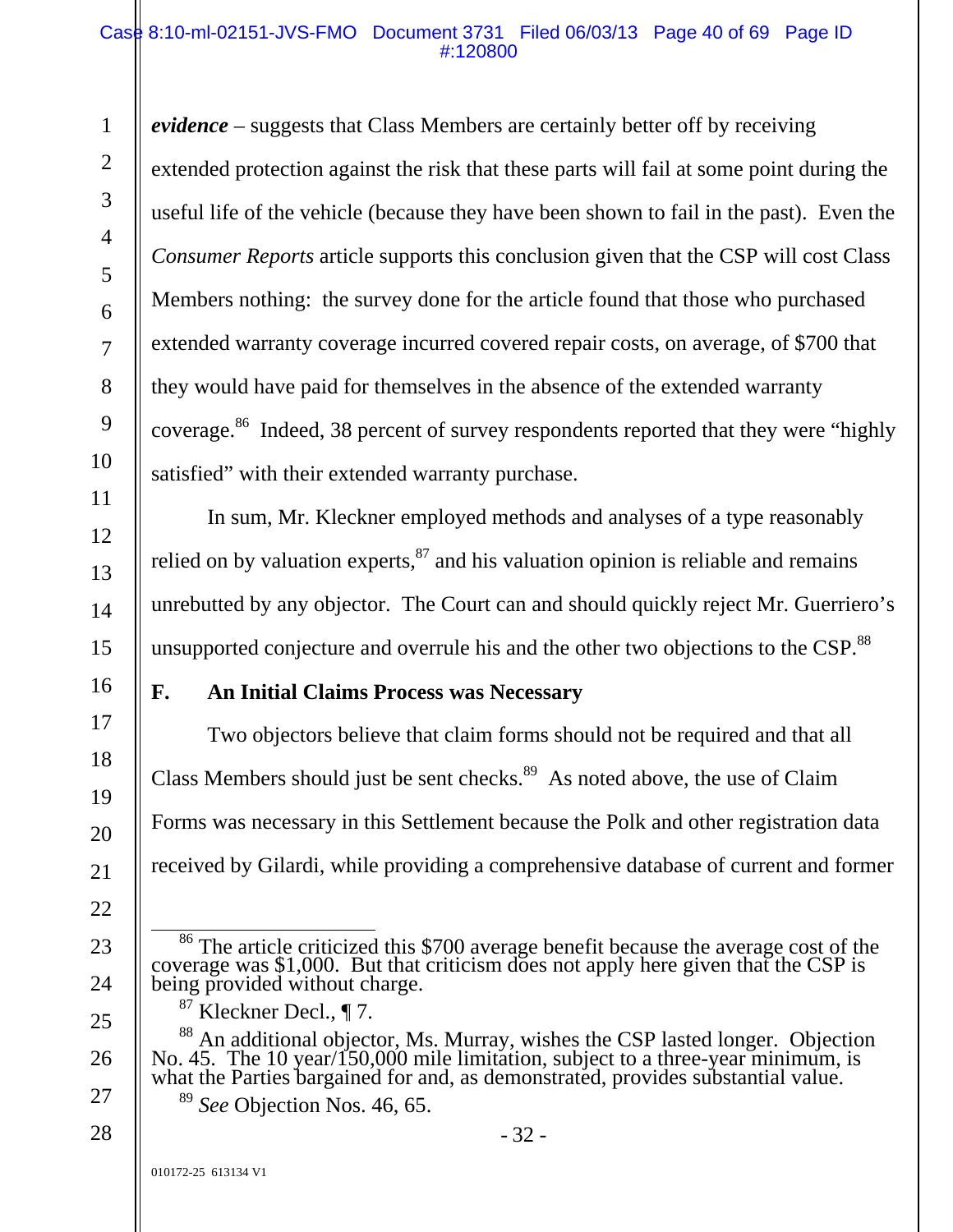***evidence*** – suggests that Class Members are certainly better off by receiving extended protection against the risk that these parts will fail at some point during the useful life of the vehicle (because they have been shown to fail in the past). Even the *Consumer Reports* article supports this conclusion given that the CSP will cost Class Members nothing: the survey done for the article found that those who purchased extended warranty coverage incurred covered repair costs, on average, of $700 that they would have paid for themselves in the absence of the extended warranty coverage.[86] Indeed, 38 percent of survey respondents reported that they were "highly satisfied" with their extended warranty purchase.

In sum, Mr. Kleckner employed methods and analyses of a type reasonably relied on by valuation experts,[87] and his valuation opinion is reliable and remains unrebutted by any objector. The Court can and should quickly reject Mr. Guerriero's unsupported conjecture and overrule his and the other two objections to the CSP.[88]

### F. An Initial Claims Process was Necessary

Two objectors believe that claim forms should not be required and that all Class Members should just be sent checks.[89] As noted above, the use of Claim Forms was necessary in this Settlement because the Polk and other registration data received by Gilardi, while providing a comprehensive database of current and former

---

[86] The article criticized this $700 average benefit because the average cost of the coverage was $1,000. But that criticism does not apply here given that the CSP is being provided without charge.

[87] Kleckner Decl., ¶ 7.

[88] An additional objector, Ms. Murray, wishes the CSP lasted longer. Objection No. 45. The 10 year/150,000 mile limitation, subject to a three-year minimum, is what the Parties bargained for and, as demonstrated, provides substantial value.

[89] *See* Objection Nos. 46, 65.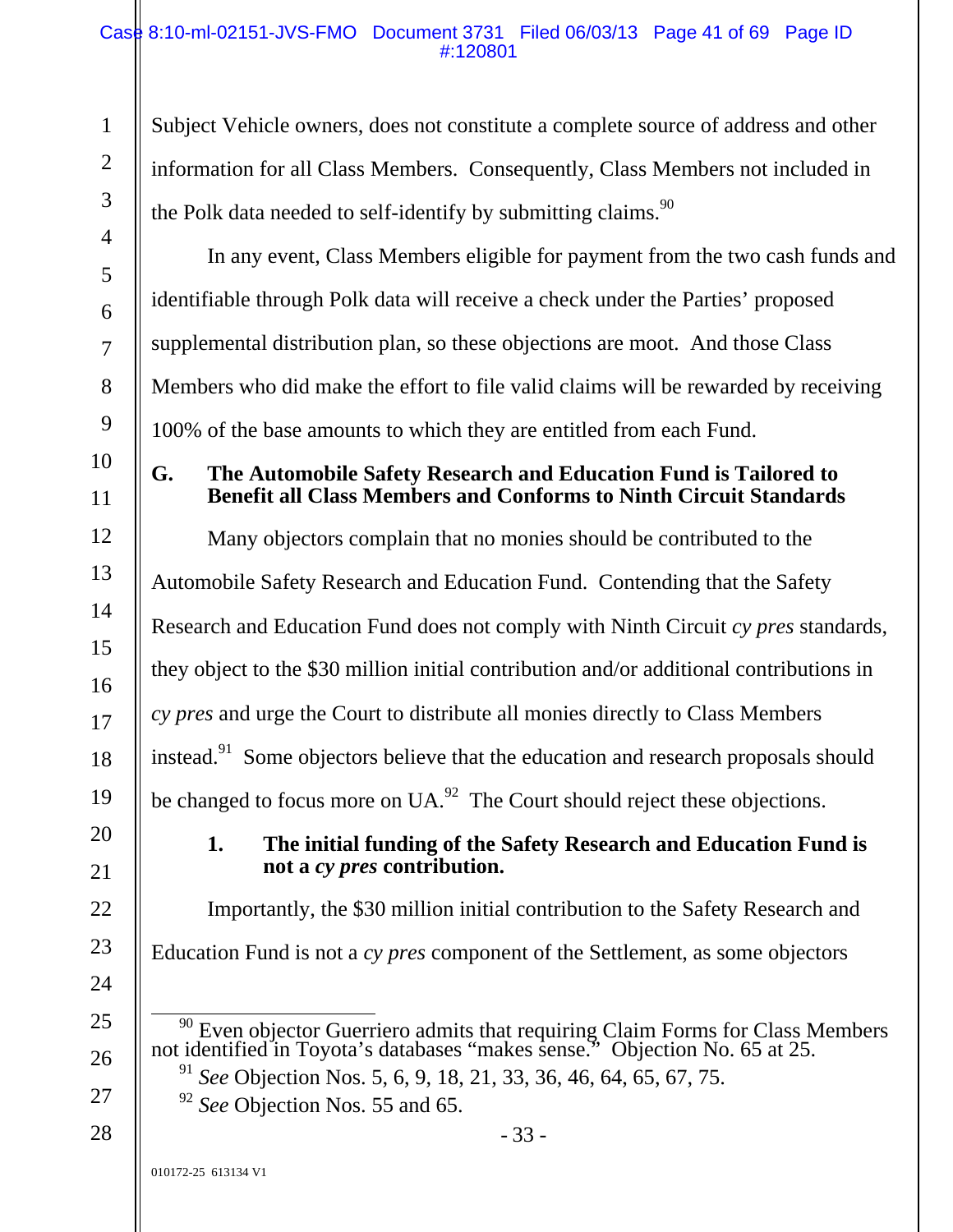Subject Vehicle owners, does not constitute a complete source of address and other information for all Class Members. Consequently, Class Members not included in the Polk data needed to self-identify by submitting claims.[90]

In any event, Class Members eligible for payment from the two cash funds and identifiable through Polk data will receive a check under the Parties' proposed supplemental distribution plan, so these objections are moot. And those Class Members who did make the effort to file valid claims will be rewarded by receiving 100% of the base amounts to which they are entitled from each Fund.

### G. The Automobile Safety Research and Education Fund is Tailored to Benefit all Class Members and Conforms to Ninth Circuit Standards

Many objectors complain that no monies should be contributed to the Automobile Safety Research and Education Fund. Contending that the Safety Research and Education Fund does not comply with Ninth Circuit *cy pres* standards, they object to the $30 million initial contribution and/or additional contributions in *cy pres* and urge the Court to distribute all monies directly to Class Members instead.[91] Some objectors believe that the education and research proposals should be changed to focus more on UA.[92] The Court should reject these objections.

#### 1. The initial funding of the Safety Research and Education Fund is not a *cy pres* contribution.

Importantly, the $30 million initial contribution to the Safety Research and Education Fund is not a *cy pres* component of the Settlement, as some objectors

---

[90] Even objector Guerriero admits that requiring Claim Forms for Class Members not identified in Toyota's databases "makes sense." Objection No. 65 at 25.

[91] *See* Objection Nos. 5, 6, 9, 18, 21, 33, 36, 46, 64, 65, 67, 75.

[92] *See* Objection Nos. 55 and 65.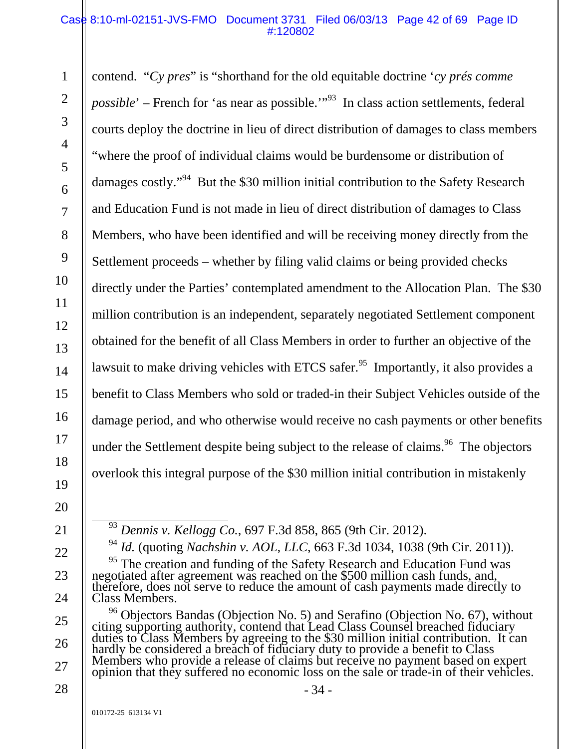contend. "*Cy pres*" is "shorthand for the old equitable doctrine '*cy prés comme possible*' – French for 'as near as possible.'"[93] In class action settlements, federal courts deploy the doctrine in lieu of direct distribution of damages to class members "where the proof of individual claims would be burdensome or distribution of damages costly."[94] But the $30 million initial contribution to the Safety Research and Education Fund is not made in lieu of direct distribution of damages to Class Members, who have been identified and will be receiving money directly from the Settlement proceeds – whether by filing valid claims or being provided checks directly under the Parties' contemplated amendment to the Allocation Plan. The $30 million contribution is an independent, separately negotiated Settlement component obtained for the benefit of all Class Members in order to further an objective of the lawsuit to make driving vehicles with ETCS safer.[95] Importantly, it also provides a benefit to Class Members who sold or traded-in their Subject Vehicles outside of the damage period, and who otherwise would receive no cash payments or other benefits under the Settlement despite being subject to the release of claims.[96] The objectors overlook this integral purpose of the $30 million initial contribution in mistakenly

---

[93] *Dennis v. Kellogg Co.*, 697 F.3d 858, 865 (9th Cir. 2012).

[94] *Id.* (quoting *Nachshin v. AOL, LLC*, 663 F.3d 1034, 1038 (9th Cir. 2011)).

[95] The creation and funding of the Safety Research and Education Fund was negotiated after agreement was reached on the $500 million cash funds, and, therefore, does not serve to reduce the amount of cash payments made directly to Class Members.

[96] Objectors Bandas (Objection No. 5) and Serafino (Objection No. 67), without citing supporting authority, contend that Lead Class Counsel breached fiduciary duties to Class Members by agreeing to the $30 million initial contribution. It can hardly be considered a breach of fiduciary duty to provide a benefit to Class Members who provide a release of claims but receive no payment based on expert opinion that they suffered no economic loss on the sale or trade-in of their vehicles.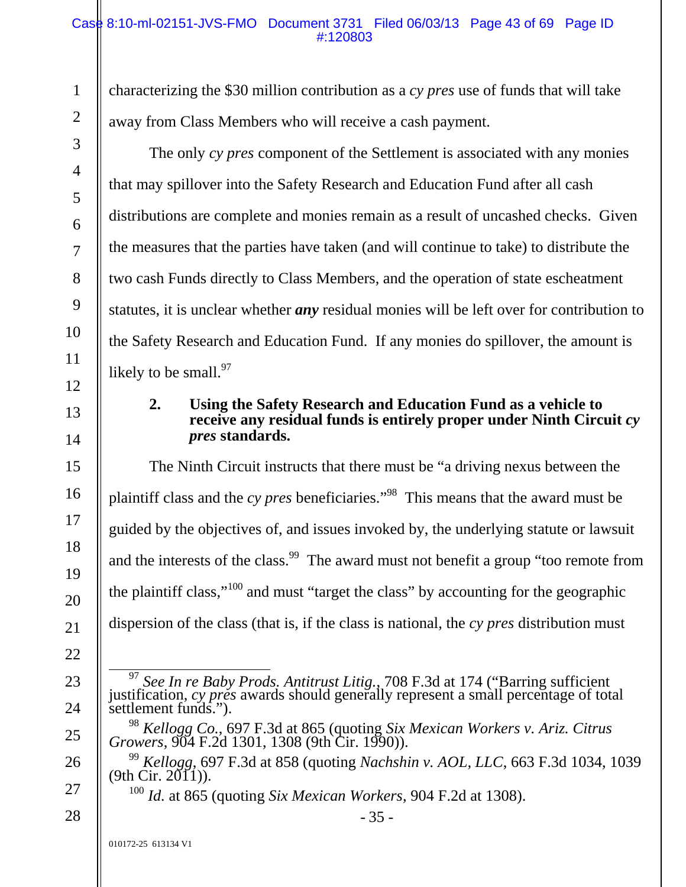characterizing the $30 million contribution as a *cy pres* use of funds that will take away from Class Members who will receive a cash payment.

The only *cy pres* component of the Settlement is associated with any monies that may spillover into the Safety Research and Education Fund after all cash distributions are complete and monies remain as a result of uncashed checks. Given the measures that the parties have taken (and will continue to take) to distribute the two cash Funds directly to Class Members, and the operation of state escheatment statutes, it is unclear whether ***any*** residual monies will be left over for contribution to the Safety Research and Education Fund. If any monies do spillover, the amount is likely to be small.[97]

### 2. Using the Safety Research and Education Fund as a vehicle to receive any residual funds is entirely proper under Ninth Circuit *cy pres* standards.

The Ninth Circuit instructs that there must be "a driving nexus between the plaintiff class and the *cy pres* beneficiaries."[98] This means that the award must be guided by the objectives of, and issues invoked by, the underlying statute or lawsuit and the interests of the class.[99] The award must not benefit a group "too remote from the plaintiff class,"[100] and must "target the class" by accounting for the geographic dispersion of the class (that is, if the class is national, the *cy pres* distribution must

---

[97] *See In re Baby Prods. Antitrust Litig.*, 708 F.3d at 174 ("Barring sufficient justification, *cy pres* awards should generally represent a small percentage of total settlement funds.").

[98] *Kellogg Co.*, 697 F.3d at 865 (quoting *Six Mexican Workers v. Ariz. Citrus Growers*, 904 F.2d 1301, 1308 (9th Cir. 1990)).

[99] *Kellogg*, 697 F.3d at 858 (quoting *Nachshin v. AOL, LLC*, 663 F.3d 1034, 1039 (9th Cir. 2011)).

[100] *Id.* at 865 (quoting *Six Mexican Workers*, 904 F.2d at 1308).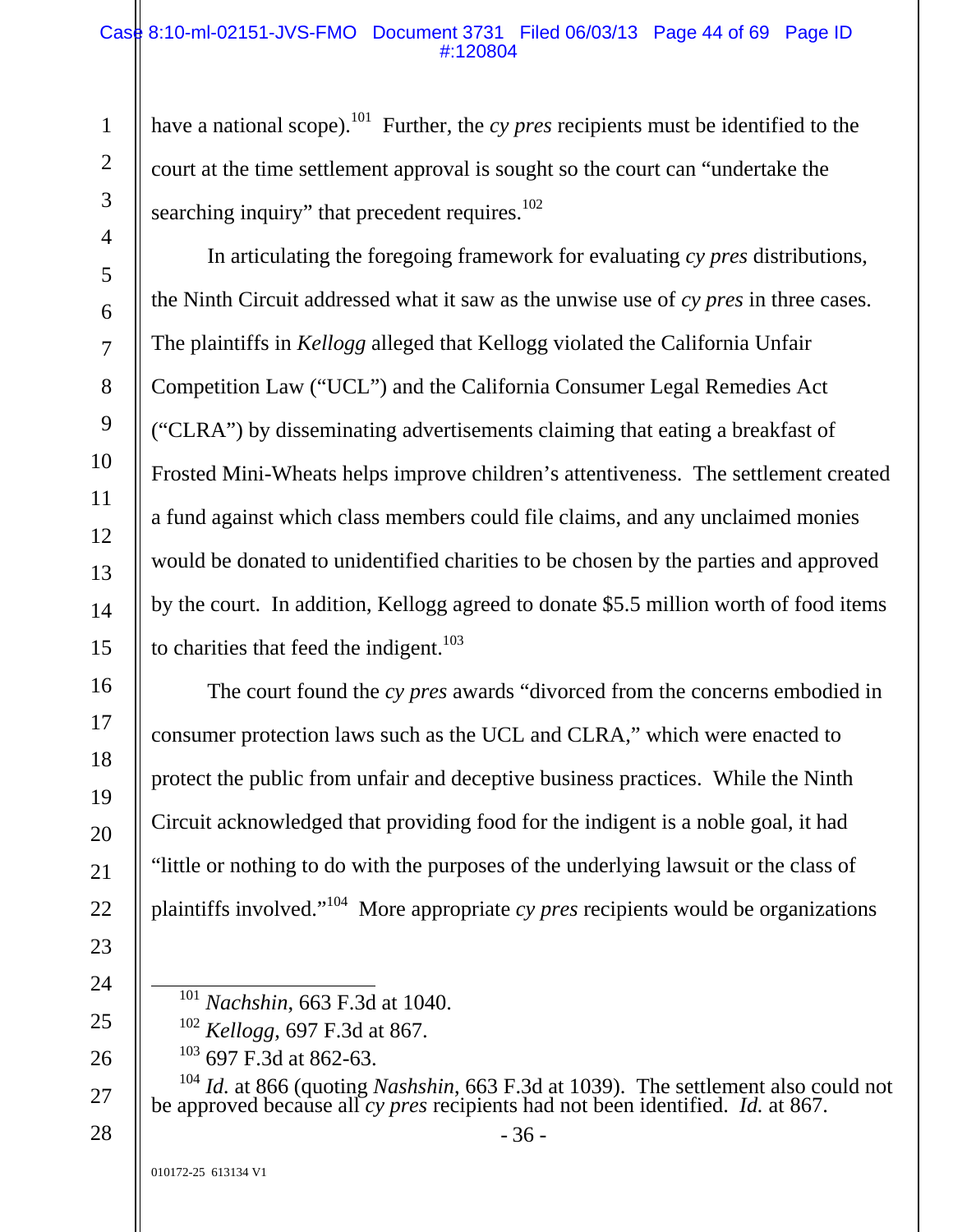have a national scope).[101] Further, the *cy pres* recipients must be identified to the court at the time settlement approval is sought so the court can "undertake the searching inquiry" that precedent requires.[102]

In articulating the foregoing framework for evaluating *cy pres* distributions, the Ninth Circuit addressed what it saw as the unwise use of *cy pres* in three cases. The plaintiffs in *Kellogg* alleged that Kellogg violated the California Unfair Competition Law ("UCL") and the California Consumer Legal Remedies Act ("CLRA") by disseminating advertisements claiming that eating a breakfast of Frosted Mini-Wheats helps improve children's attentiveness. The settlement created a fund against which class members could file claims, and any unclaimed monies would be donated to unidentified charities to be chosen by the parties and approved by the court. In addition, Kellogg agreed to donate $5.5 million worth of food items to charities that feed the indigent.[103]

The court found the *cy pres* awards "divorced from the concerns embodied in consumer protection laws such as the UCL and CLRA," which were enacted to protect the public from unfair and deceptive business practices. While the Ninth Circuit acknowledged that providing food for the indigent is a noble goal, it had "little or nothing to do with the purposes of the underlying lawsuit or the class of plaintiffs involved."[104] More appropriate *cy pres* recipients would be organizations

---

[101] *Nachshin*, 663 F.3d at 1040.

[102] *Kellogg*, 697 F.3d at 867.

[103] 697 F.3d at 862-63.

[104] *Id.* at 866 (quoting *Nashshin*, 663 F.3d at 1039). The settlement also could not be approved because all *cy pres* recipients had not been identified. *Id.* at 867.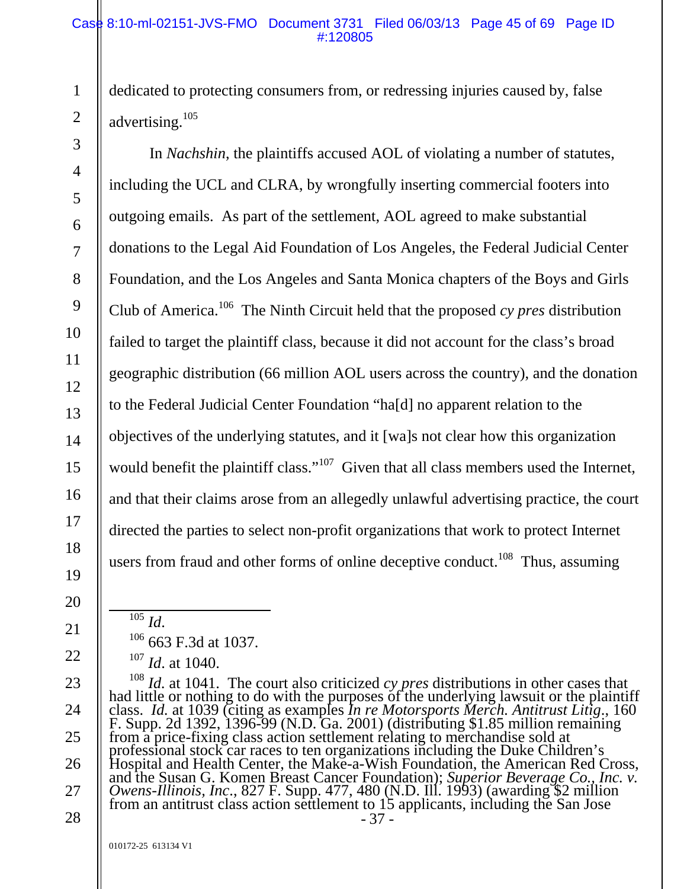dedicated to protecting consumers from, or redressing injuries caused by, false advertising.[105]

In *Nachshin*, the plaintiffs accused AOL of violating a number of statutes, including the UCL and CLRA, by wrongfully inserting commercial footers into outgoing emails. As part of the settlement, AOL agreed to make substantial donations to the Legal Aid Foundation of Los Angeles, the Federal Judicial Center Foundation, and the Los Angeles and Santa Monica chapters of the Boys and Girls Club of America.[106] The Ninth Circuit held that the proposed *cy pres* distribution failed to target the plaintiff class, because it did not account for the class's broad geographic distribution (66 million AOL users across the country), and the donation to the Federal Judicial Center Foundation "ha[d] no apparent relation to the objectives of the underlying statutes, and it [wa]s not clear how this organization would benefit the plaintiff class."[107] Given that all class members used the Internet, and that their claims arose from an allegedly unlawful advertising practice, the court directed the parties to select non-profit organizations that work to protect Internet users from fraud and other forms of online deceptive conduct.[108] Thus, assuming

---

[105] *Id.*

[106] 663 F.3d at 1037.

[107] *Id.* at 1040.

[108] *Id.* at 1041. The court also criticized *cy pres* distributions in other cases that had little or nothing to do with the purposes of the underlying lawsuit or the plaintiff class. *Id.* at 1039 (citing as examples *In re Motorsports Merch. Antitrust Litig.*, 160 F. Supp. 2d 1392, 1396-99 (N.D. Ga. 2001) (distributing $1.85 million remaining from a price-fixing class action settlement relating to merchandise sold at professional stock car races to ten organizations including the Duke Children's Hospital and Health Center, the Make-a-Wish Foundation, the American Red Cross, and the Susan G. Komen Breast Cancer Foundation); *Superior Beverage Co., Inc. v. Owens-Illinois, Inc.*, 827 F. Supp. 477, 480 (N.D. Ill. 1993) (awarding $2 million from an antitrust class action settlement to 15 applicants, including the San Jose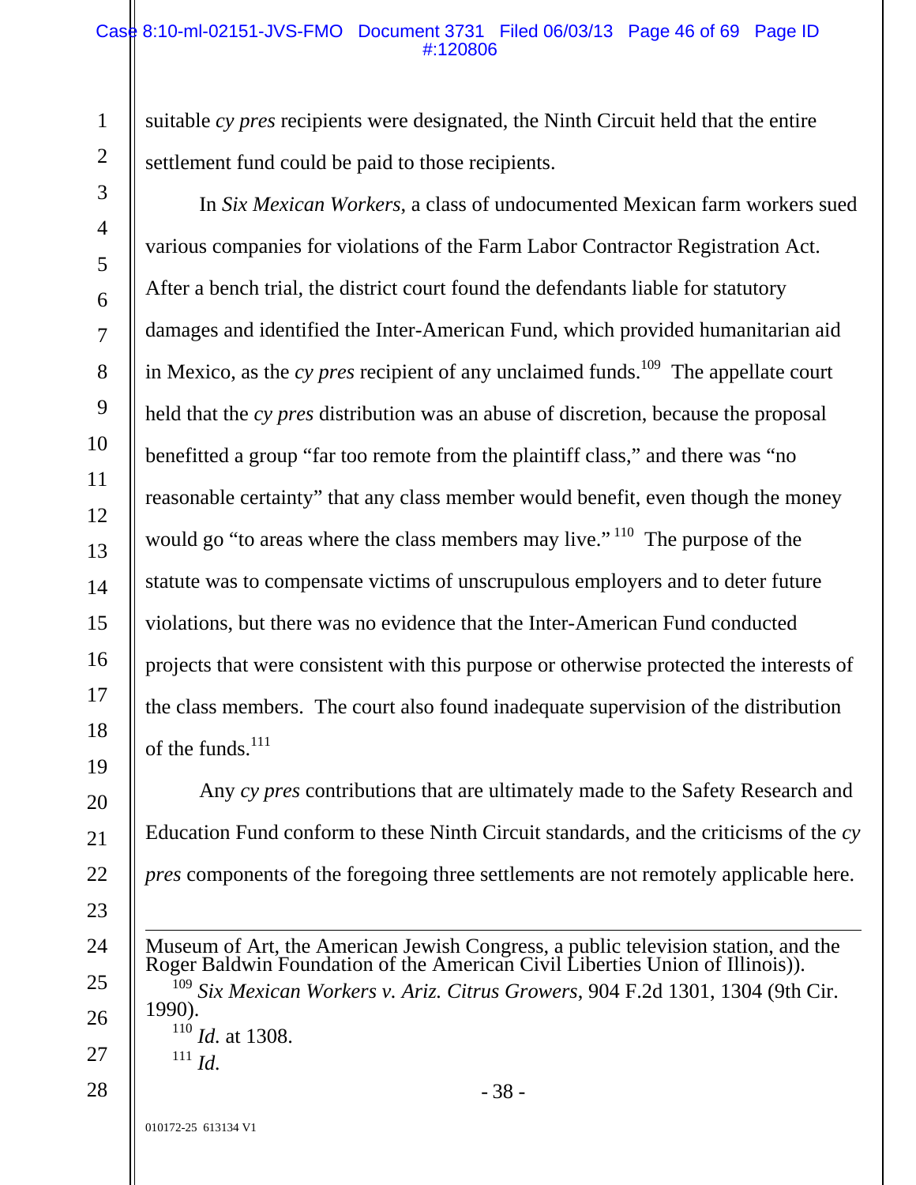suitable *cy pres* recipients were designated, the Ninth Circuit held that the entire settlement fund could be paid to those recipients.

In *Six Mexican Workers*, a class of undocumented Mexican farm workers sued various companies for violations of the Farm Labor Contractor Registration Act. After a bench trial, the district court found the defendants liable for statutory damages and identified the Inter-American Fund, which provided humanitarian aid in Mexico, as the *cy pres* recipient of any unclaimed funds.[109] The appellate court held that the *cy pres* distribution was an abuse of discretion, because the proposal benefitted a group "far too remote from the plaintiff class," and there was "no reasonable certainty" that any class member would benefit, even though the money would go "to areas where the class members may live."[110] The purpose of the statute was to compensate victims of unscrupulous employers and to deter future violations, but there was no evidence that the Inter-American Fund conducted projects that were consistent with this purpose or otherwise protected the interests of the class members. The court also found inadequate supervision of the distribution of the funds.[111]

Any *cy pres* contributions that are ultimately made to the Safety Research and Education Fund conform to these Ninth Circuit standards, and the criticisms of the *cy pres* components of the foregoing three settlements are not remotely applicable here.

---

Museum of Art, the American Jewish Congress, a public television station, and the Roger Baldwin Foundation of the American Civil Liberties Union of Illinois)).

[109] *Six Mexican Workers v. Ariz. Citrus Growers*, 904 F.2d 1301, 1304 (9th Cir. 1990).

[110] *Id.* at 1308.

[111] *Id.*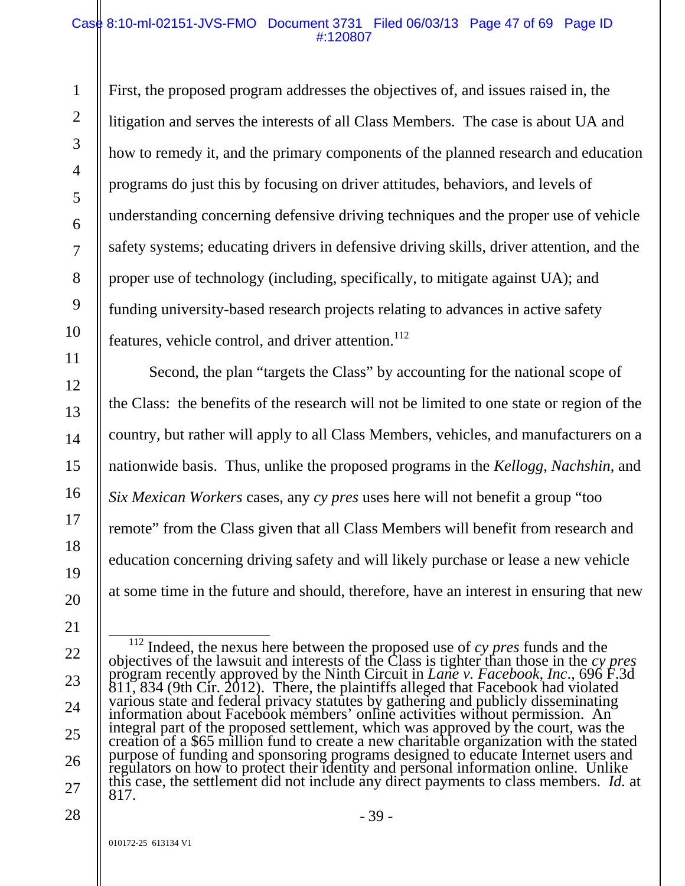First, the proposed program addresses the objectives of, and issues raised in, the litigation and serves the interests of all Class Members. The case is about UA and how to remedy it, and the primary components of the planned research and education programs do just this by focusing on driver attitudes, behaviors, and levels of understanding concerning defensive driving techniques and the proper use of vehicle safety systems; educating drivers in defensive driving skills, driver attention, and the proper use of technology (including, specifically, to mitigate against UA); and funding university-based research projects relating to advances in active safety features, vehicle control, and driver attention.[112]

Second, the plan "targets the Class" by accounting for the national scope of the Class: the benefits of the research will not be limited to one state or region of the country, but rather will apply to all Class Members, vehicles, and manufacturers on a nationwide basis. Thus, unlike the proposed programs in the *Kellogg*, *Nachshin*, and *Six Mexican Workers* cases, any *cy pres* uses here will not benefit a group "too remote" from the Class given that all Class Members will benefit from research and education concerning driving safety and will likely purchase or lease a new vehicle at some time in the future and should, therefore, have an interest in ensuring that new

---

[112] Indeed, the nexus here between the proposed use of *cy pres* funds and the objectives of the lawsuit and interests of the Class is tighter than those in the *cy pres* program recently approved by the Ninth Circuit in *Lane v. Facebook, Inc*., 696 F.3d 811, 834 (9th Cir. 2012). There, the plaintiffs alleged that Facebook had violated various state and federal privacy statutes by gathering and publicly disseminating information about Facebook members' online activities without permission. An integral part of the proposed settlement, which was approved by the court, was the creation of a $65 million fund to create a new charitable organization with the stated purpose of funding and sponsoring programs designed to educate Internet users and regulators on how to protect their identity and personal information online. Unlike this case, the settlement did not include any direct payments to class members. *Id.* at 817.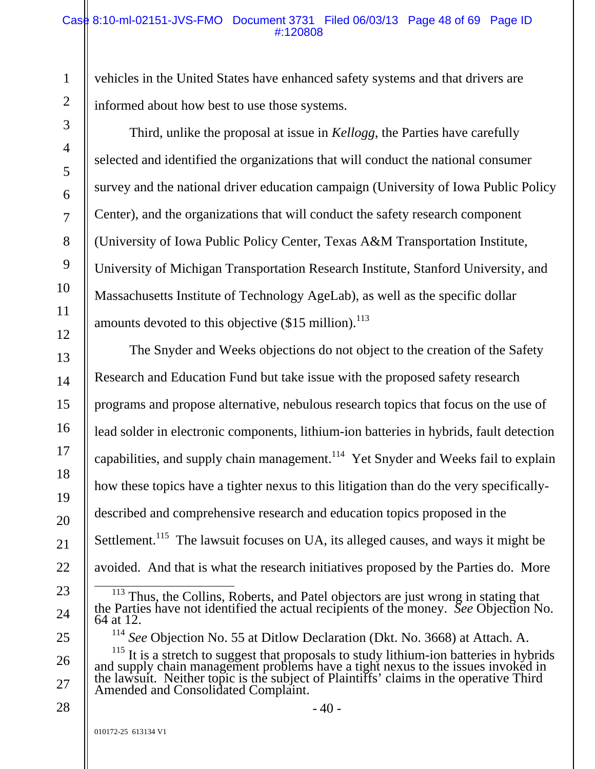vehicles in the United States have enhanced safety systems and that drivers are informed about how best to use those systems.

Third, unlike the proposal at issue in *Kellogg*, the Parties have carefully selected and identified the organizations that will conduct the national consumer survey and the national driver education campaign (University of Iowa Public Policy Center), and the organizations that will conduct the safety research component (University of Iowa Public Policy Center, Texas A&M Transportation Institute, University of Michigan Transportation Research Institute, Stanford University, and Massachusetts Institute of Technology AgeLab), as well as the specific dollar amounts devoted to this objective ($15 million).[113]

The Snyder and Weeks objections do not object to the creation of the Safety Research and Education Fund but take issue with the proposed safety research programs and propose alternative, nebulous research topics that focus on the use of lead solder in electronic components, lithium-ion batteries in hybrids, fault detection capabilities, and supply chain management.[114] Yet Snyder and Weeks fail to explain how these topics have a tighter nexus to this litigation than do the very specifically-described and comprehensive research and education topics proposed in the Settlement.[115] The lawsuit focuses on UA, its alleged causes, and ways it might be avoided. And that is what the research initiatives proposed by the Parties do. More

---

[113] Thus, the Collins, Roberts, and Patel objectors are just wrong in stating that the Parties have not identified the actual recipients of the money. *See* Objection No. 64 at 12.

[114] *See* Objection No. 55 at Ditlow Declaration (Dkt. No. 3668) at Attach. A.

[115] It is a stretch to suggest that proposals to study lithium-ion batteries in hybrids and supply chain management problems have a tight nexus to the issues invoked in the lawsuit. Neither topic is the subject of Plaintiffs' claims in the operative Third Amended and Consolidated Complaint.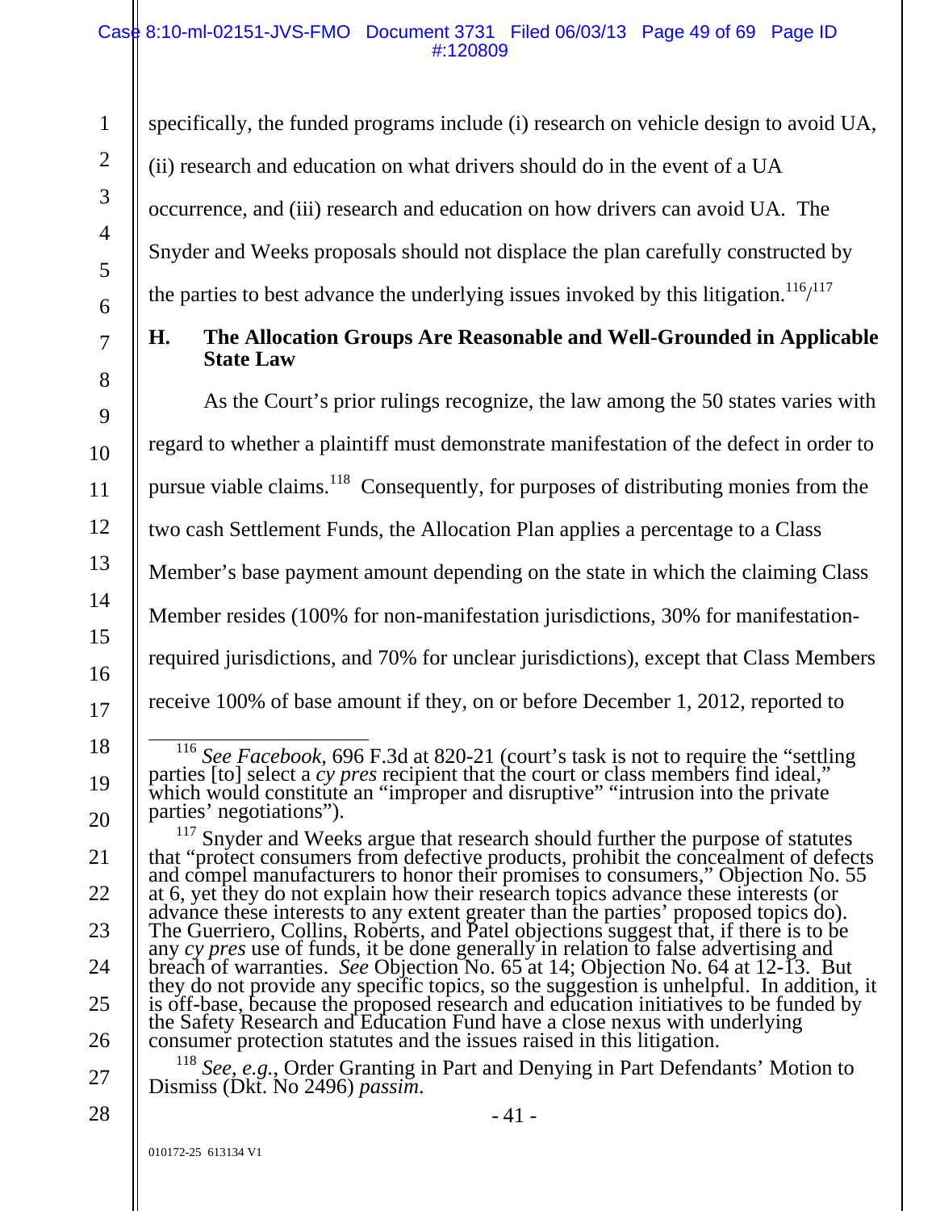specifically, the funded programs include (i) research on vehicle design to avoid UA, (ii) research and education on what drivers should do in the event of a UA occurrence, and (iii) research and education on how drivers can avoid UA. The Snyder and Weeks proposals should not displace the plan carefully constructed by the parties to best advance the underlying issues invoked by this litigation.[116]/[117]

### H. The Allocation Groups Are Reasonable and Well-Grounded in Applicable State Law

As the Court's prior rulings recognize, the law among the 50 states varies with regard to whether a plaintiff must demonstrate manifestation of the defect in order to pursue viable claims.[118] Consequently, for purposes of distributing monies from the two cash Settlement Funds, the Allocation Plan applies a percentage to a Class Member's base payment amount depending on the state in which the claiming Class Member resides (100% for non-manifestation jurisdictions, 30% for manifestation-required jurisdictions, and 70% for unclear jurisdictions), except that Class Members receive 100% of base amount if they, on or before December 1, 2012, reported to

---

[116] *See Facebook*, 696 F.3d at 820-21 (court's task is not to require the "settling parties [to] select a *cy pres* recipient that the court or class members find ideal," which would constitute an "improper and disruptive" "intrusion into the private parties' negotiations").

[117] Snyder and Weeks argue that research should further the purpose of statutes that "protect consumers from defective products, prohibit the concealment of defects and compel manufacturers to honor their promises to consumers," Objection No. 55 at 6, yet they do not explain how their research topics advance these interests (or advance these interests to any extent greater than the parties' proposed topics do). The Guerriero, Collins, Roberts, and Patel objections suggest that, if there is to be any *cy pres* use of funds, it be done generally in relation to false advertising and breach of warranties. *See* Objection No. 65 at 14; Objection No. 64 at 12-13. But they do not provide any specific topics, so the suggestion is unhelpful. In addition, it is off-base, because the proposed research and education initiatives to be funded by the Safety Research and Education Fund have a close nexus with underlying consumer protection statutes and the issues raised in this litigation.

[118] *See, e.g.*, Order Granting in Part and Denying in Part Defendants' Motion to Dismiss (Dkt. No 2496) *passim*.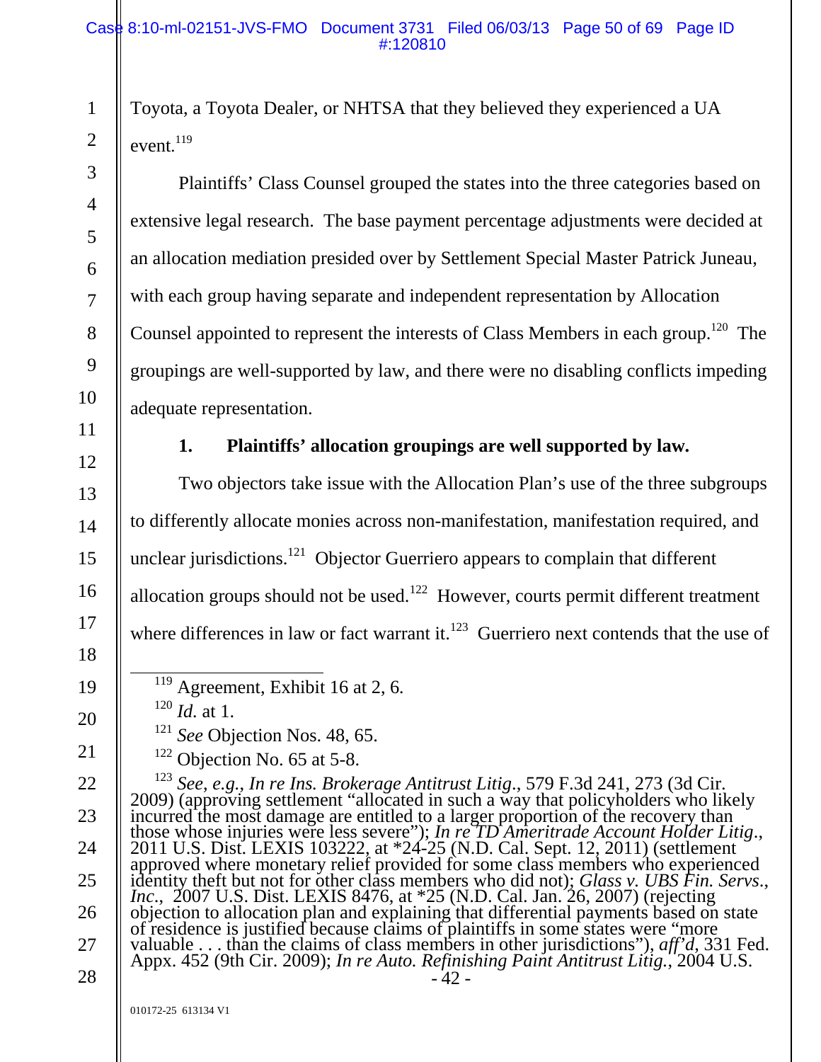Toyota, a Toyota Dealer, or NHTSA that they believed they experienced a UA event.[119]

Plaintiffs' Class Counsel grouped the states into the three categories based on extensive legal research. The base payment percentage adjustments were decided at an allocation mediation presided over by Settlement Special Master Patrick Juneau, with each group having separate and independent representation by Allocation Counsel appointed to represent the interests of Class Members in each group.[120] The groupings are well-supported by law, and there were no disabling conflicts impeding adequate representation.

**1. Plaintiffs' allocation groupings are well supported by law.**

Two objectors take issue with the Allocation Plan's use of the three subgroups to differently allocate monies across non-manifestation, manifestation required, and unclear jurisdictions.[121] Objector Guerriero appears to complain that different allocation groups should not be used.[122] However, courts permit different treatment where differences in law or fact warrant it.[123] Guerriero next contends that the use of

---

[119] Agreement, Exhibit 16 at 2, 6.

[120] *Id.* at 1.

[121] *See* Objection Nos. 48, 65.

[122] Objection No. 65 at 5-8.

[123] *See, e.g., In re Ins. Brokerage Antitrust Litig.*, 579 F.3d 241, 273 (3d Cir. 2009) (approving settlement "allocated in such a way that policyholders who likely incurred the most damage are entitled to a larger proportion of the recovery than those whose injuries were less severe"); *In re TD Ameritrade Account Holder Litig.*, 2011 U.S. Dist. LEXIS 103222, at *24-25 (N.D. Cal. Sept. 12, 2011) (settlement approved where monetary relief provided for some class members who experienced identity theft but not for other class members who did not); *Glass v. UBS Fin. Servs., Inc.*, 2007 U.S. Dist. LEXIS 8476, at *25 (N.D. Cal. Jan. 26, 2007) (rejecting objection to allocation plan and explaining that differential payments based on state of residence is justified because claims of plaintiffs in some states were "more valuable . . . than the claims of class members in other jurisdictions"), *aff'd*, 331 Fed. Appx. 452 (9th Cir. 2009); *In re Auto. Refinishing Paint Antitrust Litig.*, 2004 U.S.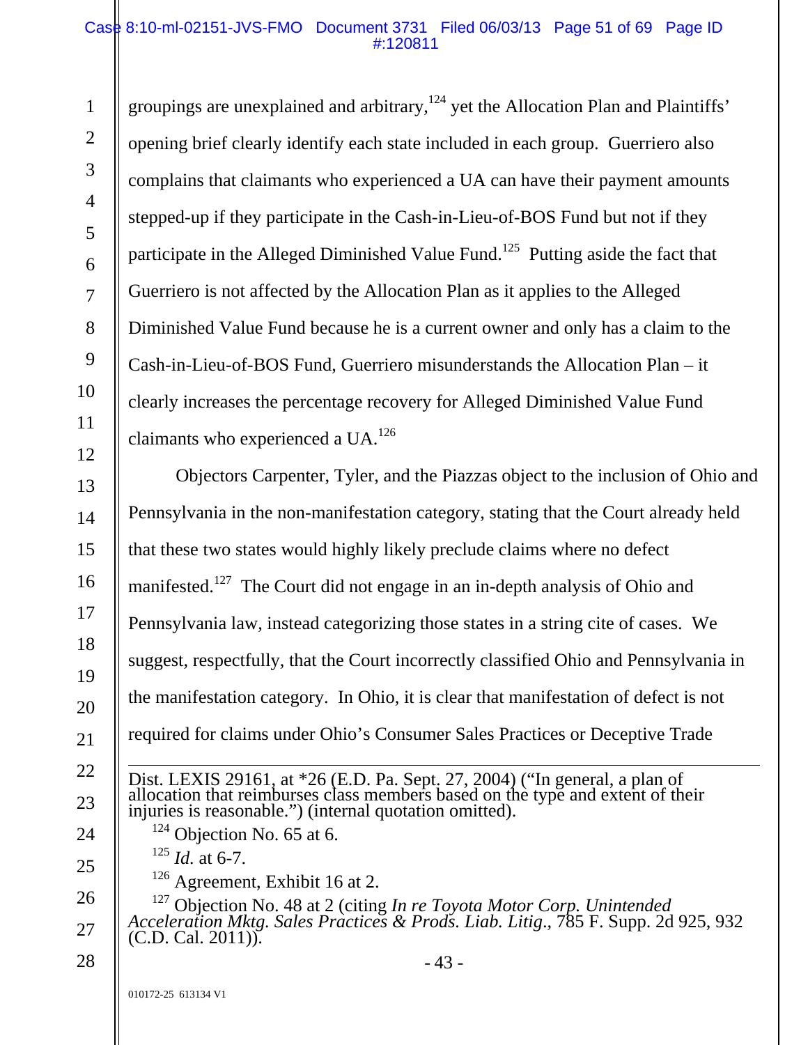groupings are unexplained and arbitrary,[124] yet the Allocation Plan and Plaintiffs' opening brief clearly identify each state included in each group. Guerriero also complains that claimants who experienced a UA can have their payment amounts stepped-up if they participate in the Cash-in-Lieu-of-BOS Fund but not if they participate in the Alleged Diminished Value Fund.[125] Putting aside the fact that Guerriero is not affected by the Allocation Plan as it applies to the Alleged Diminished Value Fund because he is a current owner and only has a claim to the Cash-in-Lieu-of-BOS Fund, Guerriero misunderstands the Allocation Plan – it clearly increases the percentage recovery for Alleged Diminished Value Fund claimants who experienced a UA.[126]

Objectors Carpenter, Tyler, and the Piazzas object to the inclusion of Ohio and Pennsylvania in the non-manifestation category, stating that the Court already held that these two states would highly likely preclude claims where no defect manifested.[127] The Court did not engage in an in-depth analysis of Ohio and Pennsylvania law, instead categorizing those states in a string cite of cases. We suggest, respectfully, that the Court incorrectly classified Ohio and Pennsylvania in the manifestation category. In Ohio, it is clear that manifestation of defect is not required for claims under Ohio's Consumer Sales Practices or Deceptive Trade

---

Dist. LEXIS 29161, at *26 (E.D. Pa. Sept. 27, 2004) ("In general, a plan of allocation that reimburses class members based on the type and extent of their injuries is reasonable.") (internal quotation omitted).

[124] Objection No. 65 at 6.

[125] *Id.* at 6-7.

[126] Agreement, Exhibit 16 at 2.

[127] Objection No. 48 at 2 (citing *In re Toyota Motor Corp. Unintended Acceleration Mktg. Sales Practices & Prods. Liab. Litig*., 785 F. Supp. 2d 925, 932 (C.D. Cal. 2011)).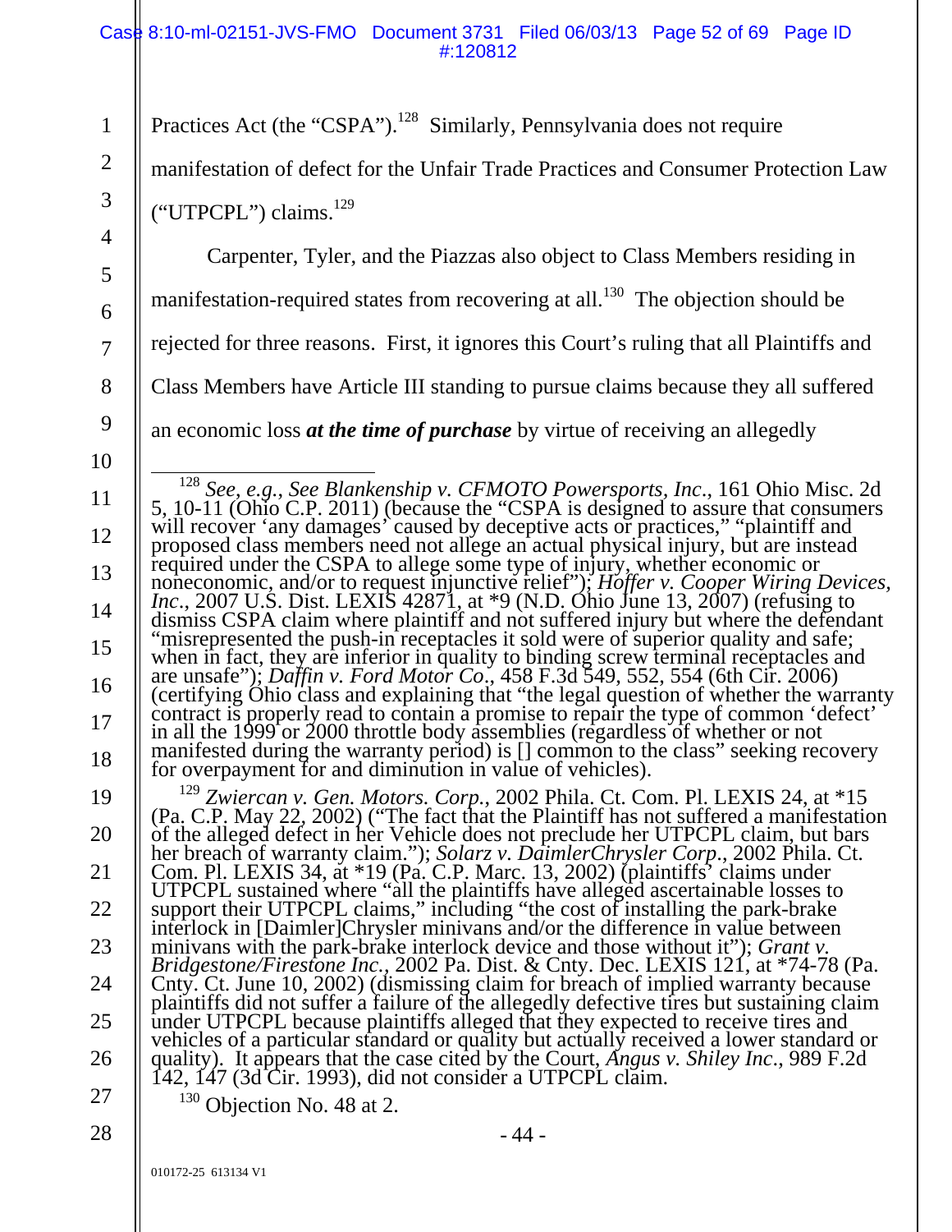Practices Act (the "CSPA").[128] Similarly, Pennsylvania does not require manifestation of defect for the Unfair Trade Practices and Consumer Protection Law ("UTPCPL") claims.[129]

Carpenter, Tyler, and the Piazzas also object to Class Members residing in manifestation-required states from recovering at all.[130] The objection should be rejected for three reasons. First, it ignores this Court's ruling that all Plaintiffs and Class Members have Article III standing to pursue claims because they all suffered an economic loss ***at the time of purchase*** by virtue of receiving an allegedly

---

[128] *See, e.g., See Blankenship v. CFMOTO Powersports, Inc.*, 161 Ohio Misc. 2d 5, 10-11 (Ohio C.P. 2011) (because the "CSPA is designed to assure that consumers will recover 'any damages' caused by deceptive acts or practices," "plaintiff and proposed class members need not allege an actual physical injury, but are instead required under the CSPA to allege some type of injury, whether economic or noneconomic, and/or to request injunctive relief"); *Hoffer v. Cooper Wiring Devices, Inc.*, 2007 U.S. Dist. LEXIS 42871, at *9 (N.D. Ohio June 13, 2007) (refusing to dismiss CSPA claim where plaintiff and not suffered injury but where the defendant "misrepresented the push-in receptacles it sold were of superior quality and safe; when in fact, they are inferior in quality to binding screw terminal receptacles and are unsafe"); *Daffin v. Ford Motor Co.*, 458 F.3d 549, 552, 554 (6th Cir. 2006) (certifying Ohio class and explaining that "the legal question of whether the warranty contract is properly read to contain a promise to repair the type of common 'defect' in all the 1999 or 2000 throttle body assemblies (regardless of whether or not manifested during the warranty period) is [] common to the class" seeking recovery for overpayment for and diminution in value of vehicles).

[129] *Zwiercan v. Gen. Motors. Corp.*, 2002 Phila. Ct. Com. Pl. LEXIS 24, at *15 (Pa. C.P. May 22, 2002) ("The fact that the Plaintiff has not suffered a manifestation of the alleged defect in her Vehicle does not preclude her UTPCPL claim, but bars her breach of warranty claim."); *Solarz v. DaimlerChrysler Corp.*, 2002 Phila. Ct. Com. Pl. LEXIS 34, at *19 (Pa. C.P. Marc. 13, 2002) (plaintiffs' claims under UTPCPL sustained where "all the plaintiffs have alleged ascertainable losses to support their UTPCPL claims," including "the cost of installing the park-brake interlock in [Daimler]Chrysler minivans and/or the difference in value between minivans with the park-brake interlock device and those without it"); *Grant v. Bridgestone/Firestone Inc.*, 2002 Pa. Dist. & Cnty. Dec. LEXIS 121, at *74-78 (Pa. Cnty. Ct. June 10, 2002) (dismissing claim for breach of implied warranty because plaintiffs did not suffer a failure of the allegedly defective tires but sustaining claim under UTPCPL because plaintiffs alleged that they expected to receive tires and vehicles of a particular standard or quality but actually received a lower standard or quality). It appears that the case cited by the Court, *Angus v. Shiley Inc.*, 989 F.2d 142, 147 (3d Cir. 1993), did not consider a UTPCPL claim.

[130] Objection No. 48 at 2.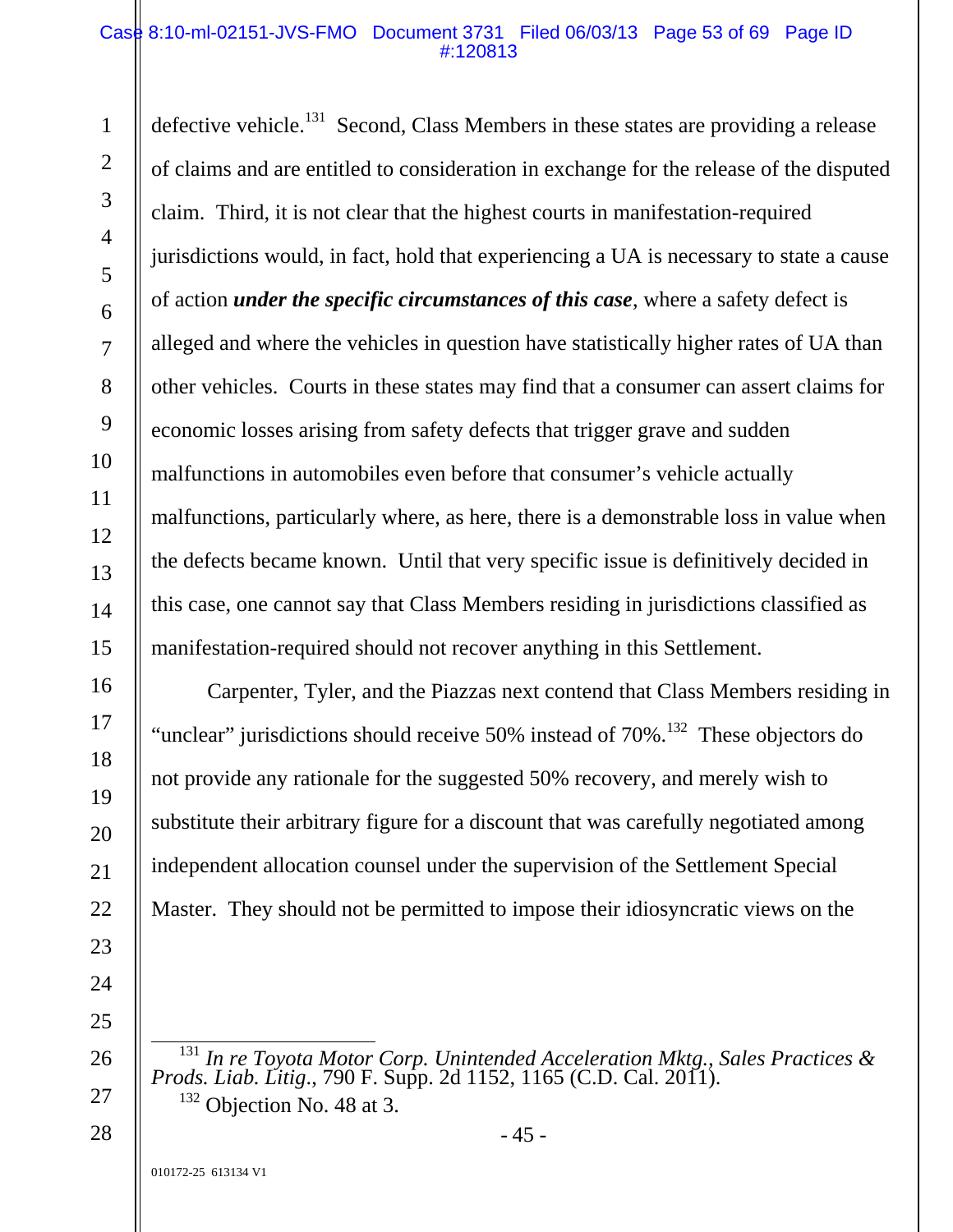defective vehicle.[131] Second, Class Members in these states are providing a release of claims and are entitled to consideration in exchange for the release of the disputed claim. Third, it is not clear that the highest courts in manifestation-required jurisdictions would, in fact, hold that experiencing a UA is necessary to state a cause of action ***under the specific circumstances of this case***, where a safety defect is alleged and where the vehicles in question have statistically higher rates of UA than other vehicles. Courts in these states may find that a consumer can assert claims for economic losses arising from safety defects that trigger grave and sudden malfunctions in automobiles even before that consumer's vehicle actually malfunctions, particularly where, as here, there is a demonstrable loss in value when the defects became known. Until that very specific issue is definitively decided in this case, one cannot say that Class Members residing in jurisdictions classified as manifestation-required should not recover anything in this Settlement.

Carpenter, Tyler, and the Piazzas next contend that Class Members residing in "unclear" jurisdictions should receive 50% instead of 70%.[132] These objectors do not provide any rationale for the suggested 50% recovery, and merely wish to substitute their arbitrary figure for a discount that was carefully negotiated among independent allocation counsel under the supervision of the Settlement Special Master. They should not be permitted to impose their idiosyncratic views on the

---

[131] *In re Toyota Motor Corp. Unintended Acceleration Mktg., Sales Practices & Prods. Liab. Litig.*, 790 F. Supp. 2d 1152, 1165 (C.D. Cal. 2011).

[132] Objection No. 48 at 3.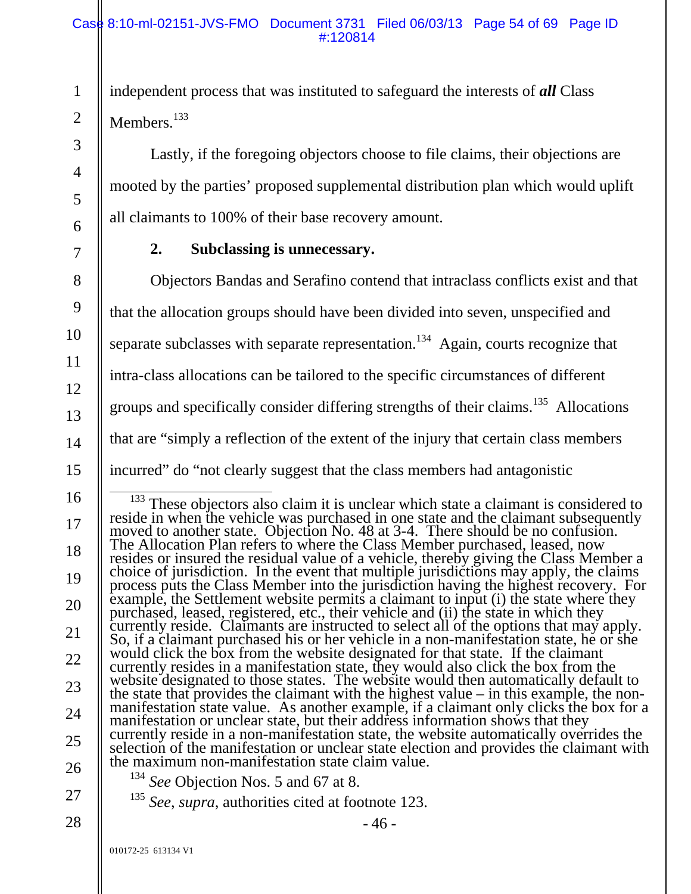independent process that was instituted to safeguard the interests of ***all*** Class Members.[133]

Lastly, if the foregoing objectors choose to file claims, their objections are mooted by the parties' proposed supplemental distribution plan which would uplift all claimants to 100% of their base recovery amount.

**2. Subclassing is unnecessary.**

Objectors Bandas and Serafino contend that intraclass conflicts exist and that that the allocation groups should have been divided into seven, unspecified and separate subclasses with separate representation.[134] Again, courts recognize that intra-class allocations can be tailored to the specific circumstances of different groups and specifically consider differing strengths of their claims.[135] Allocations that are "simply a reflection of the extent of the injury that certain class members incurred" do "not clearly suggest that the class members had antagonistic

---

[133] These objectors also claim it is unclear which state a claimant is considered to reside in when the vehicle was purchased in one state and the claimant subsequently moved to another state. Objection No. 48 at 3-4. There should be no confusion. The Allocation Plan refers to where the Class Member purchased, leased, now resides or insured the residual value of a vehicle, thereby giving the Class Member a choice of jurisdiction. In the event that multiple jurisdictions may apply, the claims process puts the Class Member into the jurisdiction having the highest recovery. For example, the Settlement website permits a claimant to input (i) the state where they purchased, leased, registered, etc., their vehicle and (ii) the state in which they currently reside. Claimants are instructed to select all of the options that may apply. So, if a claimant purchased his or her vehicle in a non-manifestation state, he or she would click the box from the website designated for that state. If the claimant currently resides in a manifestation state, they would also click the box from the website designated to those states. The website would then automatically default to the state that provides the claimant with the highest value – in this example, the non-manifestation state value. As another example, if a claimant only clicks the box for a manifestation or unclear state, but their address information shows that they currently reside in a non-manifestation state, the website automatically overrides the selection of the manifestation or unclear state election and provides the claimant with the maximum non-manifestation state claim value.

[134] *See* Objection Nos. 5 and 67 at 8.

[135] *See*, *supra*, authorities cited at footnote 123.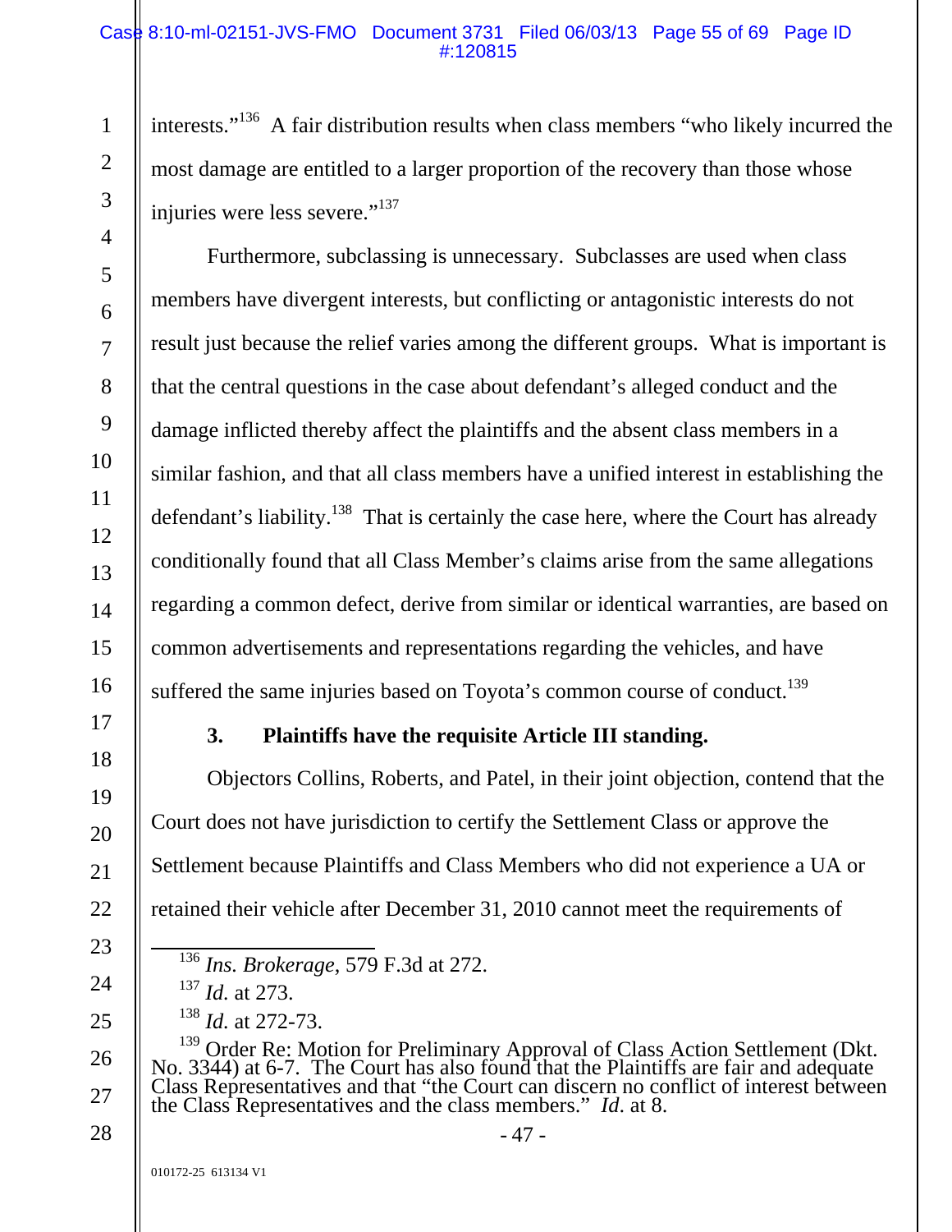interests."[136] A fair distribution results when class members "who likely incurred the most damage are entitled to a larger proportion of the recovery than those whose injuries were less severe."[137]

Furthermore, subclassing is unnecessary. Subclasses are used when class members have divergent interests, but conflicting or antagonistic interests do not result just because the relief varies among the different groups. What is important is that the central questions in the case about defendant's alleged conduct and the damage inflicted thereby affect the plaintiffs and the absent class members in a similar fashion, and that all class members have a unified interest in establishing the defendant's liability.[138] That is certainly the case here, where the Court has already conditionally found that all Class Member's claims arise from the same allegations regarding a common defect, derive from similar or identical warranties, are based on common advertisements and representations regarding the vehicles, and have suffered the same injuries based on Toyota's common course of conduct.[139]

### 3. Plaintiffs have the requisite Article III standing.

Objectors Collins, Roberts, and Patel, in their joint objection, contend that the Court does not have jurisdiction to certify the Settlement Class or approve the Settlement because Plaintiffs and Class Members who did not experience a UA or retained their vehicle after December 31, 2010 cannot meet the requirements of

---

[136] *Ins. Brokerage*, 579 F.3d at 272.

[137] *Id.* at 273.

[138] *Id.* at 272-73.

[139] Order Re: Motion for Preliminary Approval of Class Action Settlement (Dkt. No. 3344) at 6-7. The Court has also found that the Plaintiffs are fair and adequate Class Representatives and that "the Court can discern no conflict of interest between the Class Representatives and the class members." *Id.* at 8.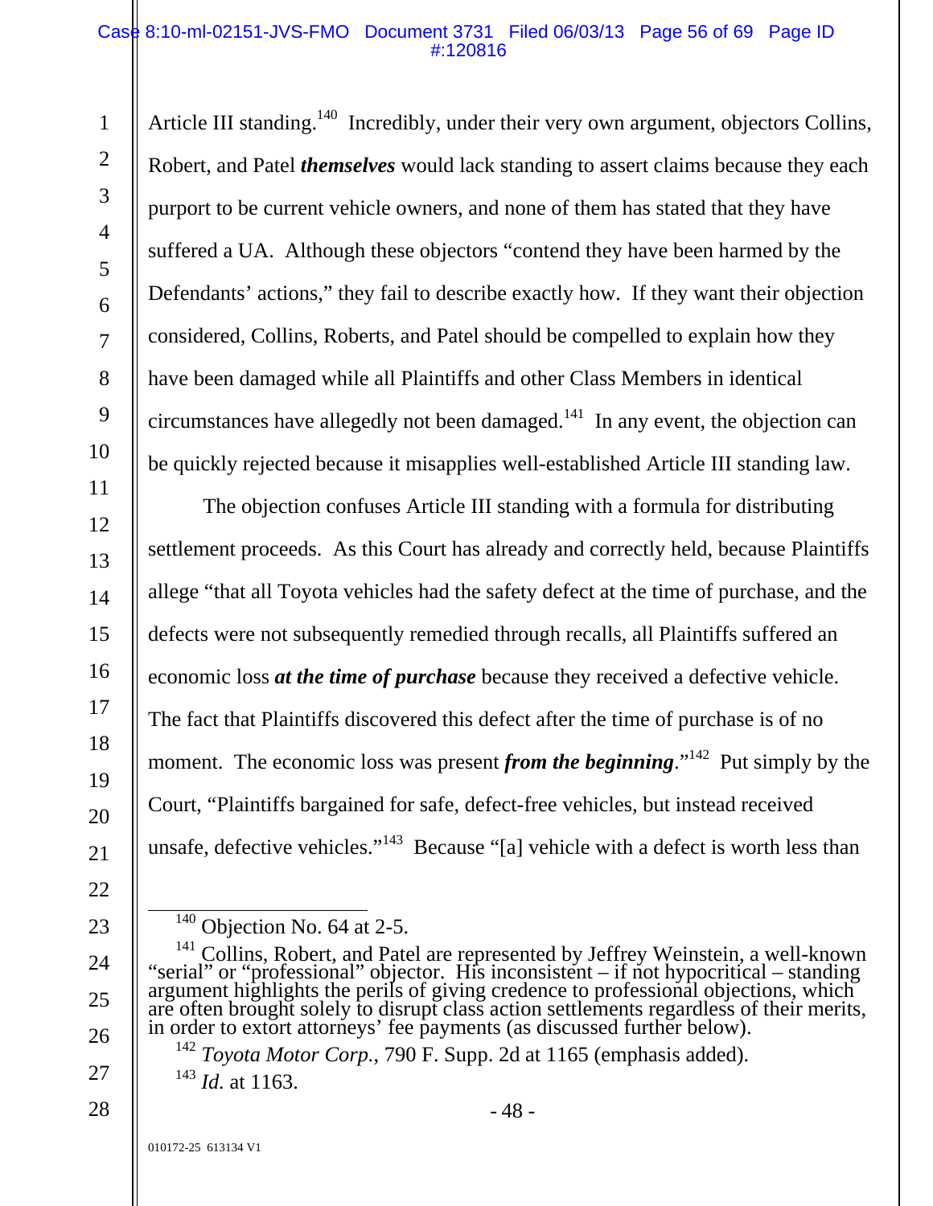Article III standing.[140] Incredibly, under their very own argument, objectors Collins, Robert, and Patel ***themselves*** would lack standing to assert claims because they each purport to be current vehicle owners, and none of them has stated that they have suffered a UA. Although these objectors "contend they have been harmed by the Defendants' actions," they fail to describe exactly how. If they want their objection considered, Collins, Roberts, and Patel should be compelled to explain how they have been damaged while all Plaintiffs and other Class Members in identical circumstances have allegedly not been damaged.[141] In any event, the objection can be quickly rejected because it misapplies well-established Article III standing law.

The objection confuses Article III standing with a formula for distributing settlement proceeds. As this Court has already and correctly held, because Plaintiffs allege "that all Toyota vehicles had the safety defect at the time of purchase, and the defects were not subsequently remedied through recalls, all Plaintiffs suffered an economic loss ***at the time of purchase*** because they received a defective vehicle. The fact that Plaintiffs discovered this defect after the time of purchase is of no moment. The economic loss was present ***from the beginning***."[142] Put simply by the Court, "Plaintiffs bargained for safe, defect-free vehicles, but instead received unsafe, defective vehicles."[143] Because "[a] vehicle with a defect is worth less than

---

[140] Objection No. 64 at 2-5.

[141] Collins, Robert, and Patel are represented by Jeffrey Weinstein, a well-known "serial" or "professional" objector. His inconsistent – if not hypocritical – standing argument highlights the perils of giving credence to professional objections, which are often brought solely to disrupt class action settlements regardless of their merits, in order to extort attorneys' fee payments (as discussed further below).

[142] *Toyota Motor Corp.*, 790 F. Supp. 2d at 1165 (emphasis added).

[143] *Id.* at 1163.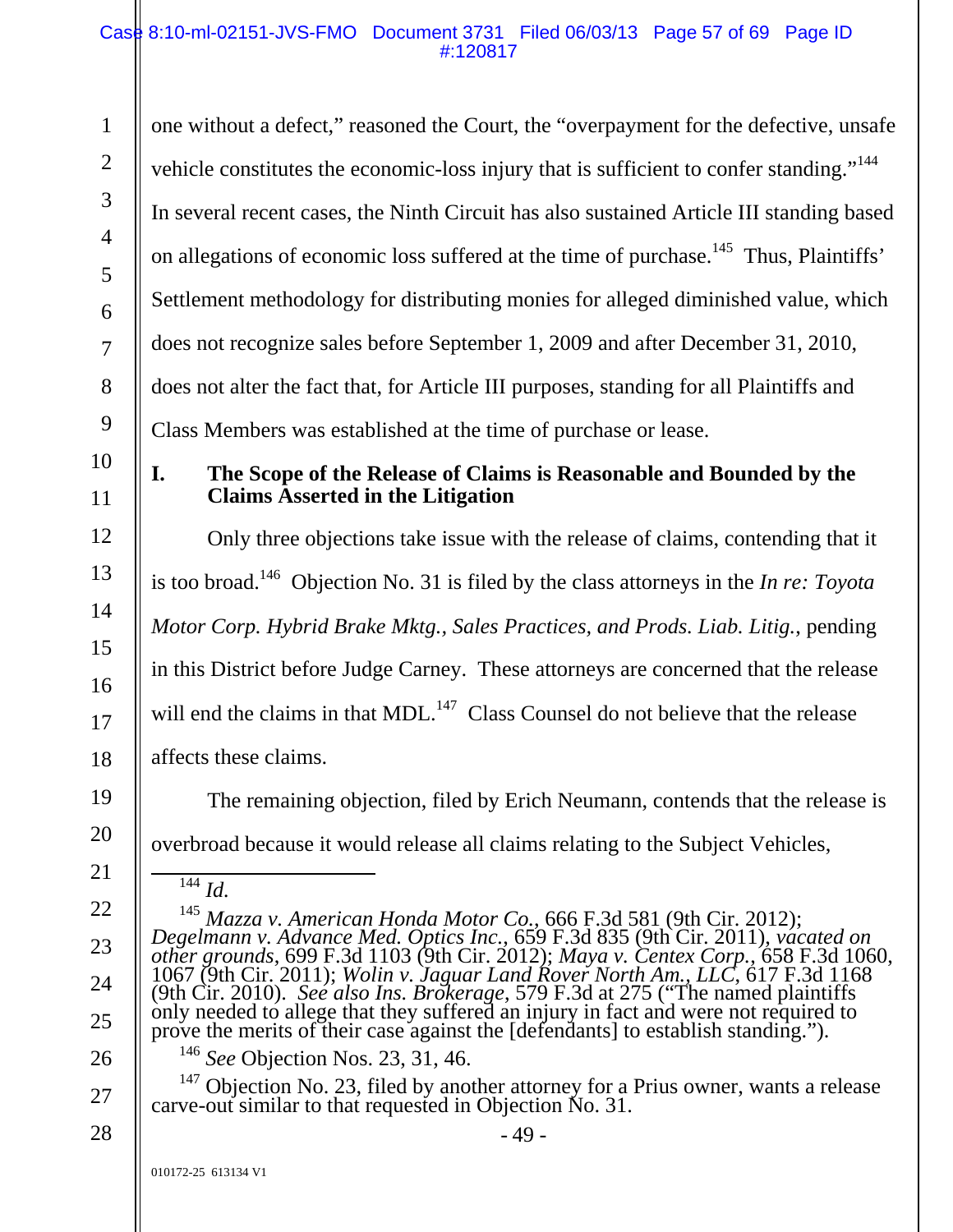one without a defect," reasoned the Court, the "overpayment for the defective, unsafe vehicle constitutes the economic-loss injury that is sufficient to confer standing."[144] In several recent cases, the Ninth Circuit has also sustained Article III standing based on allegations of economic loss suffered at the time of purchase.[145] Thus, Plaintiffs' Settlement methodology for distributing monies for alleged diminished value, which does not recognize sales before September 1, 2009 and after December 31, 2010, does not alter the fact that, for Article III purposes, standing for all Plaintiffs and Class Members was established at the time of purchase or lease.

## I. The Scope of the Release of Claims is Reasonable and Bounded by the Claims Asserted in the Litigation

Only three objections take issue with the release of claims, contending that it is too broad.[146] Objection No. 31 is filed by the class attorneys in the *In re: Toyota Motor Corp. Hybrid Brake Mktg., Sales Practices, and Prods. Liab. Litig.*, pending in this District before Judge Carney. These attorneys are concerned that the release will end the claims in that MDL.[147] Class Counsel do not believe that the release affects these claims.

The remaining objection, filed by Erich Neumann, contends that the release is overbroad because it would release all claims relating to the Subject Vehicles,

---

[144] *Id.*

[145] *Mazza v. American Honda Motor Co.*, 666 F.3d 581 (9th Cir. 2012); *Degelmann v. Advance Med. Optics Inc.*, 659 F.3d 835 (9th Cir. 2011), *vacated on other grounds*, 699 F.3d 1103 (9th Cir. 2012); *Maya v. Centex Corp.*, 658 F.3d 1060, 1067 (9th Cir. 2011); *Wolin v. Jaguar Land Rover North Am., LLC*, 617 F.3d 1168 (9th Cir. 2010). *See also Ins. Brokerage*, 579 F.3d at 275 ("The named plaintiffs only needed to allege that they suffered an injury in fact and were not required to prove the merits of their case against the [defendants] to establish standing.").

[146] *See* Objection Nos. 23, 31, 46.

[147] Objection No. 23, filed by another attorney for a Prius owner, wants a release carve-out similar to that requested in Objection No. 31.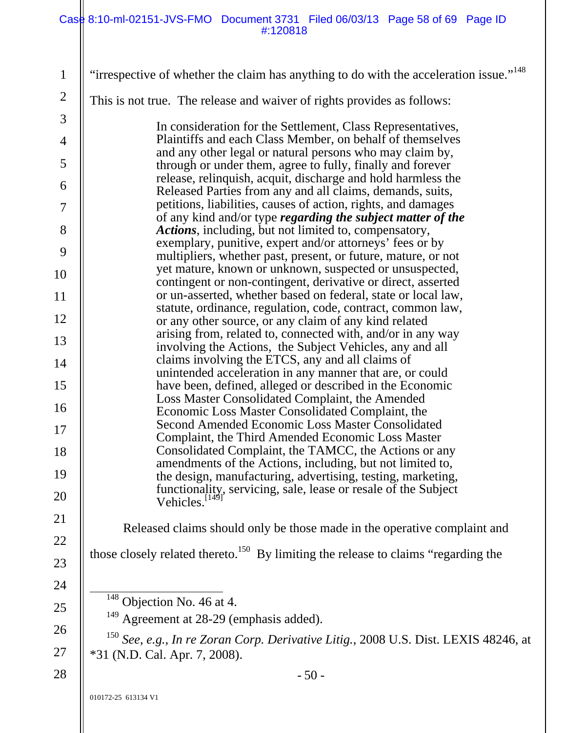"irrespective of whether the claim has anything to do with the acceleration issue."[148] This is not true. The release and waiver of rights provides as follows:

> In consideration for the Settlement, Class Representatives, Plaintiffs and each Class Member, on behalf of themselves and any other legal or natural persons who may claim by, through or under them, agree to fully, finally and forever release, relinquish, acquit, discharge and hold harmless the Released Parties from any and all claims, demands, suits, petitions, liabilities, causes of action, rights, and damages of any kind and/or type ***regarding the subject matter of the Actions***, including, but not limited to, compensatory, exemplary, punitive, expert and/or attorneys' fees or by multipliers, whether past, present, or future, mature, or not yet mature, known or unknown, suspected or unsuspected, contingent or non-contingent, derivative or direct, asserted or un-asserted, whether based on federal, state or local law, statute, ordinance, regulation, code, contract, common law, or any other source, or any claim of any kind related arising from, related to, connected with, and/or in any way involving the Actions, the Subject Vehicles, any and all claims involving the ETCS, any and all claims of unintended acceleration in any manner that are, or could have been, defined, alleged or described in the Economic Loss Master Consolidated Complaint, the Amended Economic Loss Master Consolidated Complaint, the Second Amended Economic Loss Master Consolidated Complaint, the Third Amended Economic Loss Master Consolidated Complaint, the TAMCC, the Actions or any amendments of the Actions, including, but not limited to, the design, manufacturing, advertising, testing, marketing, functionality, servicing, sale, lease or resale of the Subject Vehicles.[149]

Released claims should only be those made in the operative complaint and those closely related thereto.[150] By limiting the release to claims "regarding the

---

[148] Objection No. 46 at 4.

[149] Agreement at 28-29 (emphasis added).

[150] *See, e.g., In re Zoran Corp. Derivative Litig.*, 2008 U.S. Dist. LEXIS 48246, at *31 (N.D. Cal. Apr. 7, 2008).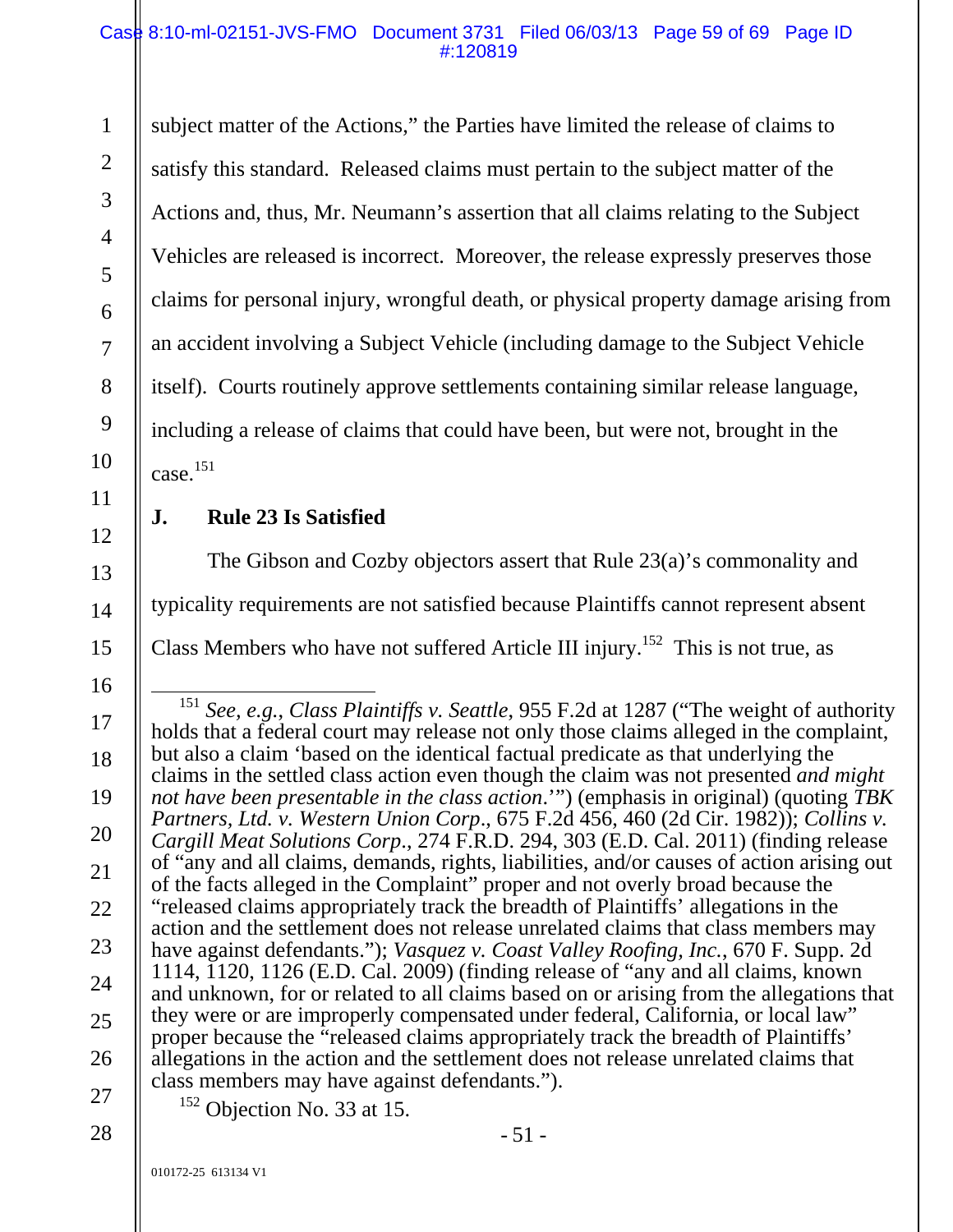subject matter of the Actions," the Parties have limited the release of claims to satisfy this standard. Released claims must pertain to the subject matter of the Actions and, thus, Mr. Neumann's assertion that all claims relating to the Subject Vehicles are released is incorrect. Moreover, the release expressly preserves those claims for personal injury, wrongful death, or physical property damage arising from an accident involving a Subject Vehicle (including damage to the Subject Vehicle itself). Courts routinely approve settlements containing similar release language, including a release of claims that could have been, but were not, brought in the case.[151]

## J. Rule 23 Is Satisfied

The Gibson and Cozby objectors assert that Rule 23(a)'s commonality and typicality requirements are not satisfied because Plaintiffs cannot represent absent Class Members who have not suffered Article III injury.[152] This is not true, as

---

[151] *See, e.g.*, *Class Plaintiffs v. Seattle*, 955 F.2d at 1287 ("The weight of authority holds that a federal court may release not only those claims alleged in the complaint, but also a claim 'based on the identical factual predicate as that underlying the claims in the settled class action even though the claim was not presented *and might not have been presentable in the class action*.'") (emphasis in original) (quoting *TBK Partners, Ltd. v. Western Union Corp*., 675 F.2d 456, 460 (2d Cir. 1982)); *Collins v. Cargill Meat Solutions Corp*., 274 F.R.D. 294, 303 (E.D. Cal. 2011) (finding release of "any and all claims, demands, rights, liabilities, and/or causes of action arising out of the facts alleged in the Complaint" proper and not overly broad because the "released claims appropriately track the breadth of Plaintiffs' allegations in the action and the settlement does not release unrelated claims that class members may have against defendants."); *Vasquez v. Coast Valley Roofing, Inc.*, 670 F. Supp. 2d 1114, 1120, 1126 (E.D. Cal. 2009) (finding release of "any and all claims, known and unknown, for or related to all claims based on or arising from the allegations that they were or are improperly compensated under federal, California, or local law" proper because the "released claims appropriately track the breadth of Plaintiffs' allegations in the action and the settlement does not release unrelated claims that class members may have against defendants.").

[152] Objection No. 33 at 15.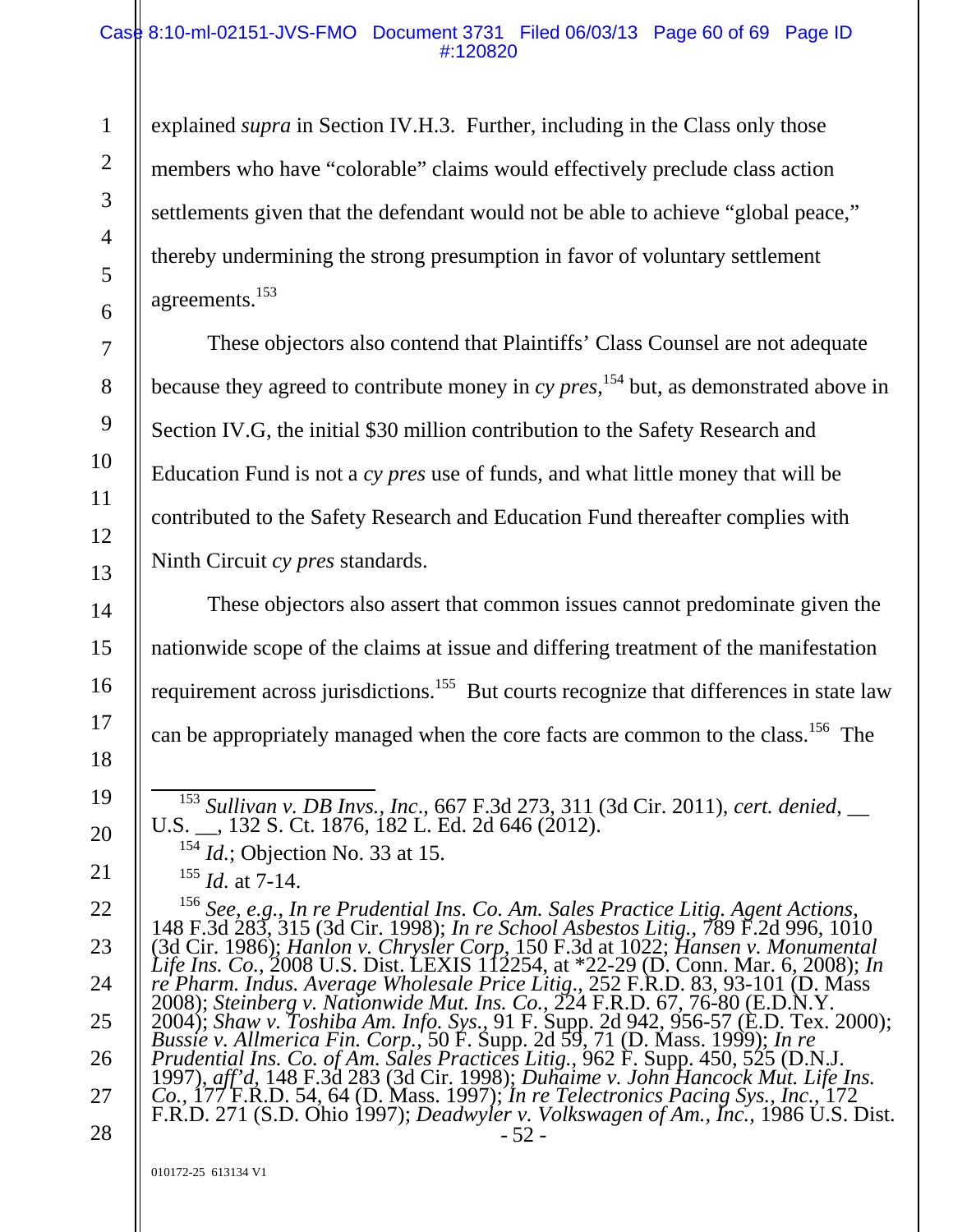explained *supra* in Section IV.H.3. Further, including in the Class only those members who have "colorable" claims would effectively preclude class action settlements given that the defendant would not be able to achieve "global peace," thereby undermining the strong presumption in favor of voluntary settlement agreements.[153]

These objectors also contend that Plaintiffs' Class Counsel are not adequate because they agreed to contribute money in *cy pres*,[154] but, as demonstrated above in Section IV.G, the initial $30 million contribution to the Safety Research and Education Fund is not a *cy pres* use of funds, and what little money that will be contributed to the Safety Research and Education Fund thereafter complies with Ninth Circuit *cy pres* standards.

These objectors also assert that common issues cannot predominate given the nationwide scope of the claims at issue and differing treatment of the manifestation requirement across jurisdictions.[155] But courts recognize that differences in state law can be appropriately managed when the core facts are common to the class.[156] The

---

[153] *Sullivan v. DB Invs., Inc.*, 667 F.3d 273, 311 (3d Cir. 2011), *cert. denied*, __ U.S. __, 132 S. Ct. 1876, 182 L. Ed. 2d 646 (2012).

[154] *Id.*; Objection No. 33 at 15.

[155] *Id.* at 7-14.

[156] *See, e.g.*, *In re Prudential Ins. Co. Am. Sales Practice Litig. Agent Actions*, 148 F.3d 283, 315 (3d Cir. 1998); *In re School Asbestos Litig.*, 789 F.2d 996, 1010 (3d Cir. 1986); *Hanlon v. Chrysler Corp*, 150 F.3d at 1022; *Hansen v. Monumental Life Ins. Co.*, 2008 U.S. Dist. LEXIS 112254, at *22-29 (D. Conn. Mar. 6, 2008); *In re Pharm. Indus. Average Wholesale Price Litig.*, 252 F.R.D. 83, 93-101 (D. Mass 2008); *Steinberg v. Nationwide Mut. Ins. Co.*, 224 F.R.D. 67, 76-80 (E.D.N.Y. 2004); *Shaw v. Toshiba Am. Info. Sys.*, 91 F. Supp. 2d 942, 956-57 (E.D. Tex. 2000); *Bussie v. Allmerica Fin. Corp.*, 50 F. Supp. 2d 59, 71 (D. Mass. 1999); *In re Prudential Ins. Co. of Am. Sales Practices Litig.*, 962 F. Supp. 450, 525 (D.N.J. 1997), *aff'd*, 148 F.3d 283 (3d Cir. 1998); *Duhaime v. John Hancock Mut. Life Ins. Co.*, 177 F.R.D. 54, 64 (D. Mass. 1997); *In re Telectronics Pacing Sys., Inc.*, 172 F.R.D. 271 (S.D. Ohio 1997); *Deadwyler v. Volkswagen of Am., Inc.*, 1986 U.S. Dist.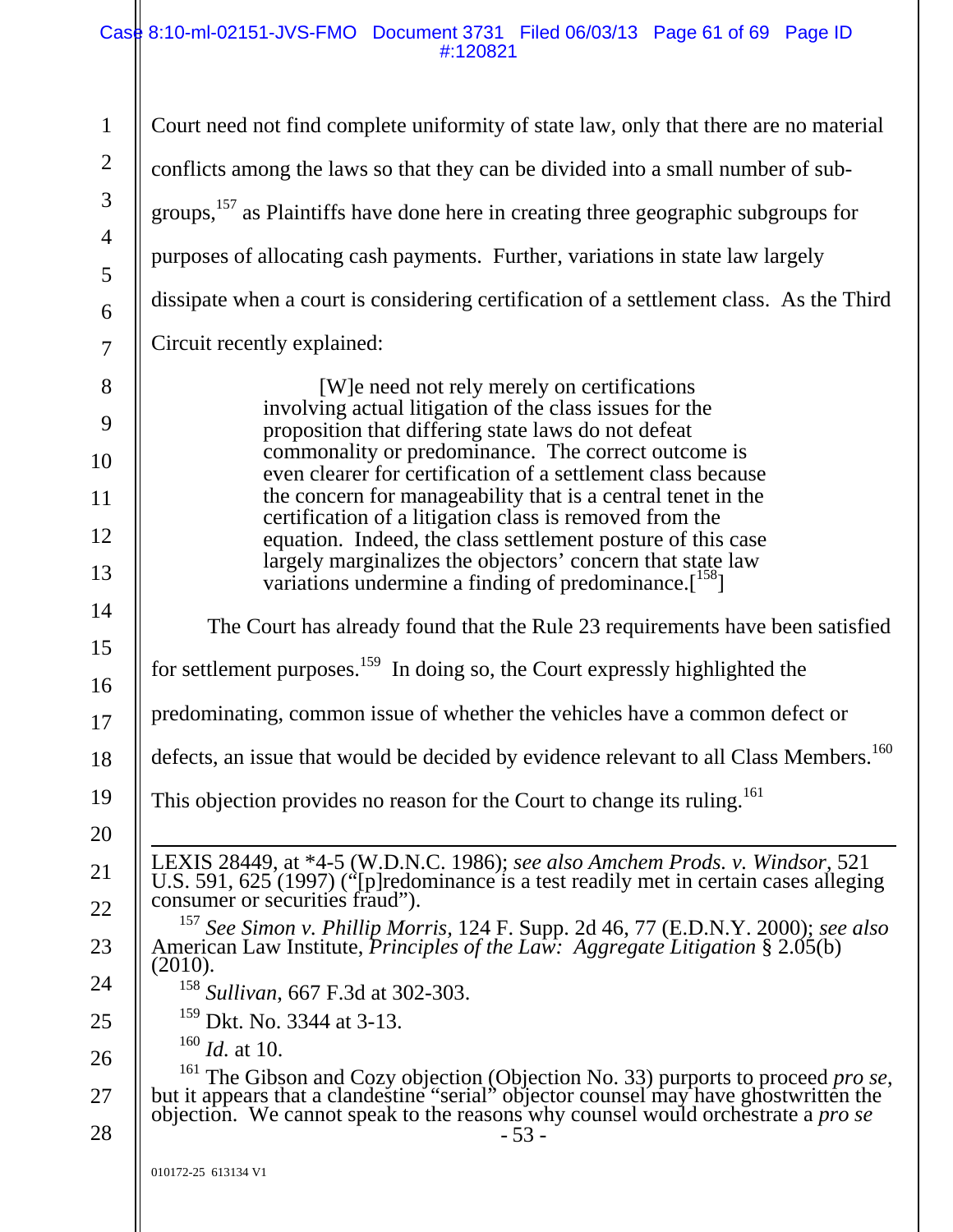Court need not find complete uniformity of state law, only that there are no material conflicts among the laws so that they can be divided into a small number of sub-groups,[157] as Plaintiffs have done here in creating three geographic subgroups for purposes of allocating cash payments. Further, variations in state law largely dissipate when a court is considering certification of a settlement class. As the Third Circuit recently explained:

> [W]e need not rely merely on certifications involving actual litigation of the class issues for the proposition that differing state laws do not defeat commonality or predominance. The correct outcome is even clearer for certification of a settlement class because the concern for manageability that is a central tenet in the certification of a litigation class is removed from the equation. Indeed, the class settlement posture of this case largely marginalizes the objectors' concern that state law variations undermine a finding of predominance.[158]

The Court has already found that the Rule 23 requirements have been satisfied for settlement purposes.[159] In doing so, the Court expressly highlighted the predominating, common issue of whether the vehicles have a common defect or defects, an issue that would be decided by evidence relevant to all Class Members.[160] This objection provides no reason for the Court to change its ruling.[161]

---

LEXIS 28449, at *4-5 (W.D.N.C. 1986); *see also Amchem Prods. v. Windsor*, 521 U.S. 591, 625 (1997) ("[p]redominance is a test readily met in certain cases alleging consumer or securities fraud").

[157] *See Simon v. Phillip Morris*, 124 F. Supp. 2d 46, 77 (E.D.N.Y. 2000); *see also* American Law Institute, *Principles of the Law: Aggregate Litigation* § 2.05(b) (2010).

[158] *Sullivan*, 667 F.3d at 302-303.

[159] Dkt. No. 3344 at 3-13.

[160] *Id.* at 10.

[161] The Gibson and Cozy objection (Objection No. 33) purports to proceed *pro se*, but it appears that a clandestine "serial" objector counsel may have ghostwritten the objection. We cannot speak to the reasons why counsel would orchestrate a *pro se*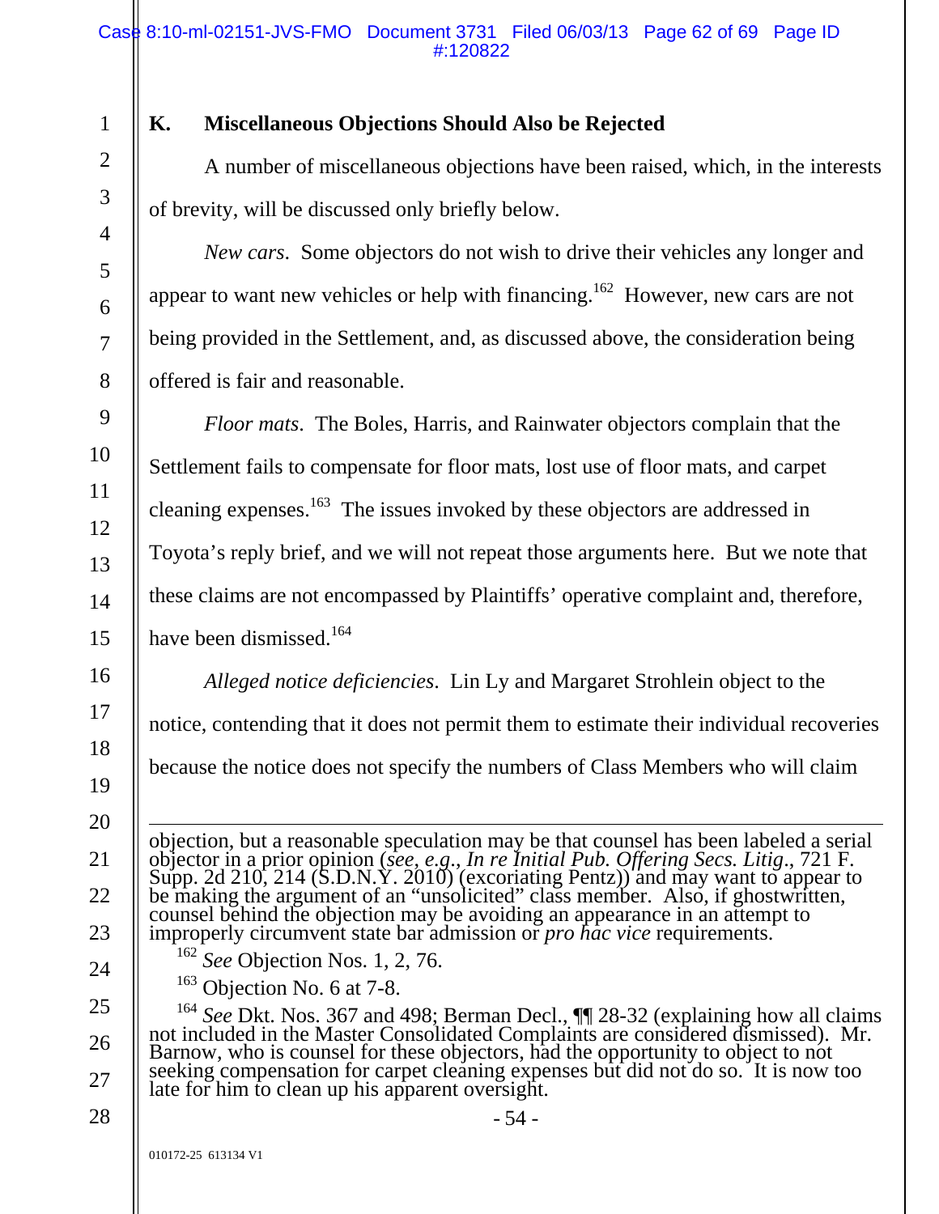### K. Miscellaneous Objections Should Also be Rejected

A number of miscellaneous objections have been raised, which, in the interests of brevity, will be discussed only briefly below.

*New cars*. Some objectors do not wish to drive their vehicles any longer and appear to want new vehicles or help with financing.[162] However, new cars are not being provided in the Settlement, and, as discussed above, the consideration being offered is fair and reasonable.

*Floor mats*. The Boles, Harris, and Rainwater objectors complain that the Settlement fails to compensate for floor mats, lost use of floor mats, and carpet cleaning expenses.[163] The issues invoked by these objectors are addressed in Toyota's reply brief, and we will not repeat those arguments here. But we note that these claims are not encompassed by Plaintiffs' operative complaint and, therefore, have been dismissed.[164]

*Alleged notice deficiencies*. Lin Ly and Margaret Strohlein object to the notice, contending that it does not permit them to estimate their individual recoveries because the notice does not specify the numbers of Class Members who will claim

---

objection, but a reasonable speculation may be that counsel has been labeled a serial objector in a prior opinion (*see, e.g.*, *In re Initial Pub. Offering Secs. Litig*., 721 F. Supp. 2d 210, 214 (S.D.N.Y. 2010) (excoriating Pentz)) and may want to appear to be making the argument of an "unsolicited" class member. Also, if ghostwritten, counsel behind the objection may be avoiding an appearance in an attempt to improperly circumvent state bar admission or *pro hac vice* requirements.

[162] *See* Objection Nos. 1, 2, 76.

[163] Objection No. 6 at 7-8.

[164] *See* Dkt. Nos. 367 and 498; Berman Decl., ¶¶ 28-32 (explaining how all claims not included in the Master Consolidated Complaints are considered dismissed). Mr. Barnow, who is counsel for these objectors, had the opportunity to object to not seeking compensation for carpet cleaning expenses but did not do so. It is now too late for him to clean up his apparent oversight.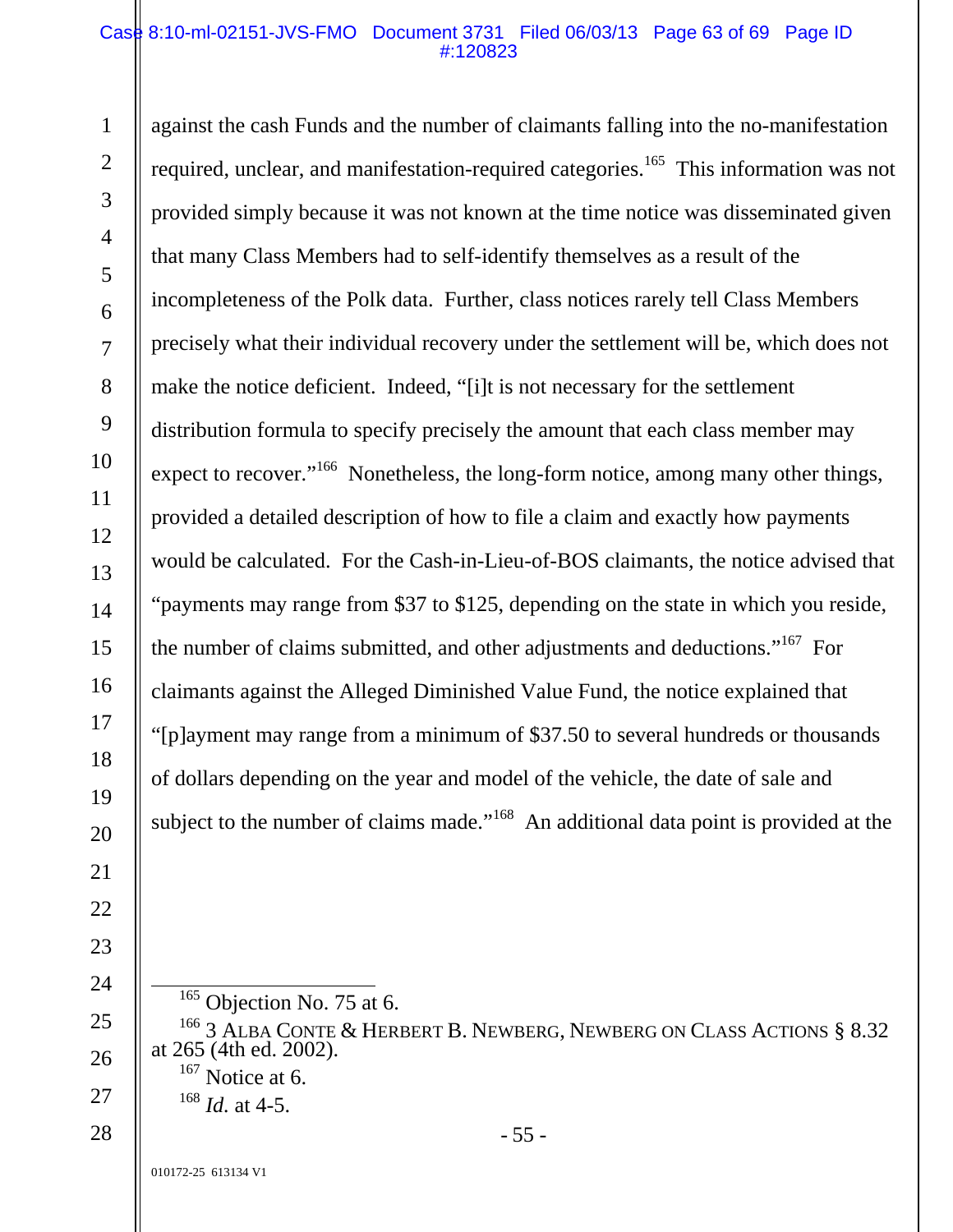against the cash Funds and the number of claimants falling into the no-manifestation required, unclear, and manifestation-required categories.[165] This information was not provided simply because it was not known at the time notice was disseminated given that many Class Members had to self-identify themselves as a result of the incompleteness of the Polk data. Further, class notices rarely tell Class Members precisely what their individual recovery under the settlement will be, which does not make the notice deficient. Indeed, "[i]t is not necessary for the settlement distribution formula to specify precisely the amount that each class member may expect to recover."[166] Nonetheless, the long-form notice, among many other things, provided a detailed description of how to file a claim and exactly how payments would be calculated. For the Cash-in-Lieu-of-BOS claimants, the notice advised that "payments may range from $37 to $125, depending on the state in which you reside, the number of claims submitted, and other adjustments and deductions."[167] For claimants against the Alleged Diminished Value Fund, the notice explained that "[p]ayment may range from a minimum of $37.50 to several hundreds or thousands of dollars depending on the year and model of the vehicle, the date of sale and subject to the number of claims made."[168] An additional data point is provided at the

---

[165] Objection No. 75 at 6.

[166] 3 ALBA CONTE & HERBERT B. NEWBERG, NEWBERG ON CLASS ACTIONS § 8.32 at 265 (4th ed. 2002).

[167] Notice at 6.

[168] *Id.* at 4-5.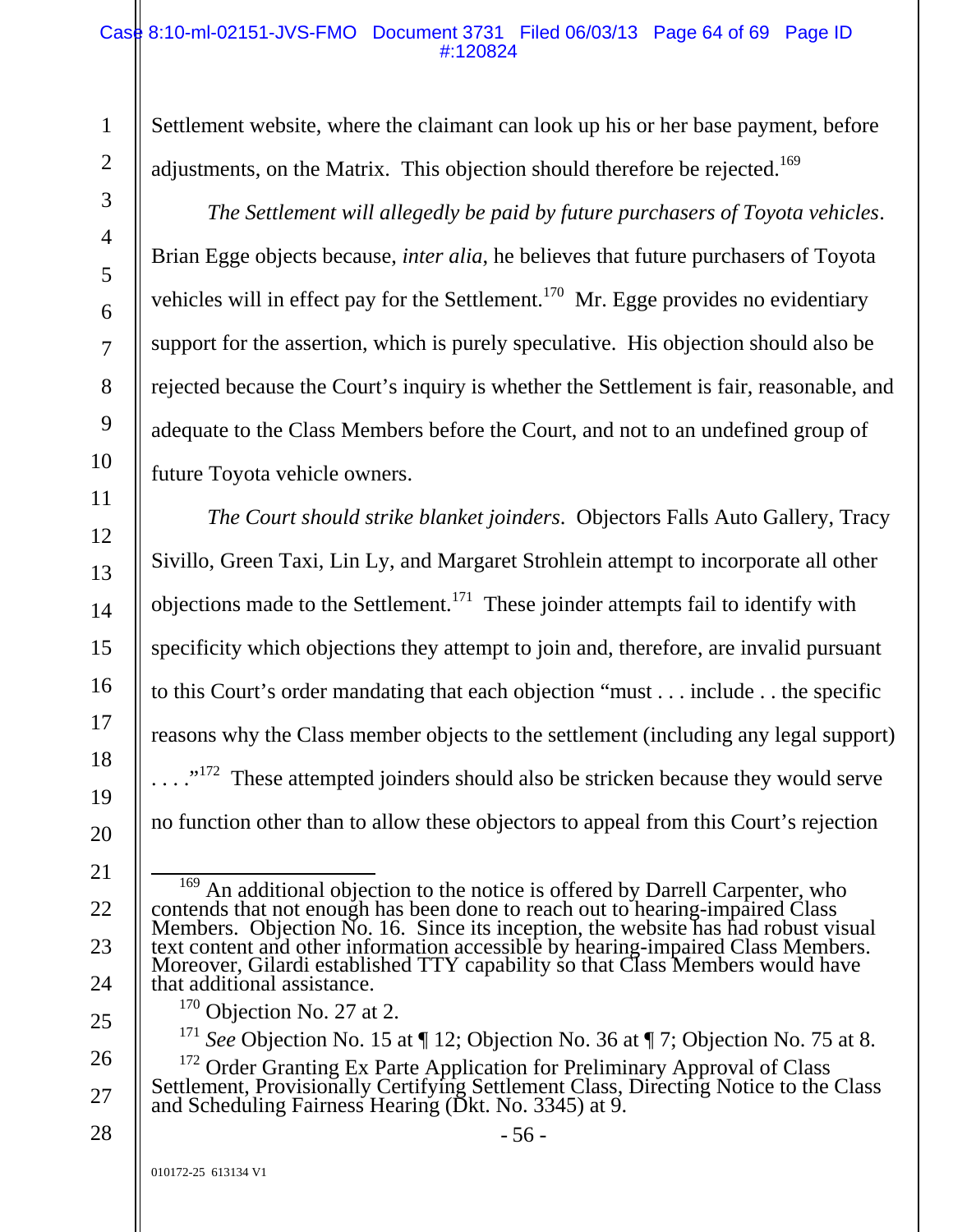Settlement website, where the claimant can look up his or her base payment, before adjustments, on the Matrix. This objection should therefore be rejected.[169]

*The Settlement will allegedly be paid by future purchasers of Toyota vehicles*. Brian Egge objects because, *inter alia*, he believes that future purchasers of Toyota vehicles will in effect pay for the Settlement.[170] Mr. Egge provides no evidentiary support for the assertion, which is purely speculative. His objection should also be rejected because the Court's inquiry is whether the Settlement is fair, reasonable, and adequate to the Class Members before the Court, and not to an undefined group of future Toyota vehicle owners.

*The Court should strike blanket joinders*. Objectors Falls Auto Gallery, Tracy Sivillo, Green Taxi, Lin Ly, and Margaret Strohlein attempt to incorporate all other objections made to the Settlement.[171] These joinder attempts fail to identify with specificity which objections they attempt to join and, therefore, are invalid pursuant to this Court's order mandating that each objection "must . . . include . . the specific reasons why the Class member objects to the settlement (including any legal support) . . . ."[172] These attempted joinders should also be stricken because they would serve no function other than to allow these objectors to appeal from this Court's rejection

---

[169] An additional objection to the notice is offered by Darrell Carpenter, who contends that not enough has been done to reach out to hearing-impaired Class Members. Objection No. 16. Since its inception, the website has had robust visual text content and other information accessible by hearing-impaired Class Members. Moreover, Gilardi established TTY capability so that Class Members would have that additional assistance.

[170] Objection No. 27 at 2.

[171] *See* Objection No. 15 at ¶ 12; Objection No. 36 at ¶ 7; Objection No. 75 at 8.

[172] Order Granting Ex Parte Application for Preliminary Approval of Class Settlement, Provisionally Certifying Settlement Class, Directing Notice to the Class and Scheduling Fairness Hearing (Dkt. No. 3345) at 9.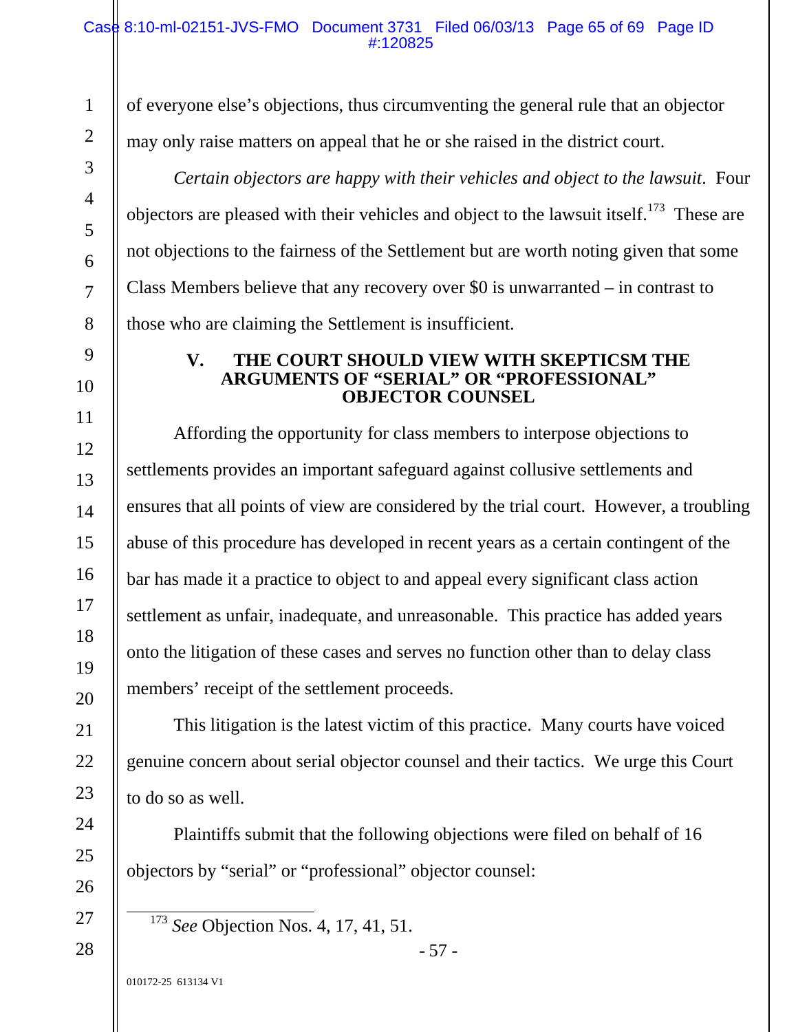of everyone else's objections, thus circumventing the general rule that an objector may only raise matters on appeal that he or she raised in the district court.

*Certain objectors are happy with their vehicles and object to the lawsuit*. Four objectors are pleased with their vehicles and object to the lawsuit itself.[173] These are not objections to the fairness of the Settlement but are worth noting given that some Class Members believe that any recovery over $0 is unwarranted – in contrast to those who are claiming the Settlement is insufficient.

## V. THE COURT SHOULD VIEW WITH SKEPTICSM THE ARGUMENTS OF "SERIAL" OR "PROFESSIONAL" OBJECTOR COUNSEL

Affording the opportunity for class members to interpose objections to settlements provides an important safeguard against collusive settlements and ensures that all points of view are considered by the trial court. However, a troubling abuse of this procedure has developed in recent years as a certain contingent of the bar has made it a practice to object to and appeal every significant class action settlement as unfair, inadequate, and unreasonable. This practice has added years onto the litigation of these cases and serves no function other than to delay class members' receipt of the settlement proceeds.

This litigation is the latest victim of this practice. Many courts have voiced genuine concern about serial objector counsel and their tactics. We urge this Court to do so as well.

Plaintiffs submit that the following objections were filed on behalf of 16 objectors by "serial" or "professional" objector counsel:

---

[173] *See* Objection Nos. 4, 17, 41, 51.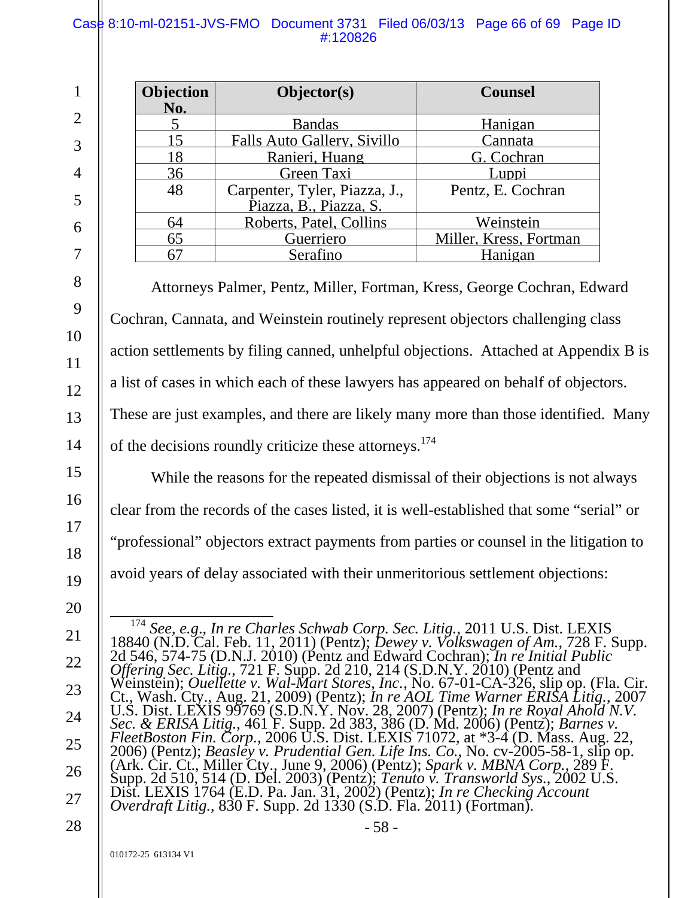| Objection No. | Objector(s) | Counsel |
|---|---|---|
| 5 | Bandas | Hanigan |
| 15 | Falls Auto Gallery, Sivillo | Cannata |
| 18 | Ranieri, Huang | G. Cochran |
| 36 | Green Taxi | Luppi |
| 48 | Carpenter, Tyler, Piazza, J., Piazza, B., Piazza, S. | Pentz, E. Cochran |
| 64 | Roberts, Patel, Collins | Weinstein |
| 65 | Guerriero | Miller, Kress, Fortman |
| 67 | Serafino | Hanigan |

Attorneys Palmer, Pentz, Miller, Fortman, Kress, George Cochran, Edward Cochran, Cannata, and Weinstein routinely represent objectors challenging class action settlements by filing canned, unhelpful objections. Attached at Appendix B is a list of cases in which each of these lawyers has appeared on behalf of objectors. These are just examples, and there are likely many more than those identified. Many of the decisions roundly criticize these attorneys.[174]

While the reasons for the repeated dismissal of their objections is not always clear from the records of the cases listed, it is well-established that some "serial" or "professional" objectors extract payments from parties or counsel in the litigation to avoid years of delay associated with their unmeritorious settlement objections:

---

[174] *See, e.g., In re Charles Schwab Corp. Sec. Litig.*, 2011 U.S. Dist. LEXIS 18840 (N.D. Cal. Feb. 11, 2011) (Pentz); *Dewey v. Volkswagen of Am.*, 728 F. Supp. 2d 546, 574-75 (D.N.J. 2010) (Pentz and Edward Cochran); *In re Initial Public Offering Sec. Litig.*, 721 F. Supp. 2d 210, 214 (S.D.N.Y. 2010) (Pentz and Weinstein); *Ouellette v. Wal-Mart Stores, Inc.*, No. 67-01-CA-326, slip op. (Fla. Cir. Ct., Wash. Cty., Aug. 21, 2009) (Pentz); *In re AOL Time Warner ERISA Litig.*, 2007 U.S. Dist. LEXIS 99769 (S.D.N.Y. Nov. 28, 2007) (Pentz); *In re Royal Ahold N.V. Sec. & ERISA Litig.*, 461 F. Supp. 2d 383, 386 (D. Md. 2006) (Pentz); *Barnes v. FleetBoston Fin. Corp.*, 2006 U.S. Dist. LEXIS 71072, at *3-4 (D. Mass. Aug. 22, 2006) (Pentz); *Beasley v. Prudential Gen. Life Ins. Co.*, No. cv-2005-58-1, slip op. (Ark. Cir. Ct., Miller Cty., June 9, 2006) (Pentz); *Spark v. MBNA Corp.*, 289 F. Supp. 2d 510, 514 (D. Del. 2003) (Pentz); *Tenuto v. Transworld Sys.*, 2002 U.S. Dist. LEXIS 1764 (E.D. Pa. Jan. 31, 2002) (Pentz); *In re Checking Account Overdraft Litig.*, 830 F. Supp. 2d 1330 (S.D. Fla. 2011) (Fortman).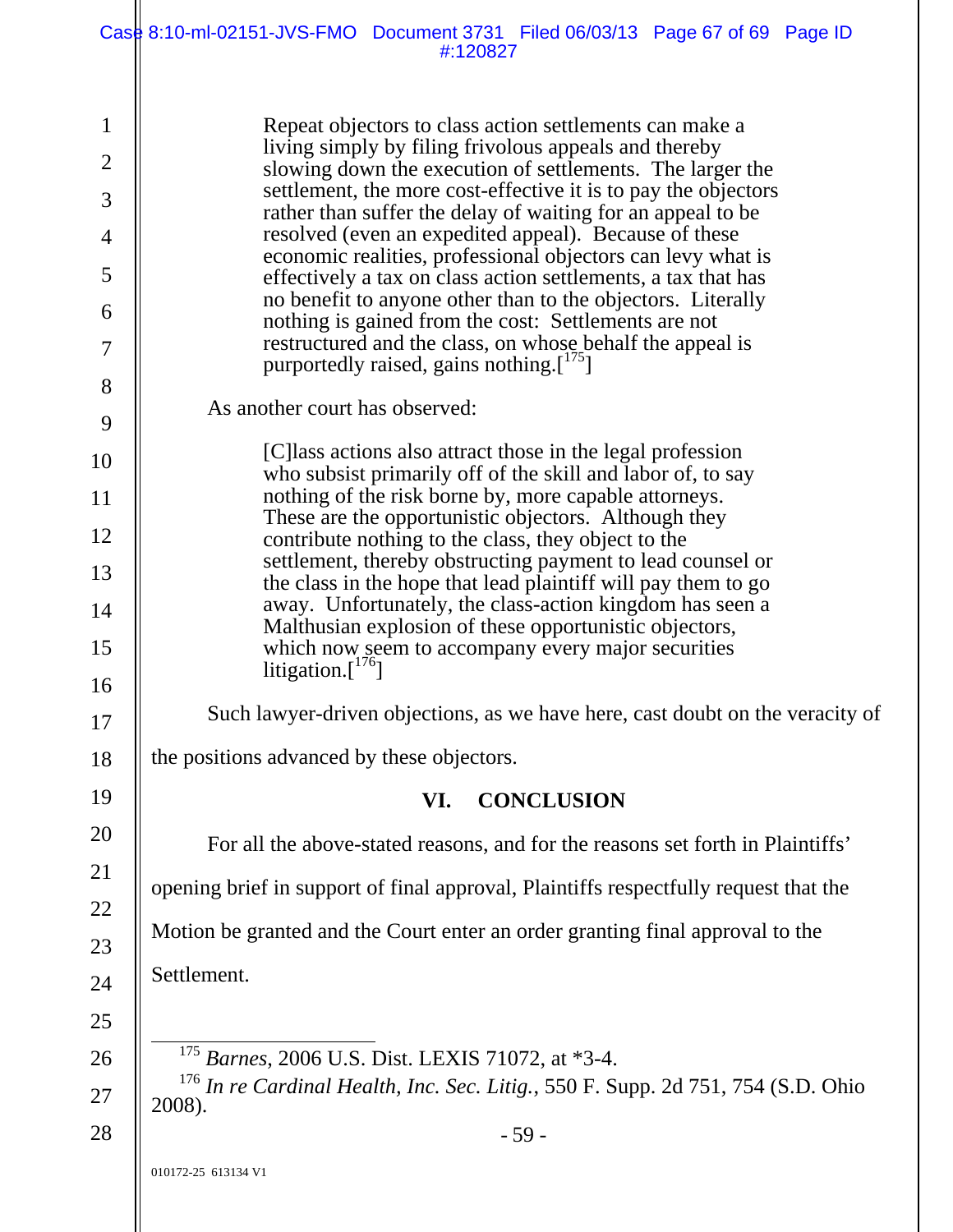> Repeat objectors to class action settlements can make a living simply by filing frivolous appeals and thereby slowing down the execution of settlements. The larger the settlement, the more cost-effective it is to pay the objectors rather than suffer the delay of waiting for an appeal to be resolved (even an expedited appeal). Because of these economic realities, professional objectors can levy what is effectively a tax on class action settlements, a tax that has no benefit to anyone other than to the objectors. Literally nothing is gained from the cost: Settlements are not restructured and the class, on whose behalf the appeal is purportedly raised, gains nothing.[175]

As another court has observed:

> [C]lass actions also attract those in the legal profession who subsist primarily off of the skill and labor of, to say nothing of the risk borne by, more capable attorneys. These are the opportunistic objectors. Although they contribute nothing to the class, they object to the settlement, thereby obstructing payment to lead counsel or the class in the hope that lead plaintiff will pay them to go away. Unfortunately, the class-action kingdom has seen a Malthusian explosion of these opportunistic objectors, which now seem to accompany every major securities litigation.[176]

Such lawyer-driven objections, as we have here, cast doubt on the veracity of the positions advanced by these objectors.

## VI. CONCLUSION

For all the above-stated reasons, and for the reasons set forth in Plaintiffs' opening brief in support of final approval, Plaintiffs respectfully request that the Motion be granted and the Court enter an order granting final approval to the Settlement.

---

[175] *Barnes*, 2006 U.S. Dist. LEXIS 71072, at *3-4.

[176] *In re Cardinal Health, Inc. Sec. Litig.*, 550 F. Supp. 2d 751, 754 (S.D. Ohio 2008).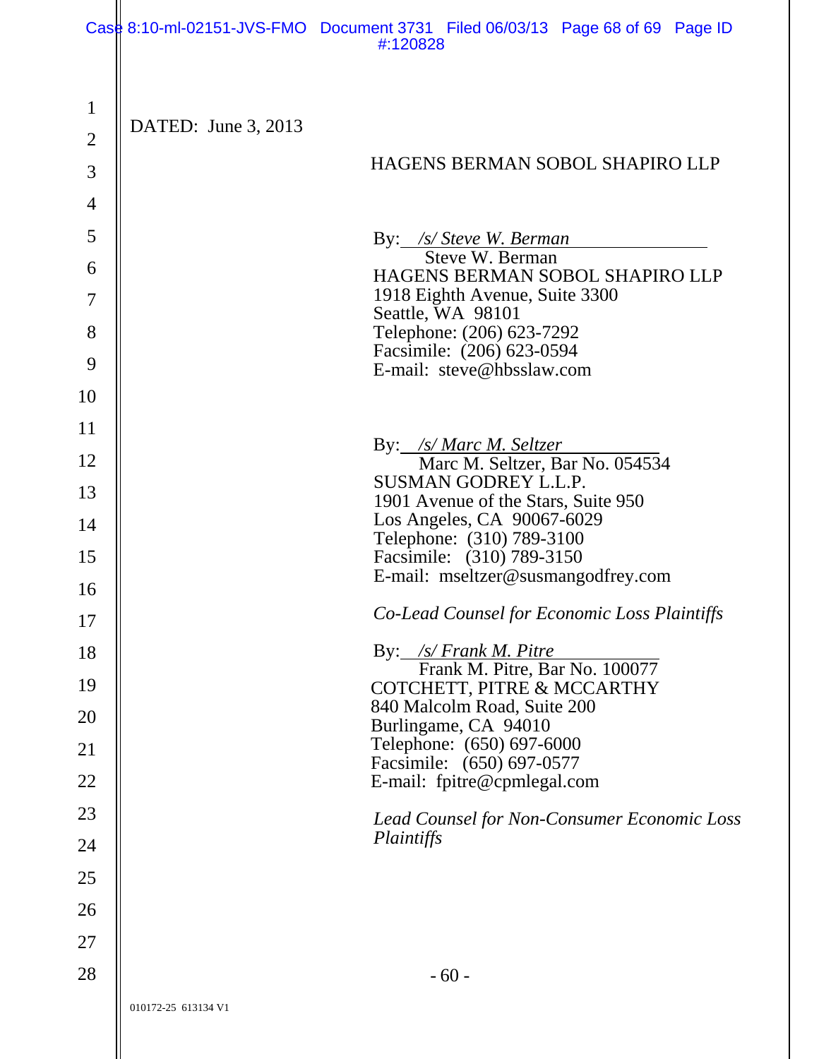DATED: June 3, 2013

HAGENS BERMAN SOBOL SHAPIRO LLP

By: */s/ Steve W. Berman*
Steve W. Berman
HAGENS BERMAN SOBOL SHAPIRO LLP
1918 Eighth Avenue, Suite 3300
Seattle, WA 98101
Telephone: (206) 623-7292
Facsimile: (206) 623-0594
E-mail: steve@hbsslaw.com

By: */s/ Marc M. Seltzer*
Marc M. Seltzer, Bar No. 054534
SUSMAN GODREY L.L.P.
1901 Avenue of the Stars, Suite 950
Los Angeles, CA 90067-6029
Telephone: (310) 789-3100
Facsimile: (310) 789-3150
E-mail: mseltzer@susmangodfrey.com

*Co-Lead Counsel for Economic Loss Plaintiffs*

By: */s/ Frank M. Pitre*
Frank M. Pitre, Bar No. 100077
COTCHETT, PITRE & MCCARTHY
840 Malcolm Road, Suite 200
Burlingame, CA 94010
Telephone: (650) 697-6000
Facsimile: (650) 697-0577
E-mail: fpitre@cpmlegal.com

*Lead Counsel for Non-Consumer Economic Loss Plaintiffs*

010172-25 613134 V1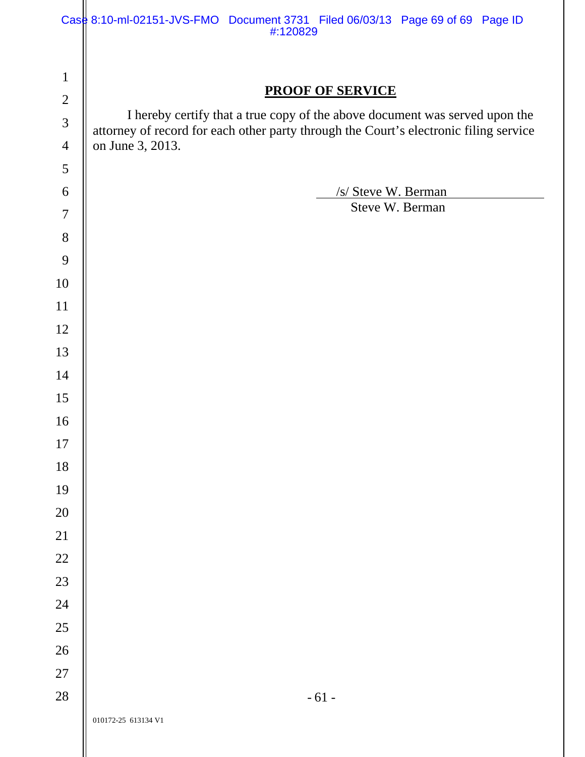## PROOF OF SERVICE

I hereby certify that a true copy of the above document was served upon the attorney of record for each other party through the Court's electronic filing service on June 3, 2013.

/s/ Steve W. Berman
Steve W. Berman

010172-25 613134 V1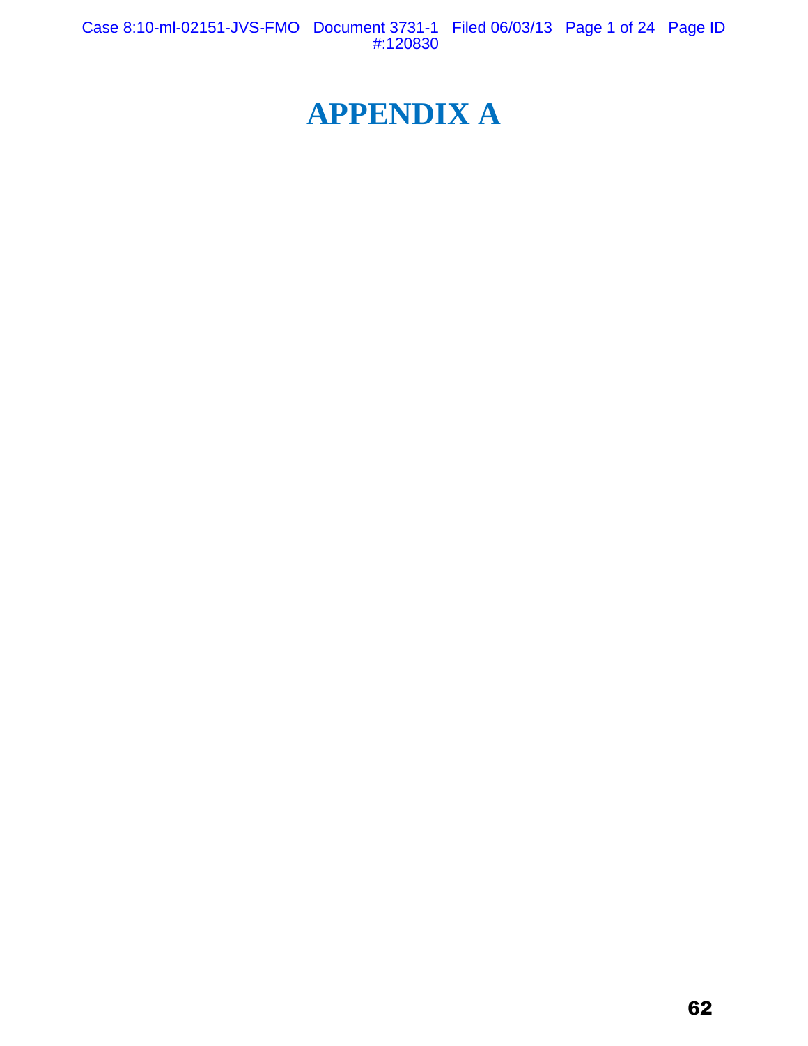# APPENDIX A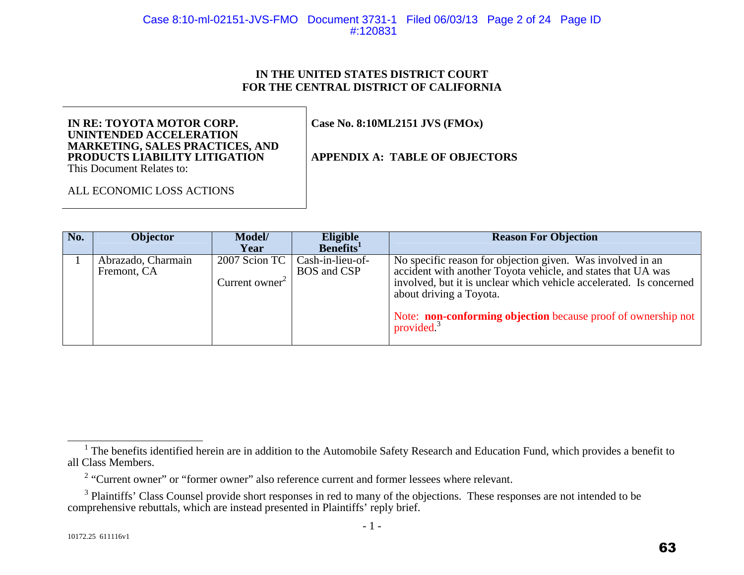IN THE UNITED STATES DISTRICT COURT
FOR THE CENTRAL DISTRICT OF CALIFORNIA

**IN RE: TOYOTA MOTOR CORP. UNINTENDED ACCELERATION MARKETING, SALES PRACTICES, AND PRODUCTS LIABILITY LITIGATION**
This Document Relates to:

ALL ECONOMIC LOSS ACTIONS

**Case No. 8:10ML2151 JVS (FMOx)**

**APPENDIX A: TABLE OF OBJECTORS**

| No. | Objector | Model/ Year | Eligible Benefits[1] | Reason For Objection |
|---|---|---|---|---|
| 1 | Abrazado, Charmain Fremont, CA | 2007 Scion TC<br><br>Current owner[2] | Cash-in-lieu-of-BOS and CSP | No specific reason for objection given. Was involved in an accident with another Toyota vehicle, and states that UA was involved, but it is unclear which vehicle accelerated. Is concerned about driving a Toyota.<br><br>Note: **non-conforming objection** because proof of ownership not provided.[3] |

[1] The benefits identified herein are in addition to the Automobile Safety Research and Education Fund, which provides a benefit to all Class Members.

[2] "Current owner" or "former owner" also reference current and former lessees where relevant.

[3] Plaintiffs' Class Counsel provide short responses in red to many of the objections. These responses are not intended to be comprehensive rebuttals, which are instead presented in Plaintiffs' reply brief.

10172.25 611116v1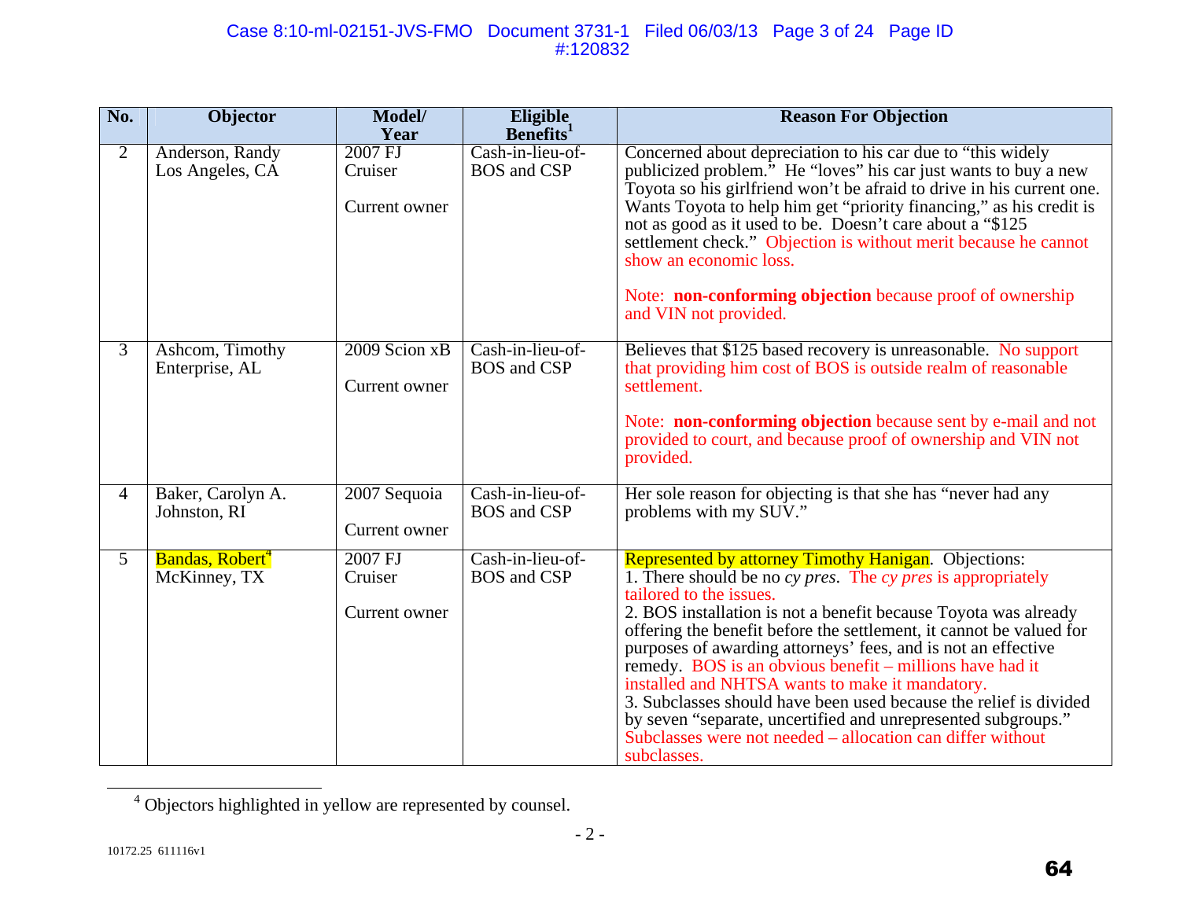| No. | Objector | Model/ Year | Eligible Benefits[1] | Reason For Objection |
|---|---|---|---|---|
| 2 | Anderson, Randy<br>Los Angeles, CA | 2007 FJ Cruiser<br><br>Current owner | Cash-in-lieu-of-BOS and CSP | Concerned about depreciation to his car due to "this widely publicized problem." He "loves" his car just wants to buy a new Toyota so his girlfriend won't be afraid to drive in his current one. Wants Toyota to help him get "priority financing," as his credit is not as good as it used to be. Doesn't care about a "$125 settlement check." Objection is without merit because he cannot show an economic loss.<br><br>Note: **non-conforming objection** because proof of ownership and VIN not provided. |
| 3 | Ashcom, Timothy<br>Enterprise, AL | 2009 Scion xB<br><br>Current owner | Cash-in-lieu-of-BOS and CSP | Believes that $125 based recovery is unreasonable. No support that providing him cost of BOS is outside realm of reasonable settlement.<br><br>Note: **non-conforming objection** because sent by e-mail and not provided to court, and because proof of ownership and VIN not provided. |
| 4 | Baker, Carolyn A.<br>Johnston, RI | 2007 Sequoia<br><br>Current owner | Cash-in-lieu-of-BOS and CSP | Her sole reason for objecting is that she has "never had any problems with my SUV." |
| 5 | Bandas, Robert[4]<br>McKinney, TX | 2007 FJ Cruiser<br><br>Current owner | Cash-in-lieu-of-BOS and CSP | Represented by attorney Timothy Hanigan. Objections:<br>1. There should be no *cy pres*. The *cy pres* is appropriately tailored to the issues.<br>2. BOS installation is not a benefit because Toyota was already offering the benefit before the settlement, it cannot be valued for purposes of awarding attorneys' fees, and is not an effective remedy. BOS is an obvious benefit – millions have had it installed and NHTSA wants to make it mandatory.<br>3. Subclasses should have been used because the relief is divided by seven "separate, uncertified and unrepresented subgroups." Subclasses were not needed – allocation can differ without subclasses. |

[4] Objectors highlighted in yellow are represented by counsel.

10172.25 611116v1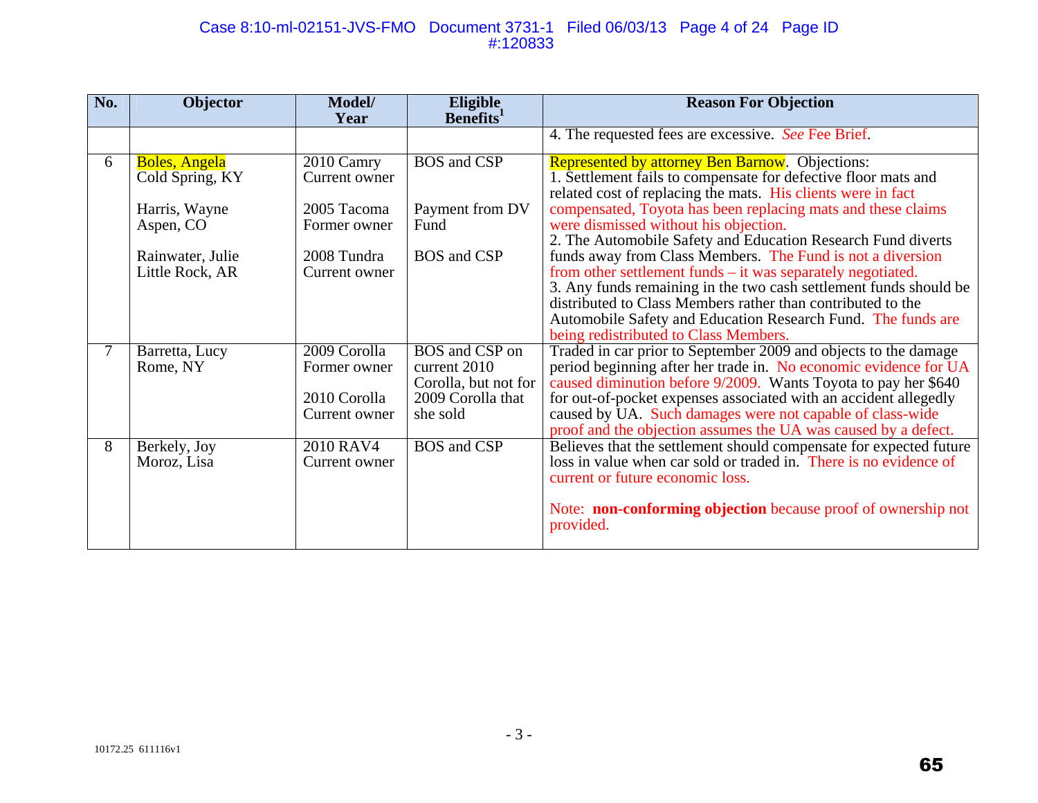| No. | Objector | Model/ Year | Eligible Benefits[1] | Reason For Objection |
|---|---|---|---|---|
| | | | | 4. The requested fees are excessive. *See* Fee Brief. |
| 6 | Boles, Angela<br>Cold Spring, KY<br><br>Harris, Wayne<br>Aspen, CO<br><br>Rainwater, Julie<br>Little Rock, AR | 2010 Camry<br>Current owner<br><br>2005 Tacoma<br>Former owner<br><br>2008 Tundra<br>Current owner | BOS and CSP<br><br><br>Payment from DV Fund<br><br>BOS and CSP | Represented by attorney Ben Barnow. Objections:<br>1. Settlement fails to compensate for defective floor mats and related cost of replacing the mats. His clients were in fact compensated, Toyota has been replacing mats and these claims were dismissed without his objection.<br>2. The Automobile Safety and Education Research Fund diverts funds away from Class Members. The Fund is not a diversion from other settlement funds – it was separately negotiated.<br>3. Any funds remaining in the two cash settlement funds should be distributed to Class Members rather than contributed to the Automobile Safety and Education Research Fund. The funds are being redistributed to Class Members. |
| 7 | Barretta, Lucy<br>Rome, NY | 2009 Corolla<br>Former owner<br><br>2010 Corolla<br>Current owner | BOS and CSP on current 2010 Corolla, but not for 2009 Corolla that she sold | Traded in car prior to September 2009 and objects to the damage period beginning after her trade in. No economic evidence for UA caused diminution before 9/2009. Wants Toyota to pay her $640 for out-of-pocket expenses associated with an accident allegedly caused by UA. Such damages were not capable of class-wide proof and the objection assumes the UA was caused by a defect. |
| 8 | Berkely, Joy<br>Moroz, Lisa | 2010 RAV4<br>Current owner | BOS and CSP | Believes that the settlement should compensate for expected future loss in value when car sold or traded in. There is no evidence of current or future economic loss.<br><br>Note: **non-conforming objection** because proof of ownership not provided. |

10172.25 611116v1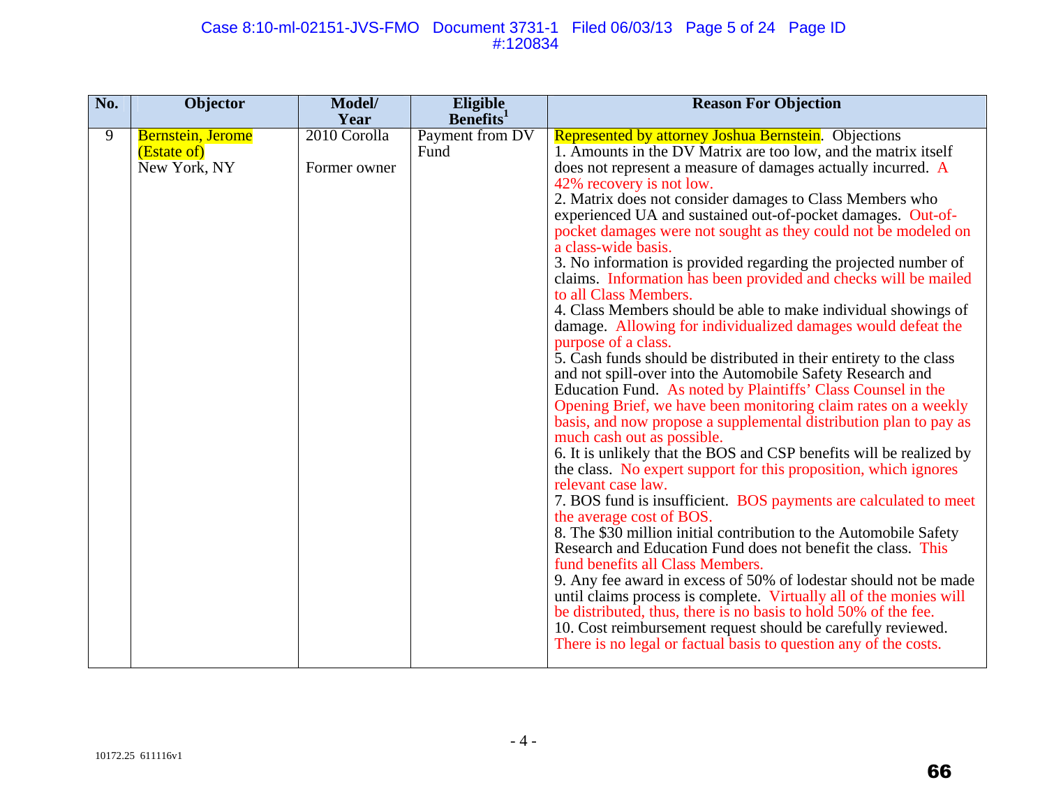| No. | Objector | Model/ Year | Eligible Benefits[1] | Reason For Objection |
|---|---|---|---|---|
| 9 | Bernstein, Jerome (Estate of)<br>New York, NY | 2010 Corolla<br><br>Former owner | Payment from DV Fund | Represented by attorney Joshua Bernstein. Objections<br>1. Amounts in the DV Matrix are too low, and the matrix itself does not represent a measure of damages actually incurred. A 42% recovery is not low.<br>2. Matrix does not consider damages to Class Members who experienced UA and sustained out-of-pocket damages. Out-of-pocket damages were not sought as they could not be modeled on a class-wide basis.<br>3. No information is provided regarding the projected number of claims. Information has been provided and checks will be mailed to all Class Members.<br>4. Class Members should be able to make individual showings of damage. Allowing for individualized damages would defeat the purpose of a class.<br>5. Cash funds should be distributed in their entirety to the class and not spill-over into the Automobile Safety Research and Education Fund. As noted by Plaintiffs' Class Counsel in the Opening Brief, we have been monitoring claim rates on a weekly basis, and now propose a supplemental distribution plan to pay as much cash out as possible.<br>6. It is unlikely that the BOS and CSP benefits will be realized by the class. No expert support for this proposition, which ignores relevant case law.<br>7. BOS fund is insufficient. BOS payments are calculated to meet the average cost of BOS.<br>8. The $30 million initial contribution to the Automobile Safety Research and Education Fund does not benefit the class. This fund benefits all Class Members.<br>9. Any fee award in excess of 50% of lodestar should not be made until claims process is complete. Virtually all of the monies will be distributed, thus, there is no basis to hold 50% of the fee.<br>10. Cost reimbursement request should be carefully reviewed. There is no legal or factual basis to question any of the costs. |

10172.25 611116v1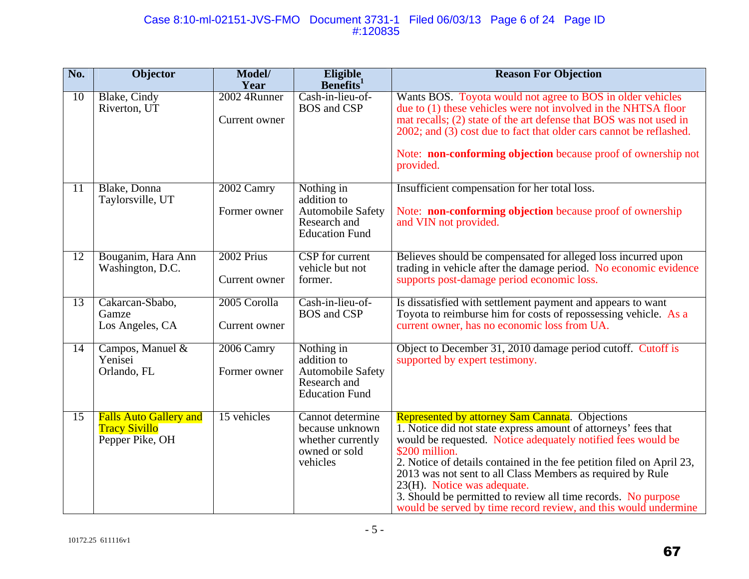| No. | Objector | Model/ Year | Eligible Benefits[1] | Reason For Objection |
|---|---|---|---|---|
| 10 | Blake, Cindy<br>Riverton, UT | 2002 4Runner<br><br>Current owner | Cash-in-lieu-of-BOS and CSP | Wants BOS. Toyota would not agree to BOS in older vehicles due to (1) these vehicles were not involved in the NHTSA floor mat recalls; (2) state of the art defense that BOS was not used in 2002; and (3) cost due to fact that older cars cannot be reflashed.<br><br>Note: **non-conforming objection** because proof of ownership not provided. |
| 11 | Blake, Donna<br>Taylorsville, UT | 2002 Camry<br><br>Former owner | Nothing in addition to Automobile Safety Research and Education Fund | Insufficient compensation for her total loss.<br><br>Note: **non-conforming objection** because proof of ownership and VIN not provided. |
| 12 | Bouganim, Hara Ann<br>Washington, D.C. | 2002 Prius<br><br>Current owner | CSP for current vehicle but not former. | Believes should be compensated for alleged loss incurred upon trading in vehicle after the damage period. No economic evidence supports post-damage period economic loss. |
| 13 | Cakarcan-Sbabo, Gamze<br>Los Angeles, CA | 2005 Corolla<br><br>Current owner | Cash-in-lieu-of-BOS and CSP | Is dissatisfied with settlement payment and appears to want Toyota to reimburse him for costs of repossessing vehicle. As a current owner, has no economic loss from UA. |
| 14 | Campos, Manuel & Yenisei<br>Orlando, FL | 2006 Camry<br><br>Former owner | Nothing in addition to Automobile Safety Research and Education Fund | Object to December 31, 2010 damage period cutoff. Cutoff is supported by expert testimony. |
| 15 | Falls Auto Gallery and Tracy Sivillo<br>Pepper Pike, OH | 15 vehicles | Cannot determine because unknown whether currently owned or sold vehicles | Represented by attorney Sam Cannata. Objections<br>1. Notice did not state express amount of attorneys' fees that would be requested. Notice adequately notified fees would be $200 million.<br>2. Notice of details contained in the fee petition filed on April 23, 2013 was not sent to all Class Members as required by Rule 23(H). Notice was adequate.<br>3. Should be permitted to review all time records. No purpose would be served by time record review, and this would undermine |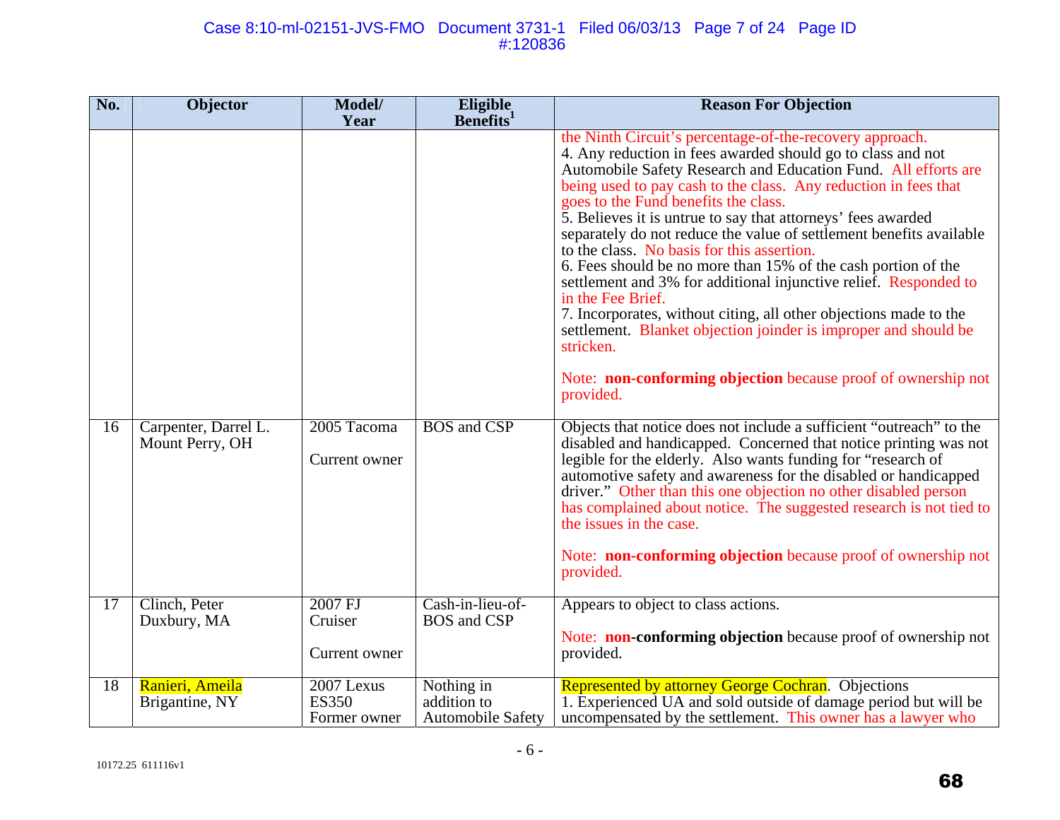| No. | Objector | Model/ Year | Eligible Benefits[1] | Reason For Objection |
|---|---|---|---|---|
| | | | | the Ninth Circuit's percentage-of-the-recovery approach.<br>4. Any reduction in fees awarded should go to class and not Automobile Safety Research and Education Fund. All efforts are being used to pay cash to the class. Any reduction in fees that goes to the Fund benefits the class.<br>5. Believes it is untrue to say that attorneys' fees awarded separately do not reduce the value of settlement benefits available to the class. No basis for this assertion.<br>6. Fees should be no more than 15% of the cash portion of the settlement and 3% for additional injunctive relief. Responded to in the Fee Brief.<br>7. Incorporates, without citing, all other objections made to the settlement. Blanket objection joinder is improper and should be stricken.<br><br>Note: **non-conforming objection** because proof of ownership not provided. |
| 16 | Carpenter, Darrel L.<br>Mount Perry, OH | 2005 Tacoma<br><br>Current owner | BOS and CSP | Objects that notice does not include a sufficient "outreach" to the disabled and handicapped. Concerned that notice printing was not legible for the elderly. Also wants funding for "research of automotive safety and awareness for the disabled or handicapped driver." Other than this one objection no other disabled person has complained about notice. The suggested research is not tied to the issues in the case.<br><br>Note: **non-conforming objection** because proof of ownership not provided. |
| 17 | Clinch, Peter<br>Duxbury, MA | 2007 FJ Cruiser<br><br>Current owner | Cash-in-lieu-of-BOS and CSP | Appears to object to class actions.<br><br>Note: **non-conforming objection** because proof of ownership not provided. |
| 18 | Ranieri, Ameila<br>Brigantine, NY | 2007 Lexus ES350<br>Former owner | Nothing in addition to Automobile Safety | Represented by attorney George Cochran. Objections<br>1. Experienced UA and sold outside of damage period but will be uncompensated by the settlement. This owner has a lawyer who |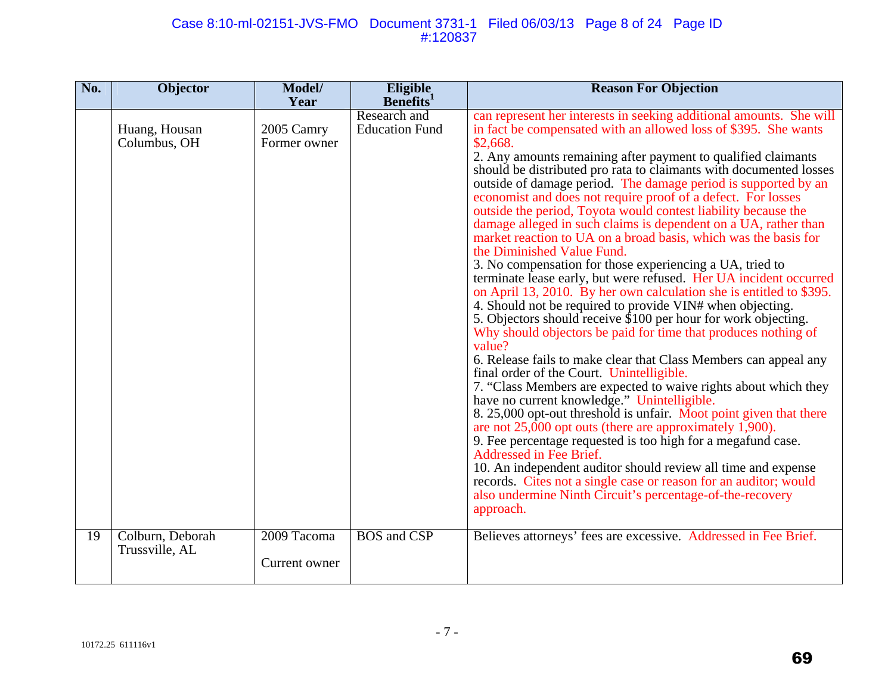| No. | Objector | Model/ Year | Eligible Benefits[1] | Reason For Objection |
|---|---|---|---|---|
| | Huang, Housan<br>Columbus, OH | 2005 Camry<br>Former owner | Research and Education Fund | can represent her interests in seeking additional amounts. She will in fact be compensated with an allowed loss of $395. She wants $2,668.<br>2. Any amounts remaining after payment to qualified claimants should be distributed pro rata to claimants with documented losses outside of damage period. The damage period is supported by an economist and does not require proof of a defect. For losses outside the period, Toyota would contest liability because the damage alleged in such claims is dependent on a UA, rather than market reaction to UA on a broad basis, which was the basis for the Diminished Value Fund.<br>3. No compensation for those experiencing a UA, tried to terminate lease early, but were refused. Her UA incident occurred on April 13, 2010. By her own calculation she is entitled to $395.<br>4. Should not be required to provide VIN# when objecting.<br>5. Objectors should receive $100 per hour for work objecting. Why should objectors be paid for time that produces nothing of value?<br>6. Release fails to make clear that Class Members can appeal any final order of the Court. Unintelligible.<br>7. "Class Members are expected to waive rights about which they have no current knowledge." Unintelligible.<br>8. 25,000 opt-out threshold is unfair. Moot point given that there are not 25,000 opt outs (there are approximately 1,900).<br>9. Fee percentage requested is too high for a megafund case. Addressed in Fee Brief.<br>10. An independent auditor should review all time and expense records. Cites not a single case or reason for an auditor; would also undermine Ninth Circuit's percentage-of-the-recovery approach. |
| 19 | Colburn, Deborah<br>Trussville, AL | 2009 Tacoma<br>Current owner | BOS and CSP | Believes attorneys' fees are excessive. Addressed in Fee Brief. |

10172.25 611116v1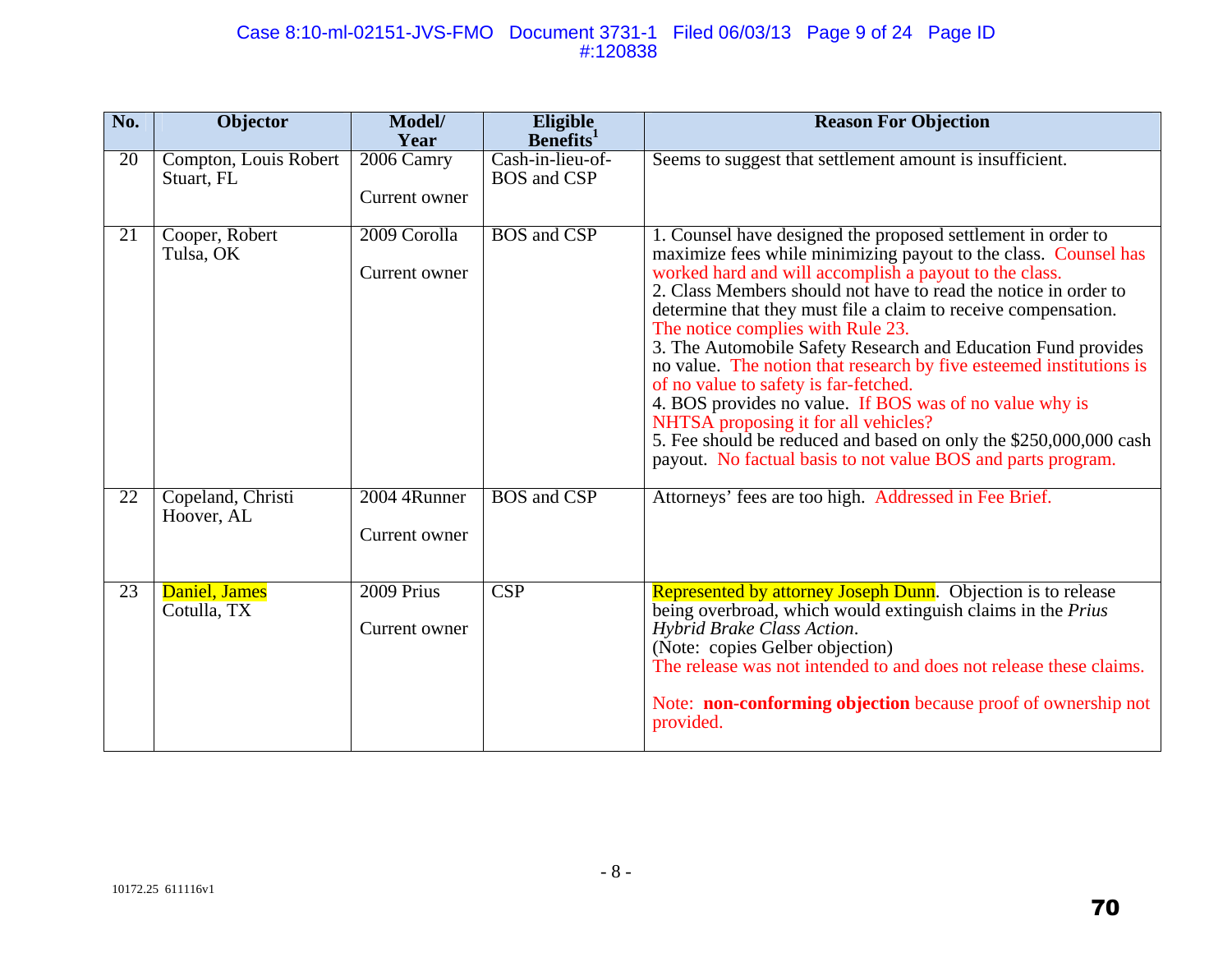| No. | Objector | Model/ Year | Eligible Benefits[1] | Reason For Objection |
|---|---|---|---|---|
| 20 | Compton, Louis Robert<br>Stuart, FL | 2006 Camry<br><br>Current owner | Cash-in-lieu-of-BOS and CSP | Seems to suggest that settlement amount is insufficient. |
| 21 | Cooper, Robert<br>Tulsa, OK | 2009 Corolla<br><br>Current owner | BOS and CSP | 1. Counsel have designed the proposed settlement in order to maximize fees while minimizing payout to the class. Counsel has worked hard and will accomplish a payout to the class.<br>2. Class Members should not have to read the notice in order to determine that they must file a claim to receive compensation. The notice complies with Rule 23.<br>3. The Automobile Safety Research and Education Fund provides no value. The notion that research by five esteemed institutions is of no value to safety is far-fetched.<br>4. BOS provides no value. If BOS was of no value why is NHTSA proposing it for all vehicles?<br>5. Fee should be reduced and based on only the $250,000,000 cash payout. No factual basis to not value BOS and parts program. |
| 22 | Copeland, Christi<br>Hoover, AL | 2004 4Runner<br><br>Current owner | BOS and CSP | Attorneys' fees are too high. Addressed in Fee Brief. |
| 23 | Daniel, James<br>Cotulla, TX | 2009 Prius<br><br>Current owner | CSP | Represented by attorney Joseph Dunn. Objection is to release being overbroad, which would extinguish claims in the *Prius Hybrid Brake Class Action*.<br>(Note: copies Gelber objection)<br>The release was not intended to and does not release these claims.<br><br>Note: **non-conforming objection** because proof of ownership not provided. |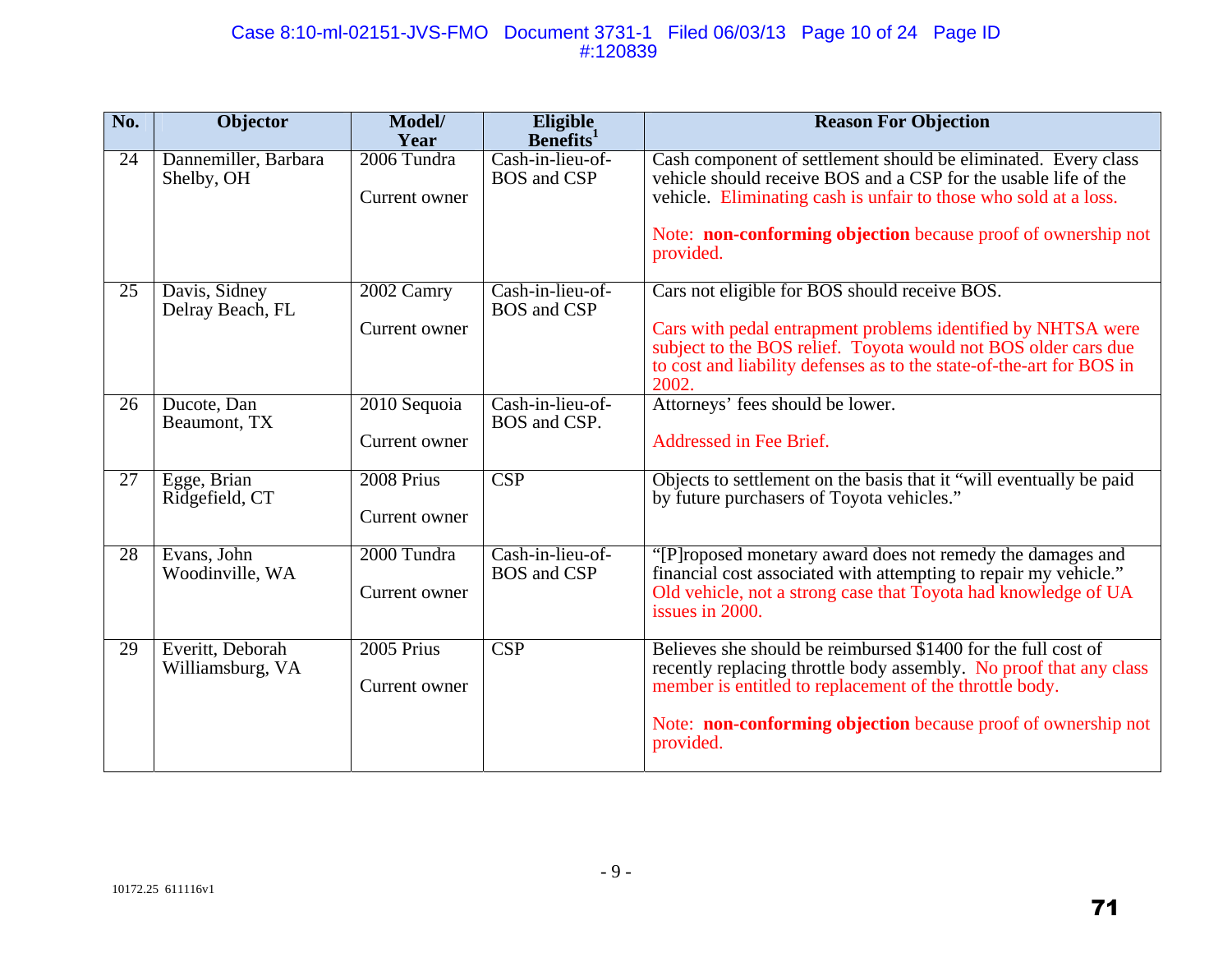| No. | Objector | Model/ Year | Eligible Benefits[1] | Reason For Objection |
|---|---|---|---|---|
| 24 | Dannemiller, Barbara<br>Shelby, OH | 2006 Tundra<br><br>Current owner | Cash-in-lieu-of-BOS and CSP | Cash component of settlement should be eliminated. Every class vehicle should receive BOS and a CSP for the usable life of the vehicle. Eliminating cash is unfair to those who sold at a loss.<br><br>Note: **non-conforming objection** because proof of ownership not provided. |
| 25 | Davis, Sidney<br>Delray Beach, FL | 2002 Camry<br><br>Current owner | Cash-in-lieu-of-BOS and CSP | Cars not eligible for BOS should receive BOS.<br><br>Cars with pedal entrapment problems identified by NHTSA were subject to the BOS relief. Toyota would not BOS older cars due to cost and liability defenses as to the state-of-the-art for BOS in 2002. |
| 26 | Ducote, Dan<br>Beaumont, TX | 2010 Sequoia<br><br>Current owner | Cash-in-lieu-of-BOS and CSP. | Attorneys' fees should be lower.<br><br>Addressed in Fee Brief. |
| 27 | Egge, Brian<br>Ridgefield, CT | 2008 Prius<br><br>Current owner | CSP | Objects to settlement on the basis that it "will eventually be paid by future purchasers of Toyota vehicles." |
| 28 | Evans, John<br>Woodinville, WA | 2000 Tundra<br><br>Current owner | Cash-in-lieu-of-BOS and CSP | "[P]roposed monetary award does not remedy the damages and financial cost associated with attempting to repair my vehicle." Old vehicle, not a strong case that Toyota had knowledge of UA issues in 2000. |
| 29 | Everitt, Deborah<br>Williamsburg, VA | 2005 Prius<br><br>Current owner | CSP | Believes she should be reimbursed $1400 for the full cost of recently replacing throttle body assembly. No proof that any class member is entitled to replacement of the throttle body.<br><br>Note: **non-conforming objection** because proof of ownership not provided. |

10172.25 611116v1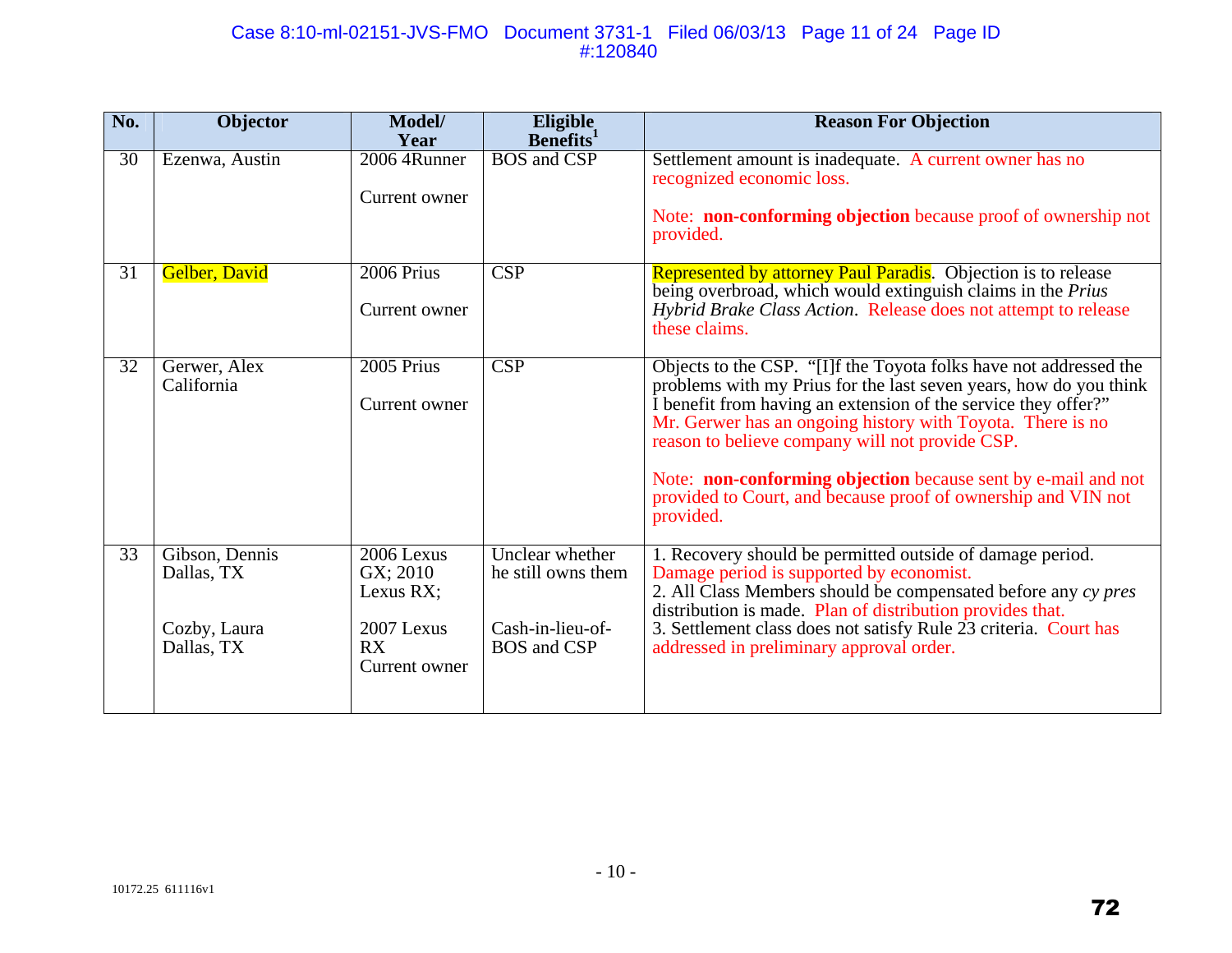| No. | Objector | Model/ Year | Eligible Benefits[1] | Reason For Objection |
|---|---|---|---|---|
| 30 | Ezenwa, Austin | 2006 4Runner<br><br>Current owner | BOS and CSP | Settlement amount is inadequate. A current owner has no recognized economic loss.<br><br>Note: **non-conforming objection** because proof of ownership not provided. |
| 31 | Gelber, David | 2006 Prius<br><br>Current owner | CSP | Represented by attorney Paul Paradis. Objection is to release being overbroad, which would extinguish claims in the *Prius Hybrid Brake Class Action*. Release does not attempt to release these claims. |
| 32 | Gerwer, Alex<br>California | 2005 Prius<br><br>Current owner | CSP | Objects to the CSP. "[I]f the Toyota folks have not addressed the problems with my Prius for the last seven years, how do you think I benefit from having an extension of the service they offer?" Mr. Gerwer has an ongoing history with Toyota. There is no reason to believe company will not provide CSP.<br><br>Note: **non-conforming objection** because sent by e-mail and not provided to Court, and because proof of ownership and VIN not provided. |
| 33 | Gibson, Dennis<br>Dallas, TX<br><br>Cozby, Laura<br>Dallas, TX | 2006 Lexus GX; 2010 Lexus RX;<br><br>2007 Lexus RX<br>Current owner | Unclear whether he still owns them<br><br>Cash-in-lieu-of-BOS and CSP | 1. Recovery should be permitted outside of damage period. Damage period is supported by economist.<br>2. All Class Members should be compensated before any *cy pres* distribution is made. Plan of distribution provides that.<br>3. Settlement class does not satisfy Rule 23 criteria. Court has addressed in preliminary approval order. |

10172.25 611116v1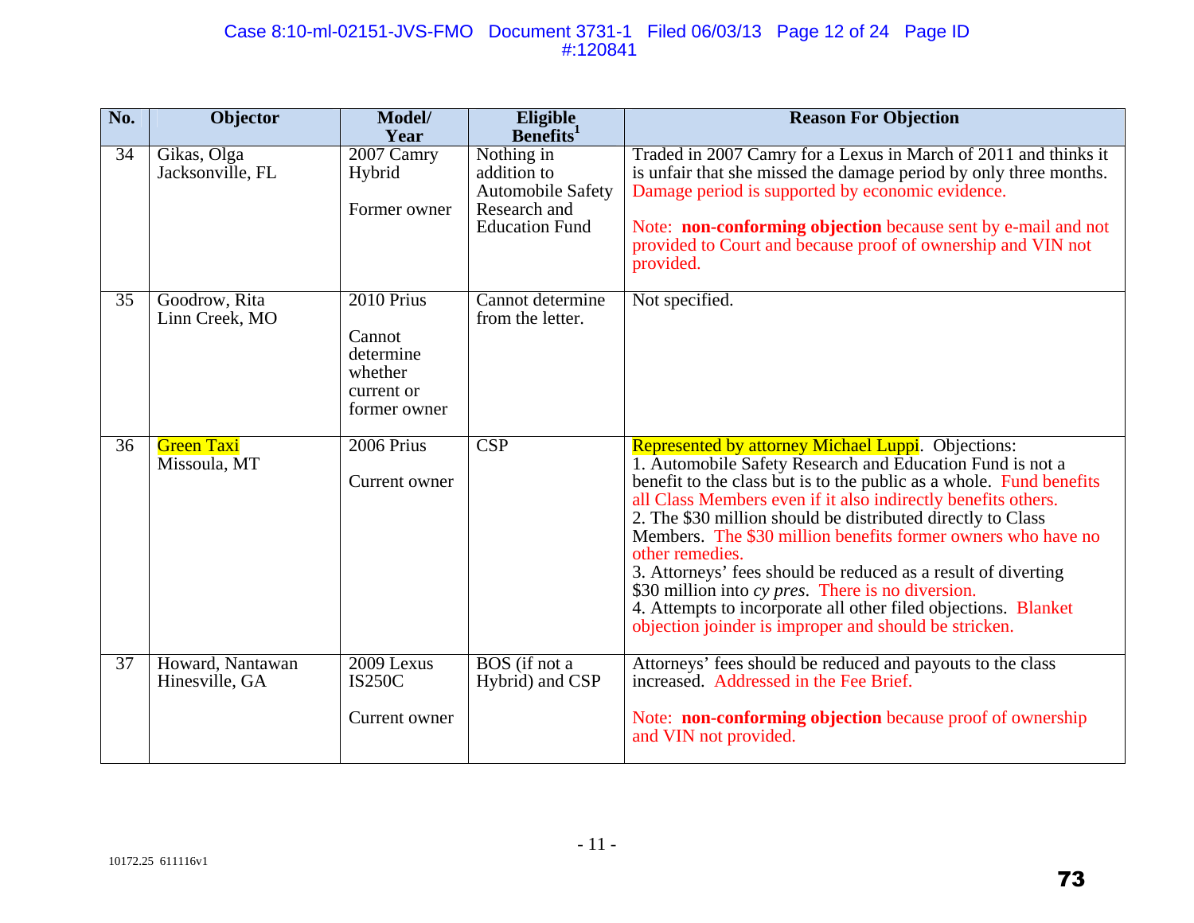| No. | Objector | Model/ Year | Eligible Benefits[1] | Reason For Objection |
|---|---|---|---|---|
| 34 | Gikas, Olga<br>Jacksonville, FL | 2007 Camry Hybrid<br><br>Former owner | Nothing in addition to Automobile Safety Research and Education Fund | Traded in 2007 Camry for a Lexus in March of 2011 and thinks it is unfair that she missed the damage period by only three months. Damage period is supported by economic evidence.<br><br>Note: **non-conforming objection** because sent by e-mail and not provided to Court and because proof of ownership and VIN not provided. |
| 35 | Goodrow, Rita<br>Linn Creek, MO | 2010 Prius<br><br>Cannot determine whether current or former owner | Cannot determine from the letter. | Not specified. |
| 36 | Green Taxi<br>Missoula, MT | 2006 Prius<br><br>Current owner | CSP | Represented by attorney Michael Luppi. Objections:<br>1. Automobile Safety Research and Education Fund is not a benefit to the class but is to the public as a whole. Fund benefits all Class Members even if it also indirectly benefits others.<br>2. The $30 million should be distributed directly to Class Members. The $30 million benefits former owners who have no other remedies.<br>3. Attorneys' fees should be reduced as a result of diverting $30 million into *cy pres*. There is no diversion.<br>4. Attempts to incorporate all other filed objections. Blanket objection joinder is improper and should be stricken. |
| 37 | Howard, Nantawan<br>Hinesville, GA | 2009 Lexus IS250C<br><br>Current owner | BOS (if not a Hybrid) and CSP | Attorneys' fees should be reduced and payouts to the class increased. Addressed in the Fee Brief.<br><br>Note: **non-conforming objection** because proof of ownership and VIN not provided. |

10172.25 611116v1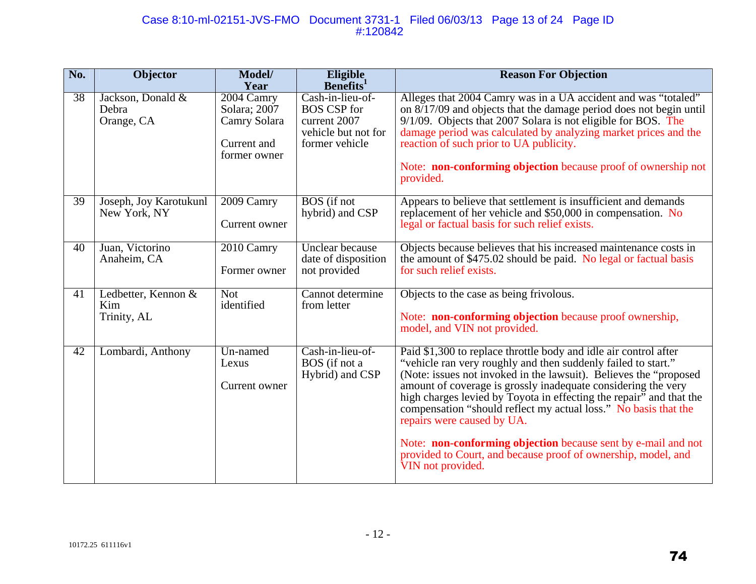| No. | Objector | Model/ Year | Eligible Benefits[1] | Reason For Objection |
|---|---|---|---|---|
| 38 | Jackson, Donald & Debra<br>Orange, CA | 2004 Camry Solara; 2007 Camry Solara<br><br>Current and former owner | Cash-in-lieu-of-BOS CSP for current 2007 vehicle but not for former vehicle | Alleges that 2004 Camry was in a UA accident and was "totaled" on 8/17/09 and objects that the damage period does not begin until 9/1/09. Objects that 2007 Solara is not eligible for BOS. The damage period was calculated by analyzing market prices and the reaction of such prior to UA publicity.<br><br>Note: **non-conforming objection** because proof of ownership not provided. |
| 39 | Joseph, Joy Karotukunl<br>New York, NY | 2009 Camry<br><br>Current owner | BOS (if not hybrid) and CSP | Appears to believe that settlement is insufficient and demands replacement of her vehicle and $50,000 in compensation. No legal or factual basis for such relief exists. |
| 40 | Juan, Victorino<br>Anaheim, CA | 2010 Camry<br><br>Former owner | Unclear because date of disposition not provided | Objects because believes that his increased maintenance costs in the amount of $475.02 should be paid. No legal or factual basis for such relief exists. |
| 41 | Ledbetter, Kennon & Kim<br>Trinity, AL | Not identified | Cannot determine from letter | Objects to the case as being frivolous.<br><br>Note: **non-conforming objection** because proof ownership, model, and VIN not provided. |
| 42 | Lombardi, Anthony | Un-named Lexus<br><br>Current owner | Cash-in-lieu-of-BOS (if not a Hybrid) and CSP | Paid $1,300 to replace throttle body and idle air control after "vehicle ran very roughly and then suddenly failed to start." (Note: issues not invoked in the lawsuit). Believes the "proposed amount of coverage is grossly inadequate considering the very high charges levied by Toyota in effecting the repair" and that the compensation "should reflect my actual loss." No basis that the repairs were caused by UA.<br><br>Note: **non-conforming objection** because sent by e-mail and not provided to Court, and because proof of ownership, model, and VIN not provided. |

10172.25 611116v1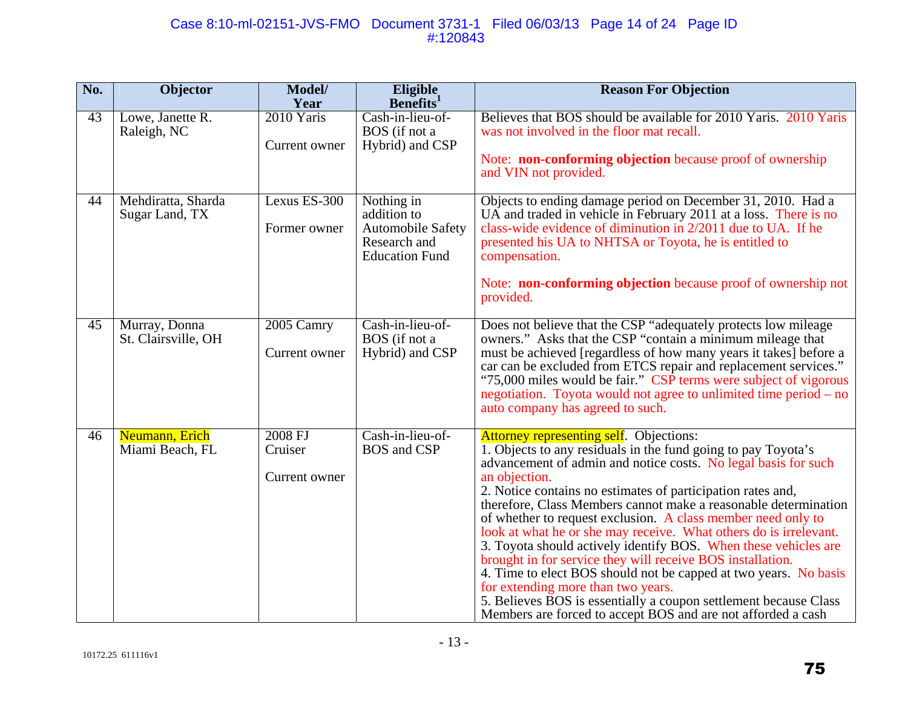| No. | Objector | Model/ Year | Eligible Benefits[1] | Reason For Objection |
|---|---|---|---|---|
| 43 | Lowe, Janette R. Raleigh, NC | 2010 Yaris<br><br>Current owner | Cash-in-lieu-of-BOS (if not a Hybrid) and CSP | Believes that BOS should be available for 2010 Yaris. 2010 Yaris was not involved in the floor mat recall.<br><br>Note: **non-conforming objection** because proof of ownership and VIN not provided. |
| 44 | Mehdiratta, Sharda Sugar Land, TX | Lexus ES-300<br><br>Former owner | Nothing in addition to Automobile Safety Research and Education Fund | Objects to ending damage period on December 31, 2010. Had a UA and traded in vehicle in February 2011 at a loss. There is no class-wide evidence of diminution in 2/2011 due to UA. If he presented his UA to NHTSA or Toyota, he is entitled to compensation.<br><br>Note: **non-conforming objection** because proof of ownership not provided. |
| 45 | Murray, Donna St. Clairsville, OH | 2005 Camry<br><br>Current owner | Cash-in-lieu-of-BOS (if not a Hybrid) and CSP | Does not believe that the CSP "adequately protects low mileage owners." Asks that the CSP "contain a minimum mileage that must be achieved [regardless of how many years it takes] before a car can be excluded from ETCS repair and replacement services." "75,000 miles would be fair." CSP terms were subject of vigorous negotiation. Toyota would not agree to unlimited time period – no auto company has agreed to such. |
| 46 | Neumann, Erich Miami Beach, FL | 2008 FJ Cruiser<br><br>Current owner | Cash-in-lieu-of-BOS and CSP | Attorney representing self. Objections:<br>1. Objects to any residuals in the fund going to pay Toyota's advancement of admin and notice costs. No legal basis for such an objection.<br>2. Notice contains no estimates of participation rates and, therefore, Class Members cannot make a reasonable determination of whether to request exclusion. A class member need only to look at what he or she may receive. What others do is irrelevant.<br>3. Toyota should actively identify BOS. When these vehicles are brought in for service they will receive BOS installation.<br>4. Time to elect BOS should not be capped at two years. No basis for extending more than two years.<br>5. Believes BOS is essentially a coupon settlement because Class Members are forced to accept BOS and are not afforded a cash |

10172.25 611116v1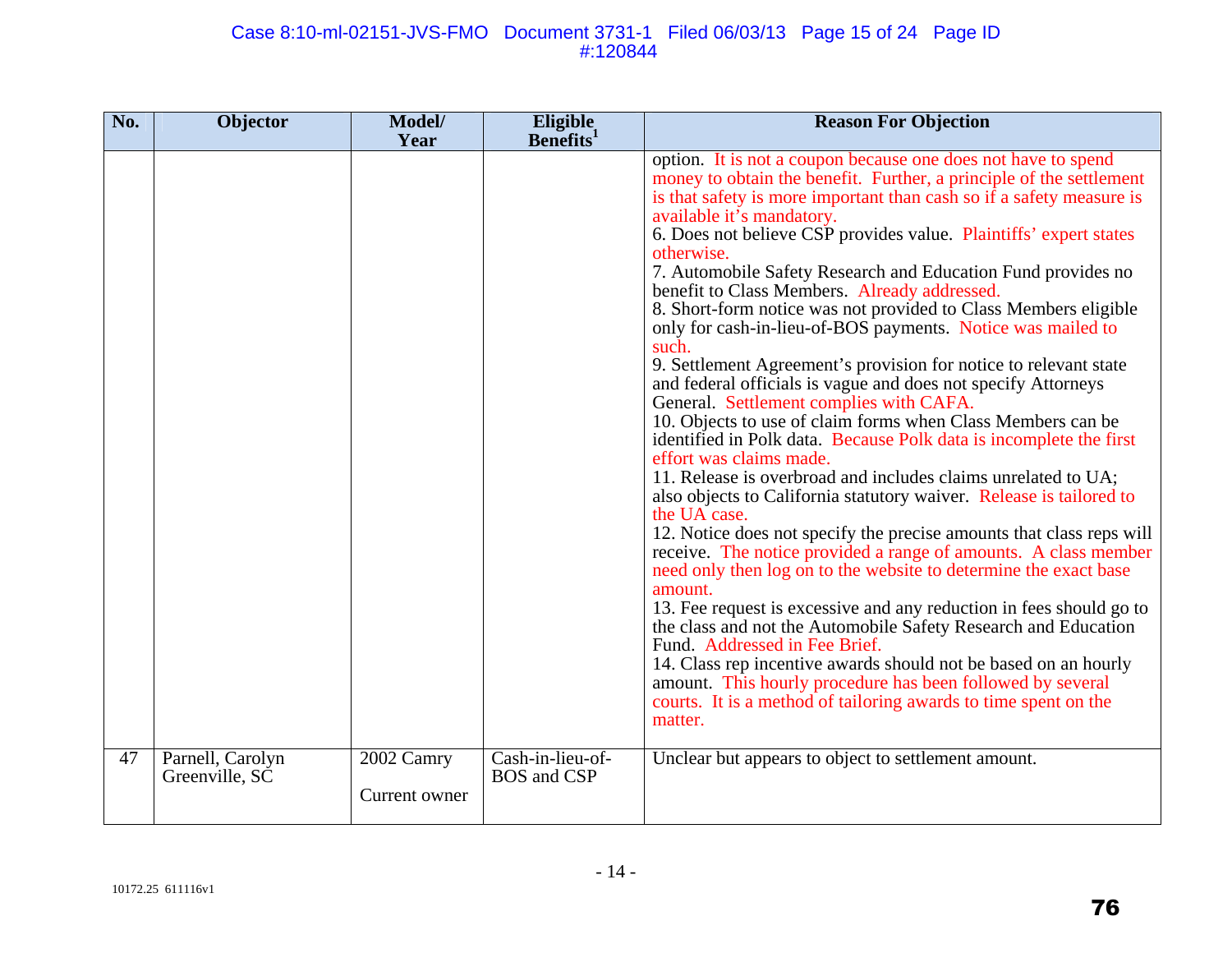| No. | Objector | Model/ Year | Eligible Benefits[1] | Reason For Objection |
|---|---|---|---|---|
| | | | | option. It is not a coupon because one does not have to spend money to obtain the benefit. Further, a principle of the settlement is that safety is more important than cash so if a safety measure is available it's mandatory.<br>6. Does not believe CSP provides value. Plaintiffs' expert states otherwise.<br>7. Automobile Safety Research and Education Fund provides no benefit to Class Members. Already addressed.<br>8. Short-form notice was not provided to Class Members eligible only for cash-in-lieu-of-BOS payments. Notice was mailed to such.<br>9. Settlement Agreement's provision for notice to relevant state and federal officials is vague and does not specify Attorneys General. Settlement complies with CAFA.<br>10. Objects to use of claim forms when Class Members can be identified in Polk data. Because Polk data is incomplete the first effort was claims made.<br>11. Release is overbroad and includes claims unrelated to UA; also objects to California statutory waiver. Release is tailored to the UA case.<br>12. Notice does not specify the precise amounts that class reps will receive. The notice provided a range of amounts. A class member need only then log on to the website to determine the exact base amount.<br>13. Fee request is excessive and any reduction in fees should go to the class and not the Automobile Safety Research and Education Fund. Addressed in Fee Brief.<br>14. Class rep incentive awards should not be based on an hourly amount. This hourly procedure has been followed by several courts. It is a method of tailoring awards to time spent on the matter. |
| 47 | Parnell, Carolyn<br>Greenville, SC | 2002 Camry<br><br>Current owner | Cash-in-lieu-of-BOS and CSP | Unclear but appears to object to settlement amount. |

10172.25 611116v1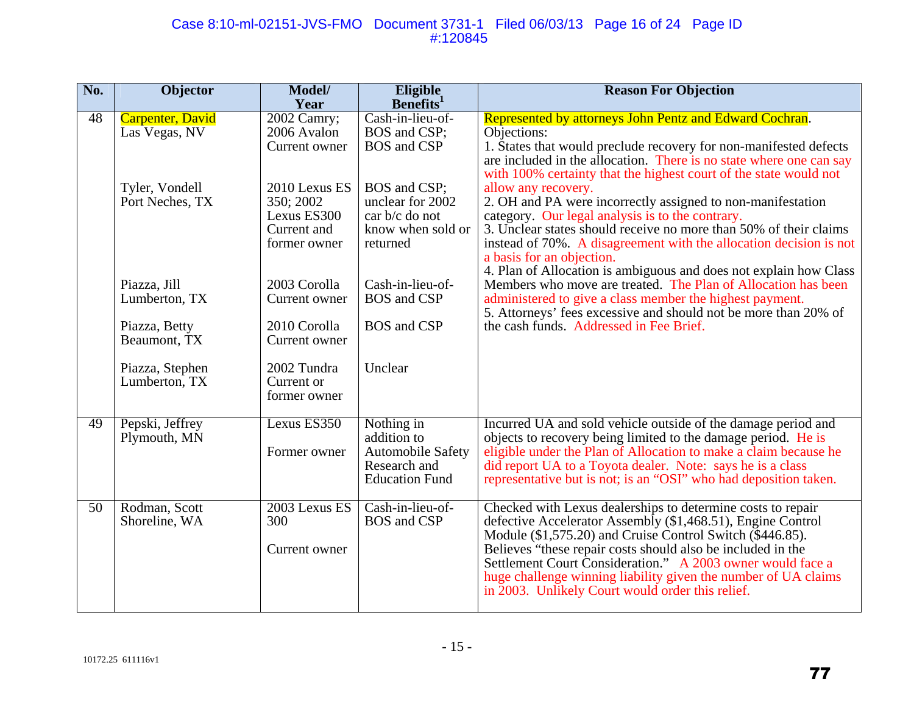| No. | Objector | Model/ Year | Eligible Benefits[1] | Reason For Objection |
|---|---|---|---|---|
| 48 | Carpenter, David<br>Las Vegas, NV<br><br>Tyler, Vondell<br>Port Neches, TX<br><br>Piazza, Jill<br>Lumberton, TX<br><br>Piazza, Betty<br>Beaumont, TX<br><br>Piazza, Stephen<br>Lumberton, TX | 2002 Camry; 2006 Avalon<br>Current owner<br><br>2010 Lexus ES 350; 2002 Lexus ES300<br>Current and former owner<br><br>2003 Corolla<br>Current owner<br><br>2010 Corolla<br>Current owner<br><br>2002 Tundra<br>Current or former owner | Cash-in-lieu-of-BOS and CSP; BOS and CSP<br><br>BOS and CSP; unclear for 2002 car b/c do not know when sold or returned<br><br>Cash-in-lieu-of-BOS and CSP<br><br>BOS and CSP<br><br>Unclear | Represented by attorneys John Pentz and Edward Cochran.<br>Objections:<br>1. States that would preclude recovery for non-manifested defects are included in the allocation. There is no state where one can say with 100% certainty that the highest court of the state would not allow any recovery.<br>2. OH and PA were incorrectly assigned to non-manifestation category. Our legal analysis is to the contrary.<br>3. Unclear states should receive no more than 50% of their claims instead of 70%. A disagreement with the allocation decision is not a basis for an objection.<br>4. Plan of Allocation is ambiguous and does not explain how Class Members who move are treated. The Plan of Allocation has been administered to give a class member the highest payment.<br>5. Attorneys' fees excessive and should not be more than 20% of the cash funds. Addressed in Fee Brief. |
| 49 | Pepski, Jeffrey<br>Plymouth, MN | Lexus ES350<br><br>Former owner | Nothing in addition to Automobile Safety Research and Education Fund | Incurred UA and sold vehicle outside of the damage period and objects to recovery being limited to the damage period. He is eligible under the Plan of Allocation to make a claim because he did report UA to a Toyota dealer. Note: says he is a class representative but is not; is an "OSI" who had deposition taken. |
| 50 | Rodman, Scott<br>Shoreline, WA | 2003 Lexus ES 300<br><br>Current owner | Cash-in-lieu-of-BOS and CSP | Checked with Lexus dealerships to determine costs to repair defective Accelerator Assembly ($1,468.51), Engine Control Module ($1,575.20) and Cruise Control Switch ($446.85). Believes "these repair costs should also be included in the Settlement Court Consideration." A 2003 owner would face a huge challenge winning liability given the number of UA claims in 2003. Unlikely Court would order this relief. |

10172.25 611116v1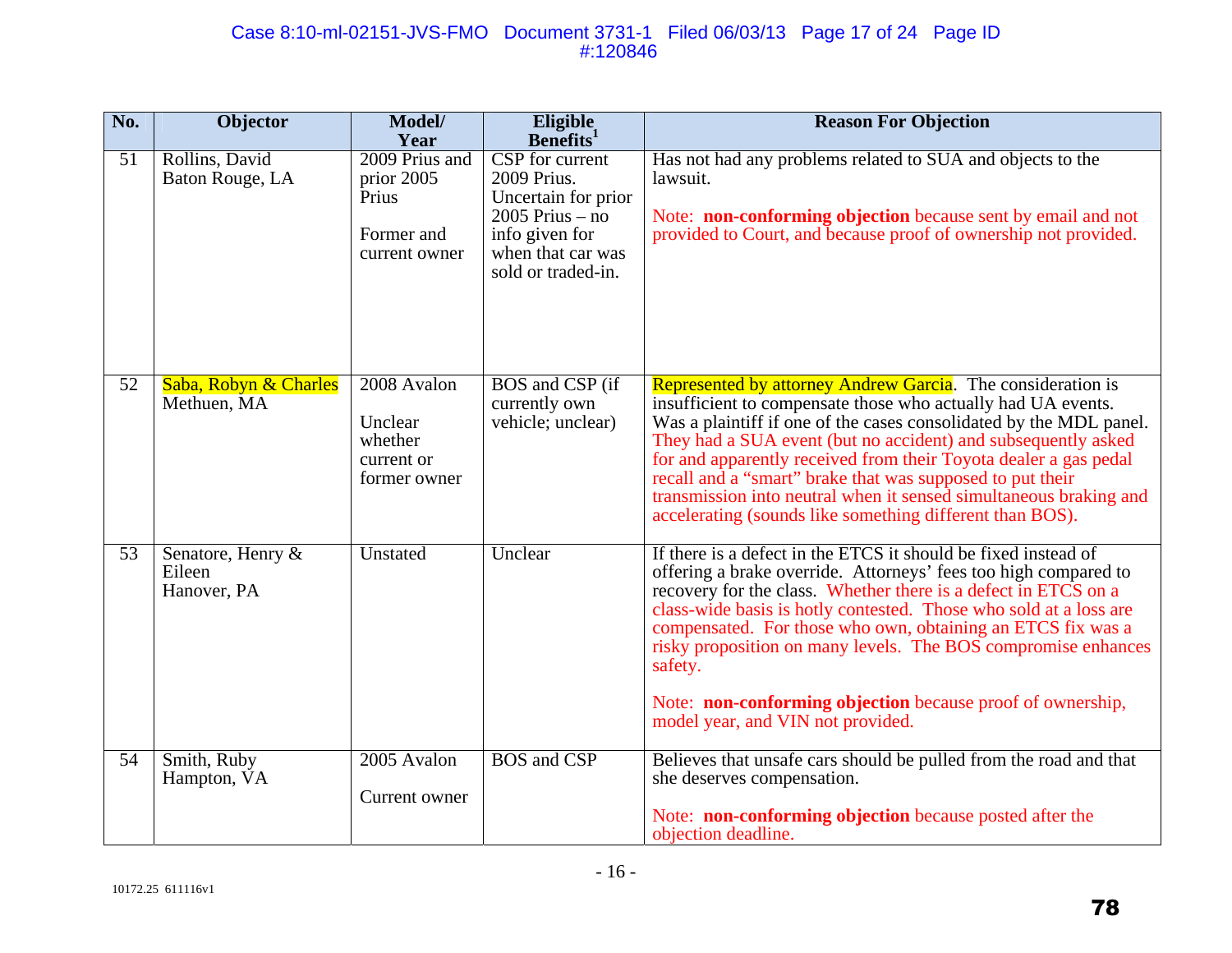| No. | Objector | Model/ Year | Eligible Benefits[1] | Reason For Objection |
|---|---|---|---|---|
| 51 | Rollins, David<br>Baton Rouge, LA | 2009 Prius and prior 2005 Prius<br><br>Former and current owner | CSP for current 2009 Prius. Uncertain for prior 2005 Prius – no info given for when that car was sold or traded-in. | Has not had any problems related to SUA and objects to the lawsuit.<br><br>Note: **non-conforming objection** because sent by email and not provided to Court, and because proof of ownership not provided. |
| 52 | Saba, Robyn & Charles<br>Methuen, MA | 2008 Avalon<br><br>Unclear whether current or former owner | BOS and CSP (if currently own vehicle; unclear) | Represented by attorney Andrew Garcia. The consideration is insufficient to compensate those who actually had UA events. Was a plaintiff if one of the cases consolidated by the MDL panel. They had a SUA event (but no accident) and subsequently asked for and apparently received from their Toyota dealer a gas pedal recall and a "smart" brake that was supposed to put their transmission into neutral when it sensed simultaneous braking and accelerating (sounds like something different than BOS). |
| 53 | Senatore, Henry & Eileen<br>Hanover, PA | Unstated | Unclear | If there is a defect in the ETCS it should be fixed instead of offering a brake override. Attorneys' fees too high compared to recovery for the class. Whether there is a defect in ETCS on a class-wide basis is hotly contested. Those who sold at a loss are compensated. For those who own, obtaining an ETCS fix was a risky proposition on many levels. The BOS compromise enhances safety.<br><br>Note: **non-conforming objection** because proof of ownership, model year, and VIN not provided. |
| 54 | Smith, Ruby<br>Hampton, VA | 2005 Avalon<br><br>Current owner | BOS and CSP | Believes that unsafe cars should be pulled from the road and that she deserves compensation.<br><br>Note: **non-conforming objection** because posted after the objection deadline. |

10172.25 611116v1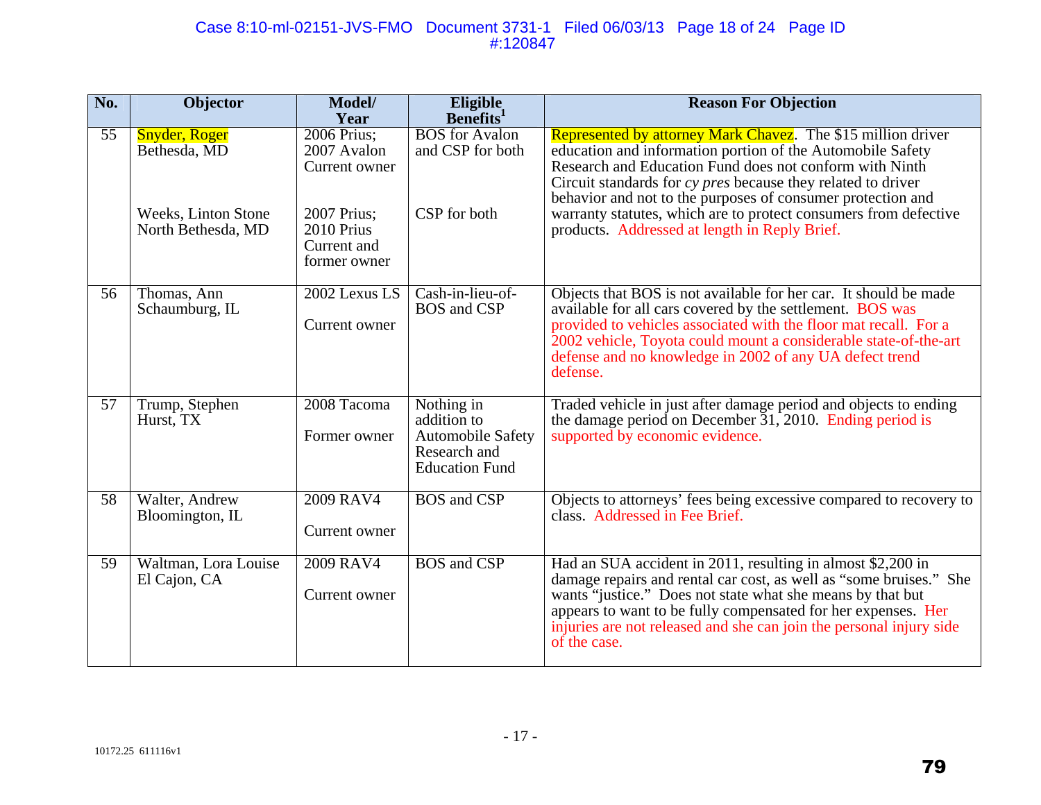| No. | Objector | Model/ Year | Eligible Benefits[1] | Reason For Objection |
|---|---|---|---|---|
| 55 | Snyder, Roger<br>Bethesda, MD<br><br>Weeks, Linton Stone<br>North Bethesda, MD | 2006 Prius;<br>2007 Avalon<br>Current owner<br><br>2007 Prius;<br>2010 Prius<br>Current and former owner | BOS for Avalon and CSP for both<br><br>CSP for both | Represented by attorney Mark Chavez. The $15 million driver education and information portion of the Automobile Safety Research and Education Fund does not conform with Ninth Circuit standards for *cy pres* because they related to driver behavior and not to the purposes of consumer protection and warranty statutes, which are to protect consumers from defective products. Addressed at length in Reply Brief. |
| 56 | Thomas, Ann<br>Schaumburg, IL | 2002 Lexus LS<br><br>Current owner | Cash-in-lieu-of-BOS and CSP | Objects that BOS is not available for her car. It should be made available for all cars covered by the settlement. BOS was provided to vehicles associated with the floor mat recall. For a 2002 vehicle, Toyota could mount a considerable state-of-the-art defense and no knowledge in 2002 of any UA defect trend defense. |
| 57 | Trump, Stephen<br>Hurst, TX | 2008 Tacoma<br><br>Former owner | Nothing in addition to Automobile Safety Research and Education Fund | Traded vehicle in just after damage period and objects to ending the damage period on December 31, 2010. Ending period is supported by economic evidence. |
| 58 | Walter, Andrew<br>Bloomington, IL | 2009 RAV4<br><br>Current owner | BOS and CSP | Objects to attorneys' fees being excessive compared to recovery to class. Addressed in Fee Brief. |
| 59 | Waltman, Lora Louise<br>El Cajon, CA | 2009 RAV4<br><br>Current owner | BOS and CSP | Had an SUA accident in 2011, resulting in almost $2,200 in damage repairs and rental car cost, as well as "some bruises." She wants "justice." Does not state what she means by that but appears to want to be fully compensated for her expenses. Her injuries are not released and she can join the personal injury side of the case. |

10172.25 611116v1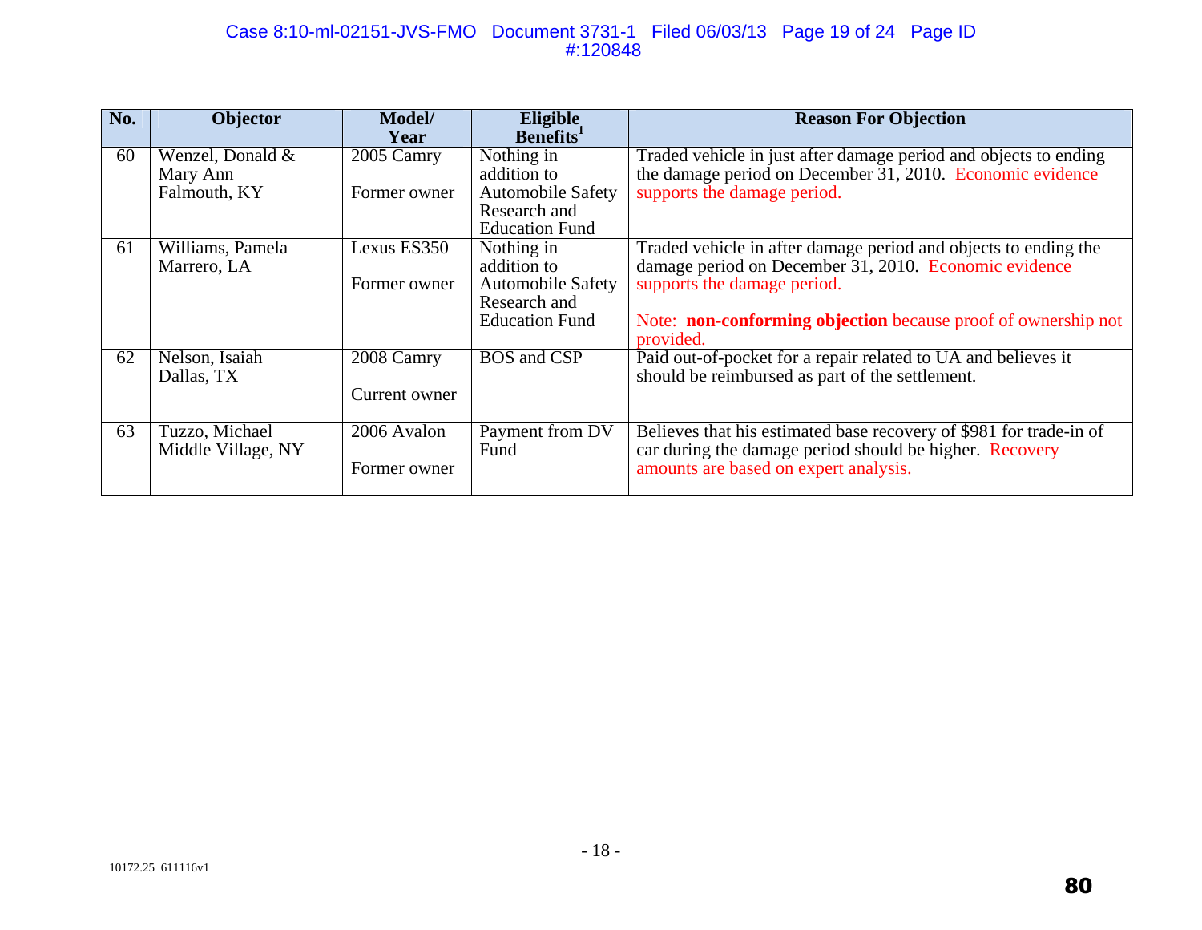| No. | Objector | Model/ Year | Eligible Benefits[1] | Reason For Objection |
|---|---|---|---|---|
| 60 | Wenzel, Donald & Mary Ann<br>Falmouth, KY | 2005 Camry<br><br>Former owner | Nothing in addition to Automobile Safety Research and Education Fund | Traded vehicle in just after damage period and objects to ending the damage period on December 31, 2010. Economic evidence supports the damage period. |
| 61 | Williams, Pamela<br>Marrero, LA | Lexus ES350<br><br>Former owner | Nothing in addition to Automobile Safety Research and Education Fund | Traded vehicle in after damage period and objects to ending the damage period on December 31, 2010. Economic evidence supports the damage period.<br><br>Note: **non-conforming objection** because proof of ownership not provided. |
| 62 | Nelson, Isaiah<br>Dallas, TX | 2008 Camry<br><br>Current owner | BOS and CSP | Paid out-of-pocket for a repair related to UA and believes it should be reimbursed as part of the settlement. |
| 63 | Tuzzo, Michael<br>Middle Village, NY | 2006 Avalon<br><br>Former owner | Payment from DV Fund | Believes that his estimated base recovery of $981 for trade-in of car during the damage period should be higher. Recovery amounts are based on expert analysis. |

10172.25 611116v1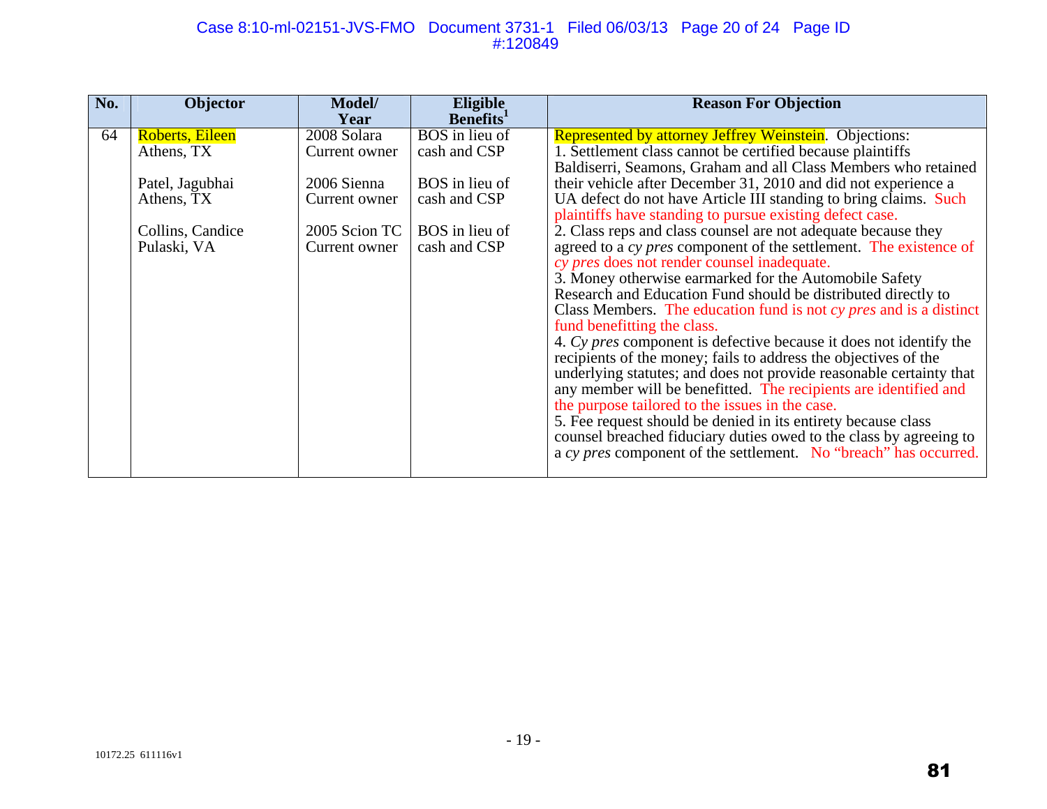| No. | Objector | Model/ Year | Eligible Benefits[1] | Reason For Objection |
|---|---|---|---|---|
| 64 | Roberts, Eileen<br>Athens, TX<br><br>Patel, Jagubhai<br>Athens, TX<br><br>Collins, Candice<br>Pulaski, VA | 2008 Solara<br>Current owner<br><br>2006 Sienna<br>Current owner<br><br>2005 Scion TC<br>Current owner | BOS in lieu of cash and CSP<br><br>BOS in lieu of cash and CSP<br><br>BOS in lieu of cash and CSP | Represented by attorney Jeffrey Weinstein. Objections:<br>1. Settlement class cannot be certified because plaintiffs Baldiserri, Seamons, Graham and all Class Members who retained their vehicle after December 31, 2010 and did not experience a UA defect do not have Article III standing to bring claims. Such plaintiffs have standing to pursue existing defect case.<br>2. Class reps and class counsel are not adequate because they agreed to a *cy pres* component of the settlement. The existence of *cy pres* does not render counsel inadequate.<br>3. Money otherwise earmarked for the Automobile Safety Research and Education Fund should be distributed directly to Class Members. The education fund is not *cy pres* and is a distinct fund benefitting the class.<br>4. *Cy pres* component is defective because it does not identify the recipients of the money; fails to address the objectives of the underlying statutes; and does not provide reasonable certainty that any member will be benefitted. The recipients are identified and the purpose tailored to the issues in the case.<br>5. Fee request should be denied in its entirety because class counsel breached fiduciary duties owed to the class by agreeing to a *cy pres* component of the settlement. No "breach" has occurred. |

10172.25 611116v1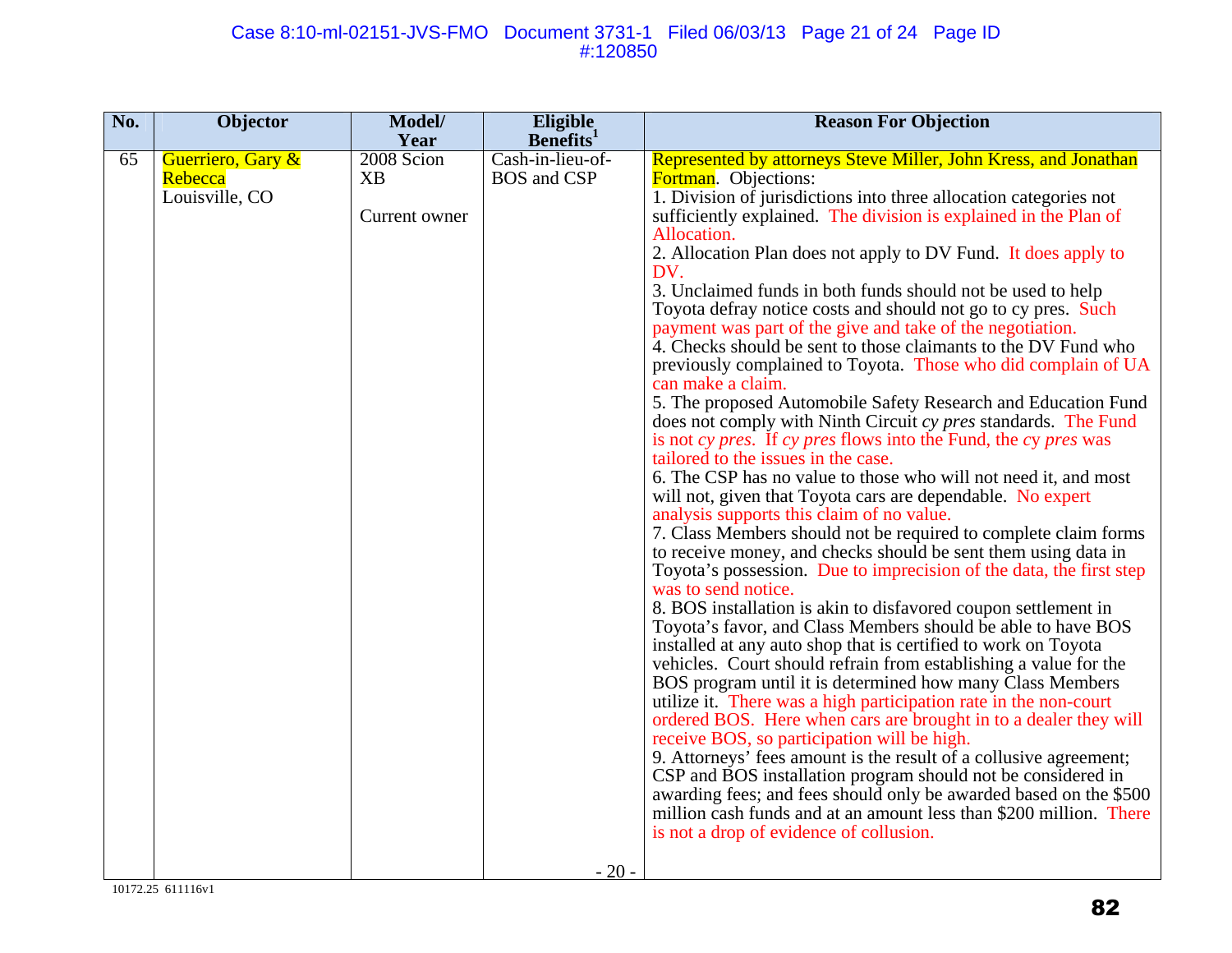| No. | Objector | Model/ Year | Eligible Benefits[1] | Reason For Objection |
|---|---|---|---|---|
| 65 | Guerriero, Gary & Rebecca<br>Louisville, CO | 2008 Scion XB<br><br>Current owner | Cash-in-lieu-of-BOS and CSP | Represented by attorneys Steve Miller, John Kress, and Jonathan Fortman. Objections:<br>1. Division of jurisdictions into three allocation categories not sufficiently explained. The division is explained in the Plan of Allocation.<br>2. Allocation Plan does not apply to DV Fund. It does apply to DV.<br>3. Unclaimed funds in both funds should not be used to help Toyota defray notice costs and should not go to cy pres. Such payment was part of the give and take of the negotiation.<br>4. Checks should be sent to those claimants to the DV Fund who previously complained to Toyota. Those who did complain of UA can make a claim.<br>5. The proposed Automobile Safety Research and Education Fund does not comply with Ninth Circuit *cy pres* standards. The Fund is not *cy pres*. If *cy pres* flows into the Fund, the *cy pres* was tailored to the issues in the case.<br>6. The CSP has no value to those who will not need it, and most will not, given that Toyota cars are dependable. No expert analysis supports this claim of no value.<br>7. Class Members should not be required to complete claim forms to receive money, and checks should be sent them using data in Toyota's possession. Due to imprecision of the data, the first step was to send notice.<br>8. BOS installation is akin to disfavored coupon settlement in Toyota's favor, and Class Members should be able to have BOS installed at any auto shop that is certified to work on Toyota vehicles. Court should refrain from establishing a value for the BOS program until it is determined how many Class Members utilize it. There was a high participation rate in the non-court ordered BOS. Here when cars are brought in to a dealer they will receive BOS, so participation will be high.<br>9. Attorneys' fees amount is the result of a collusive agreement; CSP and BOS installation program should not be considered in awarding fees; and fees should only be awarded based on the $500 million cash funds and at an amount less than $200 million. There is not a drop of evidence of collusion. |

10172.25 611116v1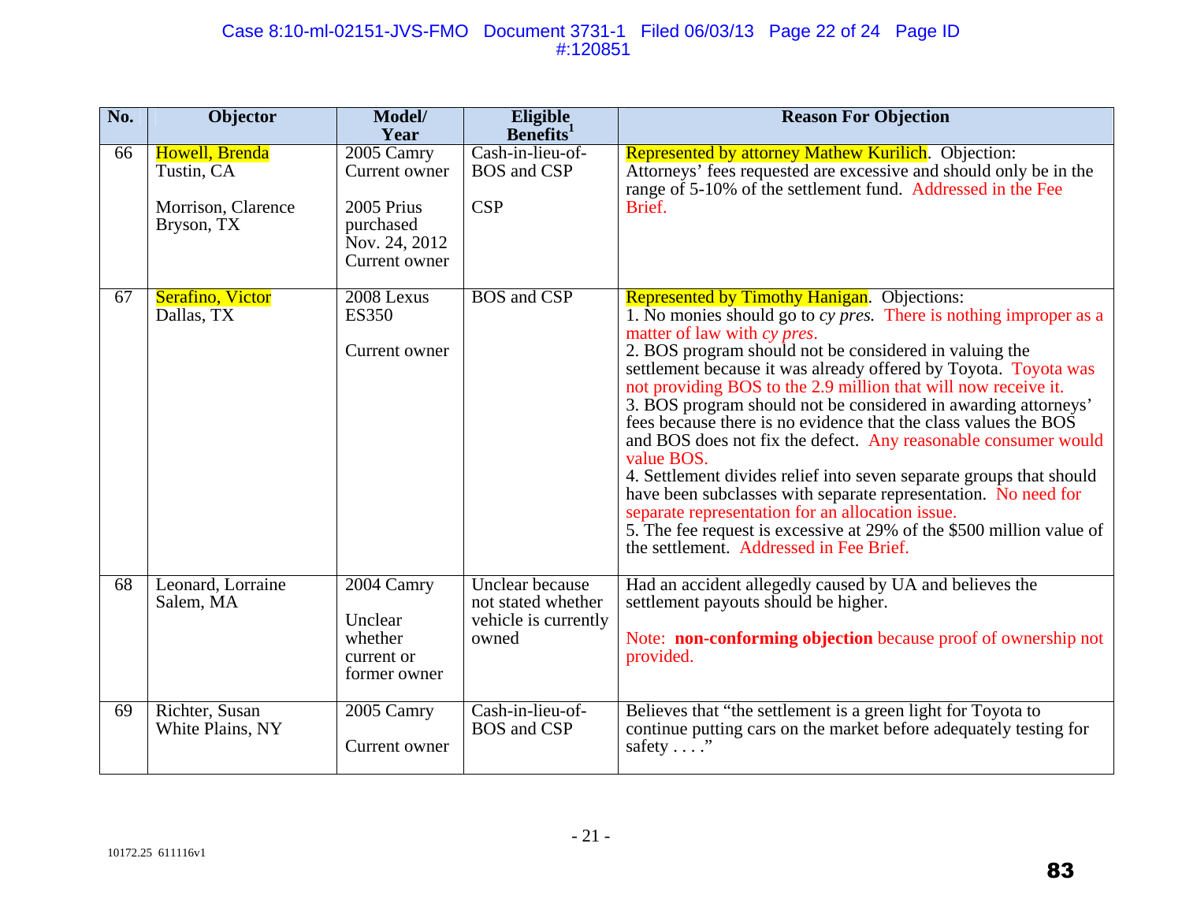| No. | Objector | Model/ Year | Eligible Benefits[1] | Reason For Objection |
|---|---|---|---|---|
| 66 | Howell, Brenda<br>Tustin, CA<br><br>Morrison, Clarence<br>Bryson, TX | 2005 Camry<br>Current owner<br><br>2005 Prius purchased Nov. 24, 2012<br>Current owner | Cash-in-lieu-of-BOS and CSP<br><br>CSP | Represented by attorney Mathew Kurilich. Objection: Attorneys' fees requested are excessive and should only be in the range of 5-10% of the settlement fund. Addressed in the Fee Brief. |
| 67 | Serafino, Victor<br>Dallas, TX | 2008 Lexus ES350<br><br>Current owner | BOS and CSP | Represented by Timothy Hanigan. Objections:<br>1. No monies should go to *cy pres.* There is nothing improper as a matter of law with *cy pres*.<br>2. BOS program should not be considered in valuing the settlement because it was already offered by Toyota. Toyota was not providing BOS to the 2.9 million that will now receive it.<br>3. BOS program should not be considered in awarding attorneys' fees because there is no evidence that the class values the BOS and BOS does not fix the defect. Any reasonable consumer would value BOS.<br>4. Settlement divides relief into seven separate groups that should have been subclasses with separate representation. No need for separate representation for an allocation issue.<br>5. The fee request is excessive at 29% of the $500 million value of the settlement. Addressed in Fee Brief. |
| 68 | Leonard, Lorraine<br>Salem, MA | 2004 Camry<br><br>Unclear whether current or former owner | Unclear because not stated whether vehicle is currently owned | Had an accident allegedly caused by UA and believes the settlement payouts should be higher.<br><br>Note: **non-conforming objection** because proof of ownership not provided. |
| 69 | Richter, Susan<br>White Plains, NY | 2005 Camry<br><br>Current owner | Cash-in-lieu-of-BOS and CSP | Believes that "the settlement is a green light for Toyota to continue putting cars on the market before adequately testing for safety . . . ." |

10172.25 611116v1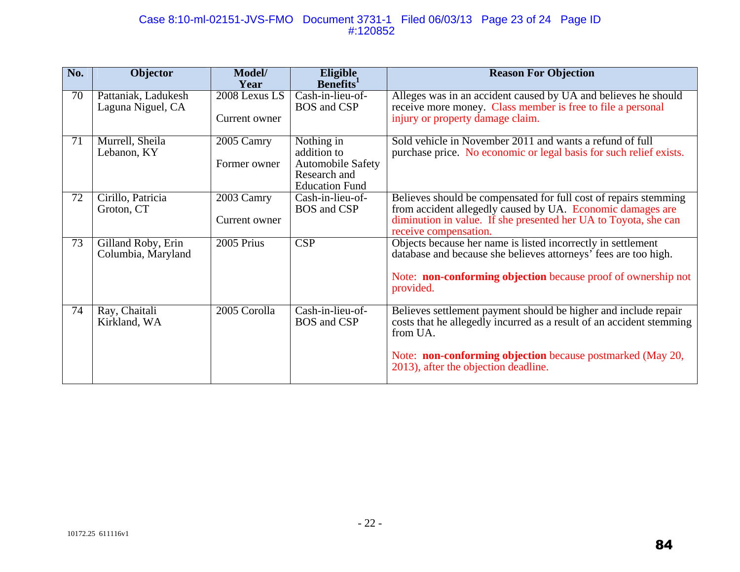| No. | Objector | Model/ Year | Eligible Benefits[1] | Reason For Objection |
|---|---|---|---|---|
| 70 | Pattaniak, Ladukesh Laguna Niguel, CA | 2008 Lexus LS<br><br>Current owner | Cash-in-lieu-of-BOS and CSP | Alleges was in an accident caused by UA and believes he should receive more money. Class member is free to file a personal injury or property damage claim. |
| 71 | Murrell, Sheila Lebanon, KY | 2005 Camry<br><br>Former owner | Nothing in addition to Automobile Safety Research and Education Fund | Sold vehicle in November 2011 and wants a refund of full purchase price. No economic or legal basis for such relief exists. |
| 72 | Cirillo, Patricia Groton, CT | 2003 Camry<br><br>Current owner | Cash-in-lieu-of-BOS and CSP | Believes should be compensated for full cost of repairs stemming from accident allegedly caused by UA. Economic damages are diminution in value. If she presented her UA to Toyota, she can receive compensation. |
| 73 | Gilland Roby, Erin Columbia, Maryland | 2005 Prius | CSP | Objects because her name is listed incorrectly in settlement database and because she believes attorneys' fees are too high.<br><br>Note: **non-conforming objection** because proof of ownership not provided. |
| 74 | Ray, Chaitali Kirkland, WA | 2005 Corolla | Cash-in-lieu-of-BOS and CSP | Believes settlement payment should be higher and include repair costs that he allegedly incurred as a result of an accident stemming from UA.<br><br>Note: **non-conforming objection** because postmarked (May 20, 2013), after the objection deadline. |

10172.25 611116v1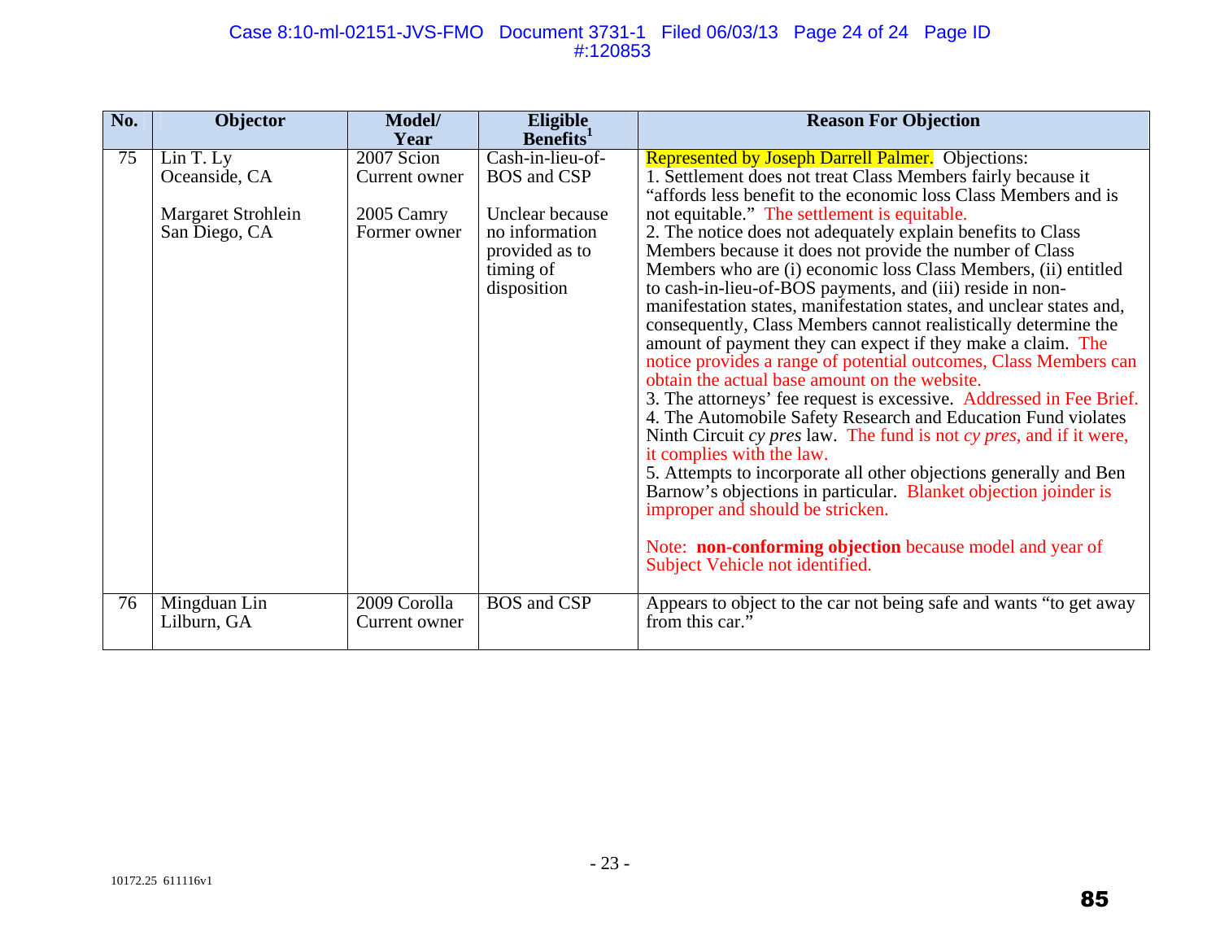| No. | Objector | Model/ Year | Eligible Benefits[1] | Reason For Objection |
|---|---|---|---|---|
| 75 | Lin T. Ly<br>Oceanside, CA<br><br>Margaret Strohlein<br>San Diego, CA | 2007 Scion<br>Current owner<br><br>2005 Camry<br>Former owner | Cash-in-lieu-of-BOS and CSP<br><br>Unclear because no information provided as to timing of disposition | Represented by Joseph Darrell Palmer. Objections:<br>1. Settlement does not treat Class Members fairly because it "affords less benefit to the economic loss Class Members and is not equitable." The settlement is equitable.<br>2. The notice does not adequately explain benefits to Class Members because it does not provide the number of Class Members who are (i) economic loss Class Members, (ii) entitled to cash-in-lieu-of-BOS payments, and (iii) reside in non-manifestation states, manifestation states, and unclear states and, consequently, Class Members cannot realistically determine the amount of payment they can expect if they make a claim. The notice provides a range of potential outcomes, Class Members can obtain the actual base amount on the website.<br>3. The attorneys' fee request is excessive. Addressed in Fee Brief.<br>4. The Automobile Safety Research and Education Fund violates Ninth Circuit *cy pres* law. The fund is not *cy pres*, and if it were, it complies with the law.<br>5. Attempts to incorporate all other objections generally and Ben Barnow's objections in particular. Blanket objection joinder is improper and should be stricken.<br><br>Note: **non-conforming objection** because model and year of Subject Vehicle not identified. |
| 76 | Mingduan Lin<br>Lilburn, GA | 2009 Corolla<br>Current owner | BOS and CSP | Appears to object to the car not being safe and wants "to get away from this car." |

10172.25 611116v1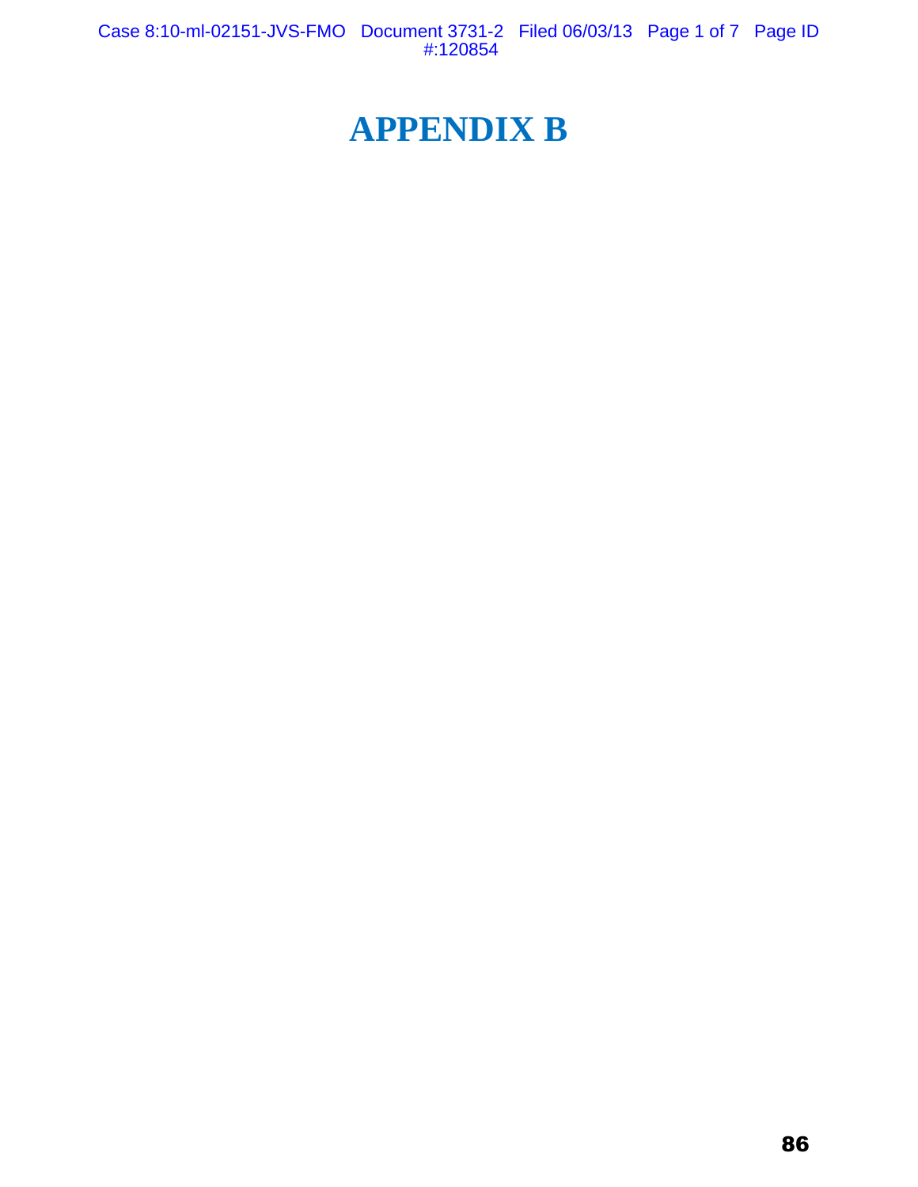# APPENDIX B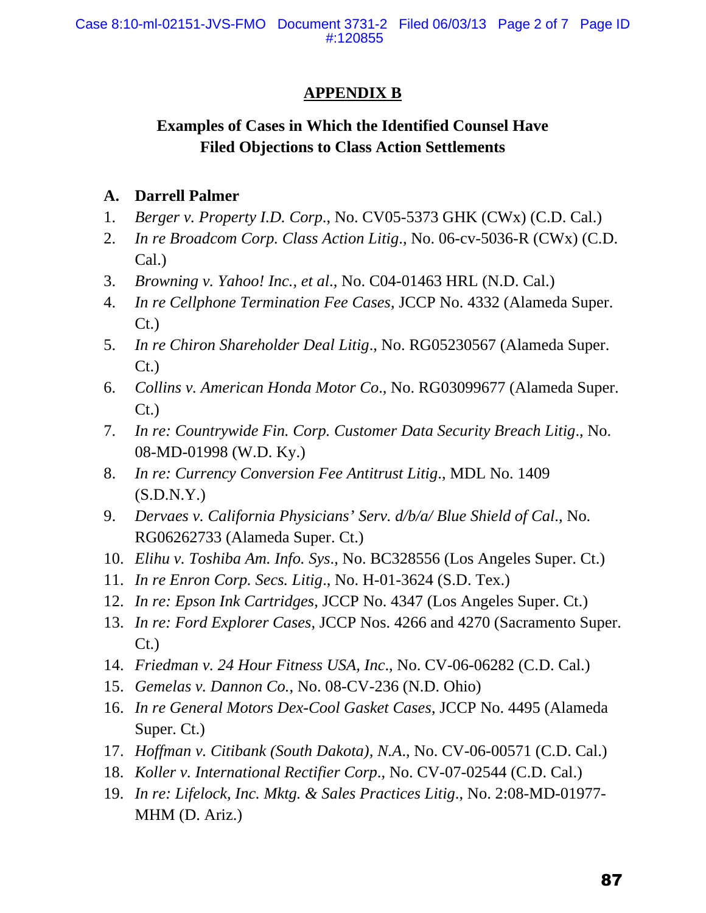## APPENDIX B

### Examples of Cases in Which the Identified Counsel Have Filed Objections to Class Action Settlements

**A. Darrell Palmer**

1. *Berger v. Property I.D. Corp.*, No. CV05-5373 GHK (CWx) (C.D. Cal.)
2. *In re Broadcom Corp. Class Action Litig.*, No. 06-cv-5036-R (CWx) (C.D. Cal.)
3. *Browning v. Yahoo! Inc., et al.*, No. C04-01463 HRL (N.D. Cal.)
4. *In re Cellphone Termination Fee Cases*, JCCP No. 4332 (Alameda Super. Ct.)
5. *In re Chiron Shareholder Deal Litig.*, No. RG05230567 (Alameda Super. Ct.)
6. *Collins v. American Honda Motor Co.*, No. RG03099677 (Alameda Super. Ct.)
7. *In re: Countrywide Fin. Corp. Customer Data Security Breach Litig.*, No. 08-MD-01998 (W.D. Ky.)
8. *In re: Currency Conversion Fee Antitrust Litig.*, MDL No. 1409 (S.D.N.Y.)
9. *Dervaes v. California Physicians' Serv. d/b/a/ Blue Shield of Cal.*, No. RG06262733 (Alameda Super. Ct.)
10. *Elihu v. Toshiba Am. Info. Sys.*, No. BC328556 (Los Angeles Super. Ct.)
11. *In re Enron Corp. Secs. Litig.*, No. H-01-3624 (S.D. Tex.)
12. *In re: Epson Ink Cartridges*, JCCP No. 4347 (Los Angeles Super. Ct.)
13. *In re: Ford Explorer Cases*, JCCP Nos. 4266 and 4270 (Sacramento Super. Ct.)
14. *Friedman v. 24 Hour Fitness USA, Inc.*, No. CV-06-06282 (C.D. Cal.)
15. *Gemelas v. Dannon Co.*, No. 08-CV-236 (N.D. Ohio)
16. *In re General Motors Dex-Cool Gasket Cases*, JCCP No. 4495 (Alameda Super. Ct.)
17. *Hoffman v. Citibank (South Dakota), N.A.*, No. CV-06-00571 (C.D. Cal.)
18. *Koller v. International Rectifier Corp.*, No. CV-07-02544 (C.D. Cal.)
19. *In re: Lifelock, Inc. Mktg. & Sales Practices Litig.*, No. 2:08-MD-01977-MHM (D. Ariz.)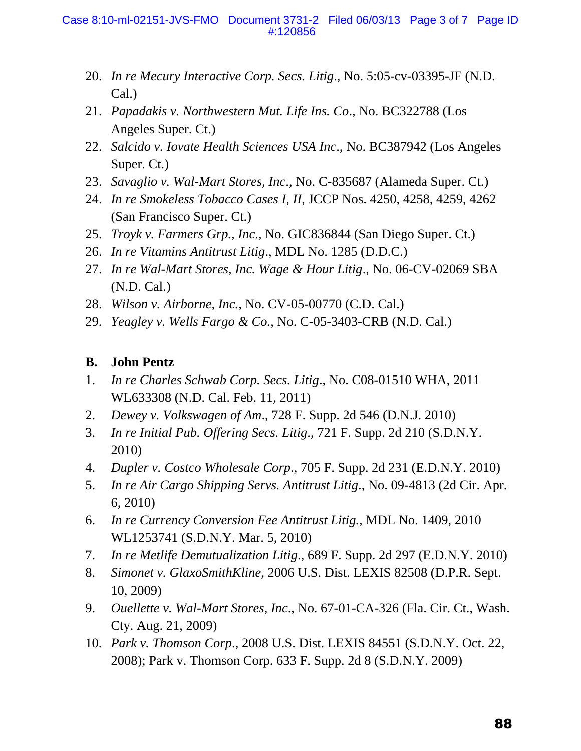20. *In re Mecury Interactive Corp. Secs. Litig*., No. 5:05-cv-03395-JF (N.D. Cal.)
21. *Papadakis v. Northwestern Mut. Life Ins. Co*., No. BC322788 (Los Angeles Super. Ct.)
22. *Salcido v. Iovate Health Sciences USA Inc*., No. BC387942 (Los Angeles Super. Ct.)
23. *Savaglio v. Wal-Mart Stores, Inc*., No. C-835687 (Alameda Super. Ct.)
24. *In re Smokeless Tobacco Cases I, II*, JCCP Nos. 4250, 4258, 4259, 4262 (San Francisco Super. Ct.)
25. *Troyk v. Farmers Grp., Inc*., No. GIC836844 (San Diego Super. Ct.)
26. *In re Vitamins Antitrust Litig*., MDL No. 1285 (D.D.C.)
27. *In re Wal-Mart Stores, Inc. Wage & Hour Litig*., No. 06-CV-02069 SBA (N.D. Cal.)
28. *Wilson v. Airborne, Inc.*, No. CV-05-00770 (C.D. Cal.)
29. *Yeagley v. Wells Fargo & Co.*, No. C-05-3403-CRB (N.D. Cal.)

**B. John Pentz**

1. *In re Charles Schwab Corp. Secs. Litig*., No. C08-01510 WHA, 2011 WL633308 (N.D. Cal. Feb. 11, 2011)
2. *Dewey v. Volkswagen of Am*., 728 F. Supp. 2d 546 (D.N.J. 2010)
3. *In re Initial Pub. Offering Secs. Litig*., 721 F. Supp. 2d 210 (S.D.N.Y. 2010)
4. *Dupler v. Costco Wholesale Corp*., 705 F. Supp. 2d 231 (E.D.N.Y. 2010)
5. *In re Air Cargo Shipping Servs. Antitrust Litig*., No. 09-4813 (2d Cir. Apr. 6, 2010)
6. *In re Currency Conversion Fee Antitrust Litig.*, MDL No. 1409, 2010 WL1253741 (S.D.N.Y. Mar. 5, 2010)
7. *In re Metlife Demutualization Litig*., 689 F. Supp. 2d 297 (E.D.N.Y. 2010)
8. *Simonet v. GlaxoSmithKline*, 2006 U.S. Dist. LEXIS 82508 (D.P.R. Sept. 10, 2009)
9. *Ouellette v. Wal-Mart Stores, Inc*., No. 67-01-CA-326 (Fla. Cir. Ct., Wash. Cty. Aug. 21, 2009)
10. *Park v. Thomson Corp*., 2008 U.S. Dist. LEXIS 84551 (S.D.N.Y. Oct. 22, 2008); Park v. Thomson Corp. 633 F. Supp. 2d 8 (S.D.N.Y. 2009)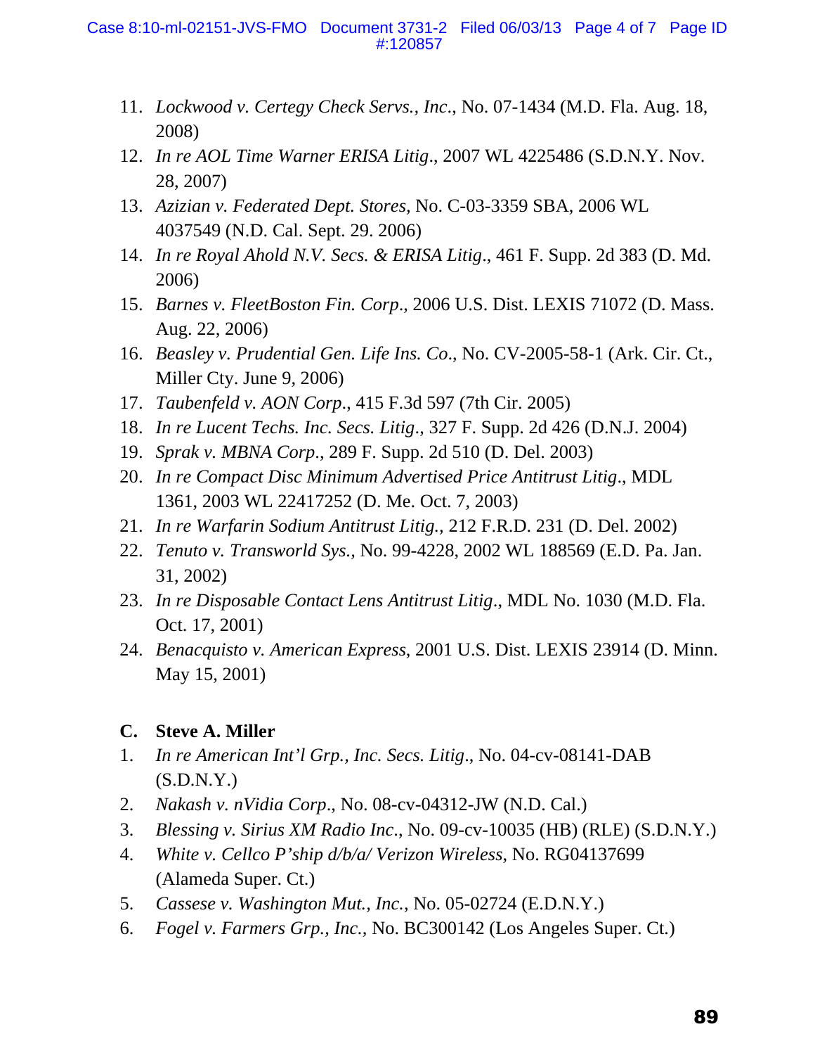11. *Lockwood v. Certegy Check Servs., Inc*., No. 07-1434 (M.D. Fla. Aug. 18, 2008)
12. *In re AOL Time Warner ERISA Litig*., 2007 WL 4225486 (S.D.N.Y. Nov. 28, 2007)
13. *Azizian v. Federated Dept. Stores*, No. C-03-3359 SBA, 2006 WL 4037549 (N.D. Cal. Sept. 29. 2006)
14. *In re Royal Ahold N.V. Secs. & ERISA Litig*., 461 F. Supp. 2d 383 (D. Md. 2006)
15. *Barnes v. FleetBoston Fin. Corp*., 2006 U.S. Dist. LEXIS 71072 (D. Mass. Aug. 22, 2006)
16. *Beasley v. Prudential Gen. Life Ins. Co*., No. CV-2005-58-1 (Ark. Cir. Ct., Miller Cty. June 9, 2006)
17. *Taubenfeld v. AON Corp*., 415 F.3d 597 (7th Cir. 2005)
18. *In re Lucent Techs. Inc. Secs. Litig*., 327 F. Supp. 2d 426 (D.N.J. 2004)
19. *Sprak v. MBNA Corp*., 289 F. Supp. 2d 510 (D. Del. 2003)
20. *In re Compact Disc Minimum Advertised Price Antitrust Litig*., MDL 1361, 2003 WL 22417252 (D. Me. Oct. 7, 2003)
21. *In re Warfarin Sodium Antitrust Litig.,* 212 F.R.D. 231 (D. Del. 2002)
22. *Tenuto v. Transworld Sys.,* No. 99-4228, 2002 WL 188569 (E.D. Pa. Jan. 31, 2002)
23. *In re Disposable Contact Lens Antitrust Litig.,* MDL No. 1030 (M.D. Fla. Oct. 17, 2001)
24. *Benacquisto v. American Express*, 2001 U.S. Dist. LEXIS 23914 (D. Minn. May 15, 2001)

### C. Steve A. Miller

1. *In re American Int'l Grp., Inc. Secs. Litig*., No. 04-cv-08141-DAB (S.D.N.Y.)
2. *Nakash v. nVidia Corp*., No. 08-cv-04312-JW (N.D. Cal.)
3. *Blessing v. Sirius XM Radio Inc*., No. 09-cv-10035 (HB) (RLE) (S.D.N.Y.)
4. *White v. Cellco P'ship d/b/a/ Verizon Wireless*, No. RG04137699 (Alameda Super. Ct.)
5. *Cassese v. Washington Mut., Inc.*, No. 05-02724 (E.D.N.Y.)
6. *Fogel v. Farmers Grp., Inc.*, No. BC300142 (Los Angeles Super. Ct.)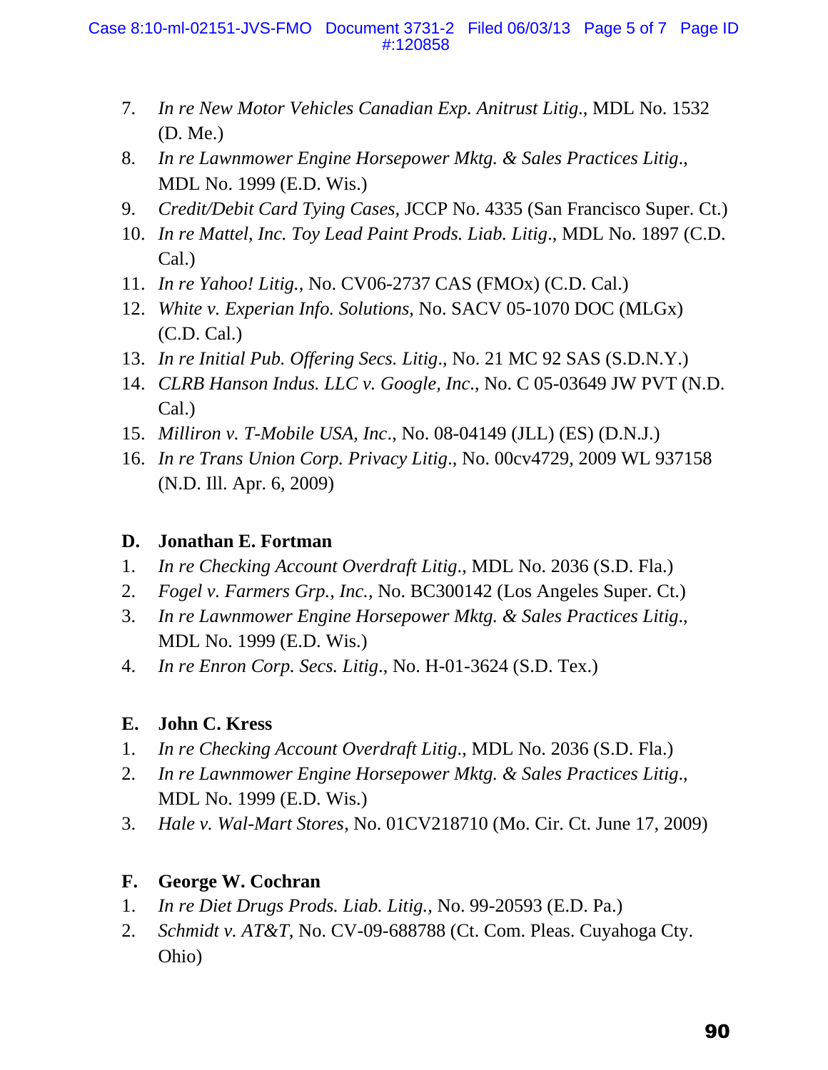7. *In re New Motor Vehicles Canadian Exp. Anitrust Litig*., MDL No. 1532 (D. Me.)
8. *In re Lawnmower Engine Horsepower Mktg. & Sales Practices Litig*., MDL No. 1999 (E.D. Wis.)
9. *Credit/Debit Card Tying Cases,* JCCP No. 4335 (San Francisco Super. Ct.)
10. *In re Mattel, Inc. Toy Lead Paint Prods. Liab. Litig*., MDL No. 1897 (C.D. Cal.)
11. *In re Yahoo! Litig.,* No. CV06-2737 CAS (FMOx) (C.D. Cal.)
12. *White v. Experian Info. Solutions,* No. SACV 05-1070 DOC (MLGx) (C.D. Cal.)
13. *In re Initial Pub. Offering Secs. Litig*., No. 21 MC 92 SAS (S.D.N.Y.)
14. *CLRB Hanson Indus. LLC v. Google, Inc*., No. C 05-03649 JW PVT (N.D. Cal.)
15. *Milliron v. T-Mobile USA, Inc*., No. 08-04149 (JLL) (ES) (D.N.J.)
16. *In re Trans Union Corp. Privacy Litig*., No. 00cv4729, 2009 WL 937158 (N.D. Ill. Apr. 6, 2009)

**D. Jonathan E. Fortman**

1. *In re Checking Account Overdraft Litig*., MDL No. 2036 (S.D. Fla.)
2. *Fogel v. Farmers Grp., Inc.*, No. BC300142 (Los Angeles Super. Ct.)
3. *In re Lawnmower Engine Horsepower Mktg. & Sales Practices Litig*., MDL No. 1999 (E.D. Wis.)
4. *In re Enron Corp. Secs. Litig*., No. H-01-3624 (S.D. Tex.)

**E. John C. Kress**

1. *In re Checking Account Overdraft Litig*., MDL No. 2036 (S.D. Fla.)
2. *In re Lawnmower Engine Horsepower Mktg. & Sales Practices Litig*., MDL No. 1999 (E.D. Wis.)
3. *Hale v. Wal-Mart Stores*, No. 01CV218710 (Mo. Cir. Ct. June 17, 2009)

**F. George W. Cochran**

1. *In re Diet Drugs Prods. Liab. Litig.,* No. 99-20593 (E.D. Pa.)
2. *Schmidt v. AT&T*, No. CV-09-688788 (Ct. Com. Pleas. Cuyahoga Cty. Ohio)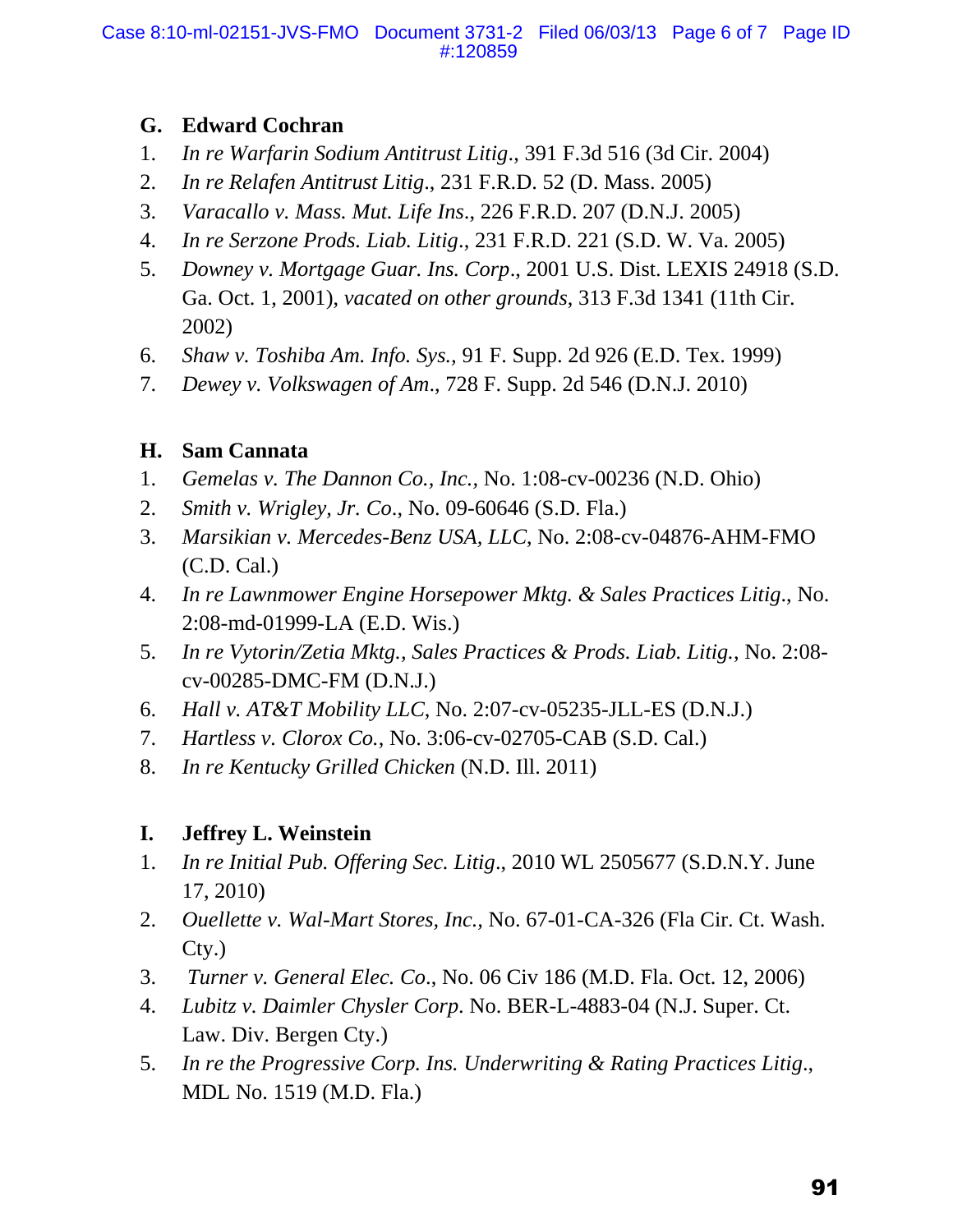## G. Edward Cochran

1. *In re Warfarin Sodium Antitrust Litig*., 391 F.3d 516 (3d Cir. 2004)
2. *In re Relafen Antitrust Litig*., 231 F.R.D. 52 (D. Mass. 2005)
3. *Varacallo v. Mass. Mut. Life Ins*., 226 F.R.D. 207 (D.N.J. 2005)
4. *In re Serzone Prods. Liab. Litig*., 231 F.R.D. 221 (S.D. W. Va. 2005)
5. *Downey v. Mortgage Guar. Ins. Corp*., 2001 U.S. Dist. LEXIS 24918 (S.D. Ga. Oct. 1, 2001), *vacated on other grounds*, 313 F.3d 1341 (11th Cir. 2002)
6. *Shaw v. Toshiba Am. Info. Sys.*, 91 F. Supp. 2d 926 (E.D. Tex. 1999)
7. *Dewey v. Volkswagen of Am*., 728 F. Supp. 2d 546 (D.N.J. 2010)

## H. Sam Cannata

1. *Gemelas v. The Dannon Co., Inc.*, No. 1:08-cv-00236 (N.D. Ohio)
2. *Smith v. Wrigley, Jr. Co*., No. 09-60646 (S.D. Fla.)
3. *Marsikian v. Mercedes-Benz USA, LLC*, No. 2:08-cv-04876-AHM-FMO (C.D. Cal.)
4. *In re Lawnmower Engine Horsepower Mktg. & Sales Practices Litig*., No. 2:08-md-01999-LA (E.D. Wis.)
5. *In re Vytorin/Zetia Mktg., Sales Practices & Prods. Liab. Litig.*, No. 2:08-cv-00285-DMC-FM (D.N.J.)
6. *Hall v. AT&T Mobility LLC*, No. 2:07-cv-05235-JLL-ES (D.N.J.)
7. *Hartless v. Clorox Co.*, No. 3:06-cv-02705-CAB (S.D. Cal.)
8. *In re Kentucky Grilled Chicken* (N.D. Ill. 2011)

## I. Jeffrey L. Weinstein

1. *In re Initial Pub. Offering Sec. Litig*., 2010 WL 2505677 (S.D.N.Y. June 17, 2010)
2. *Ouellette v. Wal-Mart Stores, Inc.*, No. 67-01-CA-326 (Fla Cir. Ct. Wash. Cty.)
3. *Turner v. General Elec. Co*., No. 06 Civ 186 (M.D. Fla. Oct. 12, 2006)
4. *Lubitz v. Daimler Chysler Corp*. No. BER-L-4883-04 (N.J. Super. Ct. Law. Div. Bergen Cty.)
5. *In re the Progressive Corp. Ins. Underwriting & Rating Practices Litig*., MDL No. 1519 (M.D. Fla.)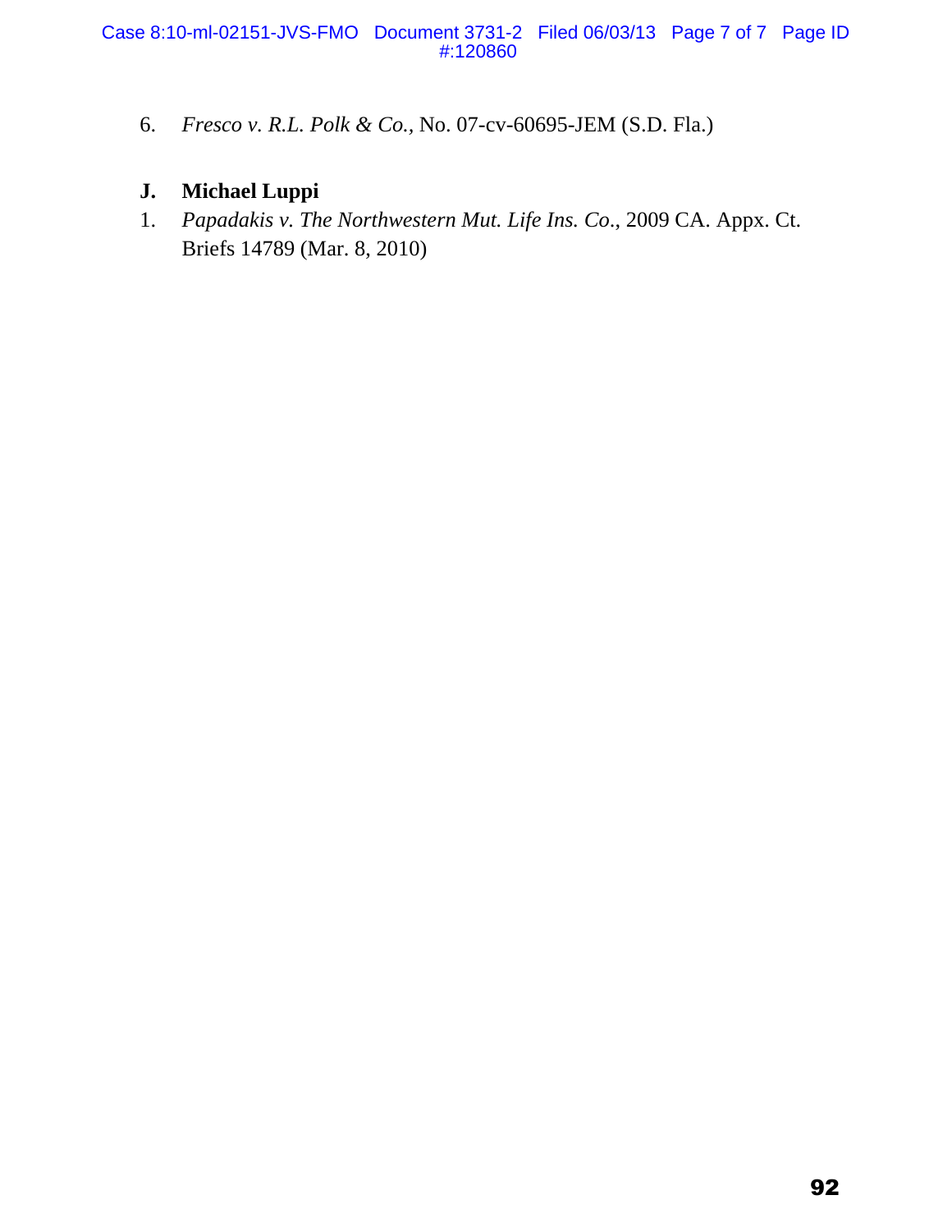6. *Fresco v. R.L. Polk & Co.*, No. 07-cv-60695-JEM (S.D. Fla.)

### J. Michael Luppi

1. *Papadakis v. The Northwestern Mut. Life Ins. Co.*, 2009 CA. Appx. Ct. Briefs 14789 (Mar. 8, 2010)